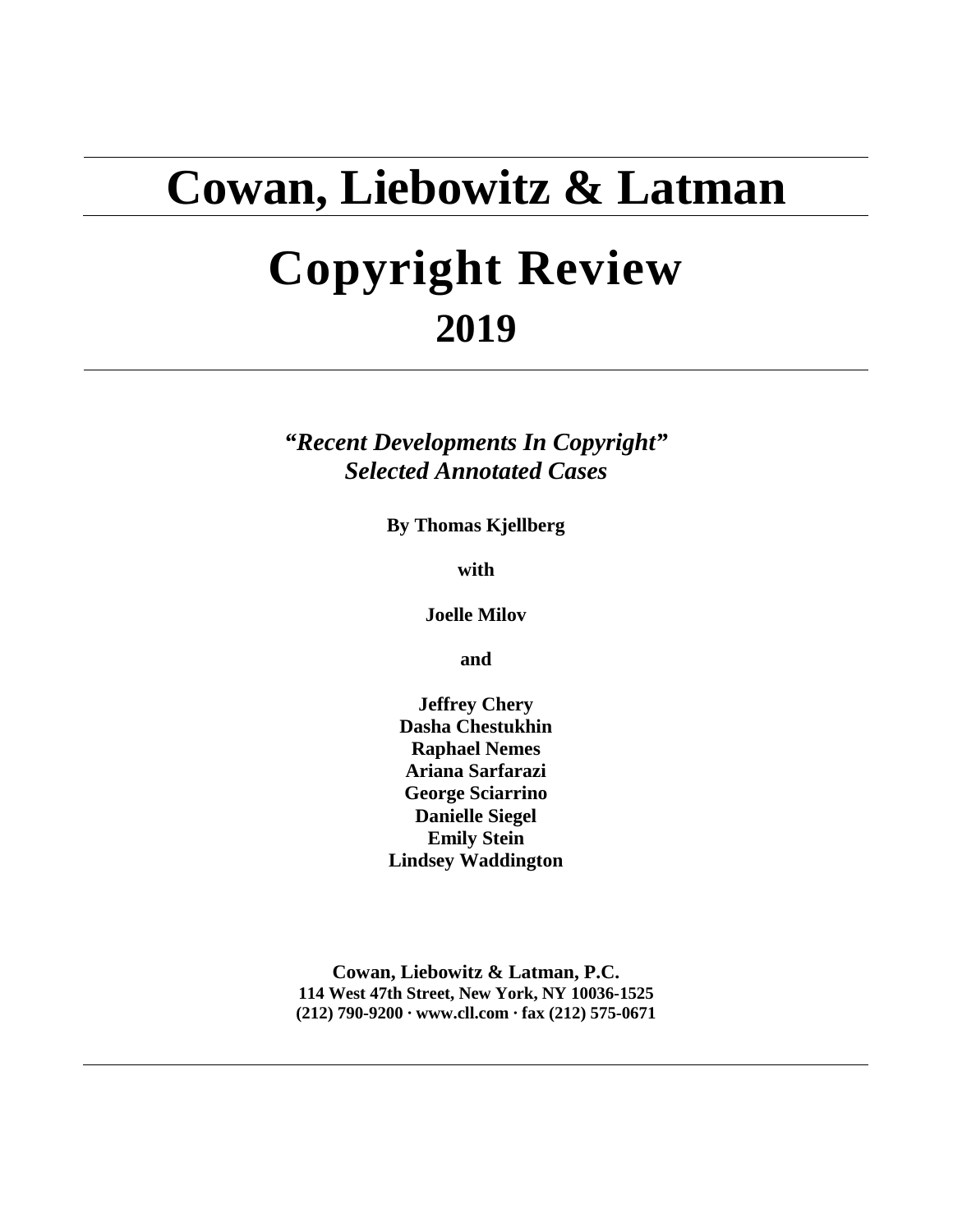# Cowan, Liebowitz & Latman

# Copyright Review
## 2019

***"Recent Developments In Copyright"***
***Selected Annotated Cases***

**By Thomas Kjellberg**

**with**

**Joelle Milov**

**and**

**Jeffrey Chery**
**Dasha Chestukhin**
**Raphael Nemes**
**Ariana Sarfarazi**
**George Sciarrino**
**Danielle Siegel**
**Emily Stein**
**Lindsey Waddington**

**Cowan, Liebowitz & Latman, P.C.**
**114 West 47th Street, New York, NY 10036-1525**
**(212) 790-9200 · www.cll.com · fax (212) 575-0671**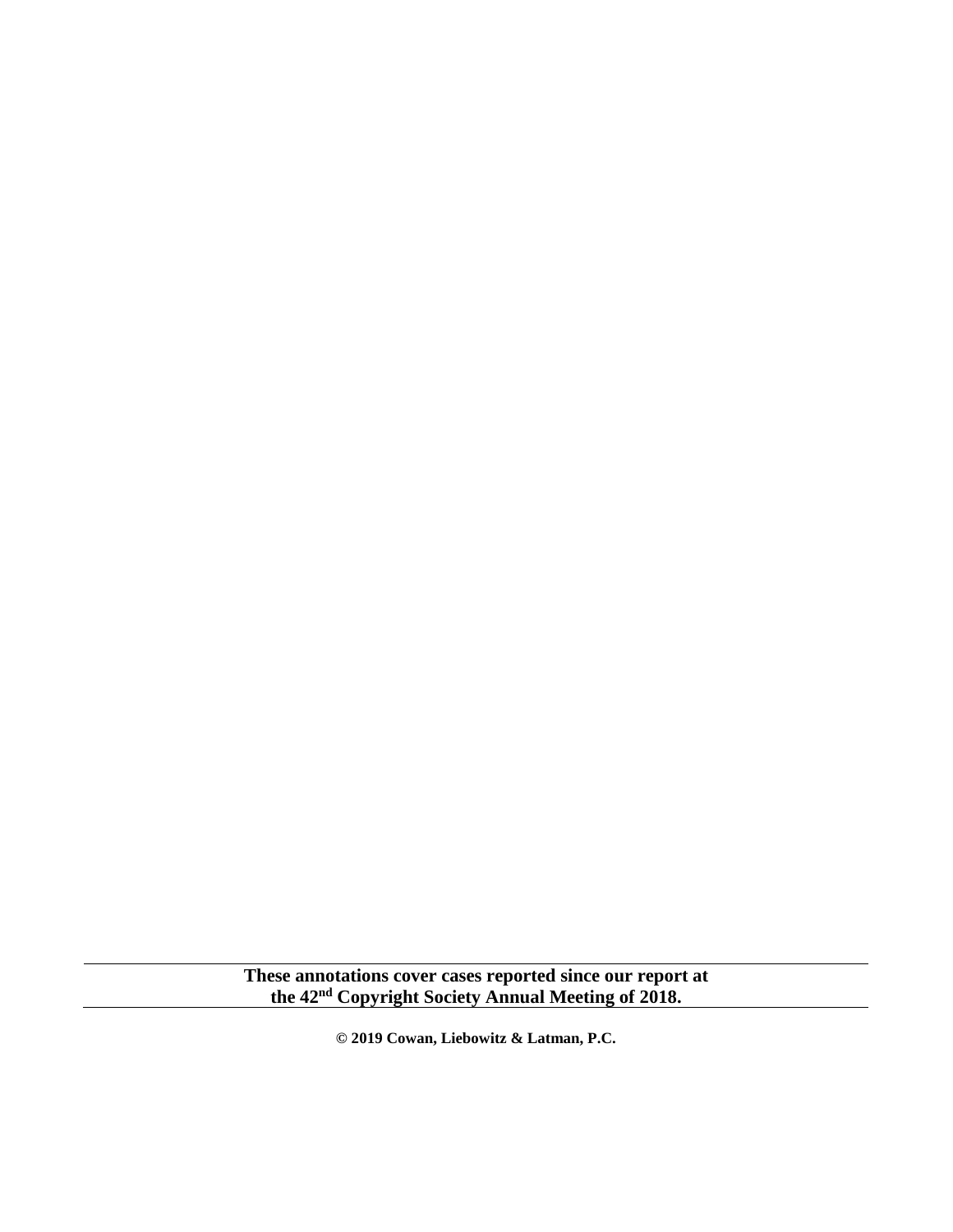**These annotations cover cases reported since our report at the 42nd Copyright Society Annual Meeting of 2018.**

**© 2019 Cowan, Liebowitz & Latman, P.C.**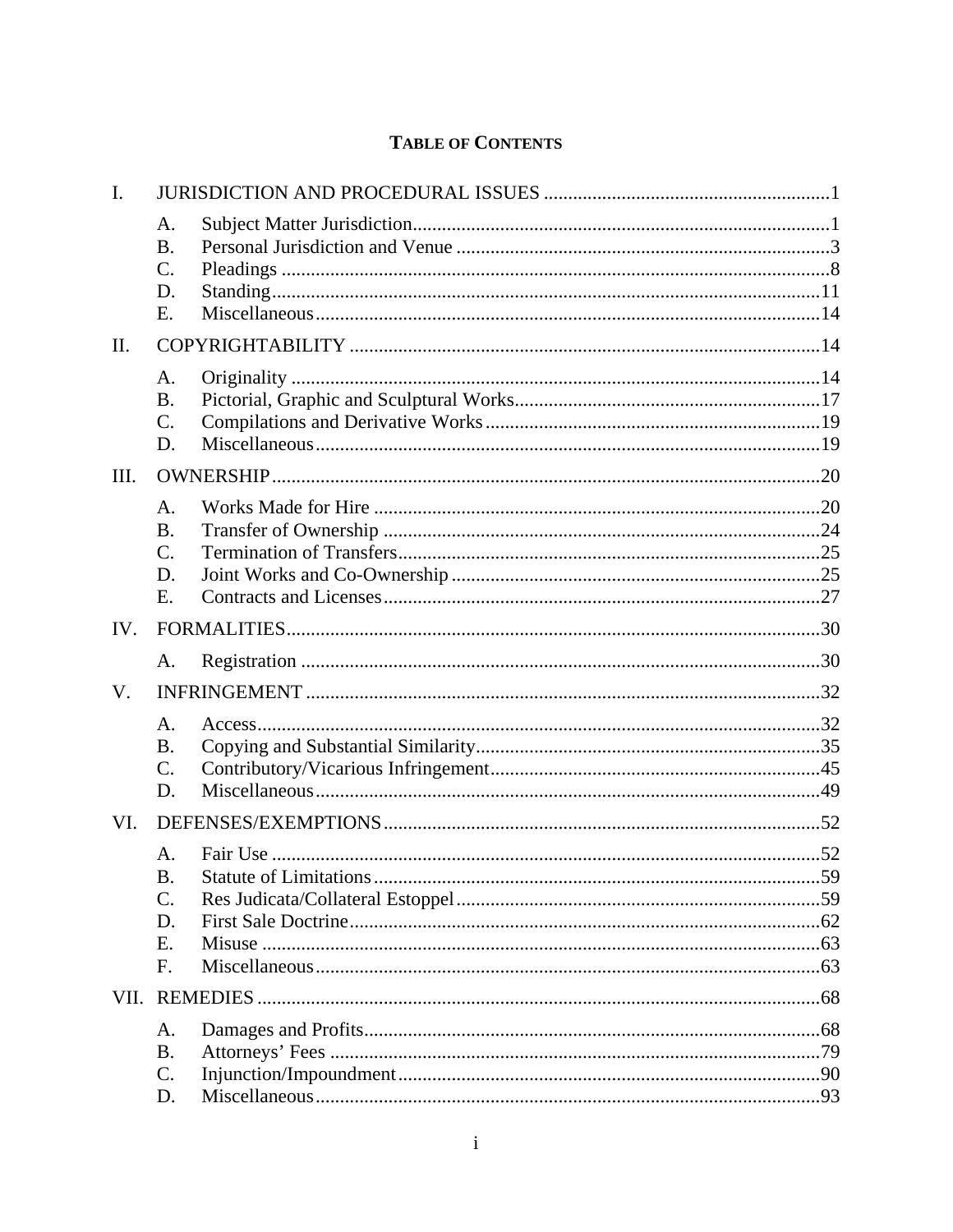# TABLE OF CONTENTS

I. JURISDICTION AND PROCEDURAL ISSUES .......... 1

- A. Subject Matter Jurisdiction .......... 1
- B. Personal Jurisdiction and Venue .......... 3
- C. Pleadings .......... 8
- D. Standing .......... 11
- E. Miscellaneous .......... 14

II. COPYRIGHTABILITY .......... 14

- A. Originality .......... 14
- B. Pictorial, Graphic and Sculptural Works .......... 17
- C. Compilations and Derivative Works .......... 19
- D. Miscellaneous .......... 19

III. OWNERSHIP .......... 20

- A. Works Made for Hire .......... 20
- B. Transfer of Ownership .......... 24
- C. Termination of Transfers .......... 25
- D. Joint Works and Co-Ownership .......... 25
- E. Contracts and Licenses .......... 27

IV. FORMALITIES .......... 30

- A. Registration .......... 30

V. INFRINGEMENT .......... 32

- A. Access .......... 32
- B. Copying and Substantial Similarity .......... 35
- C. Contributory/Vicarious Infringement .......... 45
- D. Miscellaneous .......... 49

VI. DEFENSES/EXEMPTIONS .......... 52

- A. Fair Use .......... 52
- B. Statute of Limitations .......... 59
- C. Res Judicata/Collateral Estoppel .......... 59
- D. First Sale Doctrine .......... 62
- E. Misuse .......... 63
- F. Miscellaneous .......... 63

VII. REMEDIES .......... 68

- A. Damages and Profits .......... 68
- B. Attorneys' Fees .......... 79
- C. Injunction/Impoundment .......... 90
- D. Miscellaneous .......... 93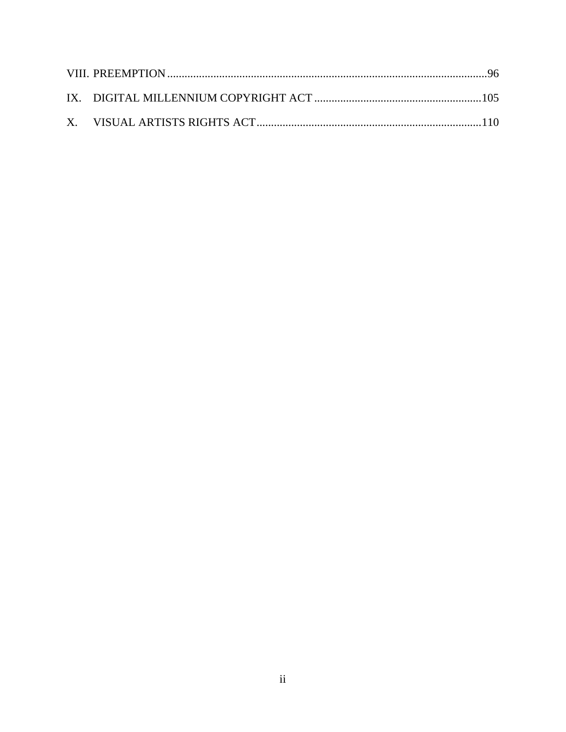VIII. PREEMPTION ..... 96

IX. DIGITAL MILLENNIUM COPYRIGHT ACT ..... 105

X. VISUAL ARTISTS RIGHTS ACT ..... 110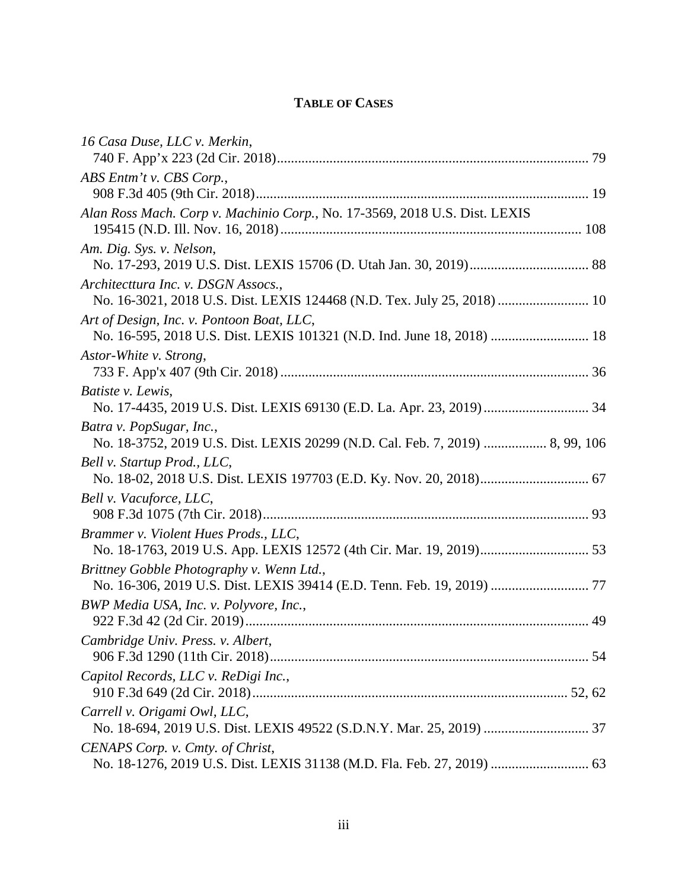## TABLE OF CASES

*16 Casa Duse, LLC v. Merkin*,
740 F. App'x 223 (2d Cir. 2018) ........................................ 79

*ABS Entm't v. CBS Corp.*,
908 F.3d 405 (9th Cir. 2018) ........................................ 19

*Alan Ross Mach. Corp v. Machinio Corp.*, No. 17-3569, 2018 U.S. Dist. LEXIS
195415 (N.D. Ill. Nov. 16, 2018) ........................................ 108

*Am. Dig. Sys. v. Nelson*,
No. 17-293, 2019 U.S. Dist. LEXIS 15706 (D. Utah Jan. 30, 2019) ........................................ 88

*Architecttura Inc. v. DSGN Assocs.*,
No. 16-3021, 2018 U.S. Dist. LEXIS 124468 (N.D. Tex. July 25, 2018) ........................................ 10

*Art of Design, Inc. v. Pontoon Boat, LLC*,
No. 16-595, 2018 U.S. Dist. LEXIS 101321 (N.D. Ind. June 18, 2018) ........................................ 18

*Astor-White v. Strong*,
733 F. App'x 407 (9th Cir. 2018) ........................................ 36

*Batiste v. Lewis*,
No. 17-4435, 2019 U.S. Dist. LEXIS 69130 (E.D. La. Apr. 23, 2019) ........................................ 34

*Batra v. PopSugar, Inc.*,
No. 18-3752, 2019 U.S. Dist. LEXIS 20299 (N.D. Cal. Feb. 7, 2019) ........................................ 8, 99, 106

*Bell v. Startup Prod., LLC*,
No. 18-02, 2018 U.S. Dist. LEXIS 197703 (E.D. Ky. Nov. 20, 2018) ........................................ 67

*Bell v. Vacuforce, LLC*,
908 F.3d 1075 (7th Cir. 2018) ........................................ 93

*Brammer v. Violent Hues Prods., LLC*,
No. 18-1763, 2019 U.S. App. LEXIS 12572 (4th Cir. Mar. 19, 2019) ........................................ 53

*Brittney Gobble Photography v. Wenn Ltd.*,
No. 16-306, 2019 U.S. Dist. LEXIS 39414 (E.D. Tenn. Feb. 19, 2019) ........................................ 77

*BWP Media USA, Inc. v. Polyvore, Inc.*,
922 F.3d 42 (2d Cir. 2019) ........................................ 49

*Cambridge Univ. Press. v. Albert*,
906 F.3d 1290 (11th Cir. 2018) ........................................ 54

*Capitol Records, LLC v. ReDigi Inc.*,
910 F.3d 649 (2d Cir. 2018) ........................................ 52, 62

*Carrell v. Origami Owl, LLC*,
No. 18-694, 2019 U.S. Dist. LEXIS 49522 (S.D.N.Y. Mar. 25, 2019) ........................................ 37

*CENAPS Corp. v. Cmty. of Christ*,
No. 18-1276, 2019 U.S. Dist. LEXIS 31138 (M.D. Fla. Feb. 27, 2019) ........................................ 63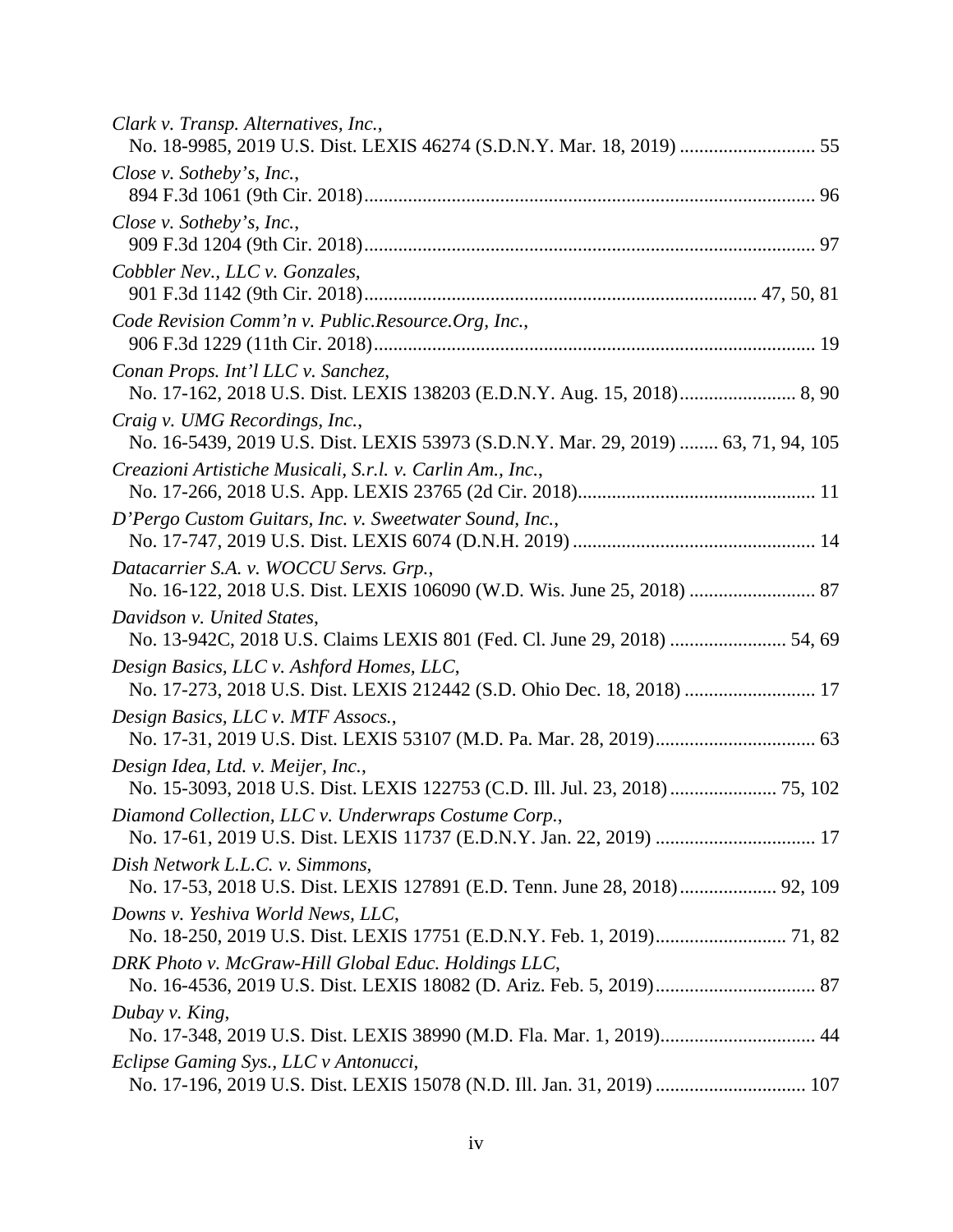*Clark v. Transp. Alternatives, Inc.*,
No. 18-9985, 2019 U.S. Dist. LEXIS 46274 (S.D.N.Y. Mar. 18, 2019) ........................... 55

*Close v. Sotheby's, Inc.*,
894 F.3d 1061 (9th Cir. 2018)............................................................................................ 96

*Close v. Sotheby's, Inc.*,
909 F.3d 1204 (9th Cir. 2018)............................................................................................ 97

*Cobbler Nev., LLC v. Gonzales*,
901 F.3d 1142 (9th Cir. 2018)................................................................................ 47, 50, 81

*Code Revision Comm'n v. Public.Resource.Org, Inc.*,
906 F.3d 1229 (11th Cir. 2018)........................................................................................... 19

*Conan Props. Int'l LLC v. Sanchez*,
No. 17-162, 2018 U.S. Dist. LEXIS 138203 (E.D.N.Y. Aug. 15, 2018)........................ 8, 90

*Craig v. UMG Recordings, Inc.*,
No. 16-5439, 2019 U.S. Dist. LEXIS 53973 (S.D.N.Y. Mar. 29, 2019) ........ 63, 71, 94, 105

*Creazioni Artistiche Musicali, S.r.l. v. Carlin Am., Inc.*,
No. 17-266, 2018 U.S. App. LEXIS 23765 (2d Cir. 2018)................................................ 11

*D'Pergo Custom Guitars, Inc. v. Sweetwater Sound, Inc.*,
No. 17-747, 2019 U.S. Dist. LEXIS 6074 (D.N.H. 2019) .................................................. 14

*Datacarrier S.A. v. WOCCU Servs. Grp.*,
No. 16-122, 2018 U.S. Dist. LEXIS 106090 (W.D. Wis. June 25, 2018) .......................... 87

*Davidson v. United States*,
No. 13-942C, 2018 U.S. Claims LEXIS 801 (Fed. Cl. June 29, 2018) ........................ 54, 69

*Design Basics, LLC v. Ashford Homes, LLC*,
No. 17-273, 2018 U.S. Dist. LEXIS 212442 (S.D. Ohio Dec. 18, 2018) ........................... 17

*Design Basics, LLC v. MTF Assocs.*,
No. 17-31, 2019 U.S. Dist. LEXIS 53107 (M.D. Pa. Mar. 28, 2019)................................. 63

*Design Idea, Ltd. v. Meijer, Inc.*,
No. 15-3093, 2018 U.S. Dist. LEXIS 122753 (C.D. Ill. Jul. 23, 2018)...................... 75, 102

*Diamond Collection, LLC v. Underwraps Costume Corp.*,
No. 17-61, 2019 U.S. Dist. LEXIS 11737 (E.D.N.Y. Jan. 22, 2019) ................................. 17

*Dish Network L.L.C. v. Simmons*,
No. 17-53, 2018 U.S. Dist. LEXIS 127891 (E.D. Tenn. June 28, 2018).................... 92, 109

*Downs v. Yeshiva World News, LLC*,
No. 18-250, 2019 U.S. Dist. LEXIS 17751 (E.D.N.Y. Feb. 1, 2019)........................... 71, 82

*DRK Photo v. McGraw-Hill Global Educ. Holdings LLC*,
No. 16-4536, 2019 U.S. Dist. LEXIS 18082 (D. Ariz. Feb. 5, 2019)................................. 87

*Dubay v. King*,
No. 17-348, 2019 U.S. Dist. LEXIS 38990 (M.D. Fla. Mar. 1, 2019)................................ 44

*Eclipse Gaming Sys., LLC v Antonucci*,
No. 17-196, 2019 U.S. Dist. LEXIS 15078 (N.D. Ill. Jan. 31, 2019) ............................... 107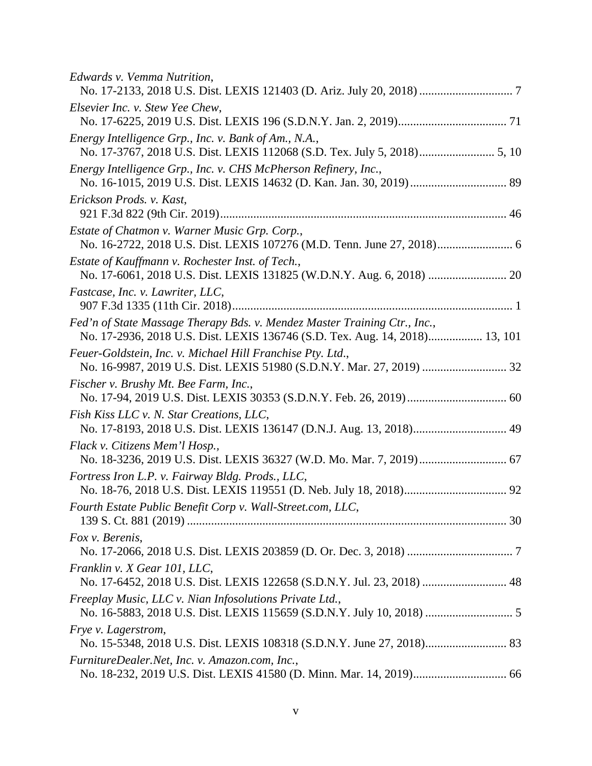*Edwards v. Vemma Nutrition*,
No. 17-2133, 2018 U.S. Dist. LEXIS 121403 (D. Ariz. July 20, 2018) .............................. 7

*Elsevier Inc. v. Stew Yee Chew*,
No. 17-6225, 2019 U.S. Dist. LEXIS 196 (S.D.N.Y. Jan. 2, 2019).................................... 71

*Energy Intelligence Grp., Inc. v. Bank of Am., N.A.*,
No. 17-3767, 2018 U.S. Dist. LEXIS 112068 (S.D. Tex. July 5, 2018)......................... 5, 10

*Energy Intelligence Grp., Inc. v. CHS McPherson Refinery, Inc.*,
No. 16-1015, 2019 U.S. Dist. LEXIS 14632 (D. Kan. Jan. 30, 2019)................................ 89

*Erickson Prods. v. Kast*,
921 F.3d 822 (9th Cir. 2019)............................................................................................... 46

*Estate of Chatmon v. Warner Music Grp. Corp.*,
No. 16-2722, 2018 U.S. Dist. LEXIS 107276 (M.D. Tenn. June 27, 2018)......................... 6

*Estate of Kauffmann v. Rochester Inst. of Tech.*,
No. 17-6061, 2018 U.S. Dist. LEXIS 131825 (W.D.N.Y. Aug. 6, 2018) .......................... 20

*Fastcase, Inc. v. Lawriter, LLC*,
907 F.3d 1335 (11th Cir. 2018)............................................................................................ 1

*Fed'n of State Massage Therapy Bds. v. Mendez Master Training Ctr., Inc.*,
No. 17-2936, 2018 U.S. Dist. LEXIS 136746 (S.D. Tex. Aug. 14, 2018).................. 13, 101

*Feuer-Goldstein, Inc. v. Michael Hill Franchise Pty. Ltd.*,
No. 16-9987, 2019 U.S. Dist. LEXIS 51980 (S.D.N.Y. Mar. 27, 2019) ............................ 32

*Fischer v. Brushy Mt. Bee Farm, Inc.*,
No. 17-94, 2019 U.S. Dist. LEXIS 30353 (S.D.N.Y. Feb. 26, 2019)................................. 60

*Fish Kiss LLC v. N. Star Creations, LLC*,
No. 17-8193, 2018 U.S. Dist. LEXIS 136147 (D.N.J. Aug. 13, 2018)............................... 49

*Flack v. Citizens Mem'l Hosp.*,
No. 18-3236, 2019 U.S. Dist. LEXIS 36327 (W.D. Mo. Mar. 7, 2019)............................. 67

*Fortress Iron L.P. v. Fairway Bldg. Prods., LLC*,
No. 18-76, 2018 U.S. Dist. LEXIS 119551 (D. Neb. July 18, 2018).................................. 92

*Fourth Estate Public Benefit Corp v. Wall-Street.com, LLC*,
139 S. Ct. 881 (2019) ......................................................................................................... 30

*Fox v. Berenis*,
No. 17-2066, 2018 U.S. Dist. LEXIS 203859 (D. Or. Dec. 3, 2018) ................................... 7

*Franklin v. X Gear 101, LLC*,
No. 17-6452, 2018 U.S. Dist. LEXIS 122658 (S.D.N.Y. Jul. 23, 2018) ............................ 48

*Freeplay Music, LLC v. Nian Infosolutions Private Ltd.*,
No. 16-5883, 2018 U.S. Dist. LEXIS 115659 (S.D.N.Y. July 10, 2018) ............................. 5

*Frye v. Lagerstrom*,
No. 15-5348, 2018 U.S. Dist. LEXIS 108318 (S.D.N.Y. June 27, 2018)........................... 83

*FurnitureDealer.Net, Inc. v. Amazon.com, Inc.*,
No. 18-232, 2019 U.S. Dist. LEXIS 41580 (D. Minn. Mar. 14, 2019)............................... 66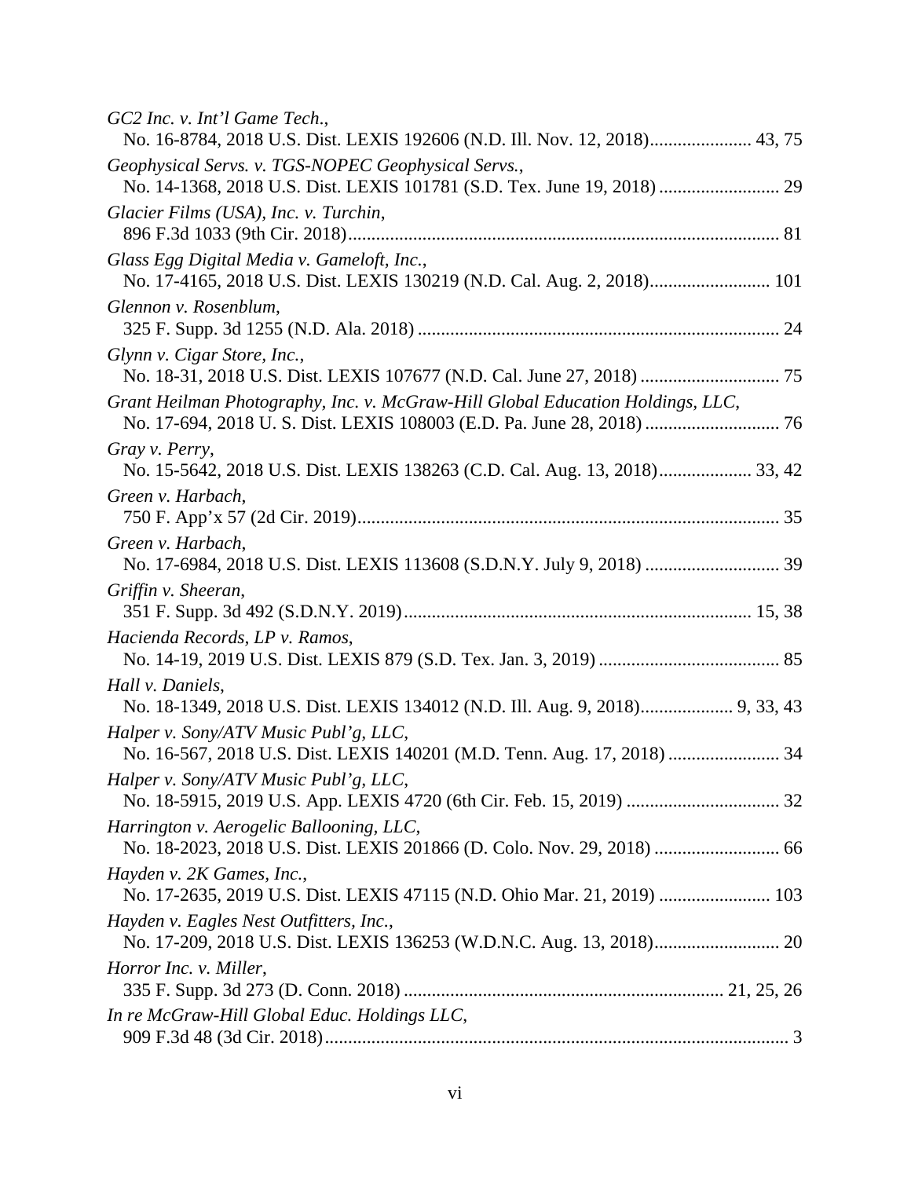*GC2 Inc. v. Int'l Game Tech.*,
No. 16-8784, 2018 U.S. Dist. LEXIS 192606 (N.D. Ill. Nov. 12, 2018)...................... 43, 75

*Geophysical Servs. v. TGS-NOPEC Geophysical Servs.*,
No. 14-1368, 2018 U.S. Dist. LEXIS 101781 (S.D. Tex. June 19, 2018) .......................... 29

*Glacier Films (USA), Inc. v. Turchin*,
896 F.3d 1033 (9th Cir. 2018)............................................................................................ 81

*Glass Egg Digital Media v. Gameloft, Inc.*,
No. 17-4165, 2018 U.S. Dist. LEXIS 130219 (N.D. Cal. Aug. 2, 2018).......................... 101

*Glennon v. Rosenblum*,
325 F. Supp. 3d 1255 (N.D. Ala. 2018) ............................................................................. 24

*Glynn v. Cigar Store, Inc.*,
No. 18-31, 2018 U.S. Dist. LEXIS 107677 (N.D. Cal. June 27, 2018) ............................. 75

*Grant Heilman Photography, Inc. v. McGraw-Hill Global Education Holdings, LLC*,
No. 17-694, 2018 U. S. Dist. LEXIS 108003 (E.D. Pa. June 28, 2018) ............................ 76

*Gray v. Perry*,
No. 15-5642, 2018 U.S. Dist. LEXIS 138263 (C.D. Cal. Aug. 13, 2018).................... 33, 42

*Green v. Harbach*,
750 F. App'x 57 (2d Cir. 2019).......................................................................................... 35

*Green v. Harbach*,
No. 17-6984, 2018 U.S. Dist. LEXIS 113608 (S.D.N.Y. July 9, 2018) ............................ 39

*Griffin v. Sheeran*,
351 F. Supp. 3d 492 (S.D.N.Y. 2019).......................................................................... 15, 38

*Hacienda Records, LP v. Ramos*,
No. 14-19, 2019 U.S. Dist. LEXIS 879 (S.D. Tex. Jan. 3, 2019) ....................................... 85

*Hall v. Daniels*,
No. 18-1349, 2018 U.S. Dist. LEXIS 134012 (N.D. Ill. Aug. 9, 2018).................... 9, 33, 43

*Halper v. Sony/ATV Music Publ'g, LLC*,
No. 16-567, 2018 U.S. Dist. LEXIS 140201 (M.D. Tenn. Aug. 17, 2018) ........................ 34

*Halper v. Sony/ATV Music Publ'g, LLC*,
No. 18-5915, 2019 U.S. App. LEXIS 4720 (6th Cir. Feb. 15, 2019) ................................. 32

*Harrington v. Aerogelic Ballooning, LLC*,
No. 18-2023, 2018 U.S. Dist. LEXIS 201866 (D. Colo. Nov. 29, 2018) ........................... 66

*Hayden v. 2K Games, Inc.*,
No. 17-2635, 2019 U.S. Dist. LEXIS 47115 (N.D. Ohio Mar. 21, 2019) ........................ 103

*Hayden v. Eagles Nest Outfitters, Inc.*,
No. 17-209, 2018 U.S. Dist. LEXIS 136253 (W.D.N.C. Aug. 13, 2018)........................... 20

*Horror Inc. v. Miller*,
335 F. Supp. 3d 273 (D. Conn. 2018) .................................................................... 21, 25, 26

*In re McGraw-Hill Global Educ. Holdings LLC*,
909 F.3d 48 (3d Cir. 2018).................................................................................................... 3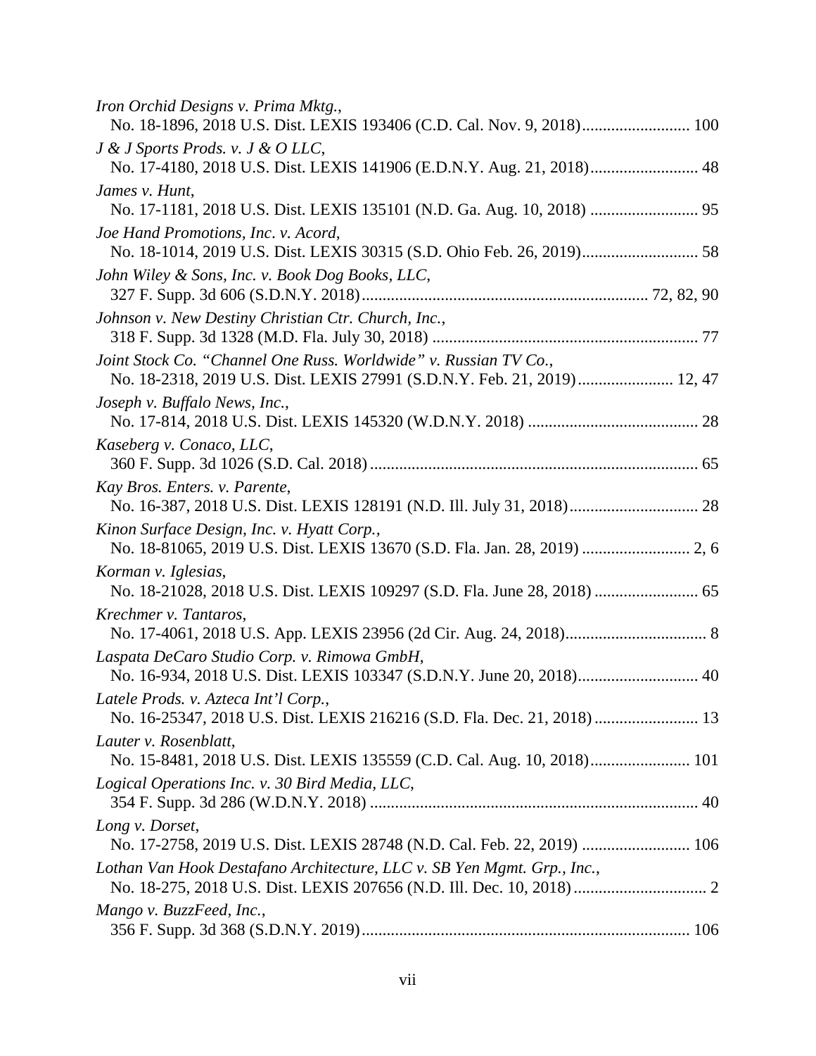*Iron Orchid Designs v. Prima Mktg.*,
No. 18-1896, 2018 U.S. Dist. LEXIS 193406 (C.D. Cal. Nov. 9, 2018)......................... 100

*J & J Sports Prods. v. J & O LLC*,
No. 17-4180, 2018 U.S. Dist. LEXIS 141906 (E.D.N.Y. Aug. 21, 2018)......................... 48

*James v. Hunt*,
No. 17-1181, 2018 U.S. Dist. LEXIS 135101 (N.D. Ga. Aug. 10, 2018) ......................... 95

*Joe Hand Promotions, Inc. v. Acord*,
No. 18-1014, 2019 U.S. Dist. LEXIS 30315 (S.D. Ohio Feb. 26, 2019)........................... 58

*John Wiley & Sons, Inc. v. Book Dog Books, LLC*,
327 F. Supp. 3d 606 (S.D.N.Y. 2018).................................................................... 72, 82, 90

*Johnson v. New Destiny Christian Ctr. Church, Inc.*,
318 F. Supp. 3d 1328 (M.D. Fla. July 30, 2018) ............................................................... 77

*Joint Stock Co. "Channel One Russ. Worldwide" v. Russian TV Co.*,
No. 18-2318, 2019 U.S. Dist. LEXIS 27991 (S.D.N.Y. Feb. 21, 2019)....................... 12, 47

*Joseph v. Buffalo News, Inc.*,
No. 17-814, 2018 U.S. Dist. LEXIS 145320 (W.D.N.Y. 2018) ......................................... 28

*Kaseberg v. Conaco, LLC*,
360 F. Supp. 3d 1026 (S.D. Cal. 2018).............................................................................. 65

*Kay Bros. Enters. v. Parente*,
No. 16-387, 2018 U.S. Dist. LEXIS 128191 (N.D. Ill. July 31, 2018)............................... 28

*Kinon Surface Design, Inc. v. Hyatt Corp.*,
No. 18-81065, 2019 U.S. Dist. LEXIS 13670 (S.D. Fla. Jan. 28, 2019) ......................... 2, 6

*Korman v. Iglesias*,
No. 18-21028, 2018 U.S. Dist. LEXIS 109297 (S.D. Fla. June 28, 2018) ........................ 65

*Krechmer v. Tantaros*,
No. 17-4061, 2018 U.S. App. LEXIS 23956 (2d Cir. Aug. 24, 2018).................................. 8

*Laspata DeCaro Studio Corp. v. Rimowa GmbH*,
No. 16-934, 2018 U.S. Dist. LEXIS 103347 (S.D.N.Y. June 20, 2018)............................ 40

*Latele Prods. v. Azteca Int'l Corp.*,
No. 16-25347, 2018 U.S. Dist. LEXIS 216216 (S.D. Fla. Dec. 21, 2018)........................ 13

*Lauter v. Rosenblatt*,
No. 15-8481, 2018 U.S. Dist. LEXIS 135559 (C.D. Cal. Aug. 10, 2018)....................... 101

*Logical Operations Inc. v. 30 Bird Media, LLC*,
354 F. Supp. 3d 286 (W.D.N.Y. 2018) .............................................................................. 40

*Long v. Dorset*,
No. 17-2758, 2019 U.S. Dist. LEXIS 28748 (N.D. Cal. Feb. 22, 2019) ......................... 106

*Lothan Van Hook Destafano Architecture, LLC v. SB Yen Mgmt. Grp., Inc.*,
No. 18-275, 2018 U.S. Dist. LEXIS 207656 (N.D. Ill. Dec. 10, 2018)................................ 2

*Mango v. BuzzFeed, Inc.*,
356 F. Supp. 3d 368 (S.D.N.Y. 2019).............................................................................. 106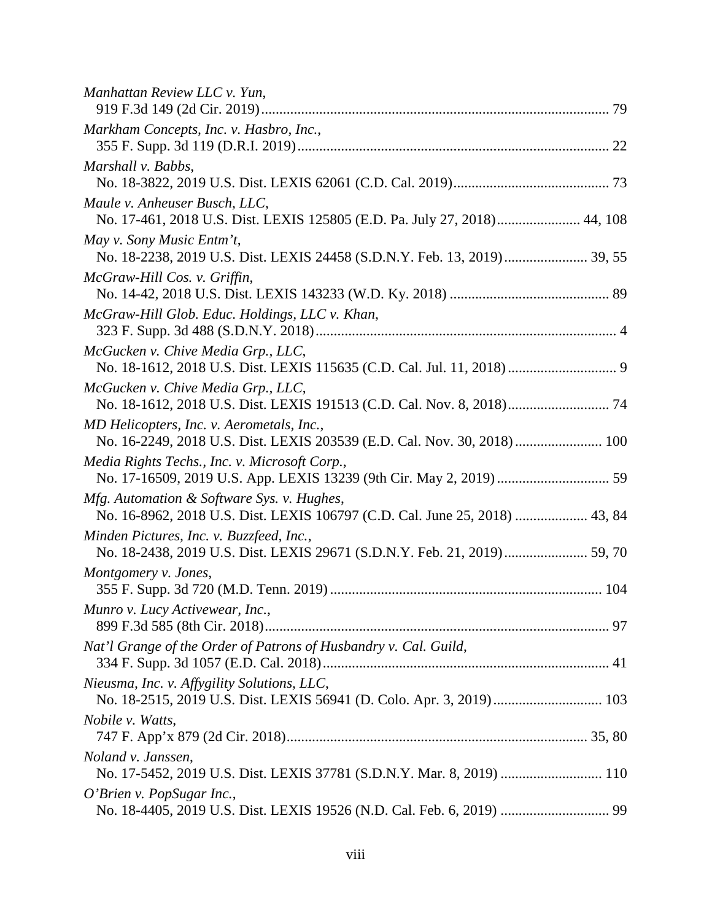*Manhattan Review LLC v. Yun*,
919 F.3d 149 (2d Cir. 2019)................................................................................................ 79

*Markham Concepts, Inc. v. Hasbro, Inc.*,
355 F. Supp. 3d 119 (D.R.I. 2019)..................................................................................... 22

*Marshall v. Babbs*,
No. 18-3822, 2019 U.S. Dist. LEXIS 62061 (C.D. Cal. 2019)........................................... 73

*Maule v. Anheuser Busch, LLC*,
No. 17-461, 2018 U.S. Dist. LEXIS 125805 (E.D. Pa. July 27, 2018)....................... 44, 108

*May v. Sony Music Entm't*,
No. 18-2238, 2019 U.S. Dist. LEXIS 24458 (S.D.N.Y. Feb. 13, 2019)....................... 39, 55

*McGraw-Hill Cos. v. Griffin*,
No. 14-42, 2018 U.S. Dist. LEXIS 143233 (W.D. Ky. 2018) ............................................ 89

*McGraw-Hill Glob. Educ. Holdings, LLC v. Khan*,
323 F. Supp. 3d 488 (S.D.N.Y. 2018)................................................................................... 4

*McGucken v. Chive Media Grp., LLC*,
No. 18-1612, 2018 U.S. Dist. LEXIS 115635 (C.D. Cal. Jul. 11, 2018).............................. 9

*McGucken v. Chive Media Grp., LLC*,
No. 18-1612, 2018 U.S. Dist. LEXIS 191513 (C.D. Cal. Nov. 8, 2018)............................ 74

*MD Helicopters, Inc. v. Aerometals, Inc.*,
No. 16-2249, 2018 U.S. Dist. LEXIS 203539 (E.D. Cal. Nov. 30, 2018)........................ 100

*Media Rights Techs., Inc. v. Microsoft Corp.*,
No. 17-16509, 2019 U.S. App. LEXIS 13239 (9th Cir. May 2, 2019)............................... 59

*Mfg. Automation & Software Sys. v. Hughes*,
No. 16-8962, 2018 U.S. Dist. LEXIS 106797 (C.D. Cal. June 25, 2018) .................... 43, 84

*Minden Pictures, Inc. v. Buzzfeed, Inc.*,
No. 18-2438, 2019 U.S. Dist. LEXIS 29671 (S.D.N.Y. Feb. 21, 2019)....................... 59, 70

*Montgomery v. Jones*,
355 F. Supp. 3d 720 (M.D. Tenn. 2019)........................................................................... 104

*Munro v. Lucy Activewear, Inc.*,
899 F.3d 585 (8th Cir. 2018).............................................................................................. 97

*Nat'l Grange of the Order of Patrons of Husbandry v. Cal. Guild*,
334 F. Supp. 3d 1057 (E.D. Cal. 2018).............................................................................. 41

*Nieusma, Inc. v. Affygility Solutions, LLC*,
No. 18-2515, 2019 U.S. Dist. LEXIS 56941 (D. Colo. Apr. 3, 2019).............................. 103

*Nobile v. Watts*,
747 F. App'x 879 (2d Cir. 2018)................................................................................... 35, 80

*Noland v. Janssen*,
No. 17-5452, 2019 U.S. Dist. LEXIS 37781 (S.D.N.Y. Mar. 8, 2019) ............................ 110

*O'Brien v. PopSugar Inc.*,
No. 18-4405, 2019 U.S. Dist. LEXIS 19526 (N.D. Cal. Feb. 6, 2019) .............................. 99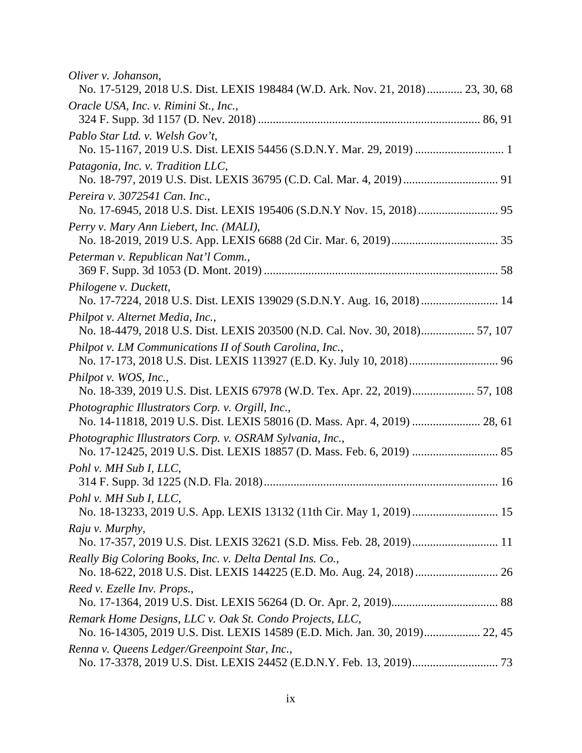*Oliver v. Johanson*,
No. 17-5129, 2018 U.S. Dist. LEXIS 198484 (W.D. Ark. Nov. 21, 2018) ............ 23, 30, 68

*Oracle USA, Inc. v. Rimini St., Inc.*,
324 F. Supp. 3d 1157 (D. Nev. 2018) ........................................................................ 86, 91

*Pablo Star Ltd. v. Welsh Gov't*,
No. 15-1167, 2019 U.S. Dist. LEXIS 54456 (S.D.N.Y. Mar. 29, 2019) ............................. 1

*Patagonia, Inc. v. Tradition LLC*,
No. 18-797, 2019 U.S. Dist. LEXIS 36795 (C.D. Cal. Mar. 4, 2019) ................................ 91

*Pereira v. 3072541 Can. Inc.*,
No. 17-6945, 2018 U.S. Dist. LEXIS 195406 (S.D.N.Y Nov. 15, 2018) ........................... 95

*Perry v. Mary Ann Liebert, Inc. (MALI)*,
No. 18-2019, 2019 U.S. App. LEXIS 6688 (2d Cir. Mar. 6, 2019) .................................... 35

*Peterman v. Republican Nat'l Comm.*,
369 F. Supp. 3d 1053 (D. Mont. 2019) .............................................................................. 58

*Philogene v. Duckett*,
No. 17-7224, 2018 U.S. Dist. LEXIS 139029 (S.D.N.Y. Aug. 16, 2018) .......................... 14

*Philpot v. Alternet Media, Inc.*,
No. 18-4479, 2018 U.S. Dist. LEXIS 203500 (N.D. Cal. Nov. 30, 2018) .................. 57, 107

*Philpot v. LM Communications II of South Carolina, Inc.*,
No. 17-173, 2018 U.S. Dist. LEXIS 113927 (E.D. Ky. July 10, 2018) .............................. 96

*Philpot v. WOS, Inc.*,
No. 18-339, 2019 U.S. Dist. LEXIS 67978 (W.D. Tex. Apr. 22, 2019) ..................... 57, 108

*Photographic Illustrators Corp. v. Orgill, Inc.*,
No. 14-11818, 2019 U.S. Dist. LEXIS 58016 (D. Mass. Apr. 4, 2019) ....................... 28, 61

*Photographic Illustrators Corp. v. OSRAM Sylvania, Inc.*,
No. 17-12425, 2019 U.S. Dist. LEXIS 18857 (D. Mass. Feb. 6, 2019) ............................. 85

*Pohl v. MH Sub I, LLC*,
314 F. Supp. 3d 1225 (N.D. Fla. 2018) ............................................................................... 16

*Pohl v. MH Sub I, LLC*,
No. 18-13233, 2019 U.S. App. LEXIS 13132 (11th Cir. May 1, 2019) ............................. 15

*Raju v. Murphy*,
No. 17-357, 2019 U.S. Dist. LEXIS 32621 (S.D. Miss. Feb. 28, 2019) ............................. 11

*Really Big Coloring Books, Inc. v. Delta Dental Ins. Co.*,
No. 18-622, 2018 U.S. Dist. LEXIS 144225 (E.D. Mo. Aug. 24, 2018) ............................ 26

*Reed v. Ezelle Inv. Props.*,
No. 17-1364, 2019 U.S. Dist. LEXIS 56264 (D. Or. Apr. 2, 2019) .................................... 88

*Remark Home Designs, LLC v. Oak St. Condo Projects, LLC*,
No. 16-14305, 2019 U.S. Dist. LEXIS 14589 (E.D. Mich. Jan. 30, 2019) ................... 22, 45

*Renna v. Queens Ledger/Greenpoint Star, Inc.*,
No. 17-3378, 2019 U.S. Dist. LEXIS 24452 (E.D.N.Y. Feb. 13, 2019) ............................. 73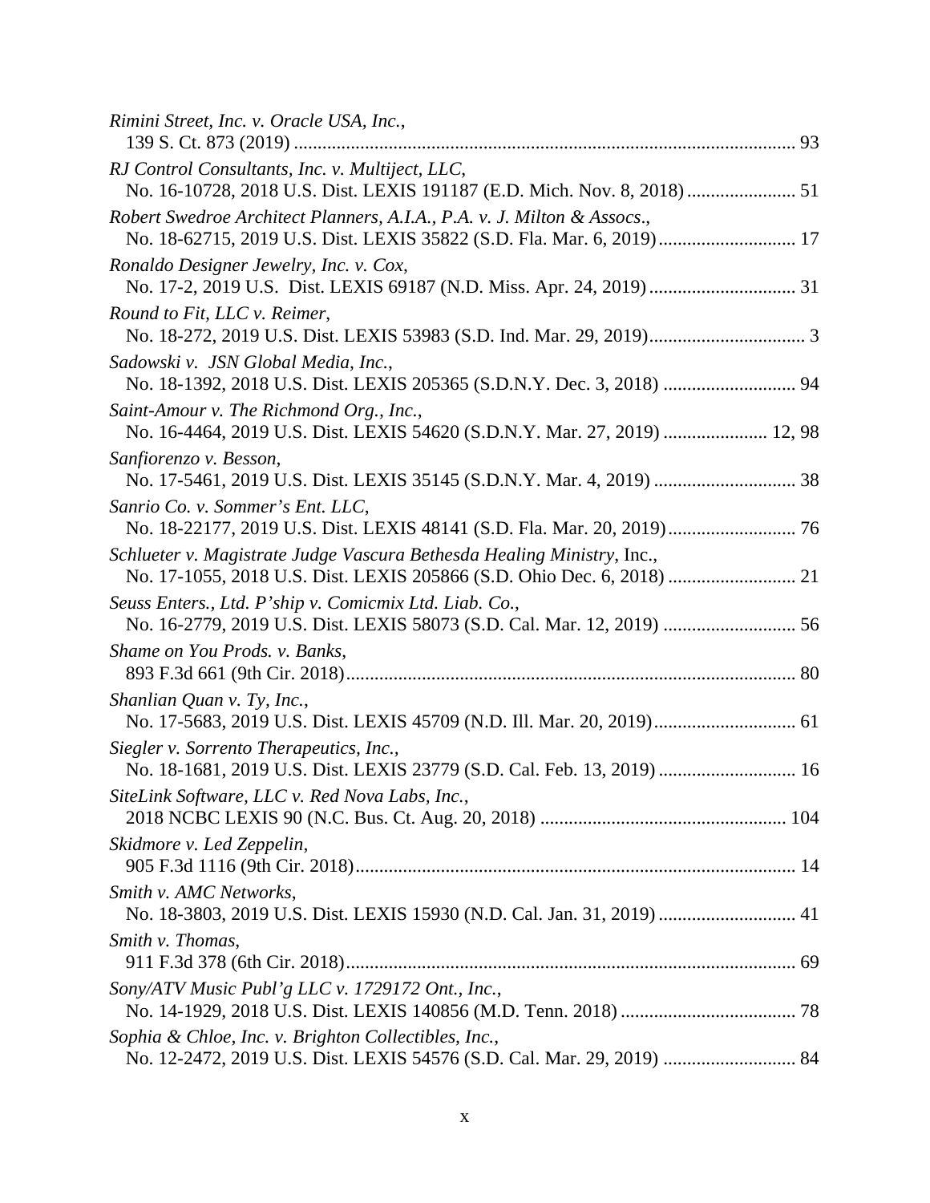*Rimini Street, Inc. v. Oracle USA, Inc.*,
139 S. Ct. 873 (2019) ........................................................................................................ 93

*RJ Control Consultants, Inc. v. Multiject, LLC*,
No. 16-10728, 2018 U.S. Dist. LEXIS 191187 (E.D. Mich. Nov. 8, 2018) ...................... 51

*Robert Swedroe Architect Planners, A.I.A., P.A. v. J. Milton & Assocs*.,
No. 18-62715, 2019 U.S. Dist. LEXIS 35822 (S.D. Fla. Mar. 6, 2019) ............................ 17

*Ronaldo Designer Jewelry, Inc. v. Cox*,
No. 17-2, 2019 U.S. Dist. LEXIS 69187 (N.D. Miss. Apr. 24, 2019) ............................... 31

*Round to Fit, LLC v. Reimer*,
No. 18-272, 2019 U.S. Dist. LEXIS 53983 (S.D. Ind. Mar. 29, 2019) ................................. 3

*Sadowski v. JSN Global Media, Inc.*,
No. 18-1392, 2018 U.S. Dist. LEXIS 205365 (S.D.N.Y. Dec. 3, 2018) ........................... 94

*Saint-Amour v. The Richmond Org., Inc*.,
No. 16-4464, 2019 U.S. Dist. LEXIS 54620 (S.D.N.Y. Mar. 27, 2019) ...................... 12, 98

*Sanfiorenzo v. Besson*,
No. 17-5461, 2019 U.S. Dist. LEXIS 35145 (S.D.N.Y. Mar. 4, 2019) ............................. 38

*Sanrio Co. v. Sommer's Ent. LLC*,
No. 18-22177, 2019 U.S. Dist. LEXIS 48141 (S.D. Fla. Mar. 20, 2019) .......................... 76

*Schlueter v. Magistrate Judge Vascura Bethesda Healing Ministry*, Inc.,
No. 17-1055, 2018 U.S. Dist. LEXIS 205866 (S.D. Ohio Dec. 6, 2018) .......................... 21

*Seuss Enters., Ltd. P'ship v. Comicmix Ltd. Liab. Co.*,
No. 16-2779, 2019 U.S. Dist. LEXIS 58073 (S.D. Cal. Mar. 12, 2019) ........................... 56

*Shame on You Prods. v. Banks*,
893 F.3d 661 (9th Cir. 2018) .............................................................................................. 80

*Shanlian Quan v. Ty, Inc.*,
No. 17-5683, 2019 U.S. Dist. LEXIS 45709 (N.D. Ill. Mar. 20, 2019) ............................. 61

*Siegler v. Sorrento Therapeutics, Inc.*,
No. 18-1681, 2019 U.S. Dist. LEXIS 23779 (S.D. Cal. Feb. 13, 2019) ............................ 16

*SiteLink Software, LLC v. Red Nova Labs, Inc.*,
2018 NCBC LEXIS 90 (N.C. Bus. Ct. Aug. 20, 2018) ................................................... 104

*Skidmore v. Led Zeppelin*,
905 F.3d 1116 (9th Cir. 2018) ............................................................................................ 14

*Smith v. AMC Networks*,
No. 18-3803, 2019 U.S. Dist. LEXIS 15930 (N.D. Cal. Jan. 31, 2019) ............................ 41

*Smith v. Thomas*,
911 F.3d 378 (6th Cir. 2018) .............................................................................................. 69

*Sony/ATV Music Publ'g LLC v. 1729172 Ont., Inc.*,
No. 14-1929, 2018 U.S. Dist. LEXIS 140856 (M.D. Tenn. 2018) .................................... 78

*Sophia & Chloe, Inc. v. Brighton Collectibles, Inc.*,
No. 12-2472, 2019 U.S. Dist. LEXIS 54576 (S.D. Cal. Mar. 29, 2019) ........................... 84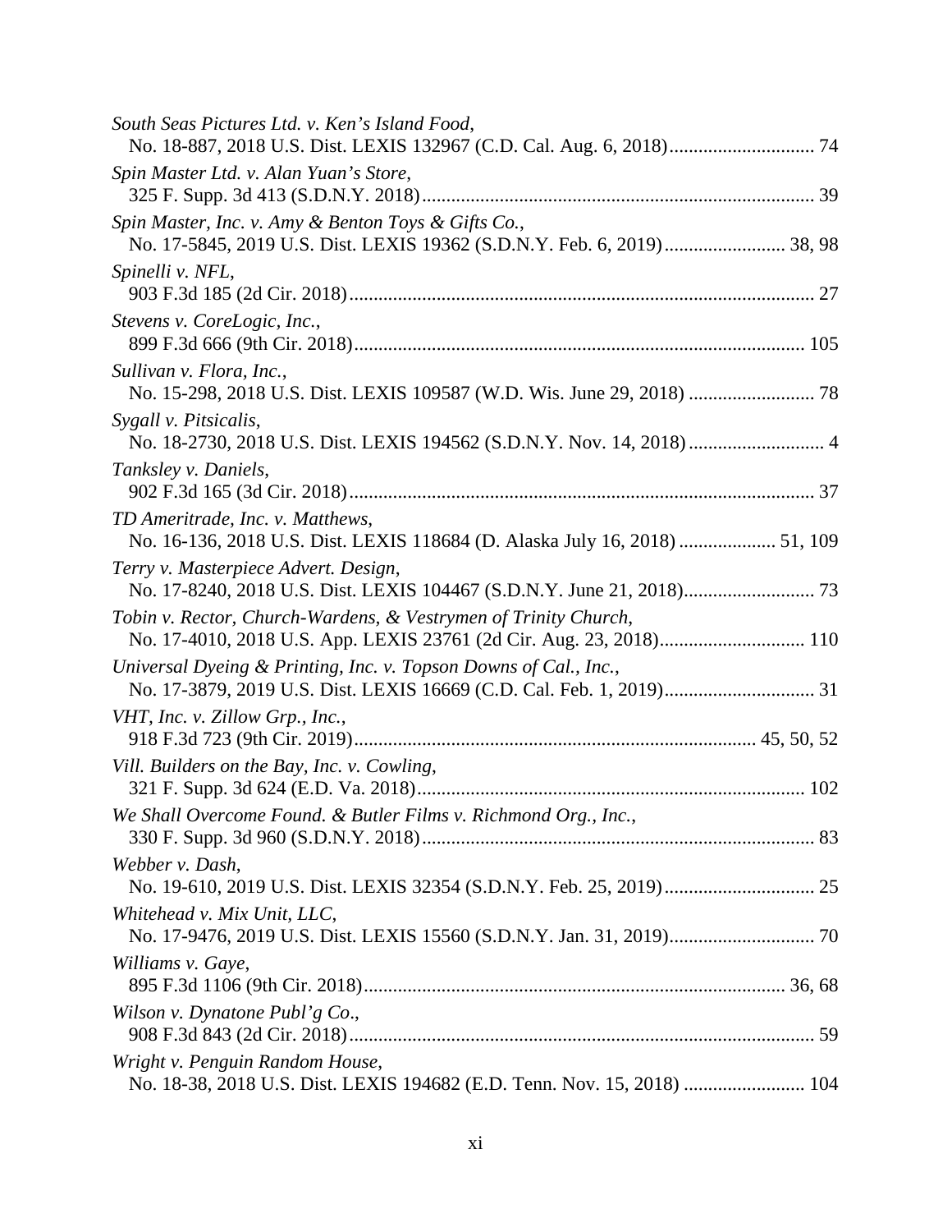*South Seas Pictures Ltd. v. Ken's Island Food*,
No. 18-887, 2018 U.S. Dist. LEXIS 132967 (C.D. Cal. Aug. 6, 2018)............................. 74

*Spin Master Ltd. v. Alan Yuan's Store*,
325 F. Supp. 3d 413 (S.D.N.Y. 2018)................................................................................ 39

*Spin Master, Inc. v. Amy & Benton Toys & Gifts Co.*,
No. 17-5845, 2019 U.S. Dist. LEXIS 19362 (S.D.N.Y. Feb. 6, 2019)......................... 38, 98

*Spinelli v. NFL*,
903 F.3d 185 (2d Cir. 2018)................................................................................................ 27

*Stevens v. CoreLogic, Inc.*,
899 F.3d 666 (9th Cir. 2018)............................................................................................ 105

*Sullivan v. Flora, Inc.*,
No. 15-298, 2018 U.S. Dist. LEXIS 109587 (W.D. Wis. June 29, 2018) .......................... 78

*Sygall v. Pitsicalis*,
No. 18-2730, 2018 U.S. Dist. LEXIS 194562 (S.D.N.Y. Nov. 14, 2018)............................ 4

*Tanksley v. Daniels*,
902 F.3d 165 (3d Cir. 2018)............................................................................................... 37

*TD Ameritrade, Inc. v. Matthews*,
No. 16-136, 2018 U.S. Dist. LEXIS 118684 (D. Alaska July 16, 2018) .................... 51, 109

*Terry v. Masterpiece Advert. Design*,
No. 17-8240, 2018 U.S. Dist. LEXIS 104467 (S.D.N.Y. June 21, 2018)........................... 73

*Tobin v. Rector, Church-Wardens, & Vestrymen of Trinity Church*,
No. 17-4010, 2018 U.S. App. LEXIS 23761 (2d Cir. Aug. 23, 2018).............................. 110

*Universal Dyeing & Printing, Inc. v. Topson Downs of Cal., Inc.*,
No. 17-3879, 2019 U.S. Dist. LEXIS 16669 (C.D. Cal. Feb. 1, 2019)............................... 31

*VHT, Inc. v. Zillow Grp., Inc.*,
918 F.3d 723 (9th Cir. 2019).................................................................................. 45, 50, 52

*Vill. Builders on the Bay, Inc. v. Cowling*,
321 F. Supp. 3d 624 (E.D. Va. 2018)............................................................................... 102

*We Shall Overcome Found. & Butler Films v. Richmond Org., Inc.*,
330 F. Supp. 3d 960 (S.D.N.Y. 2018)................................................................................ 83

*Webber v. Dash*,
No. 19-610, 2019 U.S. Dist. LEXIS 32354 (S.D.N.Y. Feb. 25, 2019)............................... 25

*Whitehead v. Mix Unit, LLC*,
No. 17-9476, 2019 U.S. Dist. LEXIS 15560 (S.D.N.Y. Jan. 31, 2019).............................. 70

*Williams v. Gaye*,
895 F.3d 1106 (9th Cir. 2018)...................................................................................... 36, 68

*Wilson v. Dynatone Publ'g Co*.,
908 F.3d 843 (2d Cir. 2018)............................................................................................... 59

*Wright v. Penguin Random House*,
No. 18-38, 2018 U.S. Dist. LEXIS 194682 (E.D. Tenn. Nov. 15, 2018) ......................... 104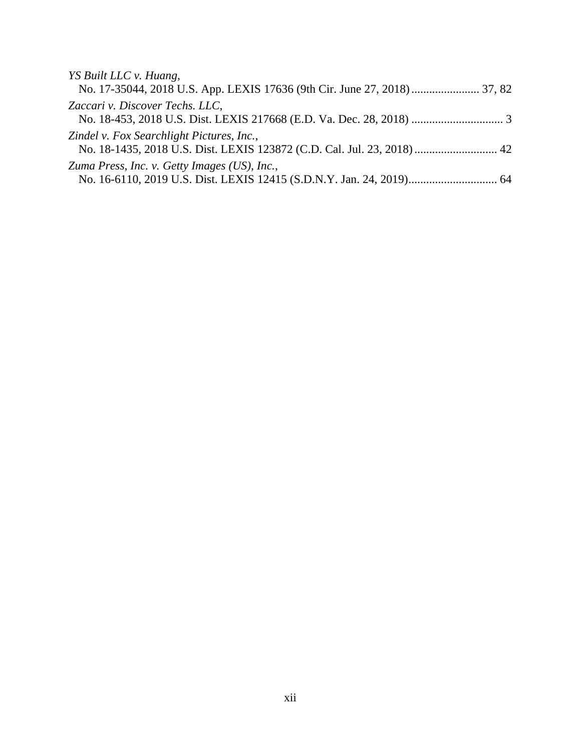*YS Built LLC v. Huang*,
No. 17-35044, 2018 U.S. App. LEXIS 17636 (9th Cir. June 27, 2018) ....................... 37, 82

*Zaccari v. Discover Techs. LLC*,
No. 18-453, 2018 U.S. Dist. LEXIS 217668 (E.D. Va. Dec. 28, 2018) ............................... 3

*Zindel v. Fox Searchlight Pictures, Inc.*,
No. 18-1435, 2018 U.S. Dist. LEXIS 123872 (C.D. Cal. Jul. 23, 2018) ............................ 42

*Zuma Press, Inc. v. Getty Images (US), Inc.*,
No. 16-6110, 2019 U.S. Dist. LEXIS 12415 (S.D.N.Y. Jan. 24, 2019).............................. 64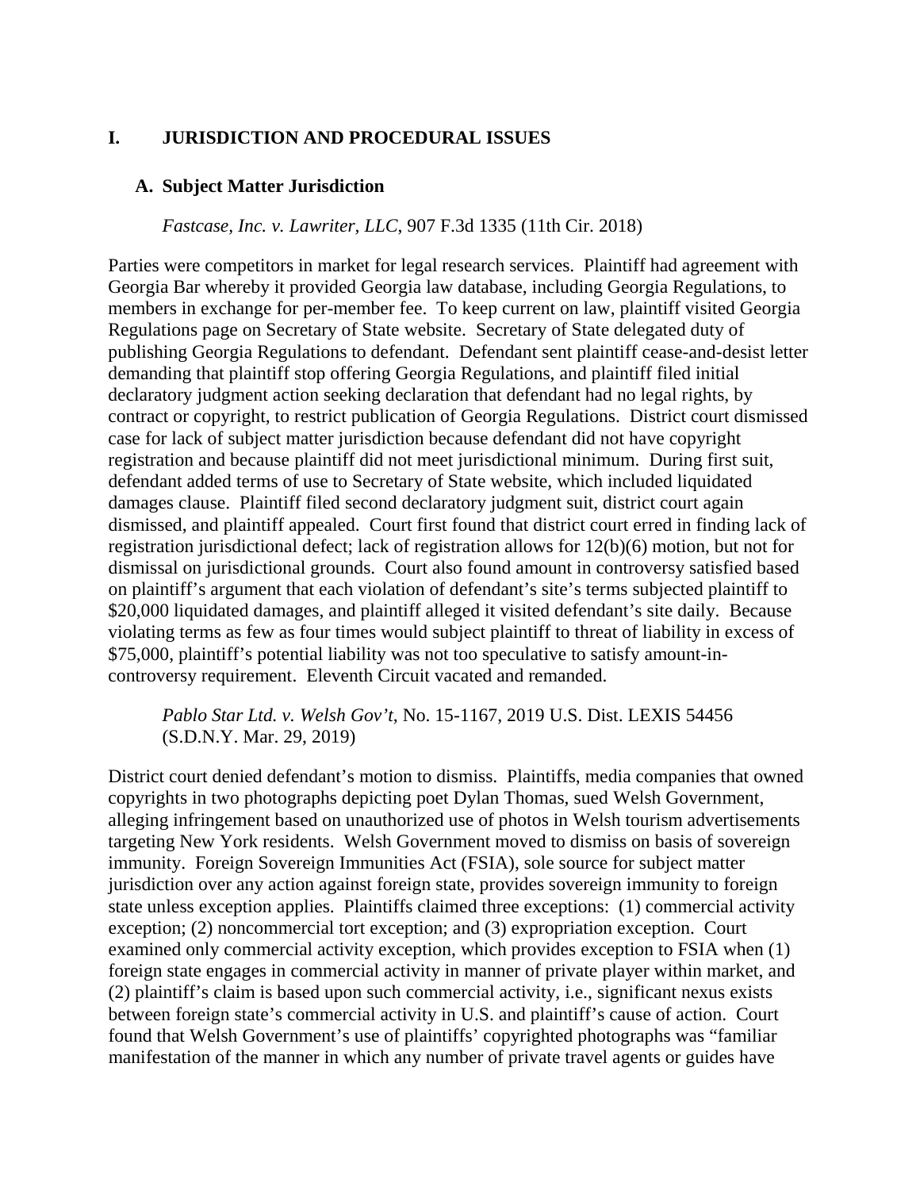# I. JURISDICTION AND PROCEDURAL ISSUES

## A. Subject Matter Jurisdiction

*Fastcase, Inc. v. Lawriter, LLC*, 907 F.3d 1335 (11th Cir. 2018)

Parties were competitors in market for legal research services. Plaintiff had agreement with Georgia Bar whereby it provided Georgia law database, including Georgia Regulations, to members in exchange for per-member fee. To keep current on law, plaintiff visited Georgia Regulations page on Secretary of State website. Secretary of State delegated duty of publishing Georgia Regulations to defendant. Defendant sent plaintiff cease-and-desist letter demanding that plaintiff stop offering Georgia Regulations, and plaintiff filed initial declaratory judgment action seeking declaration that defendant had no legal rights, by contract or copyright, to restrict publication of Georgia Regulations. District court dismissed case for lack of subject matter jurisdiction because defendant did not have copyright registration and because plaintiff did not meet jurisdictional minimum. During first suit, defendant added terms of use to Secretary of State website, which included liquidated damages clause. Plaintiff filed second declaratory judgment suit, district court again dismissed, and plaintiff appealed. Court first found that district court erred in finding lack of registration jurisdictional defect; lack of registration allows for 12(b)(6) motion, but not for dismissal on jurisdictional grounds. Court also found amount in controversy satisfied based on plaintiff's argument that each violation of defendant's site's terms subjected plaintiff to $20,000 liquidated damages, and plaintiff alleged it visited defendant's site daily. Because violating terms as few as four times would subject plaintiff to threat of liability in excess of $75,000, plaintiff's potential liability was not too speculative to satisfy amount-in-controversy requirement. Eleventh Circuit vacated and remanded.

*Pablo Star Ltd. v. Welsh Gov't*, No. 15-1167, 2019 U.S. Dist. LEXIS 54456 (S.D.N.Y. Mar. 29, 2019)

District court denied defendant's motion to dismiss. Plaintiffs, media companies that owned copyrights in two photographs depicting poet Dylan Thomas, sued Welsh Government, alleging infringement based on unauthorized use of photos in Welsh tourism advertisements targeting New York residents. Welsh Government moved to dismiss on basis of sovereign immunity. Foreign Sovereign Immunities Act (FSIA), sole source for subject matter jurisdiction over any action against foreign state, provides sovereign immunity to foreign state unless exception applies. Plaintiffs claimed three exceptions: (1) commercial activity exception; (2) noncommercial tort exception; and (3) expropriation exception. Court examined only commercial activity exception, which provides exception to FSIA when (1) foreign state engages in commercial activity in manner of private player within market, and (2) plaintiff's claim is based upon such commercial activity, i.e., significant nexus exists between foreign state's commercial activity in U.S. and plaintiff's cause of action. Court found that Welsh Government's use of plaintiffs' copyrighted photographs was "familiar manifestation of the manner in which any number of private travel agents or guides have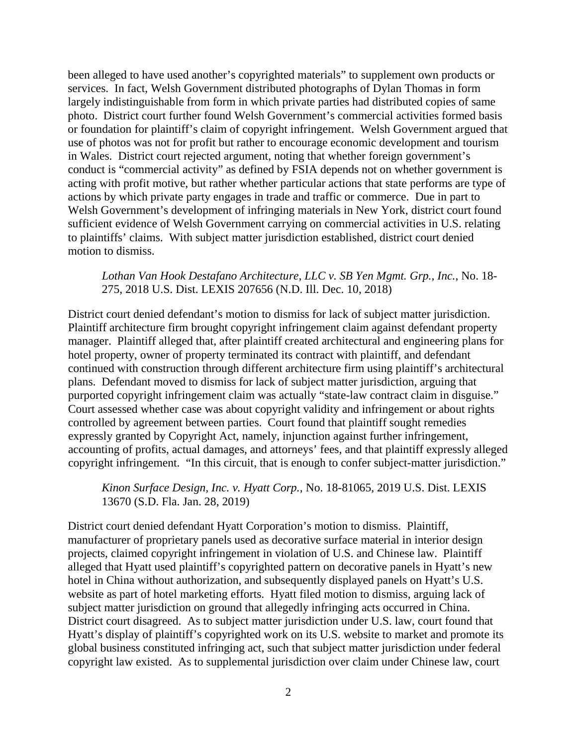been alleged to have used another's copyrighted materials" to supplement own products or services. In fact, Welsh Government distributed photographs of Dylan Thomas in form largely indistinguishable from form in which private parties had distributed copies of same photo. District court further found Welsh Government's commercial activities formed basis or foundation for plaintiff's claim of copyright infringement. Welsh Government argued that use of photos was not for profit but rather to encourage economic development and tourism in Wales. District court rejected argument, noting that whether foreign government's conduct is "commercial activity" as defined by FSIA depends not on whether government is acting with profit motive, but rather whether particular actions that state performs are type of actions by which private party engages in trade and traffic or commerce. Due in part to Welsh Government's development of infringing materials in New York, district court found sufficient evidence of Welsh Government carrying on commercial activities in U.S. relating to plaintiffs' claims. With subject matter jurisdiction established, district court denied motion to dismiss.

> *Lothan Van Hook Destafano Architecture, LLC v. SB Yen Mgmt. Grp., Inc.*, No. 18-275, 2018 U.S. Dist. LEXIS 207656 (N.D. Ill. Dec. 10, 2018)

District court denied defendant's motion to dismiss for lack of subject matter jurisdiction. Plaintiff architecture firm brought copyright infringement claim against defendant property manager. Plaintiff alleged that, after plaintiff created architectural and engineering plans for hotel property, owner of property terminated its contract with plaintiff, and defendant continued with construction through different architecture firm using plaintiff's architectural plans. Defendant moved to dismiss for lack of subject matter jurisdiction, arguing that purported copyright infringement claim was actually "state-law contract claim in disguise." Court assessed whether case was about copyright validity and infringement or about rights controlled by agreement between parties. Court found that plaintiff sought remedies expressly granted by Copyright Act, namely, injunction against further infringement, accounting of profits, actual damages, and attorneys' fees, and that plaintiff expressly alleged copyright infringement. "In this circuit, that is enough to confer subject-matter jurisdiction."

> *Kinon Surface Design, Inc. v. Hyatt Corp.,* No. 18-81065, 2019 U.S. Dist. LEXIS 13670 (S.D. Fla. Jan. 28, 2019)

District court denied defendant Hyatt Corporation's motion to dismiss. Plaintiff, manufacturer of proprietary panels used as decorative surface material in interior design projects, claimed copyright infringement in violation of U.S. and Chinese law. Plaintiff alleged that Hyatt used plaintiff's copyrighted pattern on decorative panels in Hyatt's new hotel in China without authorization, and subsequently displayed panels on Hyatt's U.S. website as part of hotel marketing efforts. Hyatt filed motion to dismiss, arguing lack of subject matter jurisdiction on ground that allegedly infringing acts occurred in China. District court disagreed. As to subject matter jurisdiction under U.S. law, court found that Hyatt's display of plaintiff's copyrighted work on its U.S. website to market and promote its global business constituted infringing act, such that subject matter jurisdiction under federal copyright law existed. As to supplemental jurisdiction over claim under Chinese law, court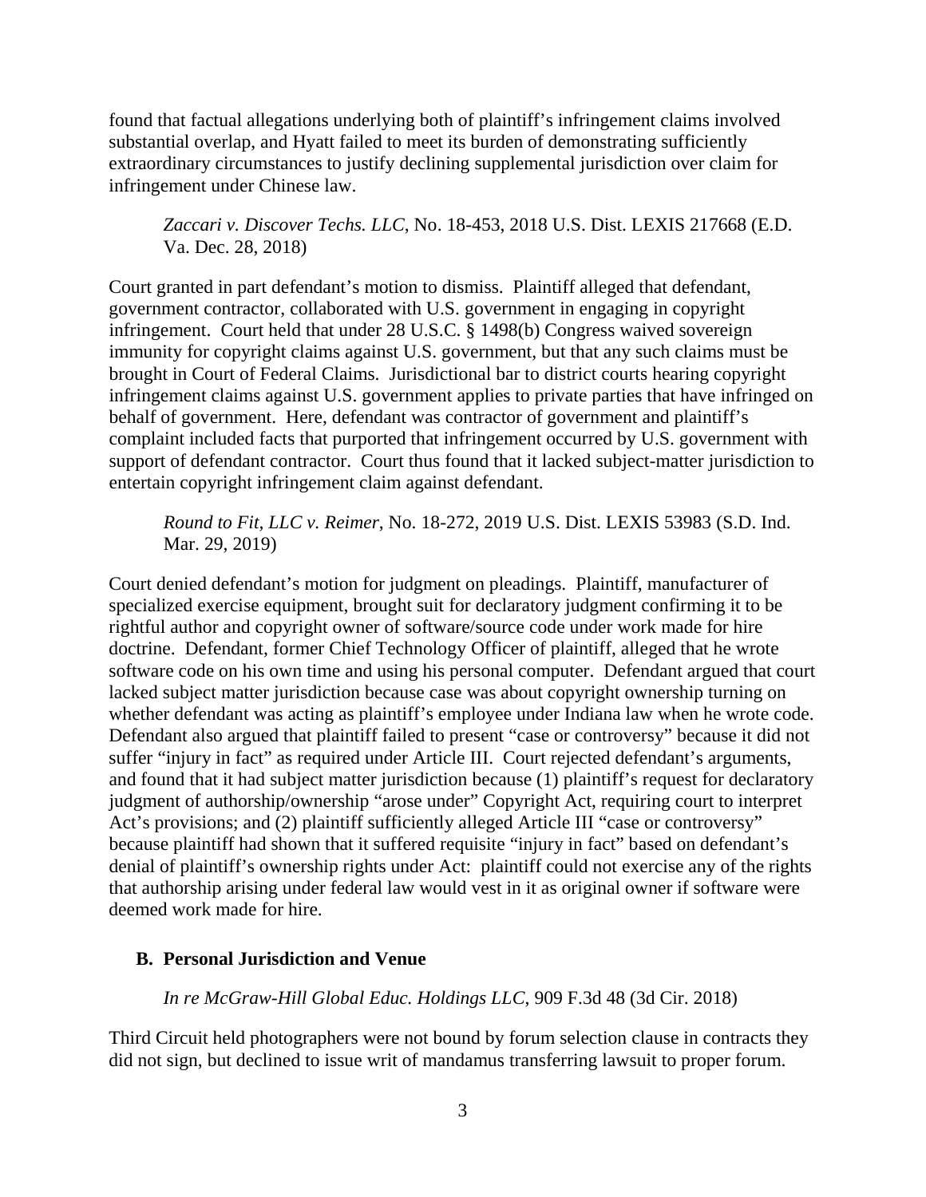found that factual allegations underlying both of plaintiff's infringement claims involved substantial overlap, and Hyatt failed to meet its burden of demonstrating sufficiently extraordinary circumstances to justify declining supplemental jurisdiction over claim for infringement under Chinese law.

*Zaccari v. Discover Techs. LLC*, No. 18-453, 2018 U.S. Dist. LEXIS 217668 (E.D. Va. Dec. 28, 2018)

Court granted in part defendant's motion to dismiss. Plaintiff alleged that defendant, government contractor, collaborated with U.S. government in engaging in copyright infringement. Court held that under 28 U.S.C. § 1498(b) Congress waived sovereign immunity for copyright claims against U.S. government, but that any such claims must be brought in Court of Federal Claims. Jurisdictional bar to district courts hearing copyright infringement claims against U.S. government applies to private parties that have infringed on behalf of government. Here, defendant was contractor of government and plaintiff's complaint included facts that purported that infringement occurred by U.S. government with support of defendant contractor. Court thus found that it lacked subject-matter jurisdiction to entertain copyright infringement claim against defendant.

*Round to Fit, LLC v. Reimer*, No. 18-272, 2019 U.S. Dist. LEXIS 53983 (S.D. Ind. Mar. 29, 2019)

Court denied defendant's motion for judgment on pleadings. Plaintiff, manufacturer of specialized exercise equipment, brought suit for declaratory judgment confirming it to be rightful author and copyright owner of software/source code under work made for hire doctrine. Defendant, former Chief Technology Officer of plaintiff, alleged that he wrote software code on his own time and using his personal computer. Defendant argued that court lacked subject matter jurisdiction because case was about copyright ownership turning on whether defendant was acting as plaintiff's employee under Indiana law when he wrote code. Defendant also argued that plaintiff failed to present "case or controversy" because it did not suffer "injury in fact" as required under Article III. Court rejected defendant's arguments, and found that it had subject matter jurisdiction because (1) plaintiff's request for declaratory judgment of authorship/ownership "arose under" Copyright Act, requiring court to interpret Act's provisions; and (2) plaintiff sufficiently alleged Article III "case or controversy" because plaintiff had shown that it suffered requisite "injury in fact" based on defendant's denial of plaintiff's ownership rights under Act: plaintiff could not exercise any of the rights that authorship arising under federal law would vest in it as original owner if software were deemed work made for hire.

### B. Personal Jurisdiction and Venue

*In re McGraw-Hill Global Educ. Holdings LLC*, 909 F.3d 48 (3d Cir. 2018)

Third Circuit held photographers were not bound by forum selection clause in contracts they did not sign, but declined to issue writ of mandamus transferring lawsuit to proper forum.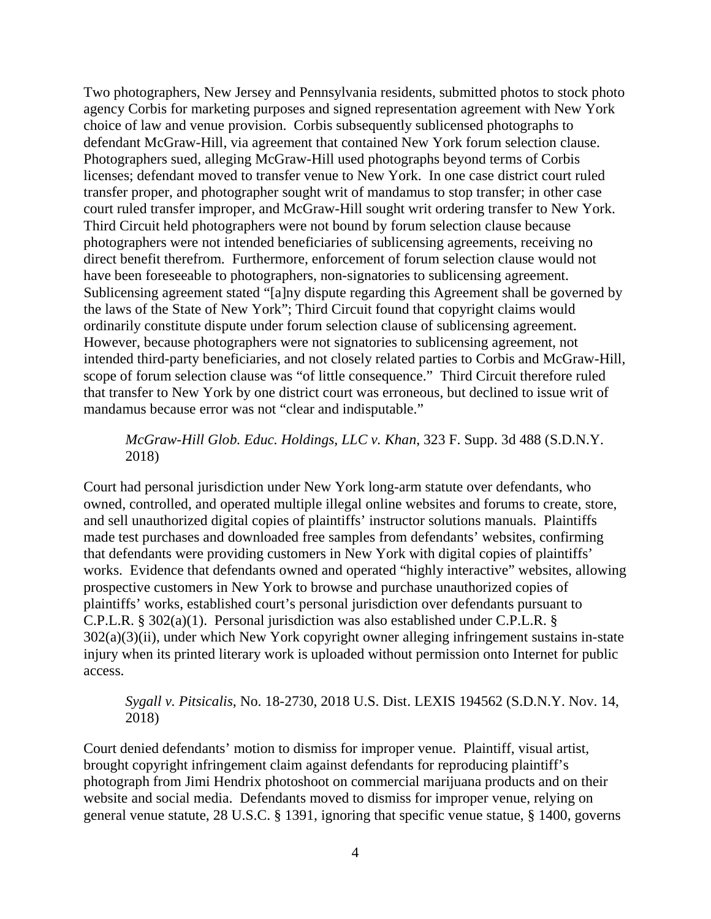Two photographers, New Jersey and Pennsylvania residents, submitted photos to stock photo agency Corbis for marketing purposes and signed representation agreement with New York choice of law and venue provision. Corbis subsequently sublicensed photographs to defendant McGraw-Hill, via agreement that contained New York forum selection clause. Photographers sued, alleging McGraw-Hill used photographs beyond terms of Corbis licenses; defendant moved to transfer venue to New York. In one case district court ruled transfer proper, and photographer sought writ of mandamus to stop transfer; in other case court ruled transfer improper, and McGraw-Hill sought writ ordering transfer to New York. Third Circuit held photographers were not bound by forum selection clause because photographers were not intended beneficiaries of sublicensing agreements, receiving no direct benefit therefrom. Furthermore, enforcement of forum selection clause would not have been foreseeable to photographers, non-signatories to sublicensing agreement. Sublicensing agreement stated "[a]ny dispute regarding this Agreement shall be governed by the laws of the State of New York"; Third Circuit found that copyright claims would ordinarily constitute dispute under forum selection clause of sublicensing agreement. However, because photographers were not signatories to sublicensing agreement, not intended third-party beneficiaries, and not closely related parties to Corbis and McGraw-Hill, scope of forum selection clause was "of little consequence." Third Circuit therefore ruled that transfer to New York by one district court was erroneous, but declined to issue writ of mandamus because error was not "clear and indisputable."

> *McGraw-Hill Glob. Educ. Holdings, LLC v. Khan*, 323 F. Supp. 3d 488 (S.D.N.Y. 2018)

Court had personal jurisdiction under New York long-arm statute over defendants, who owned, controlled, and operated multiple illegal online websites and forums to create, store, and sell unauthorized digital copies of plaintiffs' instructor solutions manuals. Plaintiffs made test purchases and downloaded free samples from defendants' websites, confirming that defendants were providing customers in New York with digital copies of plaintiffs' works. Evidence that defendants owned and operated "highly interactive" websites, allowing prospective customers in New York to browse and purchase unauthorized copies of plaintiffs' works, established court's personal jurisdiction over defendants pursuant to C.P.L.R. § 302(a)(1). Personal jurisdiction was also established under C.P.L.R. § 302(a)(3)(ii), under which New York copyright owner alleging infringement sustains in-state injury when its printed literary work is uploaded without permission onto Internet for public access.

> *Sygall v. Pitsicalis*, No. 18-2730, 2018 U.S. Dist. LEXIS 194562 (S.D.N.Y. Nov. 14, 2018)

Court denied defendants' motion to dismiss for improper venue. Plaintiff, visual artist, brought copyright infringement claim against defendants for reproducing plaintiff's photograph from Jimi Hendrix photoshoot on commercial marijuana products and on their website and social media. Defendants moved to dismiss for improper venue, relying on general venue statute, 28 U.S.C. § 1391, ignoring that specific venue statue, § 1400, governs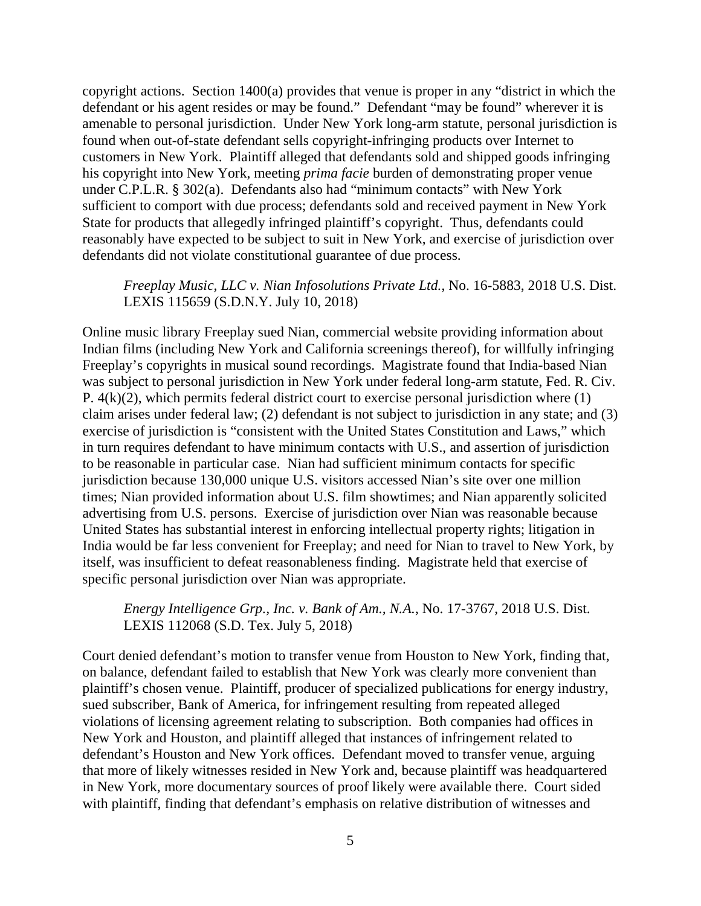copyright actions. Section 1400(a) provides that venue is proper in any "district in which the defendant or his agent resides or may be found." Defendant "may be found" wherever it is amenable to personal jurisdiction. Under New York long-arm statute, personal jurisdiction is found when out-of-state defendant sells copyright-infringing products over Internet to customers in New York. Plaintiff alleged that defendants sold and shipped goods infringing his copyright into New York, meeting *prima facie* burden of demonstrating proper venue under C.P.L.R. § 302(a). Defendants also had "minimum contacts" with New York sufficient to comport with due process; defendants sold and received payment in New York State for products that allegedly infringed plaintiff's copyright. Thus, defendants could reasonably have expected to be subject to suit in New York, and exercise of jurisdiction over defendants did not violate constitutional guarantee of due process.

> *Freeplay Music, LLC v. Nian Infosolutions Private Ltd.*, No. 16-5883, 2018 U.S. Dist. LEXIS 115659 (S.D.N.Y. July 10, 2018)

Online music library Freeplay sued Nian, commercial website providing information about Indian films (including New York and California screenings thereof), for willfully infringing Freeplay's copyrights in musical sound recordings. Magistrate found that India-based Nian was subject to personal jurisdiction in New York under federal long-arm statute, Fed. R. Civ. P. 4(k)(2), which permits federal district court to exercise personal jurisdiction where (1) claim arises under federal law; (2) defendant is not subject to jurisdiction in any state; and (3) exercise of jurisdiction is "consistent with the United States Constitution and Laws," which in turn requires defendant to have minimum contacts with U.S., and assertion of jurisdiction to be reasonable in particular case. Nian had sufficient minimum contacts for specific jurisdiction because 130,000 unique U.S. visitors accessed Nian's site over one million times; Nian provided information about U.S. film showtimes; and Nian apparently solicited advertising from U.S. persons. Exercise of jurisdiction over Nian was reasonable because United States has substantial interest in enforcing intellectual property rights; litigation in India would be far less convenient for Freeplay; and need for Nian to travel to New York, by itself, was insufficient to defeat reasonableness finding. Magistrate held that exercise of specific personal jurisdiction over Nian was appropriate.

> *Energy Intelligence Grp., Inc. v. Bank of Am., N.A.*, No. 17-3767, 2018 U.S. Dist. LEXIS 112068 (S.D. Tex. July 5, 2018)

Court denied defendant's motion to transfer venue from Houston to New York, finding that, on balance, defendant failed to establish that New York was clearly more convenient than plaintiff's chosen venue. Plaintiff, producer of specialized publications for energy industry, sued subscriber, Bank of America, for infringement resulting from repeated alleged violations of licensing agreement relating to subscription. Both companies had offices in New York and Houston, and plaintiff alleged that instances of infringement related to defendant's Houston and New York offices. Defendant moved to transfer venue, arguing that more of likely witnesses resided in New York and, because plaintiff was headquartered in New York, more documentary sources of proof likely were available there. Court sided with plaintiff, finding that defendant's emphasis on relative distribution of witnesses and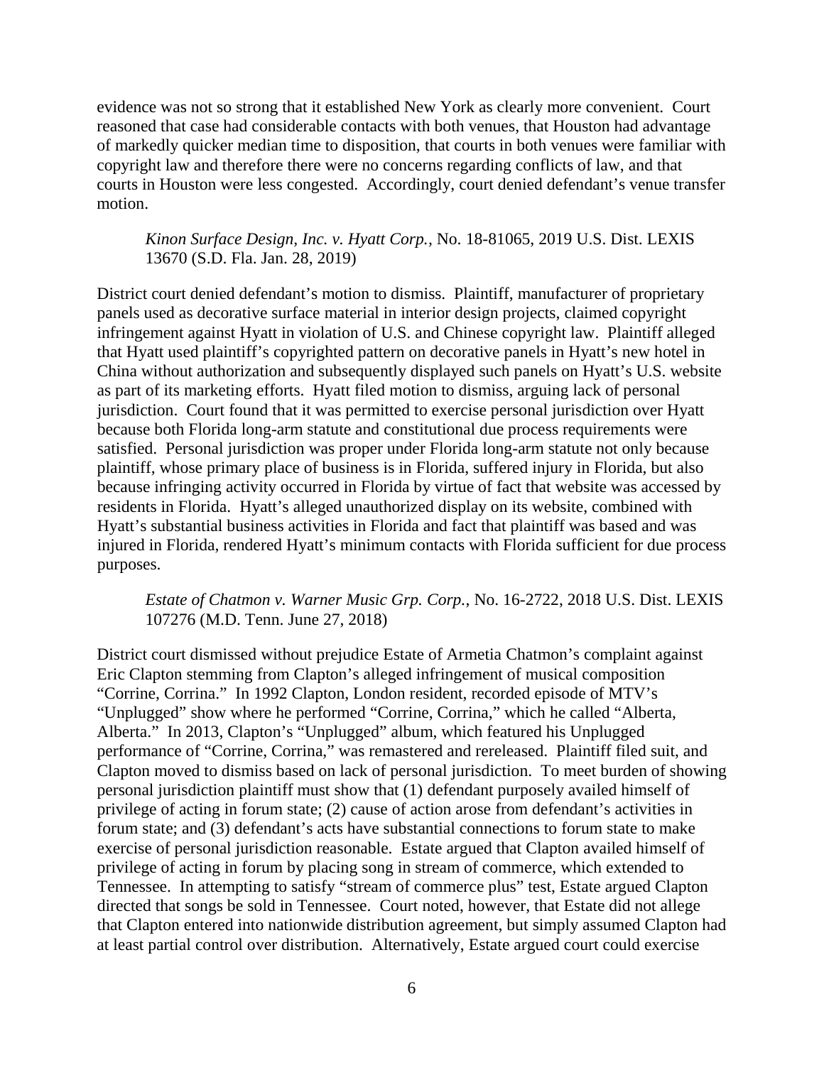evidence was not so strong that it established New York as clearly more convenient. Court reasoned that case had considerable contacts with both venues, that Houston had advantage of markedly quicker median time to disposition, that courts in both venues were familiar with copyright law and therefore there were no concerns regarding conflicts of law, and that courts in Houston were less congested. Accordingly, court denied defendant's venue transfer motion.

> *Kinon Surface Design, Inc. v. Hyatt Corp.,* No. 18-81065, 2019 U.S. Dist. LEXIS 13670 (S.D. Fla. Jan. 28, 2019)

District court denied defendant's motion to dismiss. Plaintiff, manufacturer of proprietary panels used as decorative surface material in interior design projects, claimed copyright infringement against Hyatt in violation of U.S. and Chinese copyright law. Plaintiff alleged that Hyatt used plaintiff's copyrighted pattern on decorative panels in Hyatt's new hotel in China without authorization and subsequently displayed such panels on Hyatt's U.S. website as part of its marketing efforts. Hyatt filed motion to dismiss, arguing lack of personal jurisdiction. Court found that it was permitted to exercise personal jurisdiction over Hyatt because both Florida long-arm statute and constitutional due process requirements were satisfied. Personal jurisdiction was proper under Florida long-arm statute not only because plaintiff, whose primary place of business is in Florida, suffered injury in Florida, but also because infringing activity occurred in Florida by virtue of fact that website was accessed by residents in Florida. Hyatt's alleged unauthorized display on its website, combined with Hyatt's substantial business activities in Florida and fact that plaintiff was based and was injured in Florida, rendered Hyatt's minimum contacts with Florida sufficient for due process purposes.

> *Estate of Chatmon v. Warner Music Grp. Corp.*, No. 16-2722, 2018 U.S. Dist. LEXIS 107276 (M.D. Tenn. June 27, 2018)

District court dismissed without prejudice Estate of Armetia Chatmon's complaint against Eric Clapton stemming from Clapton's alleged infringement of musical composition "Corrine, Corrina." In 1992 Clapton, London resident, recorded episode of MTV's "Unplugged" show where he performed "Corrine, Corrina," which he called "Alberta, Alberta." In 2013, Clapton's "Unplugged" album, which featured his Unplugged performance of "Corrine, Corrina," was remastered and rereleased. Plaintiff filed suit, and Clapton moved to dismiss based on lack of personal jurisdiction. To meet burden of showing personal jurisdiction plaintiff must show that (1) defendant purposely availed himself of privilege of acting in forum state; (2) cause of action arose from defendant's activities in forum state; and (3) defendant's acts have substantial connections to forum state to make exercise of personal jurisdiction reasonable. Estate argued that Clapton availed himself of privilege of acting in forum by placing song in stream of commerce, which extended to Tennessee. In attempting to satisfy "stream of commerce plus" test, Estate argued Clapton directed that songs be sold in Tennessee. Court noted, however, that Estate did not allege that Clapton entered into nationwide distribution agreement, but simply assumed Clapton had at least partial control over distribution. Alternatively, Estate argued court could exercise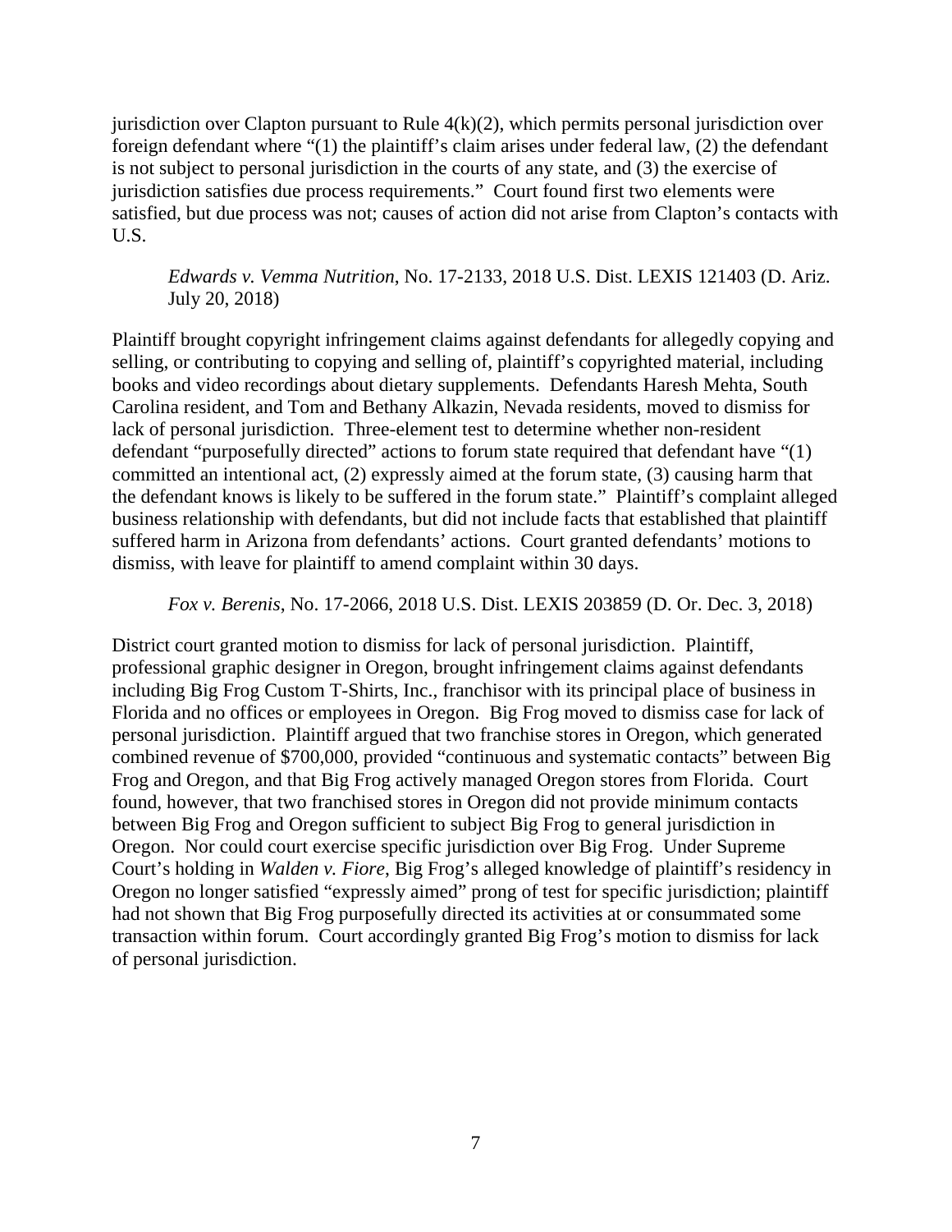jurisdiction over Clapton pursuant to Rule 4(k)(2), which permits personal jurisdiction over foreign defendant where "(1) the plaintiff's claim arises under federal law, (2) the defendant is not subject to personal jurisdiction in the courts of any state, and (3) the exercise of jurisdiction satisfies due process requirements." Court found first two elements were satisfied, but due process was not; causes of action did not arise from Clapton's contacts with U.S.

*Edwards v. Vemma Nutrition*, No. 17-2133, 2018 U.S. Dist. LEXIS 121403 (D. Ariz. July 20, 2018)

Plaintiff brought copyright infringement claims against defendants for allegedly copying and selling, or contributing to copying and selling of, plaintiff's copyrighted material, including books and video recordings about dietary supplements. Defendants Haresh Mehta, South Carolina resident, and Tom and Bethany Alkazin, Nevada residents, moved to dismiss for lack of personal jurisdiction. Three-element test to determine whether non-resident defendant "purposefully directed" actions to forum state required that defendant have "(1) committed an intentional act, (2) expressly aimed at the forum state, (3) causing harm that the defendant knows is likely to be suffered in the forum state." Plaintiff's complaint alleged business relationship with defendants, but did not include facts that established that plaintiff suffered harm in Arizona from defendants' actions. Court granted defendants' motions to dismiss, with leave for plaintiff to amend complaint within 30 days.

*Fox v. Berenis*, No. 17-2066, 2018 U.S. Dist. LEXIS 203859 (D. Or. Dec. 3, 2018)

District court granted motion to dismiss for lack of personal jurisdiction. Plaintiff, professional graphic designer in Oregon, brought infringement claims against defendants including Big Frog Custom T-Shirts, Inc., franchisor with its principal place of business in Florida and no offices or employees in Oregon. Big Frog moved to dismiss case for lack of personal jurisdiction. Plaintiff argued that two franchise stores in Oregon, which generated combined revenue of $700,000, provided "continuous and systematic contacts" between Big Frog and Oregon, and that Big Frog actively managed Oregon stores from Florida. Court found, however, that two franchised stores in Oregon did not provide minimum contacts between Big Frog and Oregon sufficient to subject Big Frog to general jurisdiction in Oregon. Nor could court exercise specific jurisdiction over Big Frog. Under Supreme Court's holding in *Walden v. Fiore*, Big Frog's alleged knowledge of plaintiff's residency in Oregon no longer satisfied "expressly aimed" prong of test for specific jurisdiction; plaintiff had not shown that Big Frog purposefully directed its activities at or consummated some transaction within forum. Court accordingly granted Big Frog's motion to dismiss for lack of personal jurisdiction.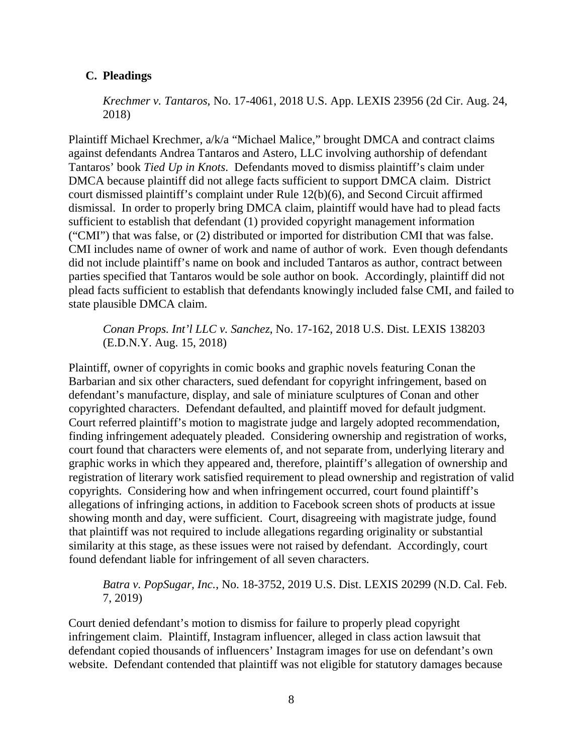### C. Pleadings

*Krechmer v. Tantaros*, No. 17-4061, 2018 U.S. App. LEXIS 23956 (2d Cir. Aug. 24, 2018)

Plaintiff Michael Krechmer, a/k/a "Michael Malice," brought DMCA and contract claims against defendants Andrea Tantaros and Astero, LLC involving authorship of defendant Tantaros' book *Tied Up in Knots*. Defendants moved to dismiss plaintiff's claim under DMCA because plaintiff did not allege facts sufficient to support DMCA claim. District court dismissed plaintiff's complaint under Rule 12(b)(6), and Second Circuit affirmed dismissal. In order to properly bring DMCA claim, plaintiff would have had to plead facts sufficient to establish that defendant (1) provided copyright management information ("CMI") that was false, or (2) distributed or imported for distribution CMI that was false. CMI includes name of owner of work and name of author of work. Even though defendants did not include plaintiff's name on book and included Tantaros as author, contract between parties specified that Tantaros would be sole author on book. Accordingly, plaintiff did not plead facts sufficient to establish that defendants knowingly included false CMI, and failed to state plausible DMCA claim.

*Conan Props. Int'l LLC v. Sanchez*, No. 17-162, 2018 U.S. Dist. LEXIS 138203 (E.D.N.Y. Aug. 15, 2018)

Plaintiff, owner of copyrights in comic books and graphic novels featuring Conan the Barbarian and six other characters, sued defendant for copyright infringement, based on defendant's manufacture, display, and sale of miniature sculptures of Conan and other copyrighted characters. Defendant defaulted, and plaintiff moved for default judgment. Court referred plaintiff's motion to magistrate judge and largely adopted recommendation, finding infringement adequately pleaded. Considering ownership and registration of works, court found that characters were elements of, and not separate from, underlying literary and graphic works in which they appeared and, therefore, plaintiff's allegation of ownership and registration of literary work satisfied requirement to plead ownership and registration of valid copyrights. Considering how and when infringement occurred, court found plaintiff's allegations of infringing actions, in addition to Facebook screen shots of products at issue showing month and day, were sufficient. Court, disagreeing with magistrate judge, found that plaintiff was not required to include allegations regarding originality or substantial similarity at this stage, as these issues were not raised by defendant. Accordingly, court found defendant liable for infringement of all seven characters.

*Batra v. PopSugar, Inc.*, No. 18-3752, 2019 U.S. Dist. LEXIS 20299 (N.D. Cal. Feb. 7, 2019)

Court denied defendant's motion to dismiss for failure to properly plead copyright infringement claim. Plaintiff, Instagram influencer, alleged in class action lawsuit that defendant copied thousands of influencers' Instagram images for use on defendant's own website. Defendant contended that plaintiff was not eligible for statutory damages because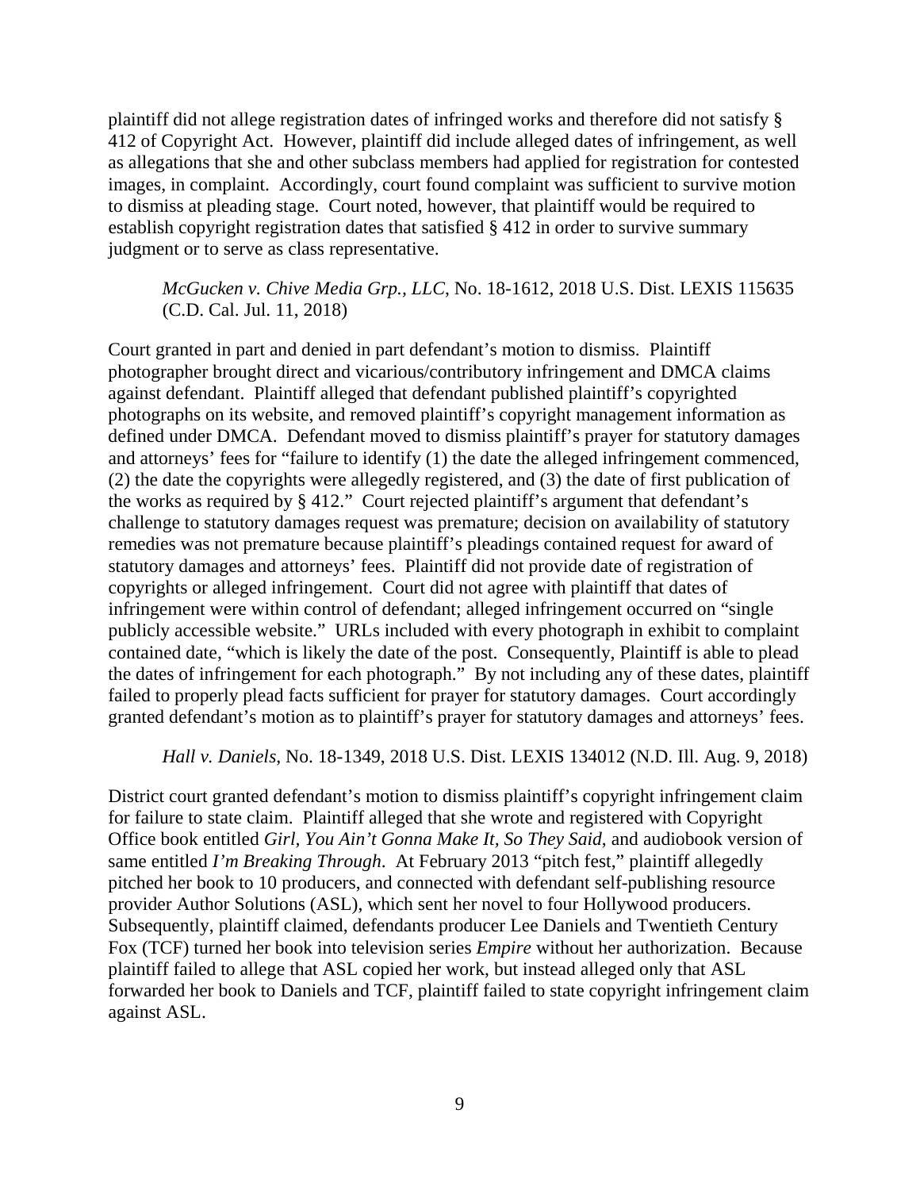plaintiff did not allege registration dates of infringed works and therefore did not satisfy § 412 of Copyright Act. However, plaintiff did include alleged dates of infringement, as well as allegations that she and other subclass members had applied for registration for contested images, in complaint. Accordingly, court found complaint was sufficient to survive motion to dismiss at pleading stage. Court noted, however, that plaintiff would be required to establish copyright registration dates that satisfied § 412 in order to survive summary judgment or to serve as class representative.

*McGucken v. Chive Media Grp., LLC*, No. 18-1612, 2018 U.S. Dist. LEXIS 115635 (C.D. Cal. Jul. 11, 2018)

Court granted in part and denied in part defendant's motion to dismiss. Plaintiff photographer brought direct and vicarious/contributory infringement and DMCA claims against defendant. Plaintiff alleged that defendant published plaintiff's copyrighted photographs on its website, and removed plaintiff's copyright management information as defined under DMCA. Defendant moved to dismiss plaintiff's prayer for statutory damages and attorneys' fees for "failure to identify (1) the date the alleged infringement commenced, (2) the date the copyrights were allegedly registered, and (3) the date of first publication of the works as required by § 412." Court rejected plaintiff's argument that defendant's challenge to statutory damages request was premature; decision on availability of statutory remedies was not premature because plaintiff's pleadings contained request for award of statutory damages and attorneys' fees. Plaintiff did not provide date of registration of copyrights or alleged infringement. Court did not agree with plaintiff that dates of infringement were within control of defendant; alleged infringement occurred on "single publicly accessible website." URLs included with every photograph in exhibit to complaint contained date, "which is likely the date of the post. Consequently, Plaintiff is able to plead the dates of infringement for each photograph." By not including any of these dates, plaintiff failed to properly plead facts sufficient for prayer for statutory damages. Court accordingly granted defendant's motion as to plaintiff's prayer for statutory damages and attorneys' fees.

*Hall v. Daniels*, No. 18-1349, 2018 U.S. Dist. LEXIS 134012 (N.D. Ill. Aug. 9, 2018)

District court granted defendant's motion to dismiss plaintiff's copyright infringement claim for failure to state claim. Plaintiff alleged that she wrote and registered with Copyright Office book entitled *Girl, You Ain't Gonna Make It, So They Said*, and audiobook version of same entitled *I'm Breaking Through*. At February 2013 "pitch fest," plaintiff allegedly pitched her book to 10 producers, and connected with defendant self-publishing resource provider Author Solutions (ASL), which sent her novel to four Hollywood producers. Subsequently, plaintiff claimed, defendants producer Lee Daniels and Twentieth Century Fox (TCF) turned her book into television series *Empire* without her authorization. Because plaintiff failed to allege that ASL copied her work, but instead alleged only that ASL forwarded her book to Daniels and TCF, plaintiff failed to state copyright infringement claim against ASL.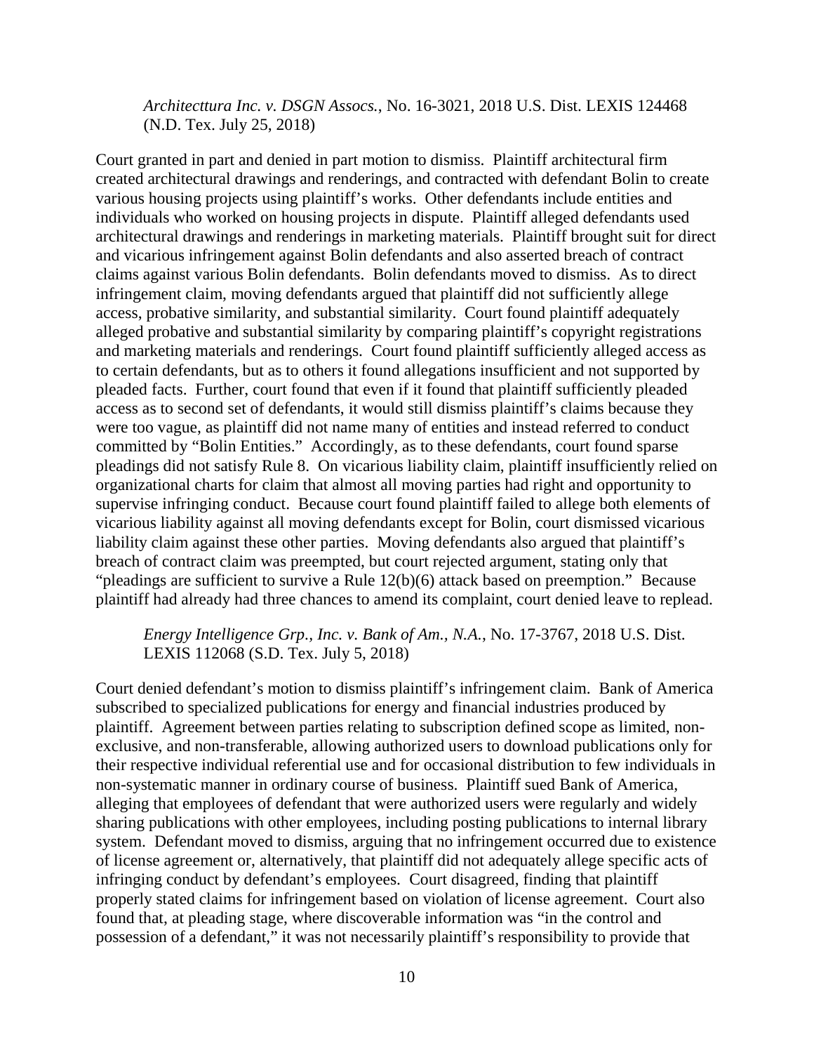*Architecttura Inc. v. DSGN Assocs.*, No. 16-3021, 2018 U.S. Dist. LEXIS 124468 (N.D. Tex. July 25, 2018)

Court granted in part and denied in part motion to dismiss. Plaintiff architectural firm created architectural drawings and renderings, and contracted with defendant Bolin to create various housing projects using plaintiff's works. Other defendants include entities and individuals who worked on housing projects in dispute. Plaintiff alleged defendants used architectural drawings and renderings in marketing materials. Plaintiff brought suit for direct and vicarious infringement against Bolin defendants and also asserted breach of contract claims against various Bolin defendants. Bolin defendants moved to dismiss. As to direct infringement claim, moving defendants argued that plaintiff did not sufficiently allege access, probative similarity, and substantial similarity. Court found plaintiff adequately alleged probative and substantial similarity by comparing plaintiff's copyright registrations and marketing materials and renderings. Court found plaintiff sufficiently alleged access as to certain defendants, but as to others it found allegations insufficient and not supported by pleaded facts. Further, court found that even if it found that plaintiff sufficiently pleaded access as to second set of defendants, it would still dismiss plaintiff's claims because they were too vague, as plaintiff did not name many of entities and instead referred to conduct committed by "Bolin Entities." Accordingly, as to these defendants, court found sparse pleadings did not satisfy Rule 8. On vicarious liability claim, plaintiff insufficiently relied on organizational charts for claim that almost all moving parties had right and opportunity to supervise infringing conduct. Because court found plaintiff failed to allege both elements of vicarious liability against all moving defendants except for Bolin, court dismissed vicarious liability claim against these other parties. Moving defendants also argued that plaintiff's breach of contract claim was preempted, but court rejected argument, stating only that "pleadings are sufficient to survive a Rule 12(b)(6) attack based on preemption." Because plaintiff had already had three chances to amend its complaint, court denied leave to replead.

*Energy Intelligence Grp., Inc. v. Bank of Am., N.A.*, No. 17-3767, 2018 U.S. Dist. LEXIS 112068 (S.D. Tex. July 5, 2018)

Court denied defendant's motion to dismiss plaintiff's infringement claim. Bank of America subscribed to specialized publications for energy and financial industries produced by plaintiff. Agreement between parties relating to subscription defined scope as limited, non-exclusive, and non-transferable, allowing authorized users to download publications only for their respective individual referential use and for occasional distribution to few individuals in non-systematic manner in ordinary course of business. Plaintiff sued Bank of America, alleging that employees of defendant that were authorized users were regularly and widely sharing publications with other employees, including posting publications to internal library system. Defendant moved to dismiss, arguing that no infringement occurred due to existence of license agreement or, alternatively, that plaintiff did not adequately allege specific acts of infringing conduct by defendant's employees. Court disagreed, finding that plaintiff properly stated claims for infringement based on violation of license agreement. Court also found that, at pleading stage, where discoverable information was "in the control and possession of a defendant," it was not necessarily plaintiff's responsibility to provide that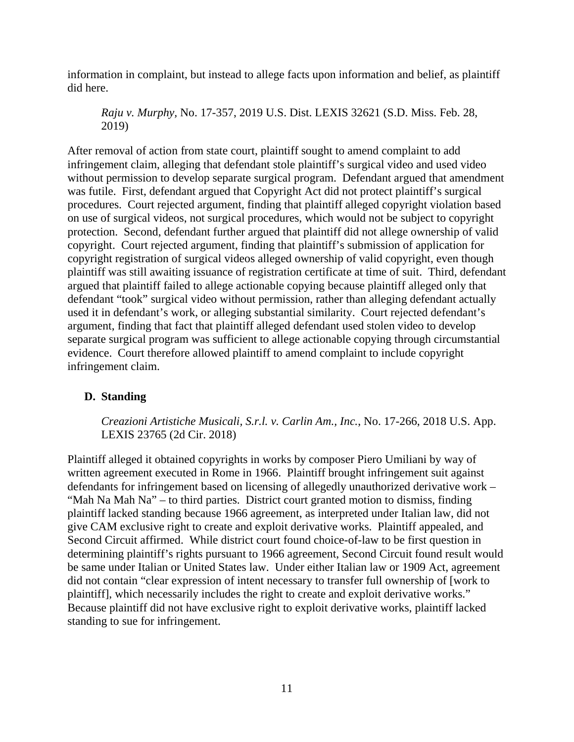information in complaint, but instead to allege facts upon information and belief, as plaintiff did here.

> *Raju v. Murphy*, No. 17-357, 2019 U.S. Dist. LEXIS 32621 (S.D. Miss. Feb. 28, 2019)

After removal of action from state court, plaintiff sought to amend complaint to add infringement claim, alleging that defendant stole plaintiff's surgical video and used video without permission to develop separate surgical program. Defendant argued that amendment was futile. First, defendant argued that Copyright Act did not protect plaintiff's surgical procedures. Court rejected argument, finding that plaintiff alleged copyright violation based on use of surgical videos, not surgical procedures, which would not be subject to copyright protection. Second, defendant further argued that plaintiff did not allege ownership of valid copyright. Court rejected argument, finding that plaintiff's submission of application for copyright registration of surgical videos alleged ownership of valid copyright, even though plaintiff was still awaiting issuance of registration certificate at time of suit. Third, defendant argued that plaintiff failed to allege actionable copying because plaintiff alleged only that defendant "took" surgical video without permission, rather than alleging defendant actually used it in defendant's work, or alleging substantial similarity. Court rejected defendant's argument, finding that fact that plaintiff alleged defendant used stolen video to develop separate surgical program was sufficient to allege actionable copying through circumstantial evidence. Court therefore allowed plaintiff to amend complaint to include copyright infringement claim.

### D. Standing

> *Creazioni Artistiche Musicali, S.r.l. v. Carlin Am., Inc.*, No. 17-266, 2018 U.S. App. LEXIS 23765 (2d Cir. 2018)

Plaintiff alleged it obtained copyrights in works by composer Piero Umiliani by way of written agreement executed in Rome in 1966. Plaintiff brought infringement suit against defendants for infringement based on licensing of allegedly unauthorized derivative work – "Mah Na Mah Na" – to third parties. District court granted motion to dismiss, finding plaintiff lacked standing because 1966 agreement, as interpreted under Italian law, did not give CAM exclusive right to create and exploit derivative works. Plaintiff appealed, and Second Circuit affirmed. While district court found choice-of-law to be first question in determining plaintiff's rights pursuant to 1966 agreement, Second Circuit found result would be same under Italian or United States law. Under either Italian law or 1909 Act, agreement did not contain "clear expression of intent necessary to transfer full ownership of [work to plaintiff], which necessarily includes the right to create and exploit derivative works." Because plaintiff did not have exclusive right to exploit derivative works, plaintiff lacked standing to sue for infringement.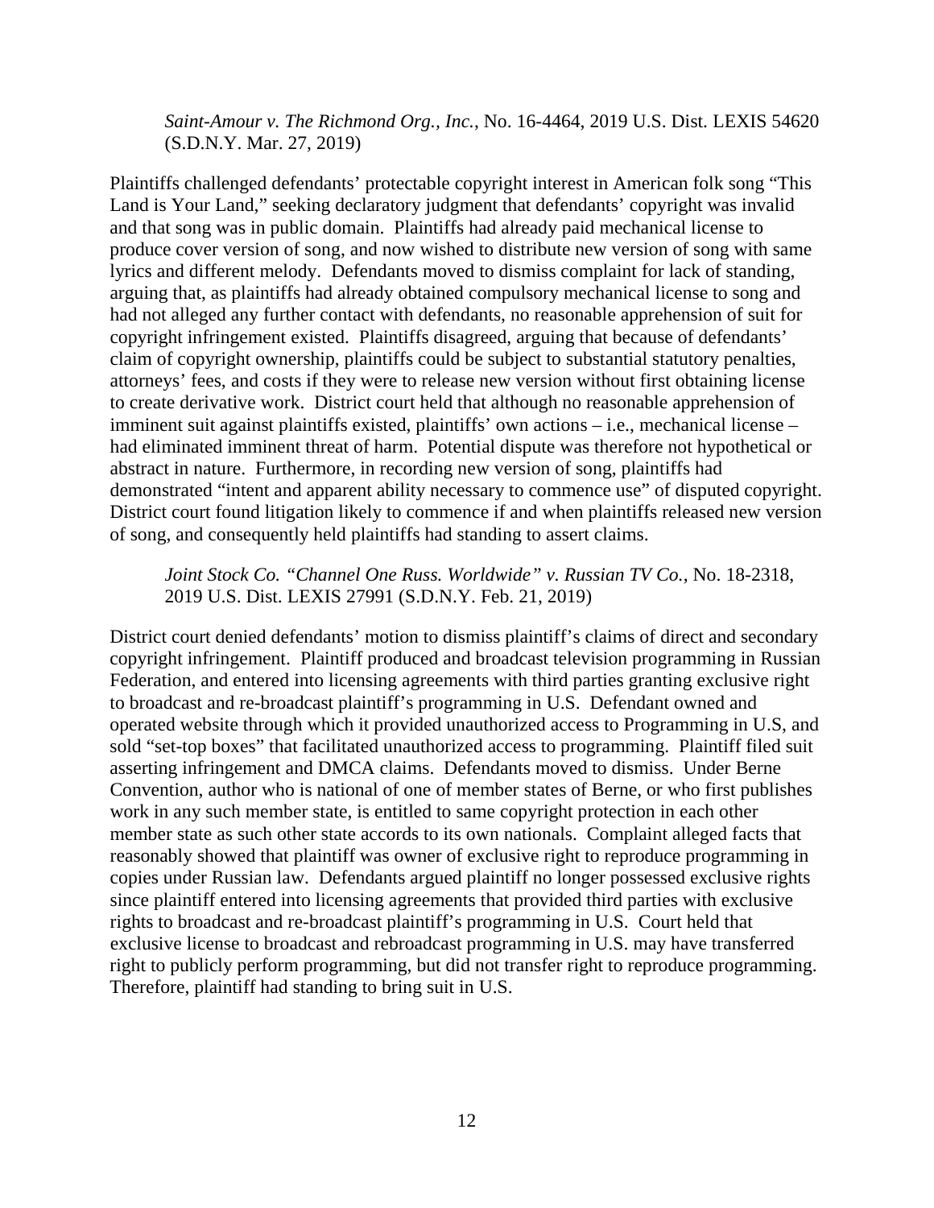*Saint-Amour v. The Richmond Org., Inc.*, No. 16-4464, 2019 U.S. Dist. LEXIS 54620 (S.D.N.Y. Mar. 27, 2019)

Plaintiffs challenged defendants' protectable copyright interest in American folk song "This Land is Your Land," seeking declaratory judgment that defendants' copyright was invalid and that song was in public domain. Plaintiffs had already paid mechanical license to produce cover version of song, and now wished to distribute new version of song with same lyrics and different melody. Defendants moved to dismiss complaint for lack of standing, arguing that, as plaintiffs had already obtained compulsory mechanical license to song and had not alleged any further contact with defendants, no reasonable apprehension of suit for copyright infringement existed. Plaintiffs disagreed, arguing that because of defendants' claim of copyright ownership, plaintiffs could be subject to substantial statutory penalties, attorneys' fees, and costs if they were to release new version without first obtaining license to create derivative work. District court held that although no reasonable apprehension of imminent suit against plaintiffs existed, plaintiffs' own actions – i.e., mechanical license – had eliminated imminent threat of harm. Potential dispute was therefore not hypothetical or abstract in nature. Furthermore, in recording new version of song, plaintiffs had demonstrated "intent and apparent ability necessary to commence use" of disputed copyright. District court found litigation likely to commence if and when plaintiffs released new version of song, and consequently held plaintiffs had standing to assert claims.

*Joint Stock Co. "Channel One Russ. Worldwide" v. Russian TV Co.*, No. 18-2318, 2019 U.S. Dist. LEXIS 27991 (S.D.N.Y. Feb. 21, 2019)

District court denied defendants' motion to dismiss plaintiff's claims of direct and secondary copyright infringement. Plaintiff produced and broadcast television programming in Russian Federation, and entered into licensing agreements with third parties granting exclusive right to broadcast and re-broadcast plaintiff's programming in U.S. Defendant owned and operated website through which it provided unauthorized access to Programming in U.S, and sold "set-top boxes" that facilitated unauthorized access to programming. Plaintiff filed suit asserting infringement and DMCA claims. Defendants moved to dismiss. Under Berne Convention, author who is national of one of member states of Berne, or who first publishes work in any such member state, is entitled to same copyright protection in each other member state as such other state accords to its own nationals. Complaint alleged facts that reasonably showed that plaintiff was owner of exclusive right to reproduce programming in copies under Russian law. Defendants argued plaintiff no longer possessed exclusive rights since plaintiff entered into licensing agreements that provided third parties with exclusive rights to broadcast and re-broadcast plaintiff's programming in U.S. Court held that exclusive license to broadcast and rebroadcast programming in U.S. may have transferred right to publicly perform programming, but did not transfer right to reproduce programming. Therefore, plaintiff had standing to bring suit in U.S.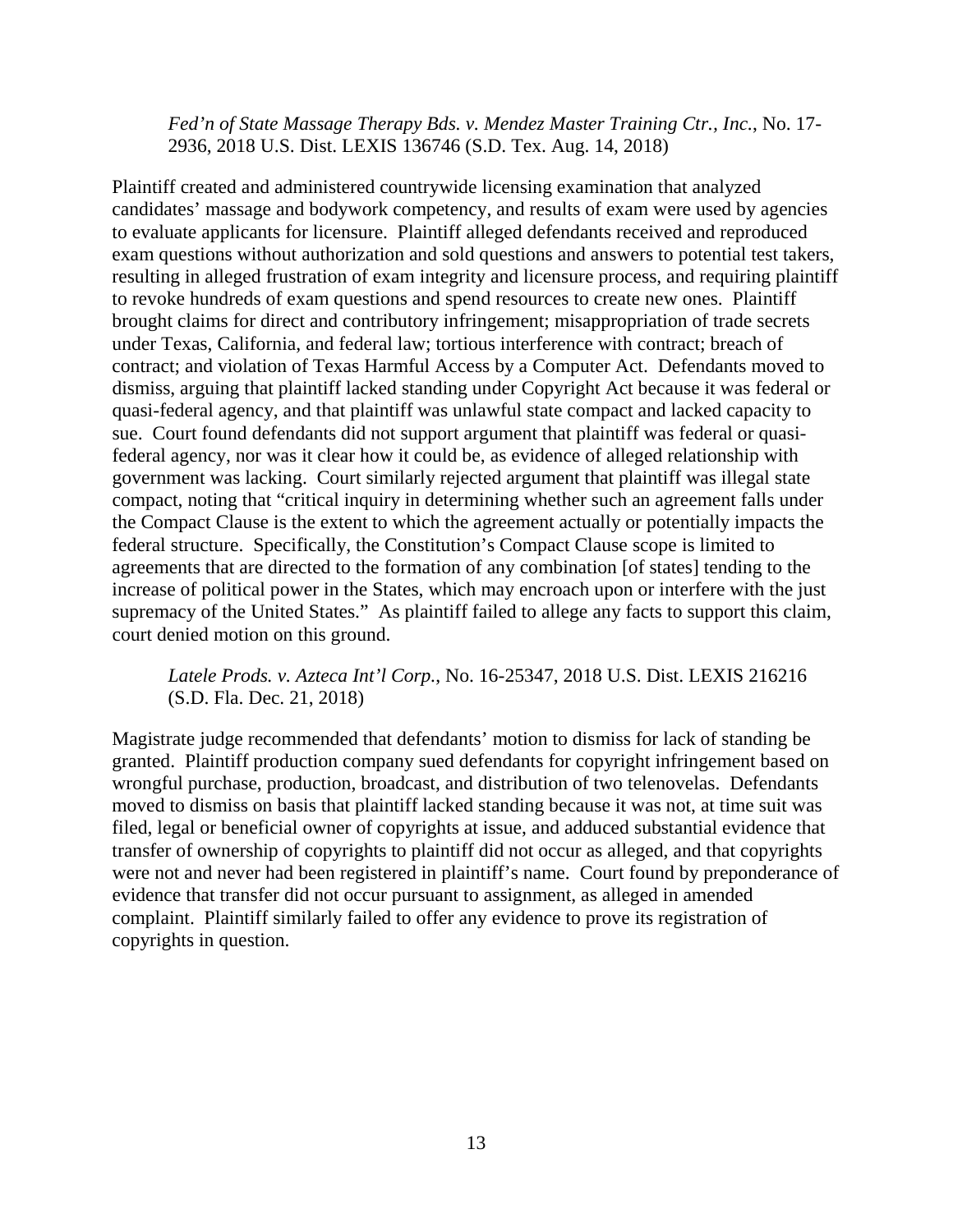*Fed'n of State Massage Therapy Bds. v. Mendez Master Training Ctr., Inc.*, No. 17-2936, 2018 U.S. Dist. LEXIS 136746 (S.D. Tex. Aug. 14, 2018)

Plaintiff created and administered countrywide licensing examination that analyzed candidates' massage and bodywork competency, and results of exam were used by agencies to evaluate applicants for licensure. Plaintiff alleged defendants received and reproduced exam questions without authorization and sold questions and answers to potential test takers, resulting in alleged frustration of exam integrity and licensure process, and requiring plaintiff to revoke hundreds of exam questions and spend resources to create new ones. Plaintiff brought claims for direct and contributory infringement; misappropriation of trade secrets under Texas, California, and federal law; tortious interference with contract; breach of contract; and violation of Texas Harmful Access by a Computer Act. Defendants moved to dismiss, arguing that plaintiff lacked standing under Copyright Act because it was federal or quasi-federal agency, and that plaintiff was unlawful state compact and lacked capacity to sue. Court found defendants did not support argument that plaintiff was federal or quasi-federal agency, nor was it clear how it could be, as evidence of alleged relationship with government was lacking. Court similarly rejected argument that plaintiff was illegal state compact, noting that "critical inquiry in determining whether such an agreement falls under the Compact Clause is the extent to which the agreement actually or potentially impacts the federal structure. Specifically, the Constitution's Compact Clause scope is limited to agreements that are directed to the formation of any combination [of states] tending to the increase of political power in the States, which may encroach upon or interfere with the just supremacy of the United States." As plaintiff failed to allege any facts to support this claim, court denied motion on this ground.

*Latele Prods. v. Azteca Int'l Corp.*, No. 16-25347, 2018 U.S. Dist. LEXIS 216216 (S.D. Fla. Dec. 21, 2018)

Magistrate judge recommended that defendants' motion to dismiss for lack of standing be granted. Plaintiff production company sued defendants for copyright infringement based on wrongful purchase, production, broadcast, and distribution of two telenovelas. Defendants moved to dismiss on basis that plaintiff lacked standing because it was not, at time suit was filed, legal or beneficial owner of copyrights at issue, and adduced substantial evidence that transfer of ownership of copyrights to plaintiff did not occur as alleged, and that copyrights were not and never had been registered in plaintiff's name. Court found by preponderance of evidence that transfer did not occur pursuant to assignment, as alleged in amended complaint. Plaintiff similarly failed to offer any evidence to prove its registration of copyrights in question.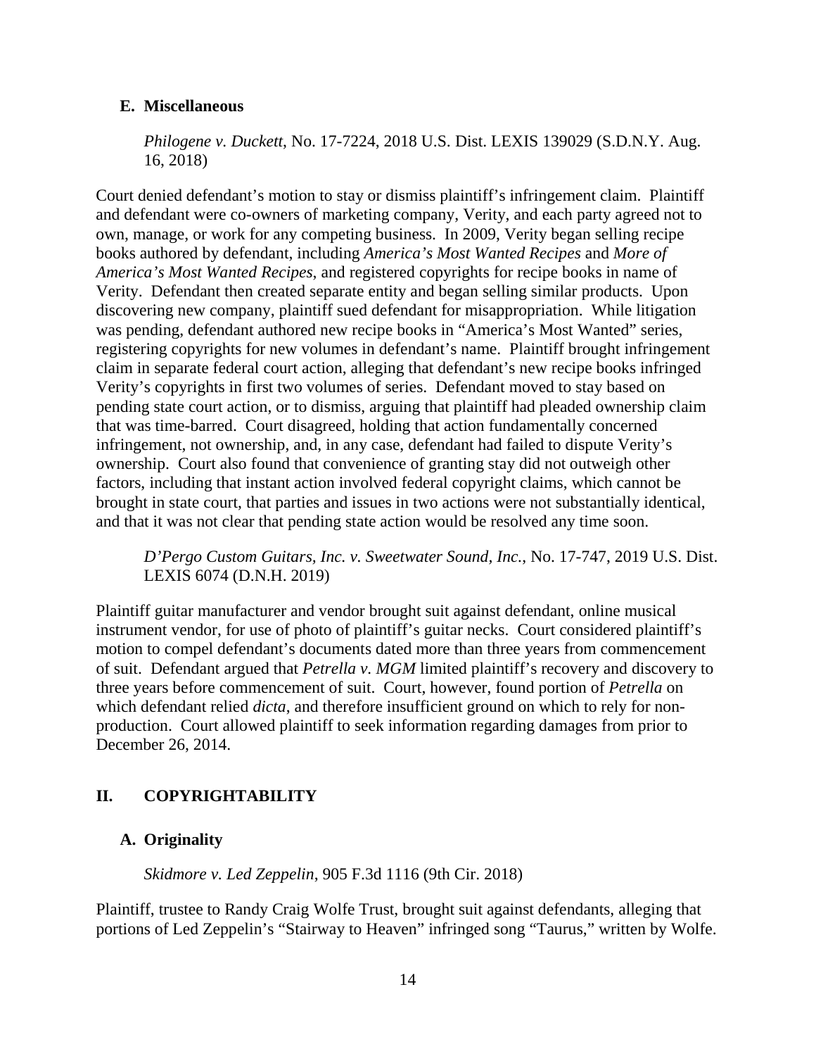### E. Miscellaneous

*Philogene v. Duckett*, No. 17-7224, 2018 U.S. Dist. LEXIS 139029 (S.D.N.Y. Aug. 16, 2018)

Court denied defendant's motion to stay or dismiss plaintiff's infringement claim. Plaintiff and defendant were co-owners of marketing company, Verity, and each party agreed not to own, manage, or work for any competing business. In 2009, Verity began selling recipe books authored by defendant, including *America's Most Wanted Recipes* and *More of America's Most Wanted Recipes*, and registered copyrights for recipe books in name of Verity. Defendant then created separate entity and began selling similar products. Upon discovering new company, plaintiff sued defendant for misappropriation. While litigation was pending, defendant authored new recipe books in "America's Most Wanted" series, registering copyrights for new volumes in defendant's name. Plaintiff brought infringement claim in separate federal court action, alleging that defendant's new recipe books infringed Verity's copyrights in first two volumes of series. Defendant moved to stay based on pending state court action, or to dismiss, arguing that plaintiff had pleaded ownership claim that was time-barred. Court disagreed, holding that action fundamentally concerned infringement, not ownership, and, in any case, defendant had failed to dispute Verity's ownership. Court also found that convenience of granting stay did not outweigh other factors, including that instant action involved federal copyright claims, which cannot be brought in state court, that parties and issues in two actions were not substantially identical, and that it was not clear that pending state action would be resolved any time soon.

*D'Pergo Custom Guitars, Inc. v. Sweetwater Sound, Inc.*, No. 17-747, 2019 U.S. Dist. LEXIS 6074 (D.N.H. 2019)

Plaintiff guitar manufacturer and vendor brought suit against defendant, online musical instrument vendor, for use of photo of plaintiff's guitar necks. Court considered plaintiff's motion to compel defendant's documents dated more than three years from commencement of suit. Defendant argued that *Petrella v. MGM* limited plaintiff's recovery and discovery to three years before commencement of suit. Court, however, found portion of *Petrella* on which defendant relied *dicta*, and therefore insufficient ground on which to rely for non-production. Court allowed plaintiff to seek information regarding damages from prior to December 26, 2014.

## II. COPYRIGHTABILITY

### A. Originality

*Skidmore v. Led Zeppelin*, 905 F.3d 1116 (9th Cir. 2018)

Plaintiff, trustee to Randy Craig Wolfe Trust, brought suit against defendants, alleging that portions of Led Zeppelin's "Stairway to Heaven" infringed song "Taurus," written by Wolfe.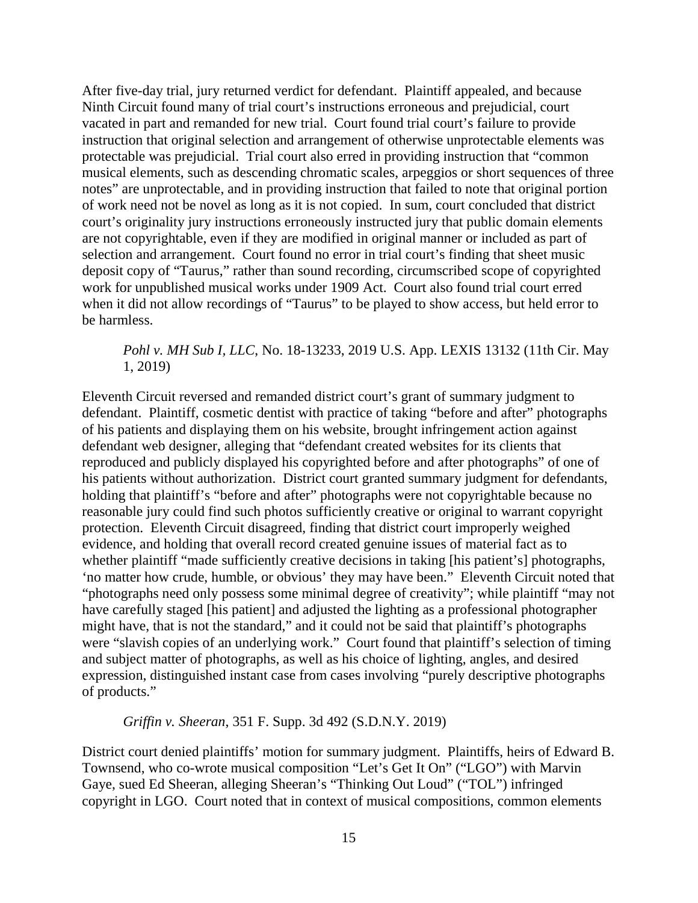After five-day trial, jury returned verdict for defendant. Plaintiff appealed, and because Ninth Circuit found many of trial court's instructions erroneous and prejudicial, court vacated in part and remanded for new trial. Court found trial court's failure to provide instruction that original selection and arrangement of otherwise unprotectable elements was protectable was prejudicial. Trial court also erred in providing instruction that "common musical elements, such as descending chromatic scales, arpeggios or short sequences of three notes" are unprotectable, and in providing instruction that failed to note that original portion of work need not be novel as long as it is not copied. In sum, court concluded that district court's originality jury instructions erroneously instructed jury that public domain elements are not copyrightable, even if they are modified in original manner or included as part of selection and arrangement. Court found no error in trial court's finding that sheet music deposit copy of "Taurus," rather than sound recording, circumscribed scope of copyrighted work for unpublished musical works under 1909 Act. Court also found trial court erred when it did not allow recordings of "Taurus" to be played to show access, but held error to be harmless.

*Pohl v. MH Sub I, LLC*, No. 18-13233, 2019 U.S. App. LEXIS 13132 (11th Cir. May 1, 2019)

Eleventh Circuit reversed and remanded district court's grant of summary judgment to defendant. Plaintiff, cosmetic dentist with practice of taking "before and after" photographs of his patients and displaying them on his website, brought infringement action against defendant web designer, alleging that "defendant created websites for its clients that reproduced and publicly displayed his copyrighted before and after photographs" of one of his patients without authorization. District court granted summary judgment for defendants, holding that plaintiff's "before and after" photographs were not copyrightable because no reasonable jury could find such photos sufficiently creative or original to warrant copyright protection. Eleventh Circuit disagreed, finding that district court improperly weighed evidence, and holding that overall record created genuine issues of material fact as to whether plaintiff "made sufficiently creative decisions in taking [his patient's] photographs, 'no matter how crude, humble, or obvious' they may have been." Eleventh Circuit noted that "photographs need only possess some minimal degree of creativity"; while plaintiff "may not have carefully staged [his patient] and adjusted the lighting as a professional photographer might have, that is not the standard," and it could not be said that plaintiff's photographs were "slavish copies of an underlying work." Court found that plaintiff's selection of timing and subject matter of photographs, as well as his choice of lighting, angles, and desired expression, distinguished instant case from cases involving "purely descriptive photographs of products."

*Griffin v. Sheeran*, 351 F. Supp. 3d 492 (S.D.N.Y. 2019)

District court denied plaintiffs' motion for summary judgment. Plaintiffs, heirs of Edward B. Townsend, who co-wrote musical composition "Let's Get It On" ("LGO") with Marvin Gaye, sued Ed Sheeran, alleging Sheeran's "Thinking Out Loud" ("TOL") infringed copyright in LGO. Court noted that in context of musical compositions, common elements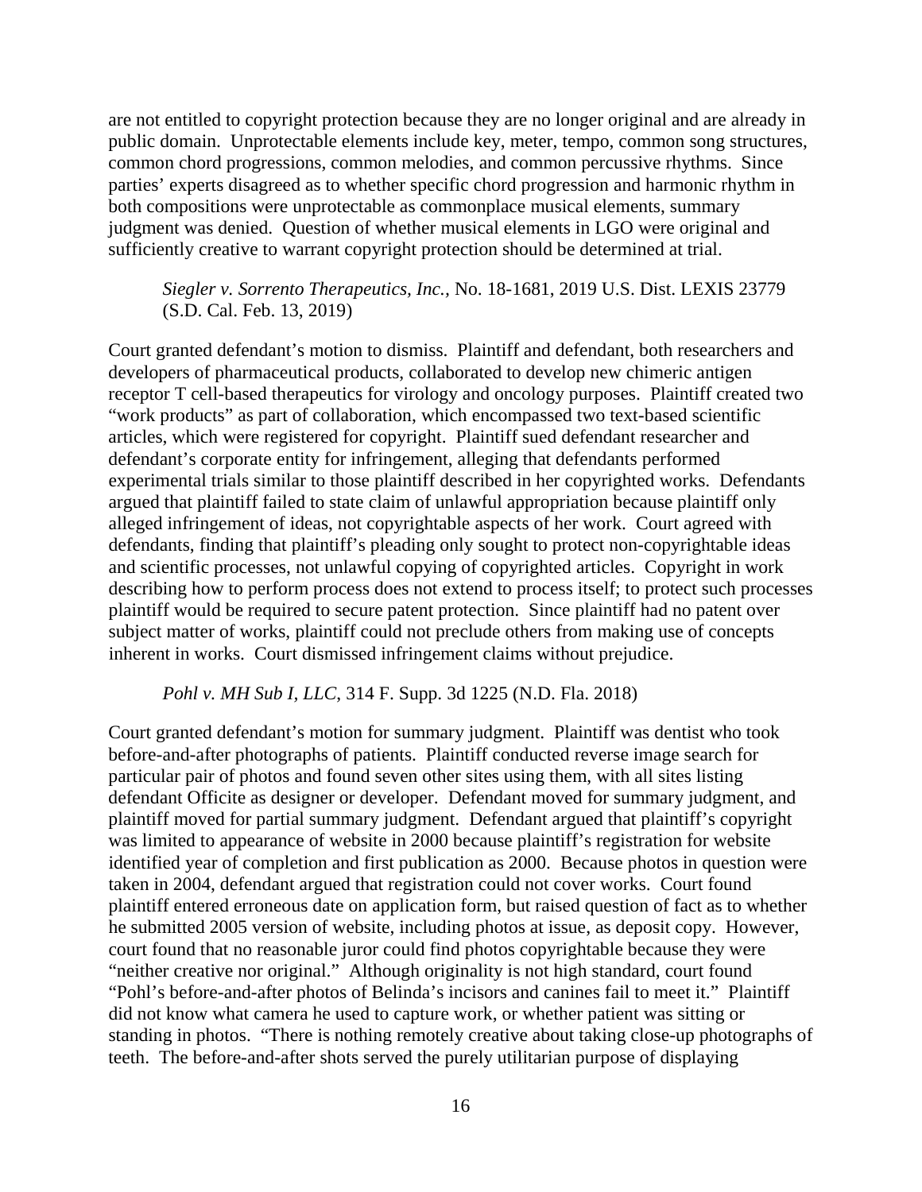are not entitled to copyright protection because they are no longer original and are already in public domain. Unprotectable elements include key, meter, tempo, common song structures, common chord progressions, common melodies, and common percussive rhythms. Since parties' experts disagreed as to whether specific chord progression and harmonic rhythm in both compositions were unprotectable as commonplace musical elements, summary judgment was denied. Question of whether musical elements in LGO were original and sufficiently creative to warrant copyright protection should be determined at trial.

*Siegler v. Sorrento Therapeutics, Inc.*, No. 18-1681, 2019 U.S. Dist. LEXIS 23779 (S.D. Cal. Feb. 13, 2019)

Court granted defendant's motion to dismiss. Plaintiff and defendant, both researchers and developers of pharmaceutical products, collaborated to develop new chimeric antigen receptor T cell-based therapeutics for virology and oncology purposes. Plaintiff created two "work products" as part of collaboration, which encompassed two text-based scientific articles, which were registered for copyright. Plaintiff sued defendant researcher and defendant's corporate entity for infringement, alleging that defendants performed experimental trials similar to those plaintiff described in her copyrighted works. Defendants argued that plaintiff failed to state claim of unlawful appropriation because plaintiff only alleged infringement of ideas, not copyrightable aspects of her work. Court agreed with defendants, finding that plaintiff's pleading only sought to protect non-copyrightable ideas and scientific processes, not unlawful copying of copyrighted articles. Copyright in work describing how to perform process does not extend to process itself; to protect such processes plaintiff would be required to secure patent protection. Since plaintiff had no patent over subject matter of works, plaintiff could not preclude others from making use of concepts inherent in works. Court dismissed infringement claims without prejudice.

*Pohl v. MH Sub I, LLC*, 314 F. Supp. 3d 1225 (N.D. Fla. 2018)

Court granted defendant's motion for summary judgment. Plaintiff was dentist who took before-and-after photographs of patients. Plaintiff conducted reverse image search for particular pair of photos and found seven other sites using them, with all sites listing defendant Officite as designer or developer. Defendant moved for summary judgment, and plaintiff moved for partial summary judgment. Defendant argued that plaintiff's copyright was limited to appearance of website in 2000 because plaintiff's registration for website identified year of completion and first publication as 2000. Because photos in question were taken in 2004, defendant argued that registration could not cover works. Court found plaintiff entered erroneous date on application form, but raised question of fact as to whether he submitted 2005 version of website, including photos at issue, as deposit copy. However, court found that no reasonable juror could find photos copyrightable because they were "neither creative nor original." Although originality is not high standard, court found "Pohl's before-and-after photos of Belinda's incisors and canines fail to meet it." Plaintiff did not know what camera he used to capture work, or whether patient was sitting or standing in photos. "There is nothing remotely creative about taking close-up photographs of teeth. The before-and-after shots served the purely utilitarian purpose of displaying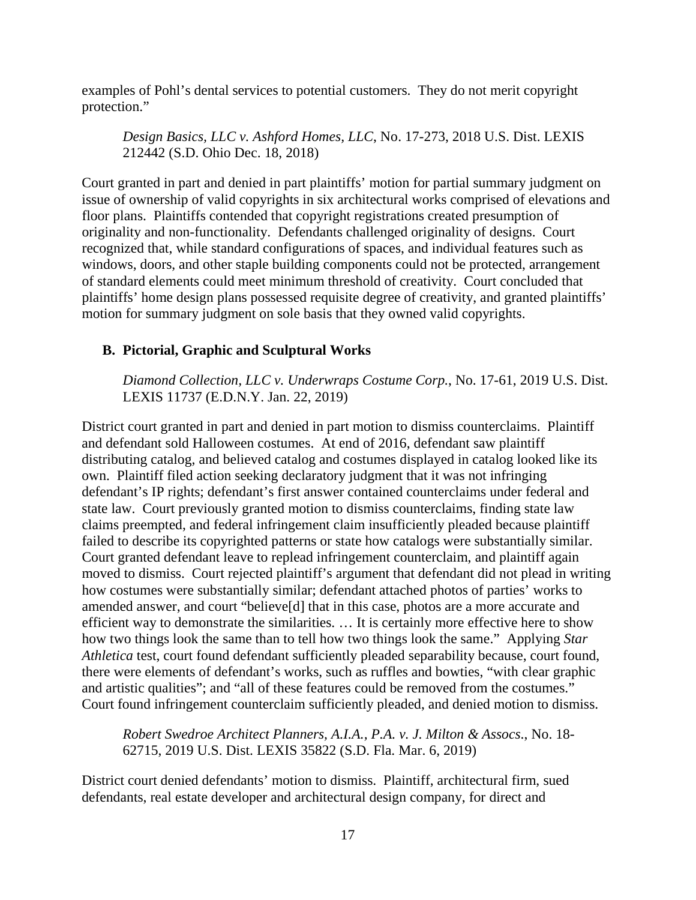examples of Pohl's dental services to potential customers. They do not merit copyright protection."

*Design Basics, LLC v. Ashford Homes, LLC*, No. 17-273, 2018 U.S. Dist. LEXIS 212442 (S.D. Ohio Dec. 18, 2018)

Court granted in part and denied in part plaintiffs' motion for partial summary judgment on issue of ownership of valid copyrights in six architectural works comprised of elevations and floor plans. Plaintiffs contended that copyright registrations created presumption of originality and non-functionality. Defendants challenged originality of designs. Court recognized that, while standard configurations of spaces, and individual features such as windows, doors, and other staple building components could not be protected, arrangement of standard elements could meet minimum threshold of creativity. Court concluded that plaintiffs' home design plans possessed requisite degree of creativity, and granted plaintiffs' motion for summary judgment on sole basis that they owned valid copyrights.

### B. Pictorial, Graphic and Sculptural Works

*Diamond Collection, LLC v. Underwraps Costume Corp.*, No. 17-61, 2019 U.S. Dist. LEXIS 11737 (E.D.N.Y. Jan. 22, 2019)

District court granted in part and denied in part motion to dismiss counterclaims. Plaintiff and defendant sold Halloween costumes. At end of 2016, defendant saw plaintiff distributing catalog, and believed catalog and costumes displayed in catalog looked like its own. Plaintiff filed action seeking declaratory judgment that it was not infringing defendant's IP rights; defendant's first answer contained counterclaims under federal and state law. Court previously granted motion to dismiss counterclaims, finding state law claims preempted, and federal infringement claim insufficiently pleaded because plaintiff failed to describe its copyrighted patterns or state how catalogs were substantially similar. Court granted defendant leave to replead infringement counterclaim, and plaintiff again moved to dismiss. Court rejected plaintiff's argument that defendant did not plead in writing how costumes were substantially similar; defendant attached photos of parties' works to amended answer, and court "believe[d] that in this case, photos are a more accurate and efficient way to demonstrate the similarities. … It is certainly more effective here to show how two things look the same than to tell how two things look the same." Applying *Star Athletica* test, court found defendant sufficiently pleaded separability because, court found, there were elements of defendant's works, such as ruffles and bowties, "with clear graphic and artistic qualities"; and "all of these features could be removed from the costumes." Court found infringement counterclaim sufficiently pleaded, and denied motion to dismiss.

*Robert Swedroe Architect Planners, A.I.A., P.A. v. J. Milton & Assocs.*, No. 18-62715, 2019 U.S. Dist. LEXIS 35822 (S.D. Fla. Mar. 6, 2019)

District court denied defendants' motion to dismiss. Plaintiff, architectural firm, sued defendants, real estate developer and architectural design company, for direct and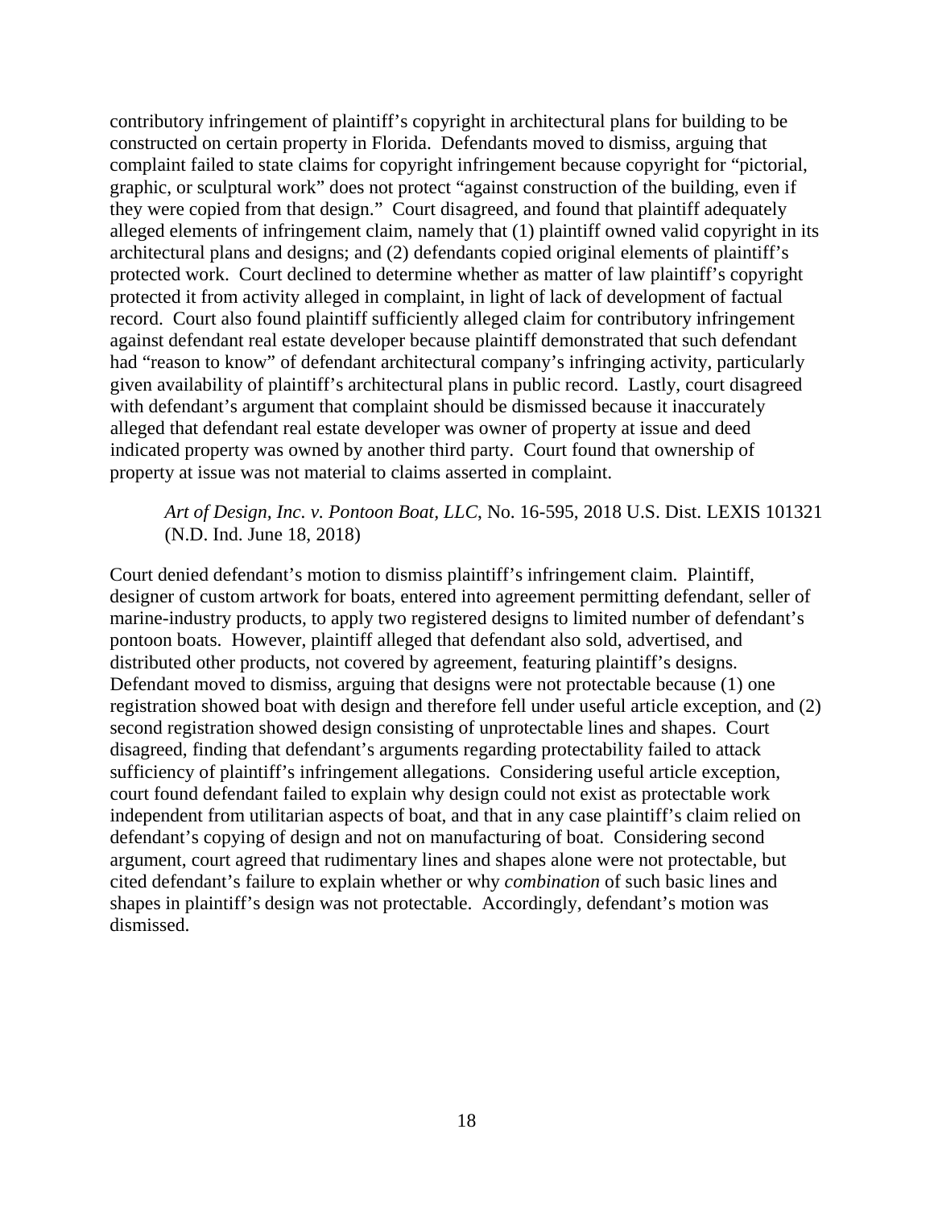contributory infringement of plaintiff's copyright in architectural plans for building to be constructed on certain property in Florida. Defendants moved to dismiss, arguing that complaint failed to state claims for copyright infringement because copyright for "pictorial, graphic, or sculptural work" does not protect "against construction of the building, even if they were copied from that design." Court disagreed, and found that plaintiff adequately alleged elements of infringement claim, namely that (1) plaintiff owned valid copyright in its architectural plans and designs; and (2) defendants copied original elements of plaintiff's protected work. Court declined to determine whether as matter of law plaintiff's copyright protected it from activity alleged in complaint, in light of lack of development of factual record. Court also found plaintiff sufficiently alleged claim for contributory infringement against defendant real estate developer because plaintiff demonstrated that such defendant had "reason to know" of defendant architectural company's infringing activity, particularly given availability of plaintiff's architectural plans in public record. Lastly, court disagreed with defendant's argument that complaint should be dismissed because it inaccurately alleged that defendant real estate developer was owner of property at issue and deed indicated property was owned by another third party. Court found that ownership of property at issue was not material to claims asserted in complaint.

> *Art of Design, Inc. v. Pontoon Boat, LLC*, No. 16-595, 2018 U.S. Dist. LEXIS 101321 (N.D. Ind. June 18, 2018)

Court denied defendant's motion to dismiss plaintiff's infringement claim. Plaintiff, designer of custom artwork for boats, entered into agreement permitting defendant, seller of marine-industry products, to apply two registered designs to limited number of defendant's pontoon boats. However, plaintiff alleged that defendant also sold, advertised, and distributed other products, not covered by agreement, featuring plaintiff's designs. Defendant moved to dismiss, arguing that designs were not protectable because (1) one registration showed boat with design and therefore fell under useful article exception, and (2) second registration showed design consisting of unprotectable lines and shapes. Court disagreed, finding that defendant's arguments regarding protectability failed to attack sufficiency of plaintiff's infringement allegations. Considering useful article exception, court found defendant failed to explain why design could not exist as protectable work independent from utilitarian aspects of boat, and that in any case plaintiff's claim relied on defendant's copying of design and not on manufacturing of boat. Considering second argument, court agreed that rudimentary lines and shapes alone were not protectable, but cited defendant's failure to explain whether or why *combination* of such basic lines and shapes in plaintiff's design was not protectable. Accordingly, defendant's motion was dismissed.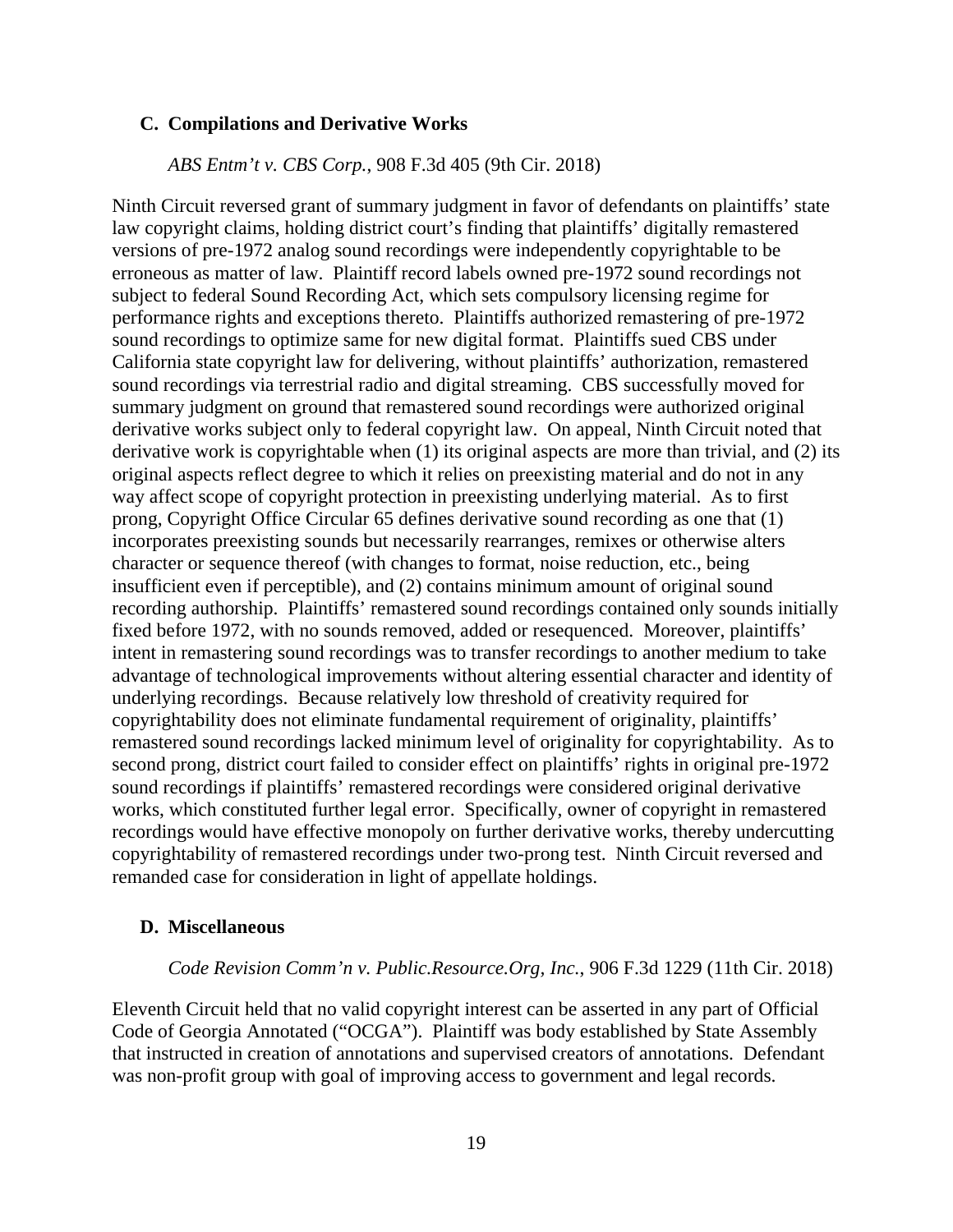### C. Compilations and Derivative Works

*ABS Entm't v. CBS Corp.*, 908 F.3d 405 (9th Cir. 2018)

Ninth Circuit reversed grant of summary judgment in favor of defendants on plaintiffs' state law copyright claims, holding district court's finding that plaintiffs' digitally remastered versions of pre-1972 analog sound recordings were independently copyrightable to be erroneous as matter of law. Plaintiff record labels owned pre-1972 sound recordings not subject to federal Sound Recording Act, which sets compulsory licensing regime for performance rights and exceptions thereto. Plaintiffs authorized remastering of pre-1972 sound recordings to optimize same for new digital format. Plaintiffs sued CBS under California state copyright law for delivering, without plaintiffs' authorization, remastered sound recordings via terrestrial radio and digital streaming. CBS successfully moved for summary judgment on ground that remastered sound recordings were authorized original derivative works subject only to federal copyright law. On appeal, Ninth Circuit noted that derivative work is copyrightable when (1) its original aspects are more than trivial, and (2) its original aspects reflect degree to which it relies on preexisting material and do not in any way affect scope of copyright protection in preexisting underlying material. As to first prong, Copyright Office Circular 65 defines derivative sound recording as one that (1) incorporates preexisting sounds but necessarily rearranges, remixes or otherwise alters character or sequence thereof (with changes to format, noise reduction, etc., being insufficient even if perceptible), and (2) contains minimum amount of original sound recording authorship. Plaintiffs' remastered sound recordings contained only sounds initially fixed before 1972, with no sounds removed, added or resequenced. Moreover, plaintiffs' intent in remastering sound recordings was to transfer recordings to another medium to take advantage of technological improvements without altering essential character and identity of underlying recordings. Because relatively low threshold of creativity required for copyrightability does not eliminate fundamental requirement of originality, plaintiffs' remastered sound recordings lacked minimum level of originality for copyrightability. As to second prong, district court failed to consider effect on plaintiffs' rights in original pre-1972 sound recordings if plaintiffs' remastered recordings were considered original derivative works, which constituted further legal error. Specifically, owner of copyright in remastered recordings would have effective monopoly on further derivative works, thereby undercutting copyrightability of remastered recordings under two-prong test. Ninth Circuit reversed and remanded case for consideration in light of appellate holdings.

### D. Miscellaneous

*Code Revision Comm'n v. Public.Resource.Org, Inc.*, 906 F.3d 1229 (11th Cir. 2018)

Eleventh Circuit held that no valid copyright interest can be asserted in any part of Official Code of Georgia Annotated ("OCGA"). Plaintiff was body established by State Assembly that instructed in creation of annotations and supervised creators of annotations. Defendant was non-profit group with goal of improving access to government and legal records.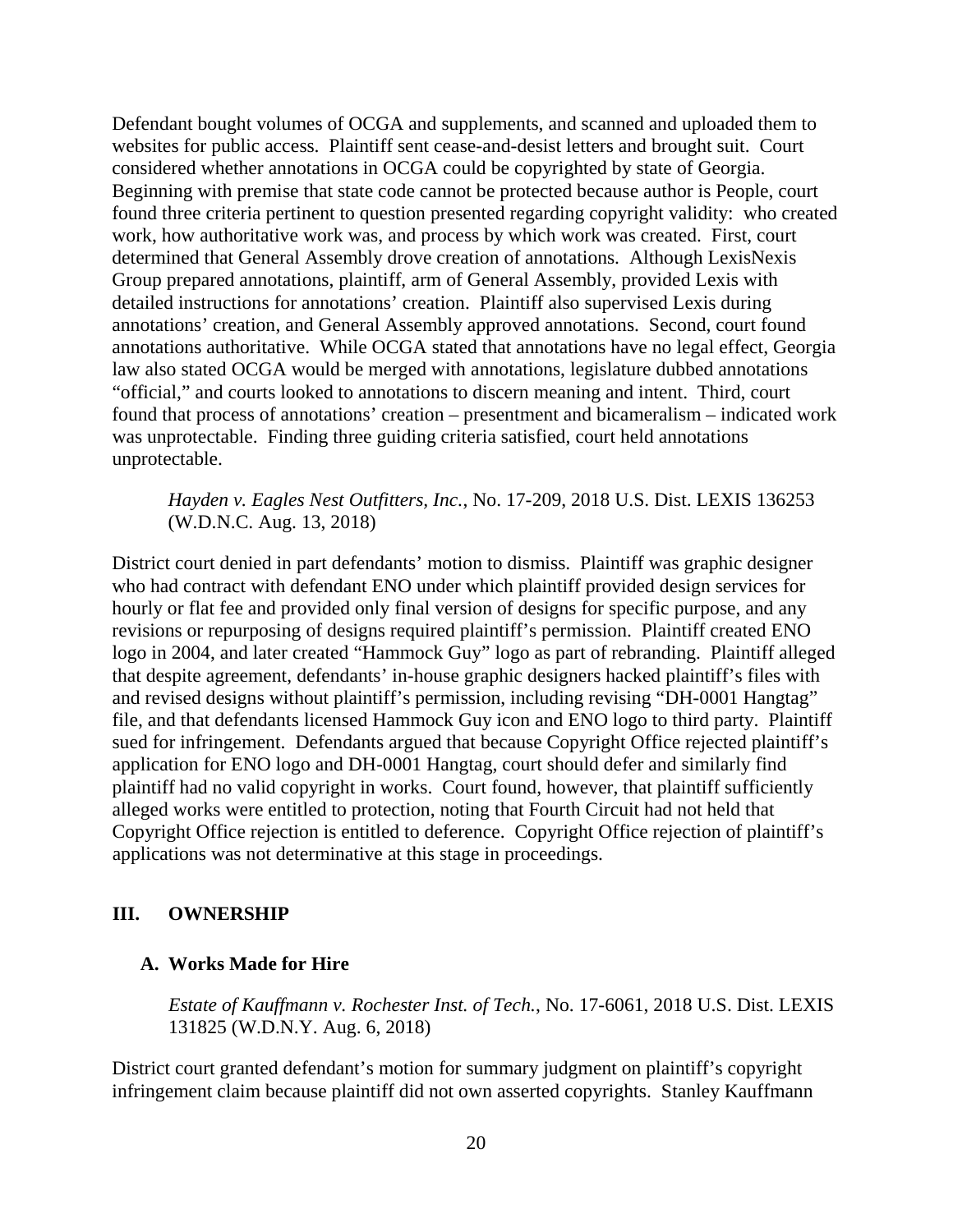Defendant bought volumes of OCGA and supplements, and scanned and uploaded them to websites for public access. Plaintiff sent cease-and-desist letters and brought suit. Court considered whether annotations in OCGA could be copyrighted by state of Georgia. Beginning with premise that state code cannot be protected because author is People, court found three criteria pertinent to question presented regarding copyright validity: who created work, how authoritative work was, and process by which work was created. First, court determined that General Assembly drove creation of annotations. Although LexisNexis Group prepared annotations, plaintiff, arm of General Assembly, provided Lexis with detailed instructions for annotations' creation. Plaintiff also supervised Lexis during annotations' creation, and General Assembly approved annotations. Second, court found annotations authoritative. While OCGA stated that annotations have no legal effect, Georgia law also stated OCGA would be merged with annotations, legislature dubbed annotations "official," and courts looked to annotations to discern meaning and intent. Third, court found that process of annotations' creation – presentment and bicameralism – indicated work was unprotectable. Finding three guiding criteria satisfied, court held annotations unprotectable.

> *Hayden v. Eagles Nest Outfitters, Inc.*, No. 17-209, 2018 U.S. Dist. LEXIS 136253 (W.D.N.C. Aug. 13, 2018)

District court denied in part defendants' motion to dismiss. Plaintiff was graphic designer who had contract with defendant ENO under which plaintiff provided design services for hourly or flat fee and provided only final version of designs for specific purpose, and any revisions or repurposing of designs required plaintiff's permission. Plaintiff created ENO logo in 2004, and later created "Hammock Guy" logo as part of rebranding. Plaintiff alleged that despite agreement, defendants' in-house graphic designers hacked plaintiff's files with and revised designs without plaintiff's permission, including revising "DH-0001 Hangtag" file, and that defendants licensed Hammock Guy icon and ENO logo to third party. Plaintiff sued for infringement. Defendants argued that because Copyright Office rejected plaintiff's application for ENO logo and DH-0001 Hangtag, court should defer and similarly find plaintiff had no valid copyright in works. Court found, however, that plaintiff sufficiently alleged works were entitled to protection, noting that Fourth Circuit had not held that Copyright Office rejection is entitled to deference. Copyright Office rejection of plaintiff's applications was not determinative at this stage in proceedings.

## III. OWNERSHIP

### A. Works Made for Hire

> *Estate of Kauffmann v. Rochester Inst. of Tech.*, No. 17-6061, 2018 U.S. Dist. LEXIS 131825 (W.D.N.Y. Aug. 6, 2018)

District court granted defendant's motion for summary judgment on plaintiff's copyright infringement claim because plaintiff did not own asserted copyrights. Stanley Kauffmann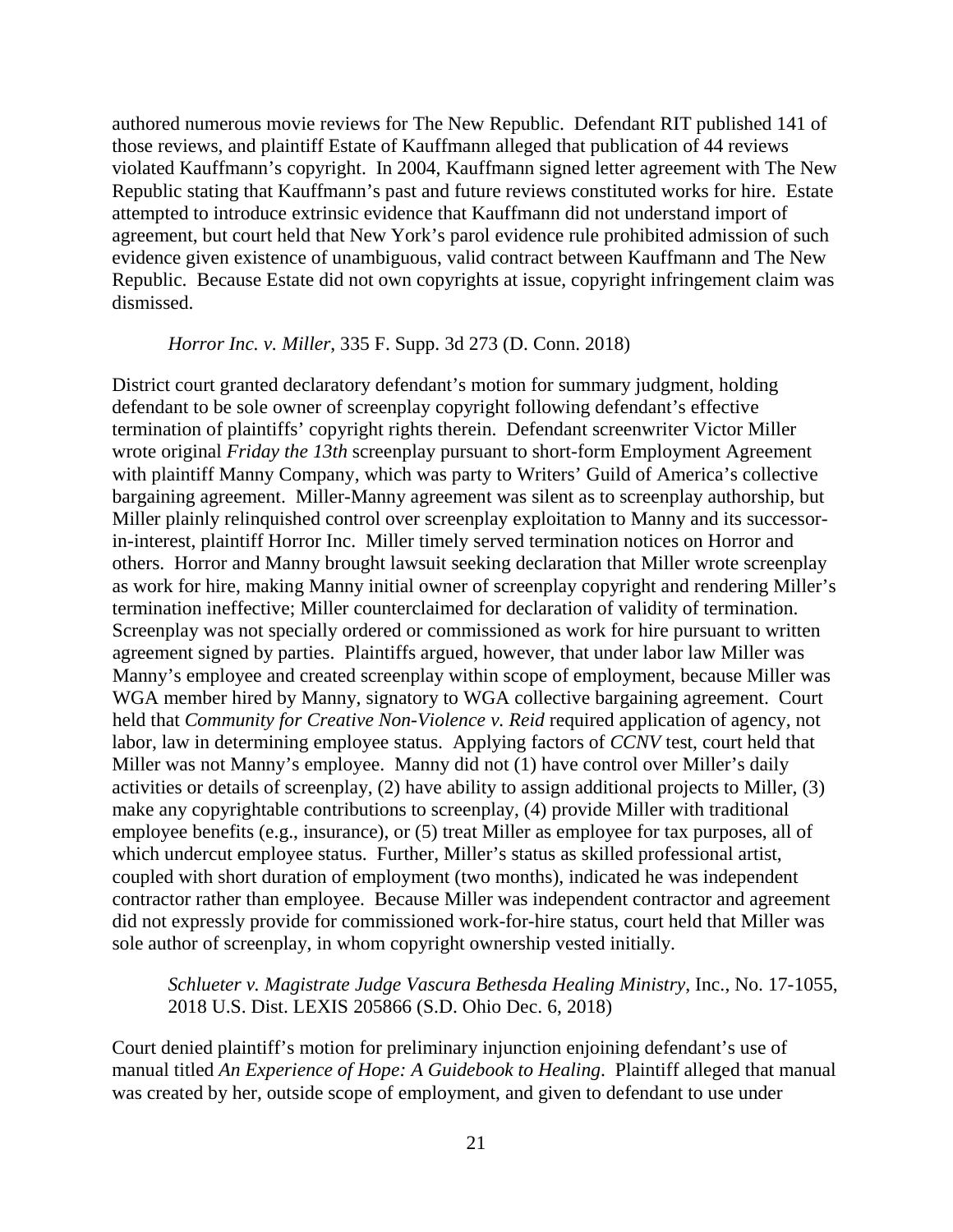authored numerous movie reviews for The New Republic. Defendant RIT published 141 of those reviews, and plaintiff Estate of Kauffmann alleged that publication of 44 reviews violated Kauffmann's copyright. In 2004, Kauffmann signed letter agreement with The New Republic stating that Kauffmann's past and future reviews constituted works for hire. Estate attempted to introduce extrinsic evidence that Kauffmann did not understand import of agreement, but court held that New York's parol evidence rule prohibited admission of such evidence given existence of unambiguous, valid contract between Kauffmann and The New Republic. Because Estate did not own copyrights at issue, copyright infringement claim was dismissed.

*Horror Inc. v. Miller*, 335 F. Supp. 3d 273 (D. Conn. 2018)

District court granted declaratory defendant's motion for summary judgment, holding defendant to be sole owner of screenplay copyright following defendant's effective termination of plaintiffs' copyright rights therein. Defendant screenwriter Victor Miller wrote original *Friday the 13th* screenplay pursuant to short-form Employment Agreement with plaintiff Manny Company, which was party to Writers' Guild of America's collective bargaining agreement. Miller-Manny agreement was silent as to screenplay authorship, but Miller plainly relinquished control over screenplay exploitation to Manny and its successor-in-interest, plaintiff Horror Inc. Miller timely served termination notices on Horror and others. Horror and Manny brought lawsuit seeking declaration that Miller wrote screenplay as work for hire, making Manny initial owner of screenplay copyright and rendering Miller's termination ineffective; Miller counterclaimed for declaration of validity of termination. Screenplay was not specially ordered or commissioned as work for hire pursuant to written agreement signed by parties. Plaintiffs argued, however, that under labor law Miller was Manny's employee and created screenplay within scope of employment, because Miller was WGA member hired by Manny, signatory to WGA collective bargaining agreement. Court held that *Community for Creative Non-Violence v. Reid* required application of agency, not labor, law in determining employee status. Applying factors of *CCNV* test, court held that Miller was not Manny's employee. Manny did not (1) have control over Miller's daily activities or details of screenplay, (2) have ability to assign additional projects to Miller, (3) make any copyrightable contributions to screenplay, (4) provide Miller with traditional employee benefits (e.g., insurance), or (5) treat Miller as employee for tax purposes, all of which undercut employee status. Further, Miller's status as skilled professional artist, coupled with short duration of employment (two months), indicated he was independent contractor rather than employee. Because Miller was independent contractor and agreement did not expressly provide for commissioned work-for-hire status, court held that Miller was sole author of screenplay, in whom copyright ownership vested initially.

*Schlueter v. Magistrate Judge Vascura Bethesda Healing Ministry*, Inc., No. 17-1055, 2018 U.S. Dist. LEXIS 205866 (S.D. Ohio Dec. 6, 2018)

Court denied plaintiff's motion for preliminary injunction enjoining defendant's use of manual titled *An Experience of Hope: A Guidebook to Healing*. Plaintiff alleged that manual was created by her, outside scope of employment, and given to defendant to use under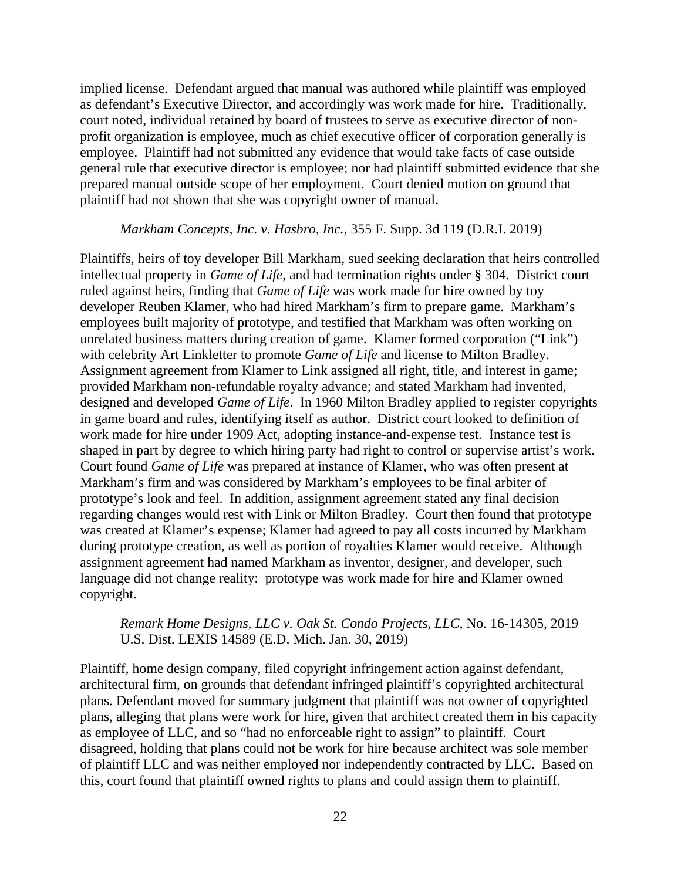implied license. Defendant argued that manual was authored while plaintiff was employed as defendant's Executive Director, and accordingly was work made for hire. Traditionally, court noted, individual retained by board of trustees to serve as executive director of non-profit organization is employee, much as chief executive officer of corporation generally is employee. Plaintiff had not submitted any evidence that would take facts of case outside general rule that executive director is employee; nor had plaintiff submitted evidence that she prepared manual outside scope of her employment. Court denied motion on ground that plaintiff had not shown that she was copyright owner of manual.

*Markham Concepts, Inc. v. Hasbro, Inc.*, 355 F. Supp. 3d 119 (D.R.I. 2019)

Plaintiffs, heirs of toy developer Bill Markham, sued seeking declaration that heirs controlled intellectual property in *Game of Life*, and had termination rights under § 304. District court ruled against heirs, finding that *Game of Life* was work made for hire owned by toy developer Reuben Klamer, who had hired Markham's firm to prepare game. Markham's employees built majority of prototype, and testified that Markham was often working on unrelated business matters during creation of game. Klamer formed corporation ("Link") with celebrity Art Linkletter to promote *Game of Life* and license to Milton Bradley. Assignment agreement from Klamer to Link assigned all right, title, and interest in game; provided Markham non-refundable royalty advance; and stated Markham had invented, designed and developed *Game of Life*. In 1960 Milton Bradley applied to register copyrights in game board and rules, identifying itself as author. District court looked to definition of work made for hire under 1909 Act, adopting instance-and-expense test. Instance test is shaped in part by degree to which hiring party had right to control or supervise artist's work. Court found *Game of Life* was prepared at instance of Klamer, who was often present at Markham's firm and was considered by Markham's employees to be final arbiter of prototype's look and feel. In addition, assignment agreement stated any final decision regarding changes would rest with Link or Milton Bradley. Court then found that prototype was created at Klamer's expense; Klamer had agreed to pay all costs incurred by Markham during prototype creation, as well as portion of royalties Klamer would receive. Although assignment agreement had named Markham as inventor, designer, and developer, such language did not change reality: prototype was work made for hire and Klamer owned copyright.

*Remark Home Designs, LLC v. Oak St. Condo Projects, LLC*, No. 16-14305, 2019 U.S. Dist. LEXIS 14589 (E.D. Mich. Jan. 30, 2019)

Plaintiff, home design company, filed copyright infringement action against defendant, architectural firm, on grounds that defendant infringed plaintiff's copyrighted architectural plans. Defendant moved for summary judgment that plaintiff was not owner of copyrighted plans, alleging that plans were work for hire, given that architect created them in his capacity as employee of LLC, and so "had no enforceable right to assign" to plaintiff. Court disagreed, holding that plans could not be work for hire because architect was sole member of plaintiff LLC and was neither employed nor independently contracted by LLC. Based on this, court found that plaintiff owned rights to plans and could assign them to plaintiff.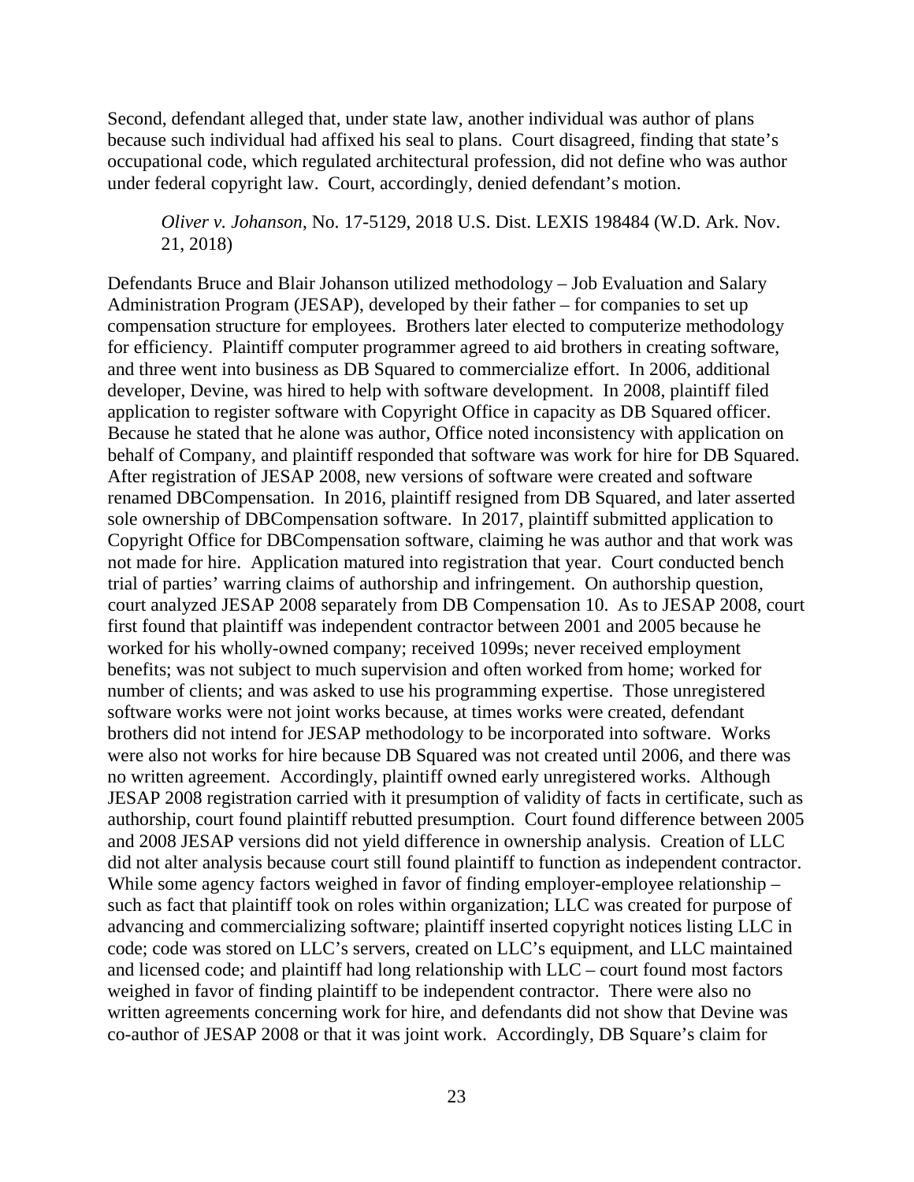Second, defendant alleged that, under state law, another individual was author of plans because such individual had affixed his seal to plans. Court disagreed, finding that state's occupational code, which regulated architectural profession, did not define who was author under federal copyright law. Court, accordingly, denied defendant's motion.

> *Oliver v. Johanson*, No. 17-5129, 2018 U.S. Dist. LEXIS 198484 (W.D. Ark. Nov. 21, 2018)

Defendants Bruce and Blair Johanson utilized methodology – Job Evaluation and Salary Administration Program (JESAP), developed by their father – for companies to set up compensation structure for employees. Brothers later elected to computerize methodology for efficiency. Plaintiff computer programmer agreed to aid brothers in creating software, and three went into business as DB Squared to commercialize effort. In 2006, additional developer, Devine, was hired to help with software development. In 2008, plaintiff filed application to register software with Copyright Office in capacity as DB Squared officer. Because he stated that he alone was author, Office noted inconsistency with application on behalf of Company, and plaintiff responded that software was work for hire for DB Squared. After registration of JESAP 2008, new versions of software were created and software renamed DBCompensation. In 2016, plaintiff resigned from DB Squared, and later asserted sole ownership of DBCompensation software. In 2017, plaintiff submitted application to Copyright Office for DBCompensation software, claiming he was author and that work was not made for hire. Application matured into registration that year. Court conducted bench trial of parties' warring claims of authorship and infringement. On authorship question, court analyzed JESAP 2008 separately from DB Compensation 10. As to JESAP 2008, court first found that plaintiff was independent contractor between 2001 and 2005 because he worked for his wholly-owned company; received 1099s; never received employment benefits; was not subject to much supervision and often worked from home; worked for number of clients; and was asked to use his programming expertise. Those unregistered software works were not joint works because, at times works were created, defendant brothers did not intend for JESAP methodology to be incorporated into software. Works were also not works for hire because DB Squared was not created until 2006, and there was no written agreement. Accordingly, plaintiff owned early unregistered works. Although JESAP 2008 registration carried with it presumption of validity of facts in certificate, such as authorship, court found plaintiff rebutted presumption. Court found difference between 2005 and 2008 JESAP versions did not yield difference in ownership analysis. Creation of LLC did not alter analysis because court still found plaintiff to function as independent contractor. While some agency factors weighed in favor of finding employer-employee relationship – such as fact that plaintiff took on roles within organization; LLC was created for purpose of advancing and commercializing software; plaintiff inserted copyright notices listing LLC in code; code was stored on LLC's servers, created on LLC's equipment, and LLC maintained and licensed code; and plaintiff had long relationship with LLC – court found most factors weighed in favor of finding plaintiff to be independent contractor. There were also no written agreements concerning work for hire, and defendants did not show that Devine was co-author of JESAP 2008 or that it was joint work. Accordingly, DB Square's claim for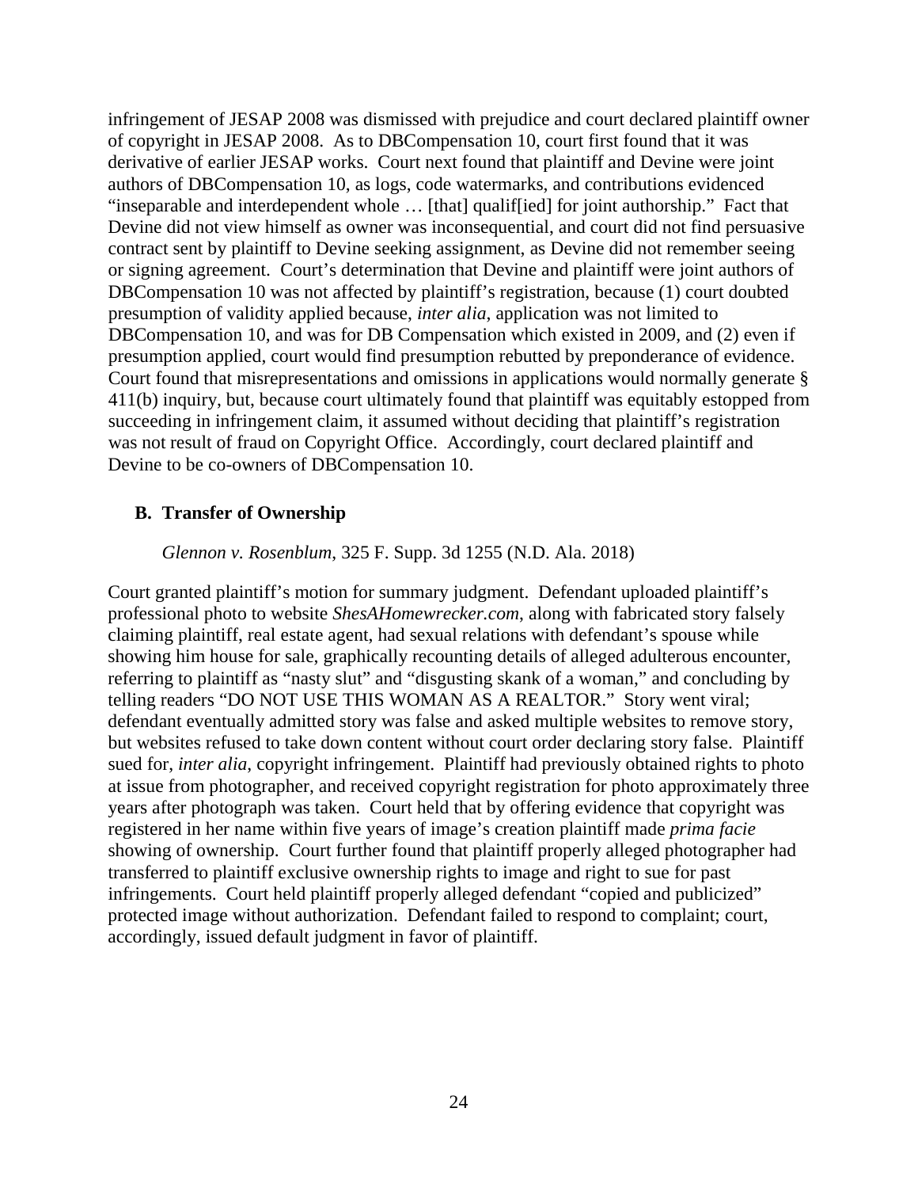infringement of JESAP 2008 was dismissed with prejudice and court declared plaintiff owner of copyright in JESAP 2008. As to DBCompensation 10, court first found that it was derivative of earlier JESAP works. Court next found that plaintiff and Devine were joint authors of DBCompensation 10, as logs, code watermarks, and contributions evidenced "inseparable and interdependent whole … [that] qualif[ied] for joint authorship." Fact that Devine did not view himself as owner was inconsequential, and court did not find persuasive contract sent by plaintiff to Devine seeking assignment, as Devine did not remember seeing or signing agreement. Court's determination that Devine and plaintiff were joint authors of DBCompensation 10 was not affected by plaintiff's registration, because (1) court doubted presumption of validity applied because, *inter alia*, application was not limited to DBCompensation 10, and was for DB Compensation which existed in 2009, and (2) even if presumption applied, court would find presumption rebutted by preponderance of evidence. Court found that misrepresentations and omissions in applications would normally generate § 411(b) inquiry, but, because court ultimately found that plaintiff was equitably estopped from succeeding in infringement claim, it assumed without deciding that plaintiff's registration was not result of fraud on Copyright Office. Accordingly, court declared plaintiff and Devine to be co-owners of DBCompensation 10.

## B. Transfer of Ownership

*Glennon v. Rosenblum*, 325 F. Supp. 3d 1255 (N.D. Ala. 2018)

Court granted plaintiff's motion for summary judgment. Defendant uploaded plaintiff's professional photo to website *ShesAHomewrecker.com*, along with fabricated story falsely claiming plaintiff, real estate agent, had sexual relations with defendant's spouse while showing him house for sale, graphically recounting details of alleged adulterous encounter, referring to plaintiff as "nasty slut" and "disgusting skank of a woman," and concluding by telling readers "DO NOT USE THIS WOMAN AS A REALTOR." Story went viral; defendant eventually admitted story was false and asked multiple websites to remove story, but websites refused to take down content without court order declaring story false. Plaintiff sued for, *inter alia*, copyright infringement. Plaintiff had previously obtained rights to photo at issue from photographer, and received copyright registration for photo approximately three years after photograph was taken. Court held that by offering evidence that copyright was registered in her name within five years of image's creation plaintiff made *prima facie* showing of ownership. Court further found that plaintiff properly alleged photographer had transferred to plaintiff exclusive ownership rights to image and right to sue for past infringements. Court held plaintiff properly alleged defendant "copied and publicized" protected image without authorization. Defendant failed to respond to complaint; court, accordingly, issued default judgment in favor of plaintiff.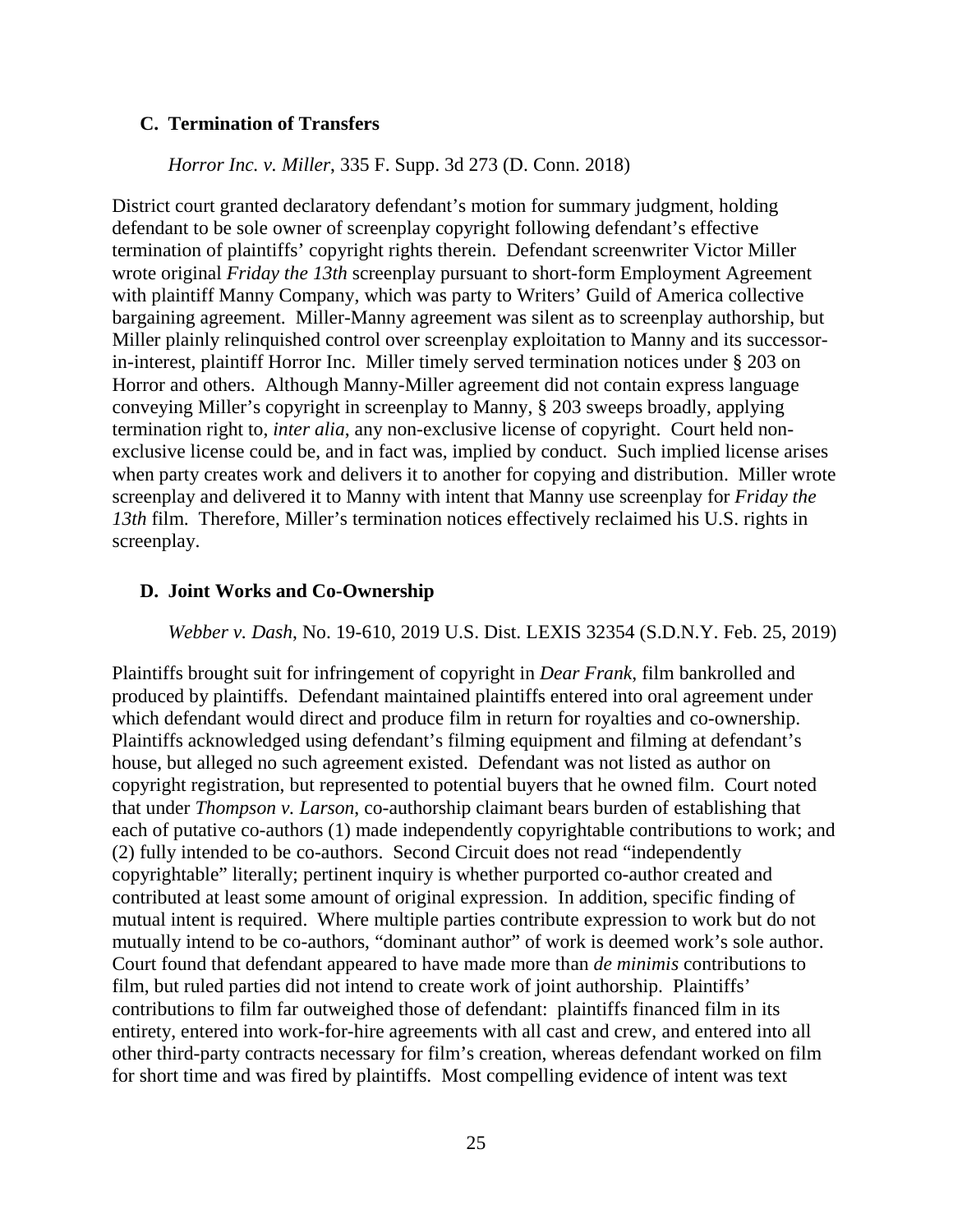### C. Termination of Transfers

*Horror Inc. v. Miller*, 335 F. Supp. 3d 273 (D. Conn. 2018)

District court granted declaratory defendant's motion for summary judgment, holding defendant to be sole owner of screenplay copyright following defendant's effective termination of plaintiffs' copyright rights therein. Defendant screenwriter Victor Miller wrote original *Friday the 13th* screenplay pursuant to short-form Employment Agreement with plaintiff Manny Company, which was party to Writers' Guild of America collective bargaining agreement. Miller-Manny agreement was silent as to screenplay authorship, but Miller plainly relinquished control over screenplay exploitation to Manny and its successor-in-interest, plaintiff Horror Inc. Miller timely served termination notices under § 203 on Horror and others. Although Manny-Miller agreement did not contain express language conveying Miller's copyright in screenplay to Manny, § 203 sweeps broadly, applying termination right to, *inter alia*, any non-exclusive license of copyright. Court held non-exclusive license could be, and in fact was, implied by conduct. Such implied license arises when party creates work and delivers it to another for copying and distribution. Miller wrote screenplay and delivered it to Manny with intent that Manny use screenplay for *Friday the 13th* film. Therefore, Miller's termination notices effectively reclaimed his U.S. rights in screenplay.

### D. Joint Works and Co-Ownership

*Webber v. Dash*, No. 19-610, 2019 U.S. Dist. LEXIS 32354 (S.D.N.Y. Feb. 25, 2019)

Plaintiffs brought suit for infringement of copyright in *Dear Frank*, film bankrolled and produced by plaintiffs. Defendant maintained plaintiffs entered into oral agreement under which defendant would direct and produce film in return for royalties and co-ownership. Plaintiffs acknowledged using defendant's filming equipment and filming at defendant's house, but alleged no such agreement existed. Defendant was not listed as author on copyright registration, but represented to potential buyers that he owned film. Court noted that under *Thompson v. Larson*, co-authorship claimant bears burden of establishing that each of putative co-authors (1) made independently copyrightable contributions to work; and (2) fully intended to be co-authors. Second Circuit does not read "independently copyrightable" literally; pertinent inquiry is whether purported co-author created and contributed at least some amount of original expression. In addition, specific finding of mutual intent is required. Where multiple parties contribute expression to work but do not mutually intend to be co-authors, "dominant author" of work is deemed work's sole author. Court found that defendant appeared to have made more than *de minimis* contributions to film, but ruled parties did not intend to create work of joint authorship. Plaintiffs' contributions to film far outweighed those of defendant: plaintiffs financed film in its entirety, entered into work-for-hire agreements with all cast and crew, and entered into all other third-party contracts necessary for film's creation, whereas defendant worked on film for short time and was fired by plaintiffs. Most compelling evidence of intent was text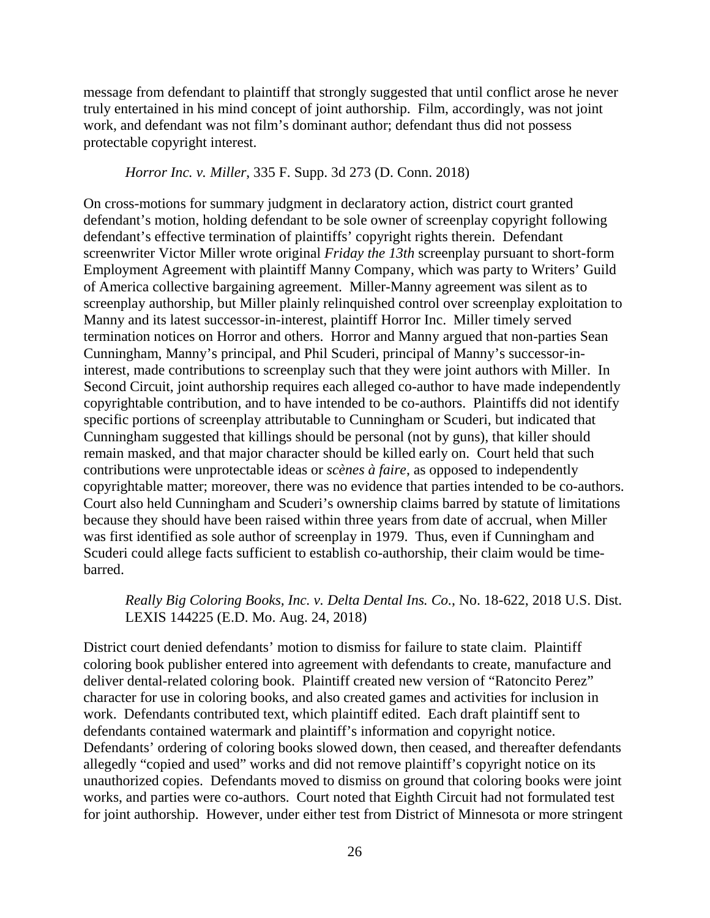message from defendant to plaintiff that strongly suggested that until conflict arose he never truly entertained in his mind concept of joint authorship. Film, accordingly, was not joint work, and defendant was not film's dominant author; defendant thus did not possess protectable copyright interest.

*Horror Inc. v. Miller*, 335 F. Supp. 3d 273 (D. Conn. 2018)

On cross-motions for summary judgment in declaratory action, district court granted defendant's motion, holding defendant to be sole owner of screenplay copyright following defendant's effective termination of plaintiffs' copyright rights therein. Defendant screenwriter Victor Miller wrote original *Friday the 13th* screenplay pursuant to short-form Employment Agreement with plaintiff Manny Company, which was party to Writers' Guild of America collective bargaining agreement. Miller-Manny agreement was silent as to screenplay authorship, but Miller plainly relinquished control over screenplay exploitation to Manny and its latest successor-in-interest, plaintiff Horror Inc. Miller timely served termination notices on Horror and others. Horror and Manny argued that non-parties Sean Cunningham, Manny's principal, and Phil Scuderi, principal of Manny's successor-in-interest, made contributions to screenplay such that they were joint authors with Miller. In Second Circuit, joint authorship requires each alleged co-author to have made independently copyrightable contribution, and to have intended to be co-authors. Plaintiffs did not identify specific portions of screenplay attributable to Cunningham or Scuderi, but indicated that Cunningham suggested that killings should be personal (not by guns), that killer should remain masked, and that major character should be killed early on. Court held that such contributions were unprotectable ideas or *scènes à faire*, as opposed to independently copyrightable matter; moreover, there was no evidence that parties intended to be co-authors. Court also held Cunningham and Scuderi's ownership claims barred by statute of limitations because they should have been raised within three years from date of accrual, when Miller was first identified as sole author of screenplay in 1979. Thus, even if Cunningham and Scuderi could allege facts sufficient to establish co-authorship, their claim would be time-barred.

*Really Big Coloring Books, Inc. v. Delta Dental Ins. Co.*, No. 18-622, 2018 U.S. Dist. LEXIS 144225 (E.D. Mo. Aug. 24, 2018)

District court denied defendants' motion to dismiss for failure to state claim. Plaintiff coloring book publisher entered into agreement with defendants to create, manufacture and deliver dental-related coloring book. Plaintiff created new version of "Ratoncito Perez" character for use in coloring books, and also created games and activities for inclusion in work. Defendants contributed text, which plaintiff edited. Each draft plaintiff sent to defendants contained watermark and plaintiff's information and copyright notice. Defendants' ordering of coloring books slowed down, then ceased, and thereafter defendants allegedly "copied and used" works and did not remove plaintiff's copyright notice on its unauthorized copies. Defendants moved to dismiss on ground that coloring books were joint works, and parties were co-authors. Court noted that Eighth Circuit had not formulated test for joint authorship. However, under either test from District of Minnesota or more stringent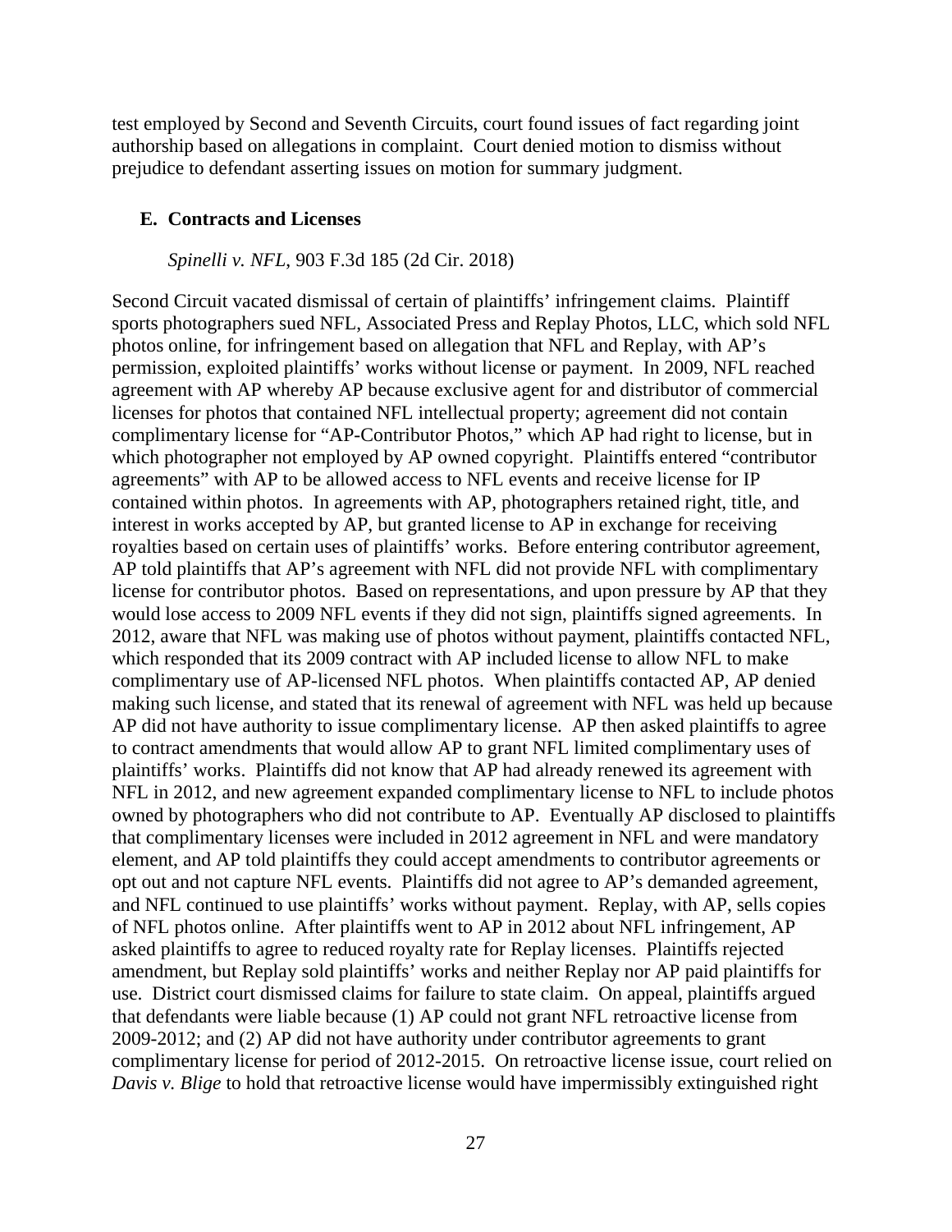test employed by Second and Seventh Circuits, court found issues of fact regarding joint authorship based on allegations in complaint. Court denied motion to dismiss without prejudice to defendant asserting issues on motion for summary judgment.

### E. Contracts and Licenses

*Spinelli v. NFL*, 903 F.3d 185 (2d Cir. 2018)

Second Circuit vacated dismissal of certain of plaintiffs' infringement claims. Plaintiff sports photographers sued NFL, Associated Press and Replay Photos, LLC, which sold NFL photos online, for infringement based on allegation that NFL and Replay, with AP's permission, exploited plaintiffs' works without license or payment. In 2009, NFL reached agreement with AP whereby AP because exclusive agent for and distributor of commercial licenses for photos that contained NFL intellectual property; agreement did not contain complimentary license for "AP-Contributor Photos," which AP had right to license, but in which photographer not employed by AP owned copyright. Plaintiffs entered "contributor agreements" with AP to be allowed access to NFL events and receive license for IP contained within photos. In agreements with AP, photographers retained right, title, and interest in works accepted by AP, but granted license to AP in exchange for receiving royalties based on certain uses of plaintiffs' works. Before entering contributor agreement, AP told plaintiffs that AP's agreement with NFL did not provide NFL with complimentary license for contributor photos. Based on representations, and upon pressure by AP that they would lose access to 2009 NFL events if they did not sign, plaintiffs signed agreements. In 2012, aware that NFL was making use of photos without payment, plaintiffs contacted NFL, which responded that its 2009 contract with AP included license to allow NFL to make complimentary use of AP-licensed NFL photos. When plaintiffs contacted AP, AP denied making such license, and stated that its renewal of agreement with NFL was held up because AP did not have authority to issue complimentary license. AP then asked plaintiffs to agree to contract amendments that would allow AP to grant NFL limited complimentary uses of plaintiffs' works. Plaintiffs did not know that AP had already renewed its agreement with NFL in 2012, and new agreement expanded complimentary license to NFL to include photos owned by photographers who did not contribute to AP. Eventually AP disclosed to plaintiffs that complimentary licenses were included in 2012 agreement in NFL and were mandatory element, and AP told plaintiffs they could accept amendments to contributor agreements or opt out and not capture NFL events. Plaintiffs did not agree to AP's demanded agreement, and NFL continued to use plaintiffs' works without payment. Replay, with AP, sells copies of NFL photos online. After plaintiffs went to AP in 2012 about NFL infringement, AP asked plaintiffs to agree to reduced royalty rate for Replay licenses. Plaintiffs rejected amendment, but Replay sold plaintiffs' works and neither Replay nor AP paid plaintiffs for use. District court dismissed claims for failure to state claim. On appeal, plaintiffs argued that defendants were liable because (1) AP could not grant NFL retroactive license from 2009-2012; and (2) AP did not have authority under contributor agreements to grant complimentary license for period of 2012-2015. On retroactive license issue, court relied on *Davis v. Blige* to hold that retroactive license would have impermissibly extinguished right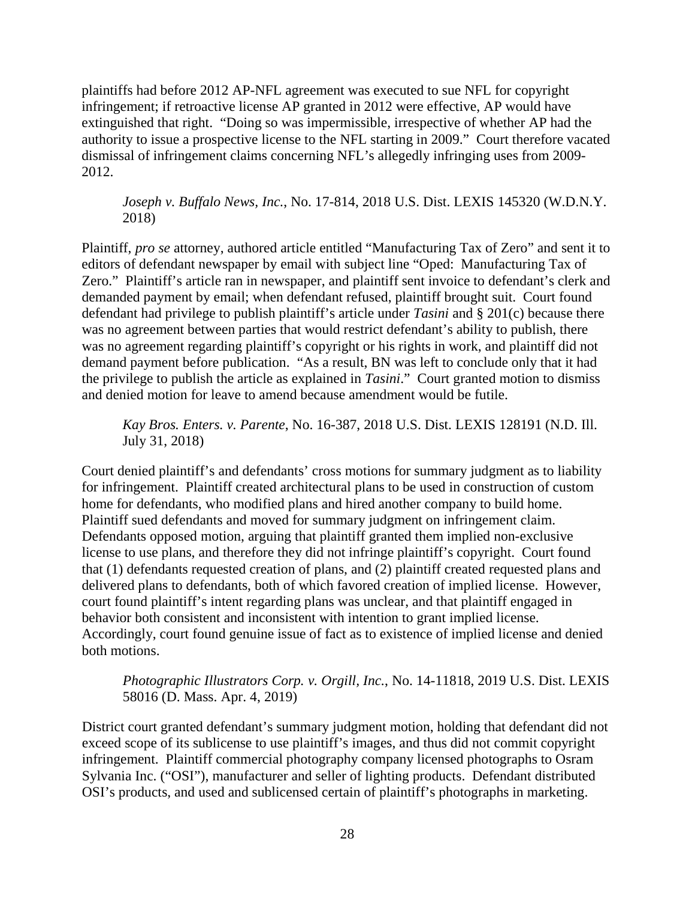plaintiffs had before 2012 AP-NFL agreement was executed to sue NFL for copyright infringement; if retroactive license AP granted in 2012 were effective, AP would have extinguished that right. "Doing so was impermissible, irrespective of whether AP had the authority to issue a prospective license to the NFL starting in 2009." Court therefore vacated dismissal of infringement claims concerning NFL's allegedly infringing uses from 2009-2012.

> *Joseph v. Buffalo News, Inc.*, No. 17-814, 2018 U.S. Dist. LEXIS 145320 (W.D.N.Y. 2018)

Plaintiff, *pro se* attorney, authored article entitled "Manufacturing Tax of Zero" and sent it to editors of defendant newspaper by email with subject line "Oped: Manufacturing Tax of Zero." Plaintiff's article ran in newspaper, and plaintiff sent invoice to defendant's clerk and demanded payment by email; when defendant refused, plaintiff brought suit. Court found defendant had privilege to publish plaintiff's article under *Tasini* and § 201(c) because there was no agreement between parties that would restrict defendant's ability to publish, there was no agreement regarding plaintiff's copyright or his rights in work, and plaintiff did not demand payment before publication. "As a result, BN was left to conclude only that it had the privilege to publish the article as explained in *Tasini*." Court granted motion to dismiss and denied motion for leave to amend because amendment would be futile.

> *Kay Bros. Enters. v. Parente*, No. 16-387, 2018 U.S. Dist. LEXIS 128191 (N.D. Ill. July 31, 2018)

Court denied plaintiff's and defendants' cross motions for summary judgment as to liability for infringement. Plaintiff created architectural plans to be used in construction of custom home for defendants, who modified plans and hired another company to build home. Plaintiff sued defendants and moved for summary judgment on infringement claim. Defendants opposed motion, arguing that plaintiff granted them implied non-exclusive license to use plans, and therefore they did not infringe plaintiff's copyright. Court found that (1) defendants requested creation of plans, and (2) plaintiff created requested plans and delivered plans to defendants, both of which favored creation of implied license. However, court found plaintiff's intent regarding plans was unclear, and that plaintiff engaged in behavior both consistent and inconsistent with intention to grant implied license. Accordingly, court found genuine issue of fact as to existence of implied license and denied both motions.

> *Photographic Illustrators Corp. v. Orgill, Inc.*, No. 14-11818, 2019 U.S. Dist. LEXIS 58016 (D. Mass. Apr. 4, 2019)

District court granted defendant's summary judgment motion, holding that defendant did not exceed scope of its sublicense to use plaintiff's images, and thus did not commit copyright infringement. Plaintiff commercial photography company licensed photographs to Osram Sylvania Inc. ("OSI"), manufacturer and seller of lighting products. Defendant distributed OSI's products, and used and sublicensed certain of plaintiff's photographs in marketing.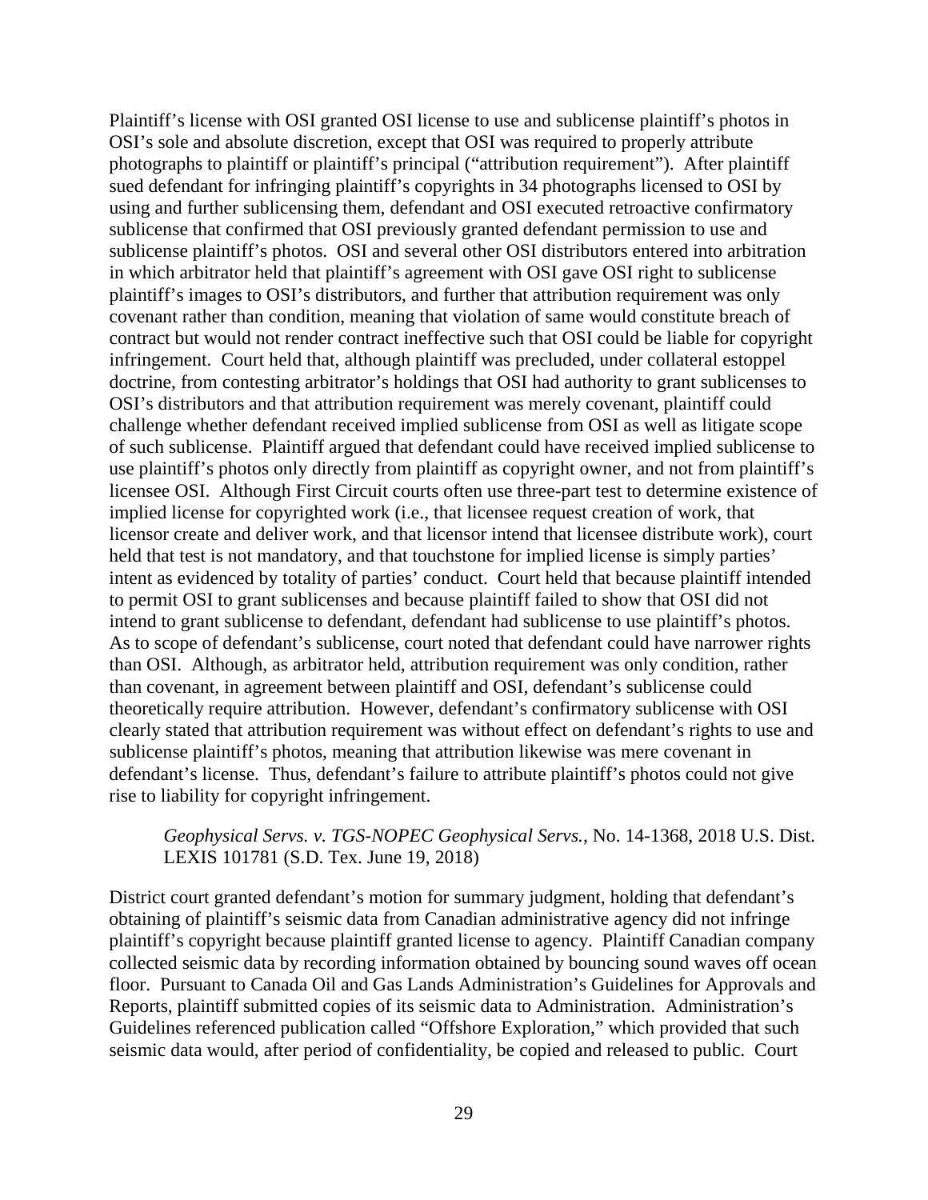Plaintiff's license with OSI granted OSI license to use and sublicense plaintiff's photos in OSI's sole and absolute discretion, except that OSI was required to properly attribute photographs to plaintiff or plaintiff's principal ("attribution requirement"). After plaintiff sued defendant for infringing plaintiff's copyrights in 34 photographs licensed to OSI by using and further sublicensing them, defendant and OSI executed retroactive confirmatory sublicense that confirmed that OSI previously granted defendant permission to use and sublicense plaintiff's photos. OSI and several other OSI distributors entered into arbitration in which arbitrator held that plaintiff's agreement with OSI gave OSI right to sublicense plaintiff's images to OSI's distributors, and further that attribution requirement was only covenant rather than condition, meaning that violation of same would constitute breach of contract but would not render contract ineffective such that OSI could be liable for copyright infringement. Court held that, although plaintiff was precluded, under collateral estoppel doctrine, from contesting arbitrator's holdings that OSI had authority to grant sublicenses to OSI's distributors and that attribution requirement was merely covenant, plaintiff could challenge whether defendant received implied sublicense from OSI as well as litigate scope of such sublicense. Plaintiff argued that defendant could have received implied sublicense to use plaintiff's photos only directly from plaintiff as copyright owner, and not from plaintiff's licensee OSI. Although First Circuit courts often use three-part test to determine existence of implied license for copyrighted work (i.e., that licensee request creation of work, that licensor create and deliver work, and that licensor intend that licensee distribute work), court held that test is not mandatory, and that touchstone for implied license is simply parties' intent as evidenced by totality of parties' conduct. Court held that because plaintiff intended to permit OSI to grant sublicenses and because plaintiff failed to show that OSI did not intend to grant sublicense to defendant, defendant had sublicense to use plaintiff's photos. As to scope of defendant's sublicense, court noted that defendant could have narrower rights than OSI. Although, as arbitrator held, attribution requirement was only condition, rather than covenant, in agreement between plaintiff and OSI, defendant's sublicense could theoretically require attribution. However, defendant's confirmatory sublicense with OSI clearly stated that attribution requirement was without effect on defendant's rights to use and sublicense plaintiff's photos, meaning that attribution likewise was mere covenant in defendant's license. Thus, defendant's failure to attribute plaintiff's photos could not give rise to liability for copyright infringement.

> *Geophysical Servs. v. TGS-NOPEC Geophysical Servs.*, No. 14-1368, 2018 U.S. Dist. LEXIS 101781 (S.D. Tex. June 19, 2018)

District court granted defendant's motion for summary judgment, holding that defendant's obtaining of plaintiff's seismic data from Canadian administrative agency did not infringe plaintiff's copyright because plaintiff granted license to agency. Plaintiff Canadian company collected seismic data by recording information obtained by bouncing sound waves off ocean floor. Pursuant to Canada Oil and Gas Lands Administration's Guidelines for Approvals and Reports, plaintiff submitted copies of its seismic data to Administration. Administration's Guidelines referenced publication called "Offshore Exploration," which provided that such seismic data would, after period of confidentiality, be copied and released to public. Court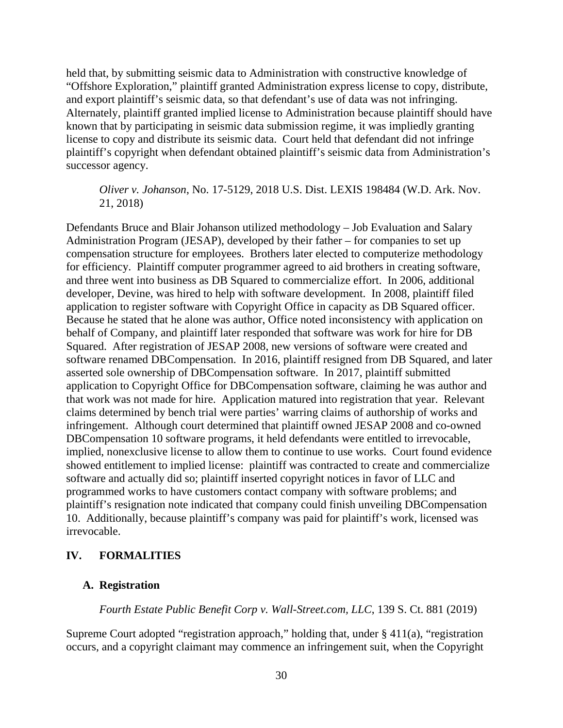held that, by submitting seismic data to Administration with constructive knowledge of "Offshore Exploration," plaintiff granted Administration express license to copy, distribute, and export plaintiff's seismic data, so that defendant's use of data was not infringing. Alternately, plaintiff granted implied license to Administration because plaintiff should have known that by participating in seismic data submission regime, it was impliedly granting license to copy and distribute its seismic data. Court held that defendant did not infringe plaintiff's copyright when defendant obtained plaintiff's seismic data from Administration's successor agency.

*Oliver v. Johanson*, No. 17-5129, 2018 U.S. Dist. LEXIS 198484 (W.D. Ark. Nov. 21, 2018)

Defendants Bruce and Blair Johanson utilized methodology – Job Evaluation and Salary Administration Program (JESAP), developed by their father – for companies to set up compensation structure for employees. Brothers later elected to computerize methodology for efficiency. Plaintiff computer programmer agreed to aid brothers in creating software, and three went into business as DB Squared to commercialize effort. In 2006, additional developer, Devine, was hired to help with software development. In 2008, plaintiff filed application to register software with Copyright Office in capacity as DB Squared officer. Because he stated that he alone was author, Office noted inconsistency with application on behalf of Company, and plaintiff later responded that software was work for hire for DB Squared. After registration of JESAP 2008, new versions of software were created and software renamed DBCompensation. In 2016, plaintiff resigned from DB Squared, and later asserted sole ownership of DBCompensation software. In 2017, plaintiff submitted application to Copyright Office for DBCompensation software, claiming he was author and that work was not made for hire. Application matured into registration that year. Relevant claims determined by bench trial were parties' warring claims of authorship of works and infringement. Although court determined that plaintiff owned JESAP 2008 and co-owned DBCompensation 10 software programs, it held defendants were entitled to irrevocable, implied, nonexclusive license to allow them to continue to use works. Court found evidence showed entitlement to implied license: plaintiff was contracted to create and commercialize software and actually did so; plaintiff inserted copyright notices in favor of LLC and programmed works to have customers contact company with software problems; and plaintiff's resignation note indicated that company could finish unveiling DBCompensation 10. Additionally, because plaintiff's company was paid for plaintiff's work, licensed was irrevocable.

## IV. FORMALITIES

### A. Registration

*Fourth Estate Public Benefit Corp v. Wall-Street.com, LLC*, 139 S. Ct. 881 (2019)

Supreme Court adopted "registration approach," holding that, under § 411(a), "registration occurs, and a copyright claimant may commence an infringement suit, when the Copyright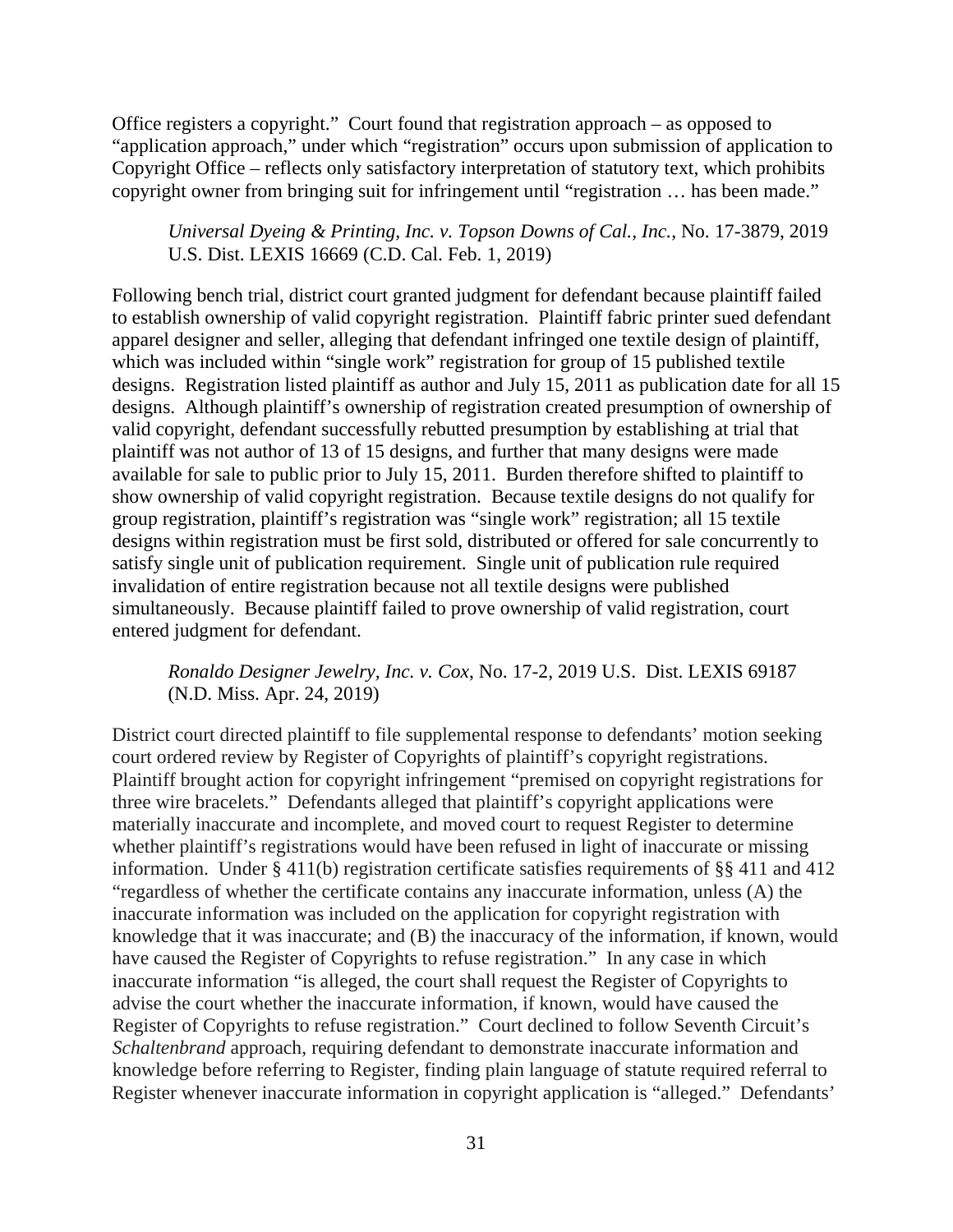Office registers a copyright." Court found that registration approach – as opposed to "application approach," under which "registration" occurs upon submission of application to Copyright Office – reflects only satisfactory interpretation of statutory text, which prohibits copyright owner from bringing suit for infringement until "registration … has been made."

> *Universal Dyeing & Printing, Inc. v. Topson Downs of Cal., Inc.*, No. 17-3879, 2019 U.S. Dist. LEXIS 16669 (C.D. Cal. Feb. 1, 2019)

Following bench trial, district court granted judgment for defendant because plaintiff failed to establish ownership of valid copyright registration. Plaintiff fabric printer sued defendant apparel designer and seller, alleging that defendant infringed one textile design of plaintiff, which was included within "single work" registration for group of 15 published textile designs. Registration listed plaintiff as author and July 15, 2011 as publication date for all 15 designs. Although plaintiff's ownership of registration created presumption of ownership of valid copyright, defendant successfully rebutted presumption by establishing at trial that plaintiff was not author of 13 of 15 designs, and further that many designs were made available for sale to public prior to July 15, 2011. Burden therefore shifted to plaintiff to show ownership of valid copyright registration. Because textile designs do not qualify for group registration, plaintiff's registration was "single work" registration; all 15 textile designs within registration must be first sold, distributed or offered for sale concurrently to satisfy single unit of publication requirement. Single unit of publication rule required invalidation of entire registration because not all textile designs were published simultaneously. Because plaintiff failed to prove ownership of valid registration, court entered judgment for defendant.

> *Ronaldo Designer Jewelry, Inc. v. Cox*, No. 17-2, 2019 U.S. Dist. LEXIS 69187 (N.D. Miss. Apr. 24, 2019)

District court directed plaintiff to file supplemental response to defendants' motion seeking court ordered review by Register of Copyrights of plaintiff's copyright registrations. Plaintiff brought action for copyright infringement "premised on copyright registrations for three wire bracelets." Defendants alleged that plaintiff's copyright applications were materially inaccurate and incomplete, and moved court to request Register to determine whether plaintiff's registrations would have been refused in light of inaccurate or missing information. Under § 411(b) registration certificate satisfies requirements of §§ 411 and 412 "regardless of whether the certificate contains any inaccurate information, unless (A) the inaccurate information was included on the application for copyright registration with knowledge that it was inaccurate; and (B) the inaccuracy of the information, if known, would have caused the Register of Copyrights to refuse registration." In any case in which inaccurate information "is alleged, the court shall request the Register of Copyrights to advise the court whether the inaccurate information, if known, would have caused the Register of Copyrights to refuse registration." Court declined to follow Seventh Circuit's *Schaltenbrand* approach, requiring defendant to demonstrate inaccurate information and knowledge before referring to Register, finding plain language of statute required referral to Register whenever inaccurate information in copyright application is "alleged." Defendants'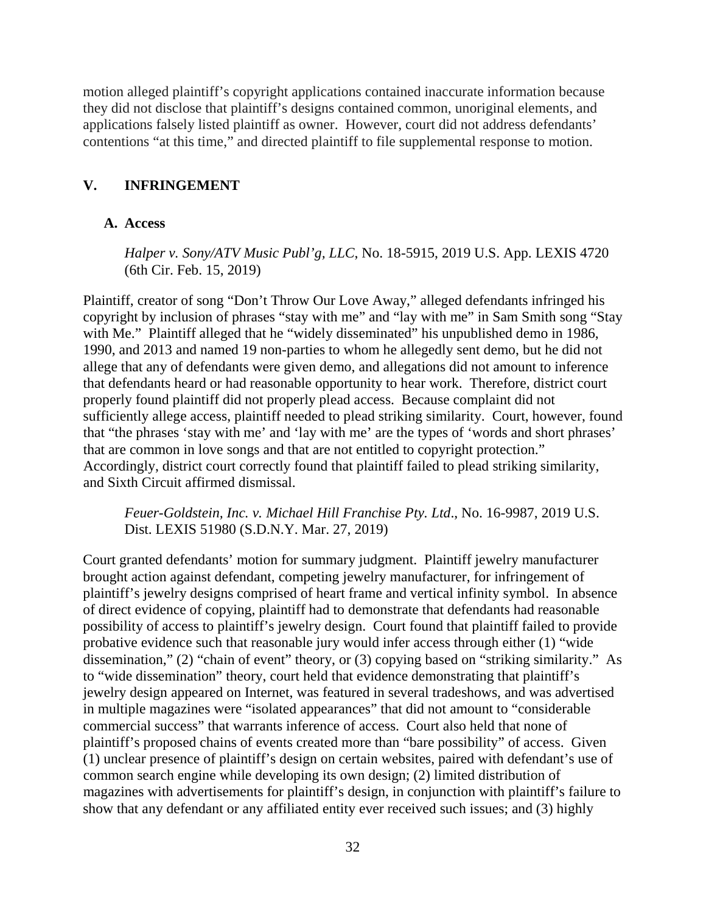motion alleged plaintiff's copyright applications contained inaccurate information because they did not disclose that plaintiff's designs contained common, unoriginal elements, and applications falsely listed plaintiff as owner. However, court did not address defendants' contentions "at this time," and directed plaintiff to file supplemental response to motion.

## V. INFRINGEMENT

### A. Access

*Halper v. Sony/ATV Music Publ'g, LLC*, No. 18-5915, 2019 U.S. App. LEXIS 4720 (6th Cir. Feb. 15, 2019)

Plaintiff, creator of song "Don't Throw Our Love Away," alleged defendants infringed his copyright by inclusion of phrases "stay with me" and "lay with me" in Sam Smith song "Stay with Me." Plaintiff alleged that he "widely disseminated" his unpublished demo in 1986, 1990, and 2013 and named 19 non-parties to whom he allegedly sent demo, but he did not allege that any of defendants were given demo, and allegations did not amount to inference that defendants heard or had reasonable opportunity to hear work. Therefore, district court properly found plaintiff did not properly plead access. Because complaint did not sufficiently allege access, plaintiff needed to plead striking similarity. Court, however, found that "the phrases 'stay with me' and 'lay with me' are the types of 'words and short phrases' that are common in love songs and that are not entitled to copyright protection." Accordingly, district court correctly found that plaintiff failed to plead striking similarity, and Sixth Circuit affirmed dismissal.

*Feuer-Goldstein, Inc. v. Michael Hill Franchise Pty. Ltd*., No. 16-9987, 2019 U.S. Dist. LEXIS 51980 (S.D.N.Y. Mar. 27, 2019)

Court granted defendants' motion for summary judgment. Plaintiff jewelry manufacturer brought action against defendant, competing jewelry manufacturer, for infringement of plaintiff's jewelry designs comprised of heart frame and vertical infinity symbol. In absence of direct evidence of copying, plaintiff had to demonstrate that defendants had reasonable possibility of access to plaintiff's jewelry design. Court found that plaintiff failed to provide probative evidence such that reasonable jury would infer access through either (1) "wide dissemination," (2) "chain of event" theory, or (3) copying based on "striking similarity." As to "wide dissemination" theory, court held that evidence demonstrating that plaintiff's jewelry design appeared on Internet, was featured in several tradeshows, and was advertised in multiple magazines were "isolated appearances" that did not amount to "considerable commercial success" that warrants inference of access. Court also held that none of plaintiff's proposed chains of events created more than "bare possibility" of access. Given (1) unclear presence of plaintiff's design on certain websites, paired with defendant's use of common search engine while developing its own design; (2) limited distribution of magazines with advertisements for plaintiff's design, in conjunction with plaintiff's failure to show that any defendant or any affiliated entity ever received such issues; and (3) highly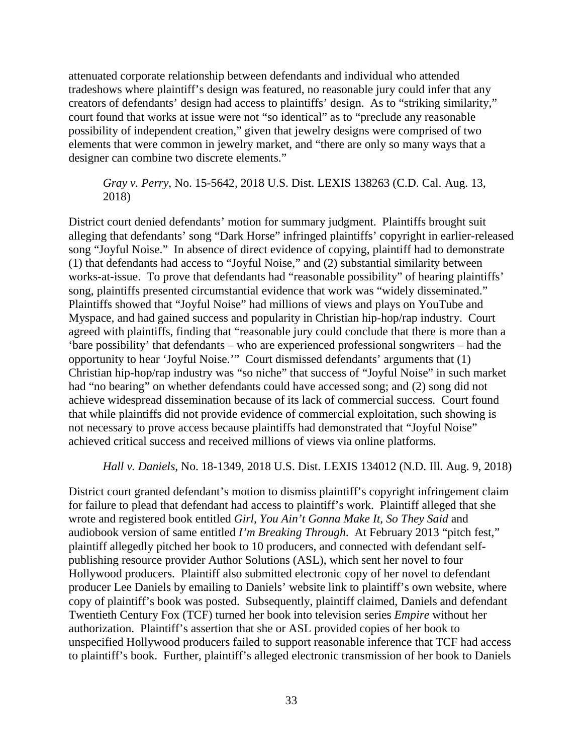attenuated corporate relationship between defendants and individual who attended tradeshows where plaintiff's design was featured, no reasonable jury could infer that any creators of defendants' design had access to plaintiffs' design. As to "striking similarity," court found that works at issue were not "so identical" as to "preclude any reasonable possibility of independent creation," given that jewelry designs were comprised of two elements that were common in jewelry market, and "there are only so many ways that a designer can combine two discrete elements."

*Gray v. Perry*, No. 15-5642, 2018 U.S. Dist. LEXIS 138263 (C.D. Cal. Aug. 13, 2018)

District court denied defendants' motion for summary judgment. Plaintiffs brought suit alleging that defendants' song "Dark Horse" infringed plaintiffs' copyright in earlier-released song "Joyful Noise." In absence of direct evidence of copying, plaintiff had to demonstrate (1) that defendants had access to "Joyful Noise," and (2) substantial similarity between works-at-issue. To prove that defendants had "reasonable possibility" of hearing plaintiffs' song, plaintiffs presented circumstantial evidence that work was "widely disseminated." Plaintiffs showed that "Joyful Noise" had millions of views and plays on YouTube and Myspace, and had gained success and popularity in Christian hip-hop/rap industry. Court agreed with plaintiffs, finding that "reasonable jury could conclude that there is more than a 'bare possibility' that defendants – who are experienced professional songwriters – had the opportunity to hear 'Joyful Noise.'" Court dismissed defendants' arguments that (1) Christian hip-hop/rap industry was "so niche" that success of "Joyful Noise" in such market had "no bearing" on whether defendants could have accessed song; and (2) song did not achieve widespread dissemination because of its lack of commercial success. Court found that while plaintiffs did not provide evidence of commercial exploitation, such showing is not necessary to prove access because plaintiffs had demonstrated that "Joyful Noise" achieved critical success and received millions of views via online platforms.

*Hall v. Daniels*, No. 18-1349, 2018 U.S. Dist. LEXIS 134012 (N.D. Ill. Aug. 9, 2018)

District court granted defendant's motion to dismiss plaintiff's copyright infringement claim for failure to plead that defendant had access to plaintiff's work. Plaintiff alleged that she wrote and registered book entitled *Girl, You Ain't Gonna Make It, So They Said* and audiobook version of same entitled *I'm Breaking Through*. At February 2013 "pitch fest," plaintiff allegedly pitched her book to 10 producers, and connected with defendant self-publishing resource provider Author Solutions (ASL), which sent her novel to four Hollywood producers. Plaintiff also submitted electronic copy of her novel to defendant producer Lee Daniels by emailing to Daniels' website link to plaintiff's own website, where copy of plaintiff's book was posted. Subsequently, plaintiff claimed, Daniels and defendant Twentieth Century Fox (TCF) turned her book into television series *Empire* without her authorization. Plaintiff's assertion that she or ASL provided copies of her book to unspecified Hollywood producers failed to support reasonable inference that TCF had access to plaintiff's book. Further, plaintiff's alleged electronic transmission of her book to Daniels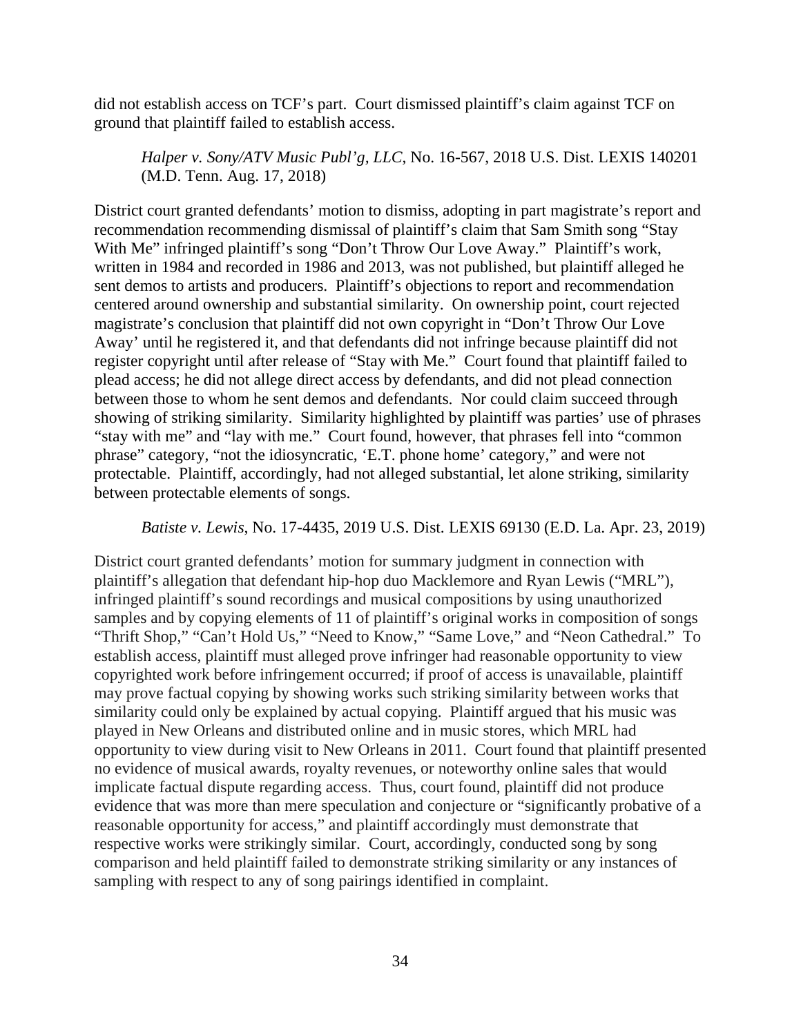did not establish access on TCF's part. Court dismissed plaintiff's claim against TCF on ground that plaintiff failed to establish access.

*Halper v. Sony/ATV Music Publ'g, LLC*, No. 16-567, 2018 U.S. Dist. LEXIS 140201 (M.D. Tenn. Aug. 17, 2018)

District court granted defendants' motion to dismiss, adopting in part magistrate's report and recommendation recommending dismissal of plaintiff's claim that Sam Smith song "Stay With Me" infringed plaintiff's song "Don't Throw Our Love Away." Plaintiff's work, written in 1984 and recorded in 1986 and 2013, was not published, but plaintiff alleged he sent demos to artists and producers. Plaintiff's objections to report and recommendation centered around ownership and substantial similarity. On ownership point, court rejected magistrate's conclusion that plaintiff did not own copyright in "Don't Throw Our Love Away' until he registered it, and that defendants did not infringe because plaintiff did not register copyright until after release of "Stay with Me." Court found that plaintiff failed to plead access; he did not allege direct access by defendants, and did not plead connection between those to whom he sent demos and defendants. Nor could claim succeed through showing of striking similarity. Similarity highlighted by plaintiff was parties' use of phrases "stay with me" and "lay with me." Court found, however, that phrases fell into "common phrase" category, "not the idiosyncratic, 'E.T. phone home' category," and were not protectable. Plaintiff, accordingly, had not alleged substantial, let alone striking, similarity between protectable elements of songs.

*Batiste v. Lewis*, No. 17-4435, 2019 U.S. Dist. LEXIS 69130 (E.D. La. Apr. 23, 2019)

District court granted defendants' motion for summary judgment in connection with plaintiff's allegation that defendant hip-hop duo Macklemore and Ryan Lewis ("MRL"), infringed plaintiff's sound recordings and musical compositions by using unauthorized samples and by copying elements of 11 of plaintiff's original works in composition of songs "Thrift Shop," "Can't Hold Us," "Need to Know," "Same Love," and "Neon Cathedral." To establish access, plaintiff must alleged prove infringer had reasonable opportunity to view copyrighted work before infringement occurred; if proof of access is unavailable, plaintiff may prove factual copying by showing works such striking similarity between works that similarity could only be explained by actual copying. Plaintiff argued that his music was played in New Orleans and distributed online and in music stores, which MRL had opportunity to view during visit to New Orleans in 2011. Court found that plaintiff presented no evidence of musical awards, royalty revenues, or noteworthy online sales that would implicate factual dispute regarding access. Thus, court found, plaintiff did not produce evidence that was more than mere speculation and conjecture or "significantly probative of a reasonable opportunity for access," and plaintiff accordingly must demonstrate that respective works were strikingly similar. Court, accordingly, conducted song by song comparison and held plaintiff failed to demonstrate striking similarity or any instances of sampling with respect to any of song pairings identified in complaint.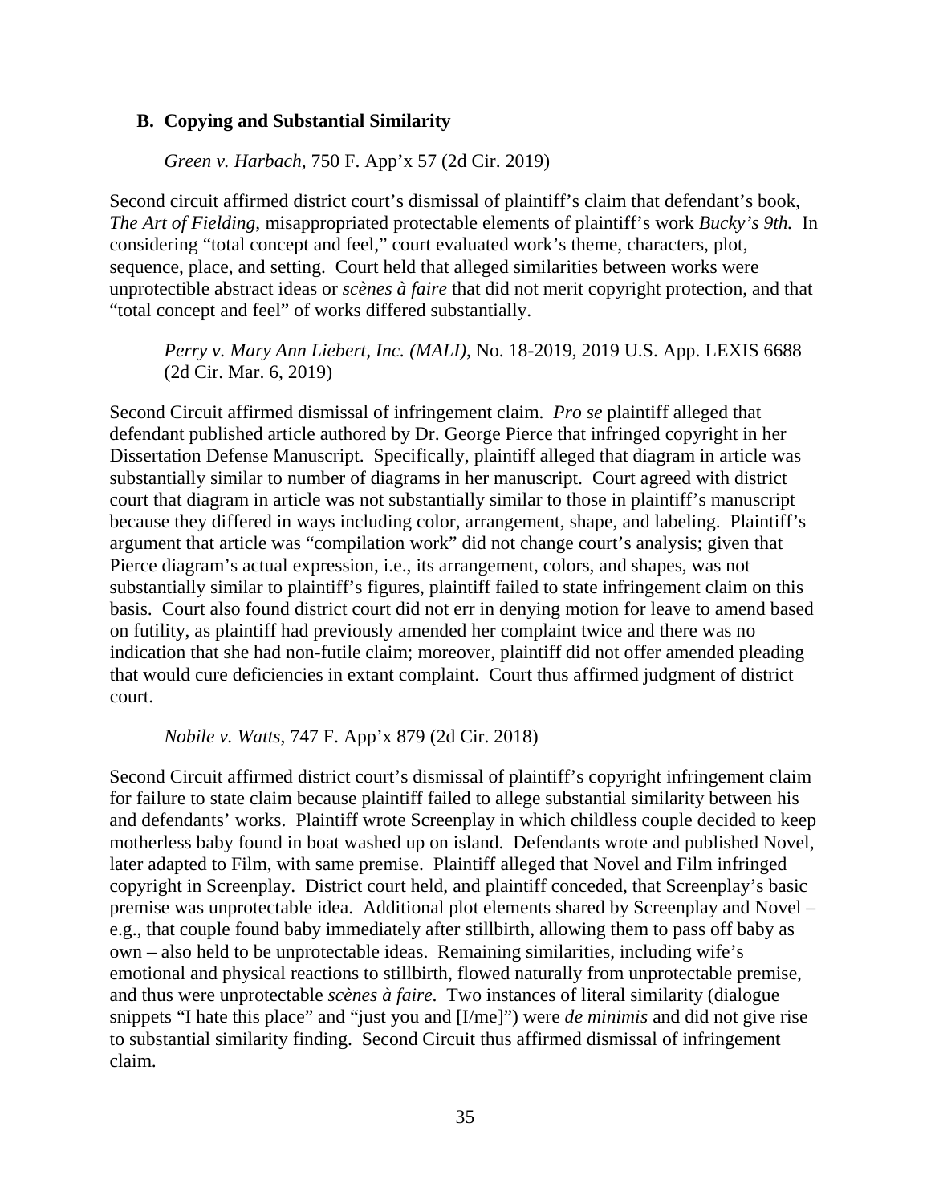### B. Copying and Substantial Similarity

*Green v. Harbach*, 750 F. App'x 57 (2d Cir. 2019)

Second circuit affirmed district court's dismissal of plaintiff's claim that defendant's book, *The Art of Fielding*, misappropriated protectable elements of plaintiff's work *Bucky's 9th.* In considering "total concept and feel," court evaluated work's theme, characters, plot, sequence, place, and setting. Court held that alleged similarities between works were unprotectible abstract ideas or *scènes à faire* that did not merit copyright protection, and that "total concept and feel" of works differed substantially.

*Perry v. Mary Ann Liebert, Inc. (MALI)*, No. 18-2019, 2019 U.S. App. LEXIS 6688 (2d Cir. Mar. 6, 2019)

Second Circuit affirmed dismissal of infringement claim. *Pro se* plaintiff alleged that defendant published article authored by Dr. George Pierce that infringed copyright in her Dissertation Defense Manuscript. Specifically, plaintiff alleged that diagram in article was substantially similar to number of diagrams in her manuscript. Court agreed with district court that diagram in article was not substantially similar to those in plaintiff's manuscript because they differed in ways including color, arrangement, shape, and labeling. Plaintiff's argument that article was "compilation work" did not change court's analysis; given that Pierce diagram's actual expression, i.e., its arrangement, colors, and shapes, was not substantially similar to plaintiff's figures, plaintiff failed to state infringement claim on this basis. Court also found district court did not err in denying motion for leave to amend based on futility, as plaintiff had previously amended her complaint twice and there was no indication that she had non-futile claim; moreover, plaintiff did not offer amended pleading that would cure deficiencies in extant complaint. Court thus affirmed judgment of district court.

*Nobile v. Watts*, 747 F. App'x 879 (2d Cir. 2018)

Second Circuit affirmed district court's dismissal of plaintiff's copyright infringement claim for failure to state claim because plaintiff failed to allege substantial similarity between his and defendants' works. Plaintiff wrote Screenplay in which childless couple decided to keep motherless baby found in boat washed up on island. Defendants wrote and published Novel, later adapted to Film, with same premise. Plaintiff alleged that Novel and Film infringed copyright in Screenplay. District court held, and plaintiff conceded, that Screenplay's basic premise was unprotectable idea. Additional plot elements shared by Screenplay and Novel – e.g., that couple found baby immediately after stillbirth, allowing them to pass off baby as own – also held to be unprotectable ideas. Remaining similarities, including wife's emotional and physical reactions to stillbirth, flowed naturally from unprotectable premise, and thus were unprotectable *scènes à faire*. Two instances of literal similarity (dialogue snippets "I hate this place" and "just you and [I/me]") were *de minimis* and did not give rise to substantial similarity finding. Second Circuit thus affirmed dismissal of infringement claim.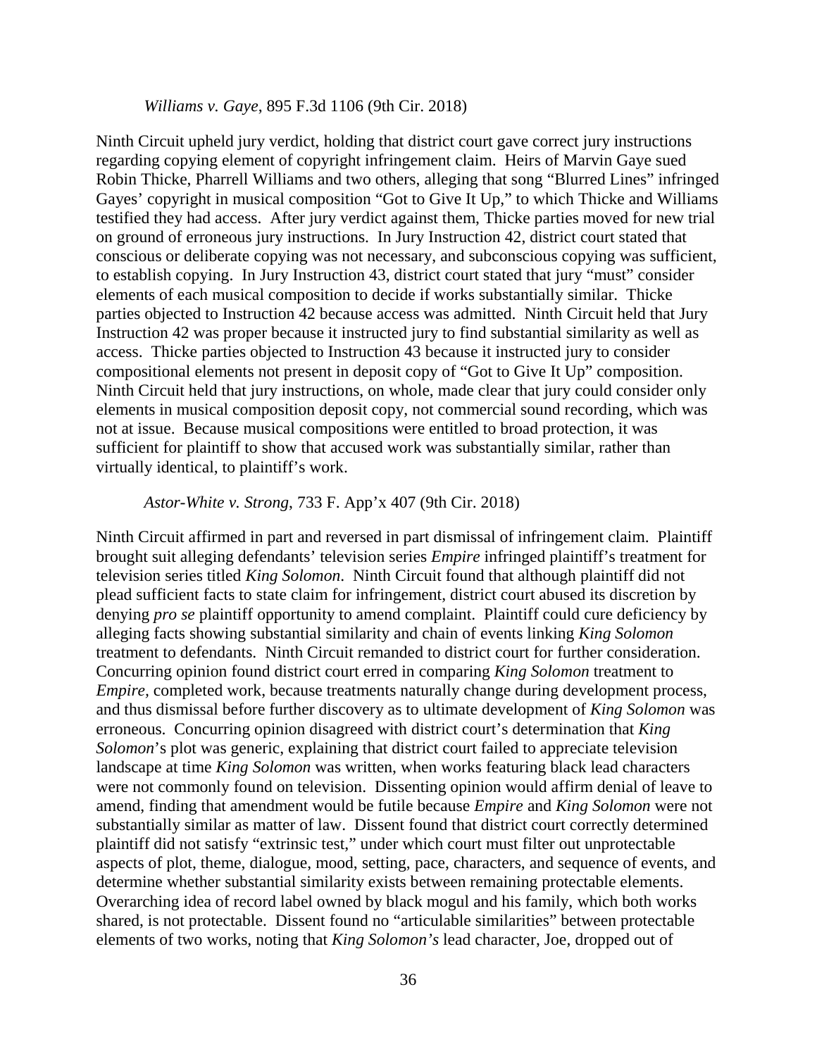*Williams v. Gaye*, 895 F.3d 1106 (9th Cir. 2018)

Ninth Circuit upheld jury verdict, holding that district court gave correct jury instructions regarding copying element of copyright infringement claim. Heirs of Marvin Gaye sued Robin Thicke, Pharrell Williams and two others, alleging that song "Blurred Lines" infringed Gayes' copyright in musical composition "Got to Give It Up," to which Thicke and Williams testified they had access. After jury verdict against them, Thicke parties moved for new trial on ground of erroneous jury instructions. In Jury Instruction 42, district court stated that conscious or deliberate copying was not necessary, and subconscious copying was sufficient, to establish copying. In Jury Instruction 43, district court stated that jury "must" consider elements of each musical composition to decide if works substantially similar. Thicke parties objected to Instruction 42 because access was admitted. Ninth Circuit held that Jury Instruction 42 was proper because it instructed jury to find substantial similarity as well as access. Thicke parties objected to Instruction 43 because it instructed jury to consider compositional elements not present in deposit copy of "Got to Give It Up" composition. Ninth Circuit held that jury instructions, on whole, made clear that jury could consider only elements in musical composition deposit copy, not commercial sound recording, which was not at issue. Because musical compositions were entitled to broad protection, it was sufficient for plaintiff to show that accused work was substantially similar, rather than virtually identical, to plaintiff's work.

*Astor-White v. Strong*, 733 F. App'x 407 (9th Cir. 2018)

Ninth Circuit affirmed in part and reversed in part dismissal of infringement claim. Plaintiff brought suit alleging defendants' television series *Empire* infringed plaintiff's treatment for television series titled *King Solomon*. Ninth Circuit found that although plaintiff did not plead sufficient facts to state claim for infringement, district court abused its discretion by denying *pro se* plaintiff opportunity to amend complaint. Plaintiff could cure deficiency by alleging facts showing substantial similarity and chain of events linking *King Solomon* treatment to defendants. Ninth Circuit remanded to district court for further consideration. Concurring opinion found district court erred in comparing *King Solomon* treatment to *Empire*, completed work, because treatments naturally change during development process, and thus dismissal before further discovery as to ultimate development of *King Solomon* was erroneous. Concurring opinion disagreed with district court's determination that *King Solomon*'s plot was generic, explaining that district court failed to appreciate television landscape at time *King Solomon* was written, when works featuring black lead characters were not commonly found on television. Dissenting opinion would affirm denial of leave to amend, finding that amendment would be futile because *Empire* and *King Solomon* were not substantially similar as matter of law. Dissent found that district court correctly determined plaintiff did not satisfy "extrinsic test," under which court must filter out unprotectable aspects of plot, theme, dialogue, mood, setting, pace, characters, and sequence of events, and determine whether substantial similarity exists between remaining protectable elements. Overarching idea of record label owned by black mogul and his family, which both works shared, is not protectable. Dissent found no "articulable similarities" between protectable elements of two works, noting that *King Solomon's* lead character, Joe, dropped out of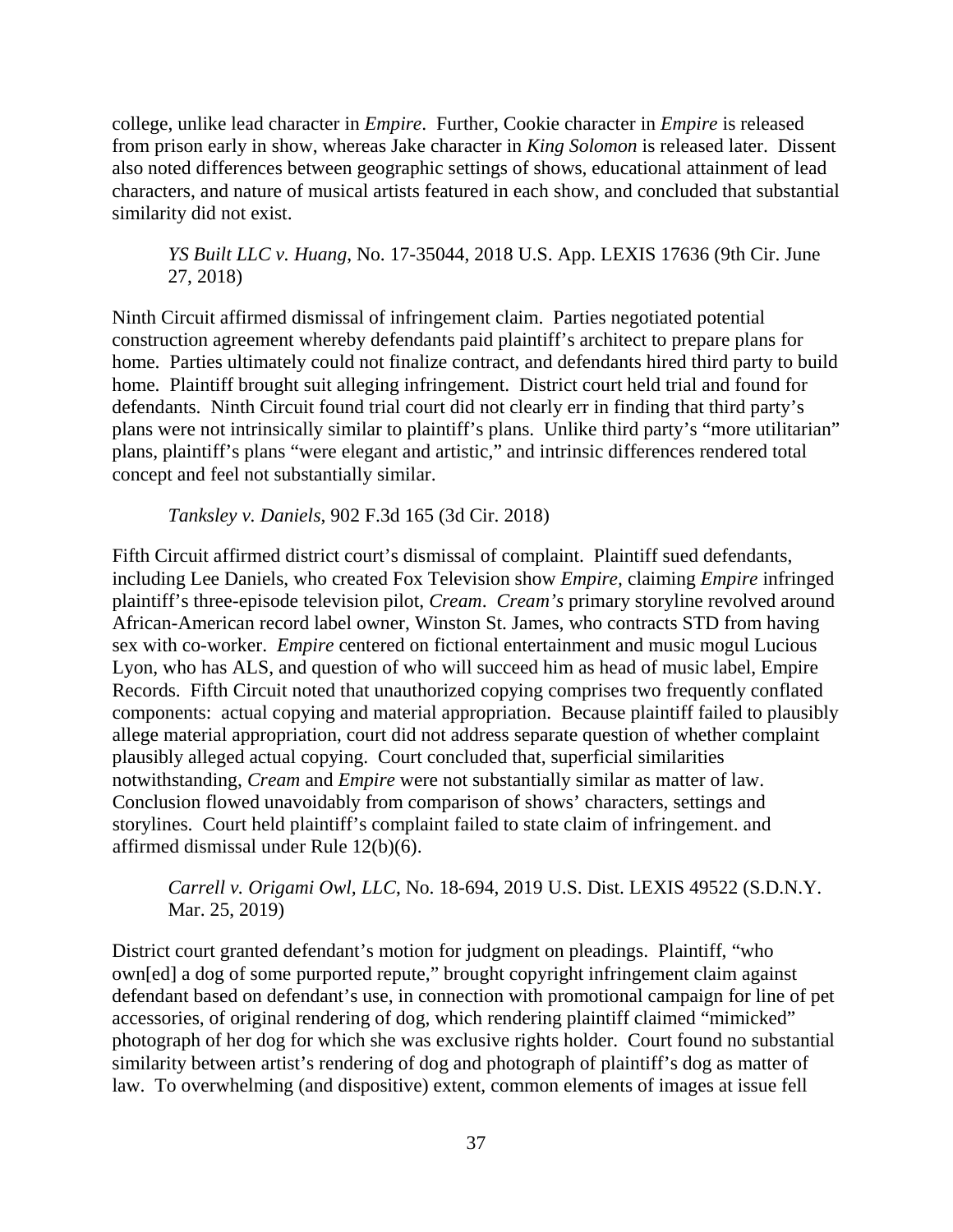college, unlike lead character in *Empire*. Further, Cookie character in *Empire* is released from prison early in show, whereas Jake character in *King Solomon* is released later. Dissent also noted differences between geographic settings of shows, educational attainment of lead characters, and nature of musical artists featured in each show, and concluded that substantial similarity did not exist.

> *YS Built LLC v. Huang*, No. 17-35044, 2018 U.S. App. LEXIS 17636 (9th Cir. June 27, 2018)

Ninth Circuit affirmed dismissal of infringement claim. Parties negotiated potential construction agreement whereby defendants paid plaintiff's architect to prepare plans for home. Parties ultimately could not finalize contract, and defendants hired third party to build home. Plaintiff brought suit alleging infringement. District court held trial and found for defendants. Ninth Circuit found trial court did not clearly err in finding that third party's plans were not intrinsically similar to plaintiff's plans. Unlike third party's "more utilitarian" plans, plaintiff's plans "were elegant and artistic," and intrinsic differences rendered total concept and feel not substantially similar.

> *Tanksley v. Daniels*, 902 F.3d 165 (3d Cir. 2018)

Fifth Circuit affirmed district court's dismissal of complaint. Plaintiff sued defendants, including Lee Daniels, who created Fox Television show *Empire*, claiming *Empire* infringed plaintiff's three-episode television pilot, *Cream*. *Cream's* primary storyline revolved around African-American record label owner, Winston St. James, who contracts STD from having sex with co-worker. *Empire* centered on fictional entertainment and music mogul Lucious Lyon, who has ALS, and question of who will succeed him as head of music label, Empire Records. Fifth Circuit noted that unauthorized copying comprises two frequently conflated components: actual copying and material appropriation. Because plaintiff failed to plausibly allege material appropriation, court did not address separate question of whether complaint plausibly alleged actual copying. Court concluded that, superficial similarities notwithstanding, *Cream* and *Empire* were not substantially similar as matter of law. Conclusion flowed unavoidably from comparison of shows' characters, settings and storylines. Court held plaintiff's complaint failed to state claim of infringement. and affirmed dismissal under Rule 12(b)(6).

> *Carrell v. Origami Owl, LLC*, No. 18-694, 2019 U.S. Dist. LEXIS 49522 (S.D.N.Y. Mar. 25, 2019)

District court granted defendant's motion for judgment on pleadings. Plaintiff, "who own[ed] a dog of some purported repute," brought copyright infringement claim against defendant based on defendant's use, in connection with promotional campaign for line of pet accessories, of original rendering of dog, which rendering plaintiff claimed "mimicked" photograph of her dog for which she was exclusive rights holder. Court found no substantial similarity between artist's rendering of dog and photograph of plaintiff's dog as matter of law. To overwhelming (and dispositive) extent, common elements of images at issue fell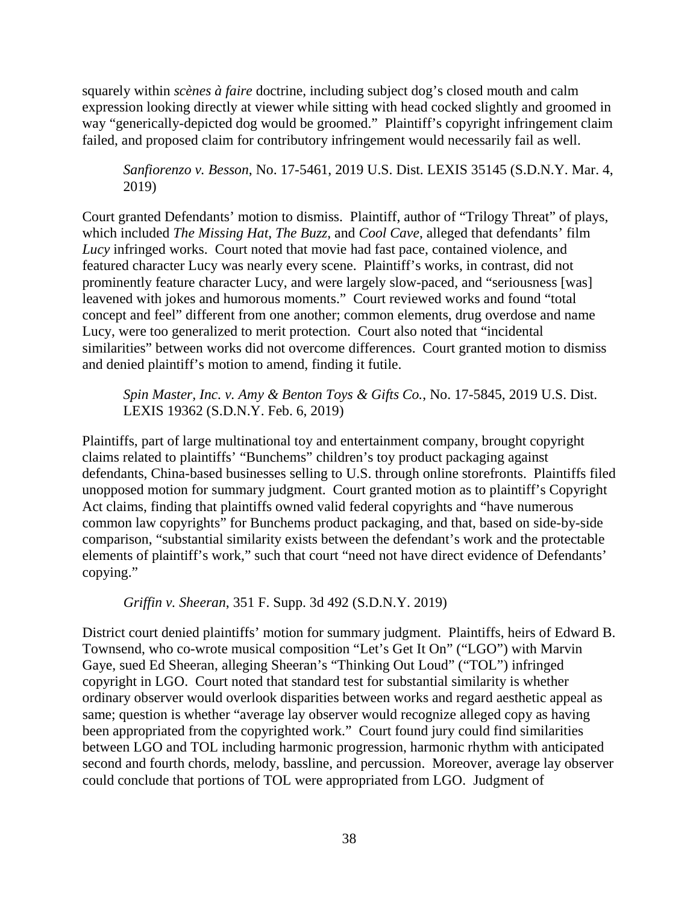squarely within *scènes à faire* doctrine, including subject dog's closed mouth and calm expression looking directly at viewer while sitting with head cocked slightly and groomed in way "generically-depicted dog would be groomed." Plaintiff's copyright infringement claim failed, and proposed claim for contributory infringement would necessarily fail as well.

> *Sanfiorenzo v. Besson*, No. 17-5461, 2019 U.S. Dist. LEXIS 35145 (S.D.N.Y. Mar. 4, 2019)

Court granted Defendants' motion to dismiss. Plaintiff, author of "Trilogy Threat" of plays, which included *The Missing Hat*, *The Buzz*, and *Cool Cave*, alleged that defendants' film *Lucy* infringed works. Court noted that movie had fast pace, contained violence, and featured character Lucy was nearly every scene. Plaintiff's works, in contrast, did not prominently feature character Lucy, and were largely slow-paced, and "seriousness [was] leavened with jokes and humorous moments." Court reviewed works and found "total concept and feel" different from one another; common elements, drug overdose and name Lucy, were too generalized to merit protection. Court also noted that "incidental similarities" between works did not overcome differences. Court granted motion to dismiss and denied plaintiff's motion to amend, finding it futile.

> *Spin Master, Inc. v. Amy & Benton Toys & Gifts Co.*, No. 17-5845, 2019 U.S. Dist. LEXIS 19362 (S.D.N.Y. Feb. 6, 2019)

Plaintiffs, part of large multinational toy and entertainment company, brought copyright claims related to plaintiffs' "Bunchems" children's toy product packaging against defendants, China-based businesses selling to U.S. through online storefronts. Plaintiffs filed unopposed motion for summary judgment. Court granted motion as to plaintiff's Copyright Act claims, finding that plaintiffs owned valid federal copyrights and "have numerous common law copyrights" for Bunchems product packaging, and that, based on side-by-side comparison, "substantial similarity exists between the defendant's work and the protectable elements of plaintiff's work," such that court "need not have direct evidence of Defendants' copying."

> *Griffin v. Sheeran*, 351 F. Supp. 3d 492 (S.D.N.Y. 2019)

District court denied plaintiffs' motion for summary judgment. Plaintiffs, heirs of Edward B. Townsend, who co-wrote musical composition "Let's Get It On" ("LGO") with Marvin Gaye, sued Ed Sheeran, alleging Sheeran's "Thinking Out Loud" ("TOL") infringed copyright in LGO. Court noted that standard test for substantial similarity is whether ordinary observer would overlook disparities between works and regard aesthetic appeal as same; question is whether "average lay observer would recognize alleged copy as having been appropriated from the copyrighted work." Court found jury could find similarities between LGO and TOL including harmonic progression, harmonic rhythm with anticipated second and fourth chords, melody, bassline, and percussion. Moreover, average lay observer could conclude that portions of TOL were appropriated from LGO. Judgment of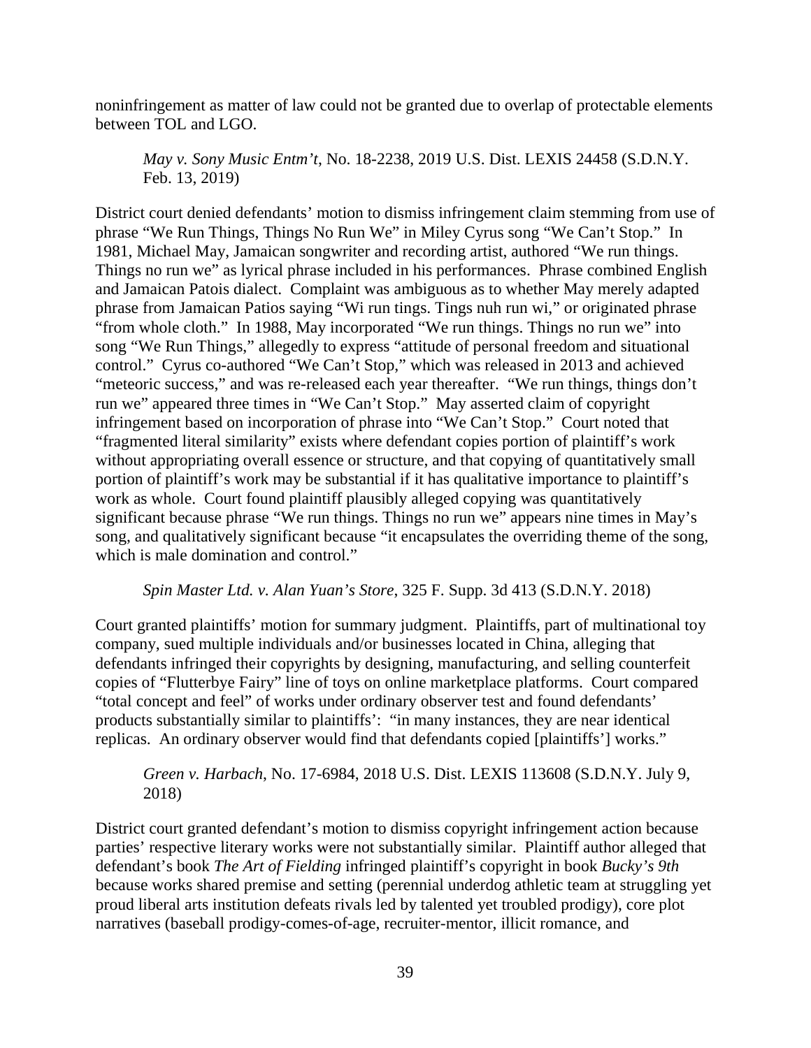noninfringement as matter of law could not be granted due to overlap of protectable elements between TOL and LGO.

> *May v. Sony Music Entm't*, No. 18-2238, 2019 U.S. Dist. LEXIS 24458 (S.D.N.Y. Feb. 13, 2019)

District court denied defendants' motion to dismiss infringement claim stemming from use of phrase "We Run Things, Things No Run We" in Miley Cyrus song "We Can't Stop." In 1981, Michael May, Jamaican songwriter and recording artist, authored "We run things. Things no run we" as lyrical phrase included in his performances. Phrase combined English and Jamaican Patois dialect. Complaint was ambiguous as to whether May merely adapted phrase from Jamaican Patios saying "Wi run tings. Tings nuh run wi," or originated phrase "from whole cloth." In 1988, May incorporated "We run things. Things no run we" into song "We Run Things," allegedly to express "attitude of personal freedom and situational control." Cyrus co-authored "We Can't Stop," which was released in 2013 and achieved "meteoric success," and was re-released each year thereafter. "We run things, things don't run we" appeared three times in "We Can't Stop." May asserted claim of copyright infringement based on incorporation of phrase into "We Can't Stop." Court noted that "fragmented literal similarity" exists where defendant copies portion of plaintiff's work without appropriating overall essence or structure, and that copying of quantitatively small portion of plaintiff's work may be substantial if it has qualitative importance to plaintiff's work as whole. Court found plaintiff plausibly alleged copying was quantitatively significant because phrase "We run things. Things no run we" appears nine times in May's song, and qualitatively significant because "it encapsulates the overriding theme of the song, which is male domination and control."

> *Spin Master Ltd. v. Alan Yuan's Store*, 325 F. Supp. 3d 413 (S.D.N.Y. 2018)

Court granted plaintiffs' motion for summary judgment. Plaintiffs, part of multinational toy company, sued multiple individuals and/or businesses located in China, alleging that defendants infringed their copyrights by designing, manufacturing, and selling counterfeit copies of "Flutterbye Fairy" line of toys on online marketplace platforms. Court compared "total concept and feel" of works under ordinary observer test and found defendants' products substantially similar to plaintiffs': "in many instances, they are near identical replicas. An ordinary observer would find that defendants copied [plaintiffs'] works."

> *Green v. Harbach*, No. 17-6984, 2018 U.S. Dist. LEXIS 113608 (S.D.N.Y. July 9, 2018)

District court granted defendant's motion to dismiss copyright infringement action because parties' respective literary works were not substantially similar. Plaintiff author alleged that defendant's book *The Art of Fielding* infringed plaintiff's copyright in book *Bucky's 9th* because works shared premise and setting (perennial underdog athletic team at struggling yet proud liberal arts institution defeats rivals led by talented yet troubled prodigy), core plot narratives (baseball prodigy-comes-of-age, recruiter-mentor, illicit romance, and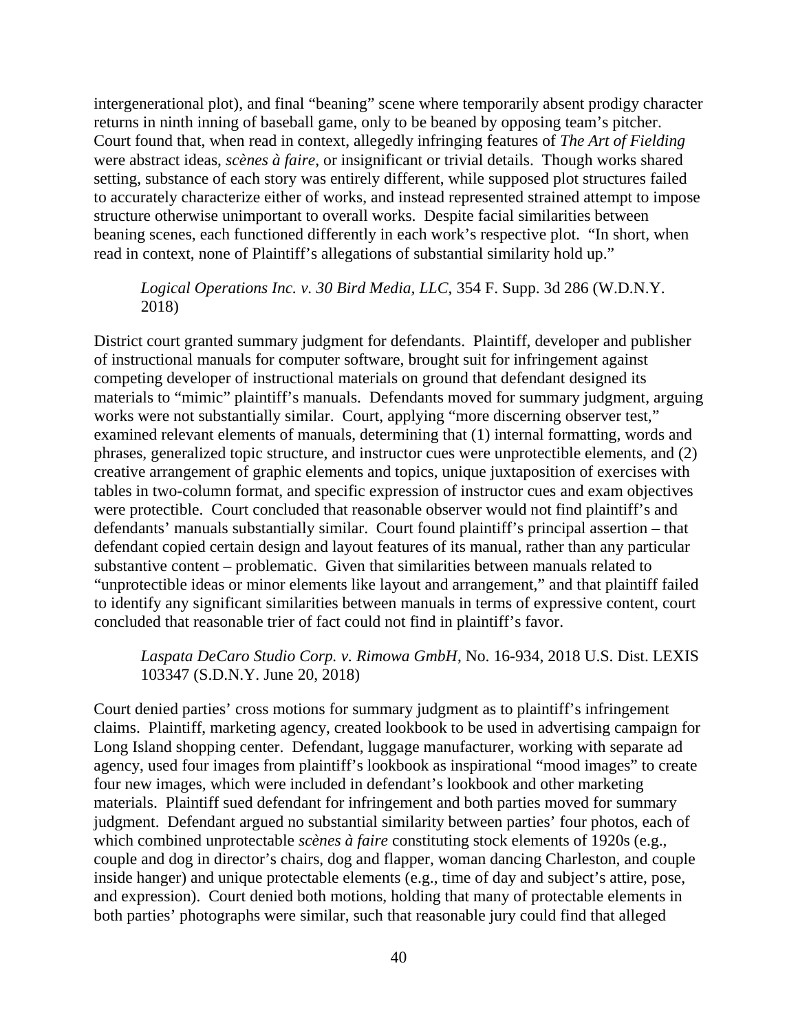intergenerational plot), and final "beaning" scene where temporarily absent prodigy character returns in ninth inning of baseball game, only to be beaned by opposing team's pitcher. Court found that, when read in context, allegedly infringing features of *The Art of Fielding* were abstract ideas, *scènes à faire*, or insignificant or trivial details. Though works shared setting, substance of each story was entirely different, while supposed plot structures failed to accurately characterize either of works, and instead represented strained attempt to impose structure otherwise unimportant to overall works. Despite facial similarities between beaning scenes, each functioned differently in each work's respective plot. "In short, when read in context, none of Plaintiff's allegations of substantial similarity hold up."

> *Logical Operations Inc. v. 30 Bird Media, LLC*, 354 F. Supp. 3d 286 (W.D.N.Y. 2018)

District court granted summary judgment for defendants. Plaintiff, developer and publisher of instructional manuals for computer software, brought suit for infringement against competing developer of instructional materials on ground that defendant designed its materials to "mimic" plaintiff's manuals. Defendants moved for summary judgment, arguing works were not substantially similar. Court, applying "more discerning observer test," examined relevant elements of manuals, determining that (1) internal formatting, words and phrases, generalized topic structure, and instructor cues were unprotectible elements, and (2) creative arrangement of graphic elements and topics, unique juxtaposition of exercises with tables in two-column format, and specific expression of instructor cues and exam objectives were protectible. Court concluded that reasonable observer would not find plaintiff's and defendants' manuals substantially similar. Court found plaintiff's principal assertion – that defendant copied certain design and layout features of its manual, rather than any particular substantive content – problematic. Given that similarities between manuals related to "unprotectible ideas or minor elements like layout and arrangement," and that plaintiff failed to identify any significant similarities between manuals in terms of expressive content, court concluded that reasonable trier of fact could not find in plaintiff's favor.

> *Laspata DeCaro Studio Corp. v. Rimowa GmbH*, No. 16-934, 2018 U.S. Dist. LEXIS 103347 (S.D.N.Y. June 20, 2018)

Court denied parties' cross motions for summary judgment as to plaintiff's infringement claims. Plaintiff, marketing agency, created lookbook to be used in advertising campaign for Long Island shopping center. Defendant, luggage manufacturer, working with separate ad agency, used four images from plaintiff's lookbook as inspirational "mood images" to create four new images, which were included in defendant's lookbook and other marketing materials. Plaintiff sued defendant for infringement and both parties moved for summary judgment. Defendant argued no substantial similarity between parties' four photos, each of which combined unprotectable *scènes à faire* constituting stock elements of 1920s (e.g., couple and dog in director's chairs, dog and flapper, woman dancing Charleston, and couple inside hanger) and unique protectable elements (e.g., time of day and subject's attire, pose, and expression). Court denied both motions, holding that many of protectable elements in both parties' photographs were similar, such that reasonable jury could find that alleged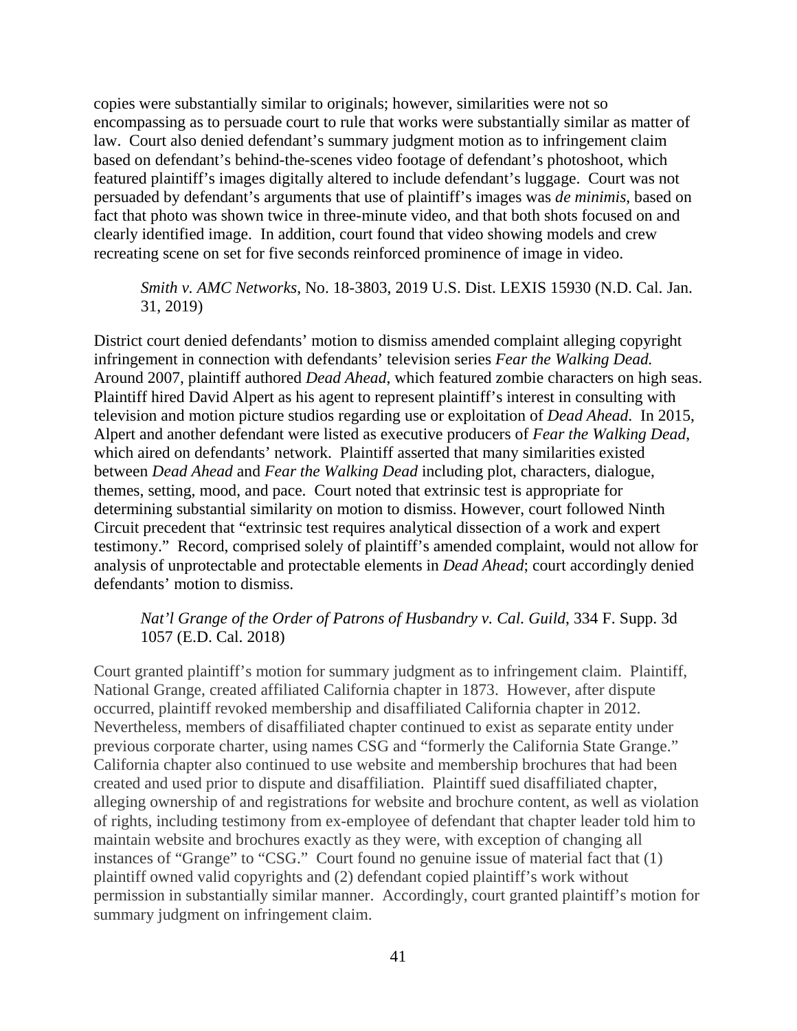copies were substantially similar to originals; however, similarities were not so encompassing as to persuade court to rule that works were substantially similar as matter of law. Court also denied defendant's summary judgment motion as to infringement claim based on defendant's behind-the-scenes video footage of defendant's photoshoot, which featured plaintiff's images digitally altered to include defendant's luggage. Court was not persuaded by defendant's arguments that use of plaintiff's images was *de minimis*, based on fact that photo was shown twice in three-minute video, and that both shots focused on and clearly identified image. In addition, court found that video showing models and crew recreating scene on set for five seconds reinforced prominence of image in video.

> *Smith v. AMC Networks*, No. 18-3803, 2019 U.S. Dist. LEXIS 15930 (N.D. Cal. Jan. 31, 2019)

District court denied defendants' motion to dismiss amended complaint alleging copyright infringement in connection with defendants' television series *Fear the Walking Dead.* Around 2007, plaintiff authored *Dead Ahead*, which featured zombie characters on high seas. Plaintiff hired David Alpert as his agent to represent plaintiff's interest in consulting with television and motion picture studios regarding use or exploitation of *Dead Ahead*. In 2015, Alpert and another defendant were listed as executive producers of *Fear the Walking Dead*, which aired on defendants' network. Plaintiff asserted that many similarities existed between *Dead Ahead* and *Fear the Walking Dead* including plot, characters, dialogue, themes, setting, mood, and pace. Court noted that extrinsic test is appropriate for determining substantial similarity on motion to dismiss. However, court followed Ninth Circuit precedent that "extrinsic test requires analytical dissection of a work and expert testimony." Record, comprised solely of plaintiff's amended complaint, would not allow for analysis of unprotectable and protectable elements in *Dead Ahead*; court accordingly denied defendants' motion to dismiss.

> *Nat'l Grange of the Order of Patrons of Husbandry v. Cal. Guild*, 334 F. Supp. 3d 1057 (E.D. Cal. 2018)

Court granted plaintiff's motion for summary judgment as to infringement claim. Plaintiff, National Grange, created affiliated California chapter in 1873. However, after dispute occurred, plaintiff revoked membership and disaffiliated California chapter in 2012. Nevertheless, members of disaffiliated chapter continued to exist as separate entity under previous corporate charter, using names CSG and "formerly the California State Grange." California chapter also continued to use website and membership brochures that had been created and used prior to dispute and disaffiliation. Plaintiff sued disaffiliated chapter, alleging ownership of and registrations for website and brochure content, as well as violation of rights, including testimony from ex-employee of defendant that chapter leader told him to maintain website and brochures exactly as they were, with exception of changing all instances of "Grange" to "CSG." Court found no genuine issue of material fact that (1) plaintiff owned valid copyrights and (2) defendant copied plaintiff's work without permission in substantially similar manner. Accordingly, court granted plaintiff's motion for summary judgment on infringement claim.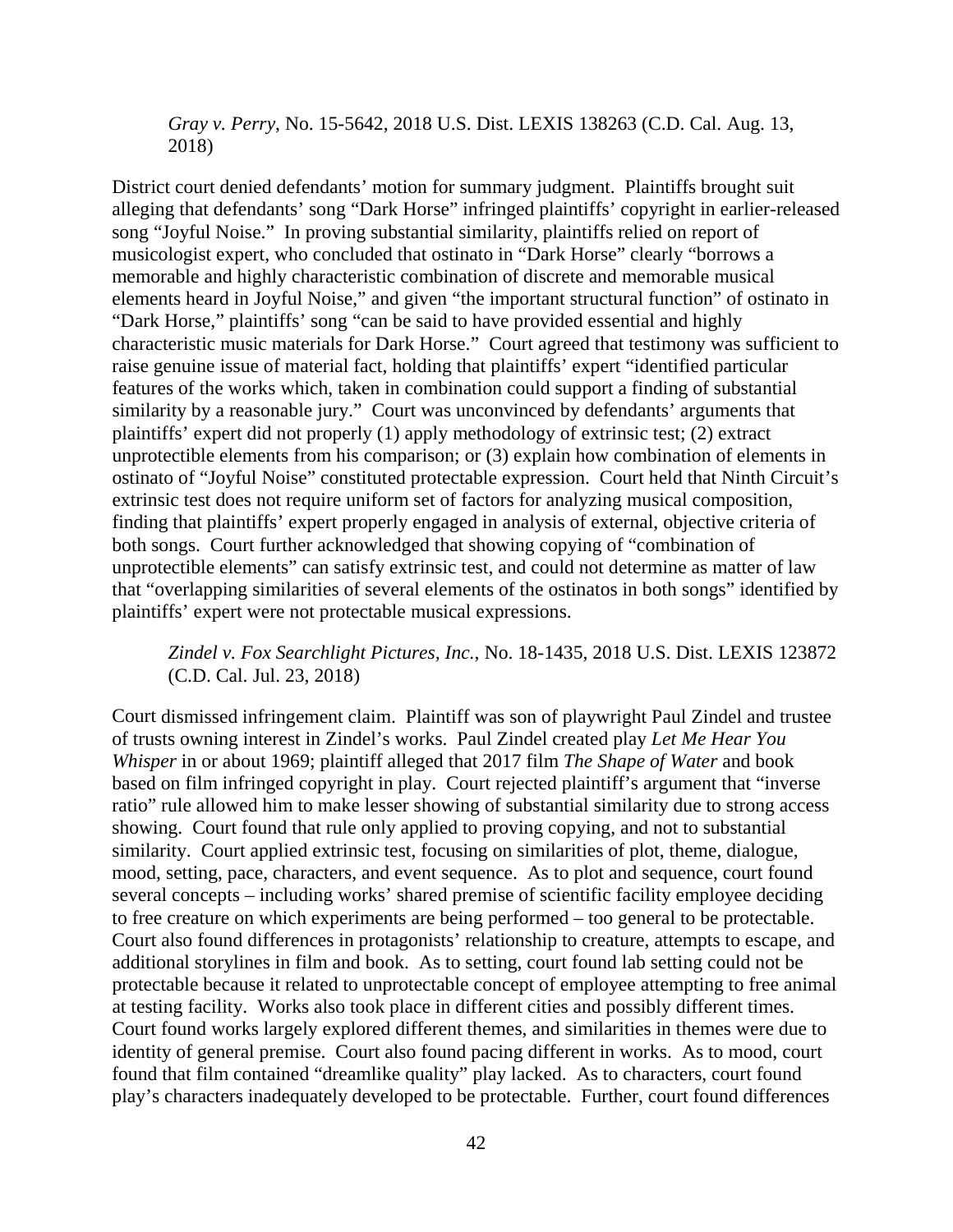*Gray v. Perry*, No. 15-5642, 2018 U.S. Dist. LEXIS 138263 (C.D. Cal. Aug. 13, 2018)

District court denied defendants' motion for summary judgment. Plaintiffs brought suit alleging that defendants' song "Dark Horse" infringed plaintiffs' copyright in earlier-released song "Joyful Noise." In proving substantial similarity, plaintiffs relied on report of musicologist expert, who concluded that ostinato in "Dark Horse" clearly "borrows a memorable and highly characteristic combination of discrete and memorable musical elements heard in Joyful Noise," and given "the important structural function" of ostinato in "Dark Horse," plaintiffs' song "can be said to have provided essential and highly characteristic music materials for Dark Horse." Court agreed that testimony was sufficient to raise genuine issue of material fact, holding that plaintiffs' expert "identified particular features of the works which, taken in combination could support a finding of substantial similarity by a reasonable jury." Court was unconvinced by defendants' arguments that plaintiffs' expert did not properly (1) apply methodology of extrinsic test; (2) extract unprotectible elements from his comparison; or (3) explain how combination of elements in ostinato of "Joyful Noise" constituted protectable expression. Court held that Ninth Circuit's extrinsic test does not require uniform set of factors for analyzing musical composition, finding that plaintiffs' expert properly engaged in analysis of external, objective criteria of both songs. Court further acknowledged that showing copying of "combination of unprotectible elements" can satisfy extrinsic test, and could not determine as matter of law that "overlapping similarities of several elements of the ostinatos in both songs" identified by plaintiffs' expert were not protectable musical expressions.

*Zindel v. Fox Searchlight Pictures, Inc.*, No. 18-1435, 2018 U.S. Dist. LEXIS 123872 (C.D. Cal. Jul. 23, 2018)

Court dismissed infringement claim. Plaintiff was son of playwright Paul Zindel and trustee of trusts owning interest in Zindel's works. Paul Zindel created play *Let Me Hear You Whisper* in or about 1969; plaintiff alleged that 2017 film *The Shape of Water* and book based on film infringed copyright in play. Court rejected plaintiff's argument that "inverse ratio" rule allowed him to make lesser showing of substantial similarity due to strong access showing. Court found that rule only applied to proving copying, and not to substantial similarity. Court applied extrinsic test, focusing on similarities of plot, theme, dialogue, mood, setting, pace, characters, and event sequence. As to plot and sequence, court found several concepts – including works' shared premise of scientific facility employee deciding to free creature on which experiments are being performed – too general to be protectable. Court also found differences in protagonists' relationship to creature, attempts to escape, and additional storylines in film and book. As to setting, court found lab setting could not be protectable because it related to unprotectable concept of employee attempting to free animal at testing facility. Works also took place in different cities and possibly different times. Court found works largely explored different themes, and similarities in themes were due to identity of general premise. Court also found pacing different in works. As to mood, court found that film contained "dreamlike quality" play lacked. As to characters, court found play's characters inadequately developed to be protectable. Further, court found differences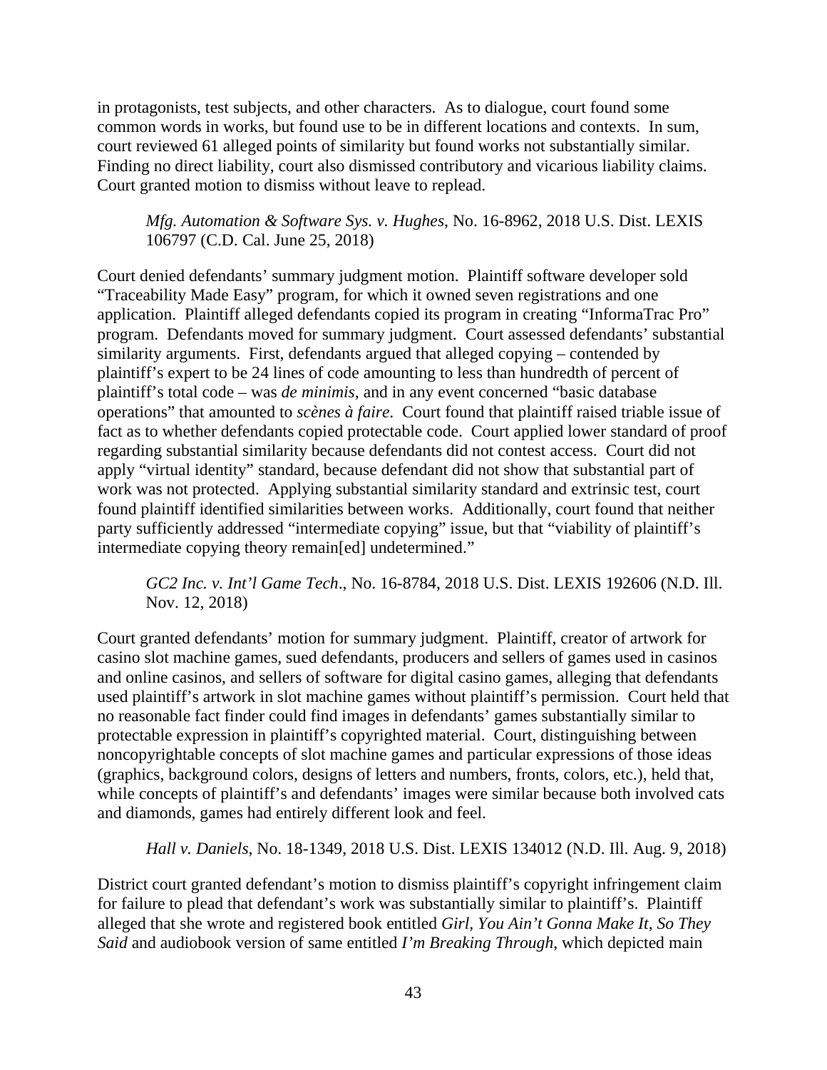in protagonists, test subjects, and other characters. As to dialogue, court found some common words in works, but found use to be in different locations and contexts. In sum, court reviewed 61 alleged points of similarity but found works not substantially similar. Finding no direct liability, court also dismissed contributory and vicarious liability claims. Court granted motion to dismiss without leave to replead.

> *Mfg. Automation & Software Sys. v. Hughes*, No. 16-8962, 2018 U.S. Dist. LEXIS 106797 (C.D. Cal. June 25, 2018)

Court denied defendants' summary judgment motion. Plaintiff software developer sold "Traceability Made Easy" program, for which it owned seven registrations and one application. Plaintiff alleged defendants copied its program in creating "InformaTrac Pro" program. Defendants moved for summary judgment. Court assessed defendants' substantial similarity arguments. First, defendants argued that alleged copying – contended by plaintiff's expert to be 24 lines of code amounting to less than hundredth of percent of plaintiff's total code – was *de minimis*, and in any event concerned "basic database operations" that amounted to *scènes à faire*. Court found that plaintiff raised triable issue of fact as to whether defendants copied protectable code. Court applied lower standard of proof regarding substantial similarity because defendants did not contest access. Court did not apply "virtual identity" standard, because defendant did not show that substantial part of work was not protected. Applying substantial similarity standard and extrinsic test, court found plaintiff identified similarities between works. Additionally, court found that neither party sufficiently addressed "intermediate copying" issue, but that "viability of plaintiff's intermediate copying theory remain[ed] undetermined."

> *GC2 Inc. v. Int'l Game Tech*., No. 16-8784, 2018 U.S. Dist. LEXIS 192606 (N.D. Ill. Nov. 12, 2018)

Court granted defendants' motion for summary judgment. Plaintiff, creator of artwork for casino slot machine games, sued defendants, producers and sellers of games used in casinos and online casinos, and sellers of software for digital casino games, alleging that defendants used plaintiff's artwork in slot machine games without plaintiff's permission. Court held that no reasonable fact finder could find images in defendants' games substantially similar to protectable expression in plaintiff's copyrighted material. Court, distinguishing between noncopyrightable concepts of slot machine games and particular expressions of those ideas (graphics, background colors, designs of letters and numbers, fronts, colors, etc.), held that, while concepts of plaintiff's and defendants' images were similar because both involved cats and diamonds, games had entirely different look and feel.

> *Hall v. Daniels*, No. 18-1349, 2018 U.S. Dist. LEXIS 134012 (N.D. Ill. Aug. 9, 2018)

District court granted defendant's motion to dismiss plaintiff's copyright infringement claim for failure to plead that defendant's work was substantially similar to plaintiff's. Plaintiff alleged that she wrote and registered book entitled *Girl, You Ain't Gonna Make It, So They Said* and audiobook version of same entitled *I'm Breaking Through*, which depicted main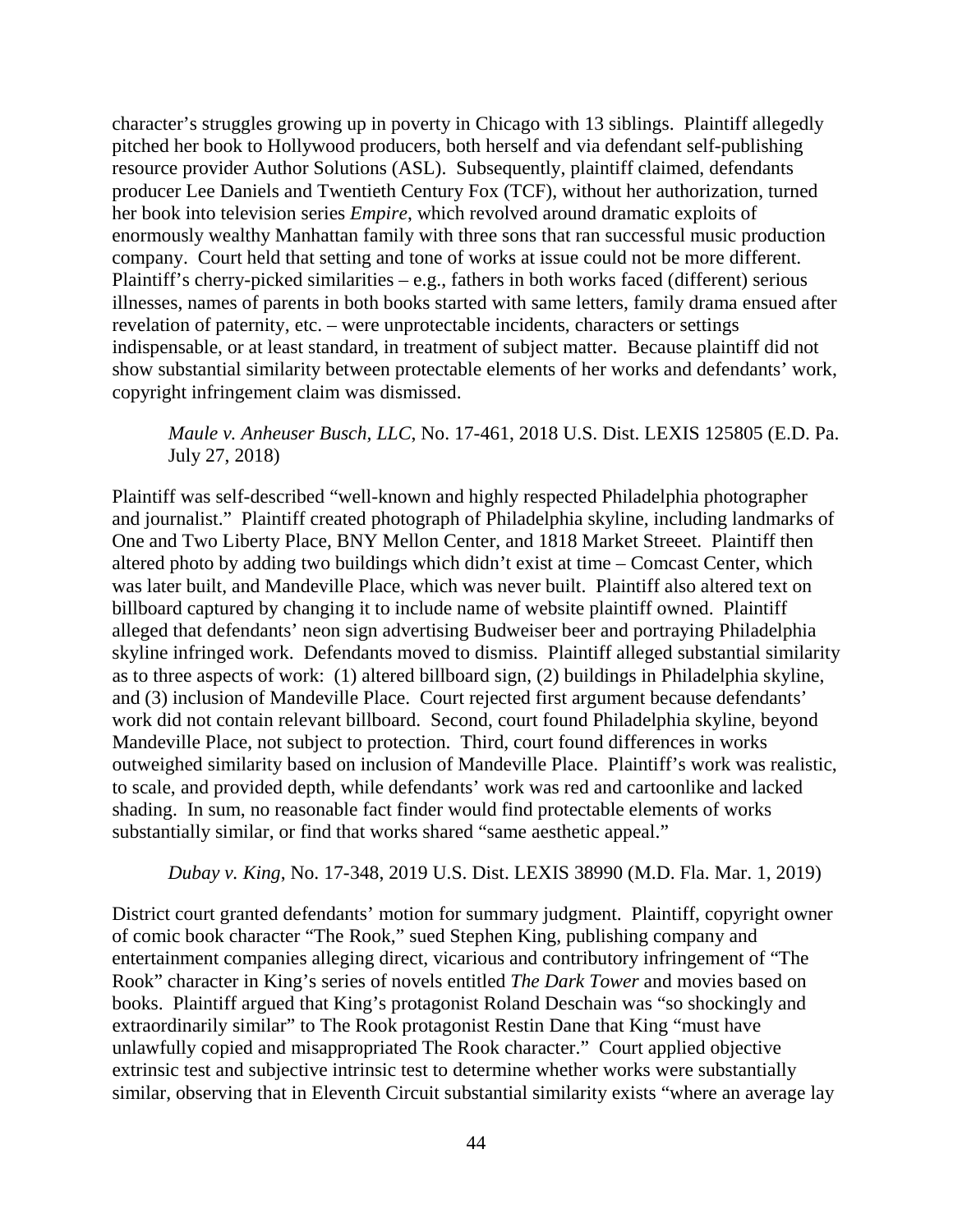character's struggles growing up in poverty in Chicago with 13 siblings. Plaintiff allegedly pitched her book to Hollywood producers, both herself and via defendant self-publishing resource provider Author Solutions (ASL). Subsequently, plaintiff claimed, defendants producer Lee Daniels and Twentieth Century Fox (TCF), without her authorization, turned her book into television series *Empire*, which revolved around dramatic exploits of enormously wealthy Manhattan family with three sons that ran successful music production company. Court held that setting and tone of works at issue could not be more different. Plaintiff's cherry-picked similarities – e.g., fathers in both works faced (different) serious illnesses, names of parents in both books started with same letters, family drama ensued after revelation of paternity, etc. – were unprotectable incidents, characters or settings indispensable, or at least standard, in treatment of subject matter. Because plaintiff did not show substantial similarity between protectable elements of her works and defendants' work, copyright infringement claim was dismissed.

*Maule v. Anheuser Busch, LLC*, No. 17-461, 2018 U.S. Dist. LEXIS 125805 (E.D. Pa. July 27, 2018)

Plaintiff was self-described "well-known and highly respected Philadelphia photographer and journalist." Plaintiff created photograph of Philadelphia skyline, including landmarks of One and Two Liberty Place, BNY Mellon Center, and 1818 Market Streeet. Plaintiff then altered photo by adding two buildings which didn't exist at time – Comcast Center, which was later built, and Mandeville Place, which was never built. Plaintiff also altered text on billboard captured by changing it to include name of website plaintiff owned. Plaintiff alleged that defendants' neon sign advertising Budweiser beer and portraying Philadelphia skyline infringed work. Defendants moved to dismiss. Plaintiff alleged substantial similarity as to three aspects of work: (1) altered billboard sign, (2) buildings in Philadelphia skyline, and (3) inclusion of Mandeville Place. Court rejected first argument because defendants' work did not contain relevant billboard. Second, court found Philadelphia skyline, beyond Mandeville Place, not subject to protection. Third, court found differences in works outweighed similarity based on inclusion of Mandeville Place. Plaintiff's work was realistic, to scale, and provided depth, while defendants' work was red and cartoonlike and lacked shading. In sum, no reasonable fact finder would find protectable elements of works substantially similar, or find that works shared "same aesthetic appeal."

*Dubay v. King*, No. 17-348, 2019 U.S. Dist. LEXIS 38990 (M.D. Fla. Mar. 1, 2019)

District court granted defendants' motion for summary judgment. Plaintiff, copyright owner of comic book character "The Rook," sued Stephen King, publishing company and entertainment companies alleging direct, vicarious and contributory infringement of "The Rook" character in King's series of novels entitled *The Dark Tower* and movies based on books. Plaintiff argued that King's protagonist Roland Deschain was "so shockingly and extraordinarily similar" to The Rook protagonist Restin Dane that King "must have unlawfully copied and misappropriated The Rook character." Court applied objective extrinsic test and subjective intrinsic test to determine whether works were substantially similar, observing that in Eleventh Circuit substantial similarity exists "where an average lay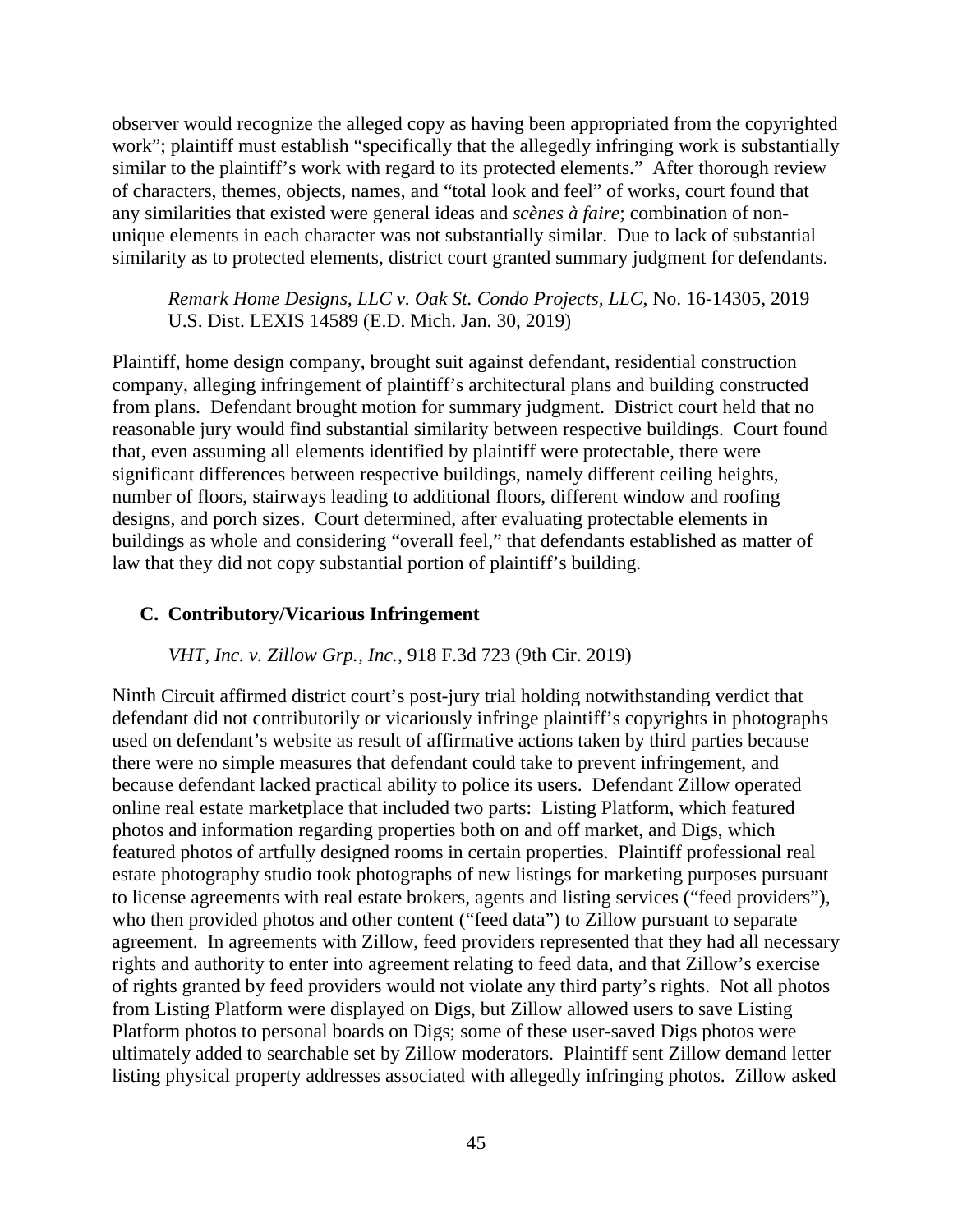observer would recognize the alleged copy as having been appropriated from the copyrighted work"; plaintiff must establish "specifically that the allegedly infringing work is substantially similar to the plaintiff's work with regard to its protected elements." After thorough review of characters, themes, objects, names, and "total look and feel" of works, court found that any similarities that existed were general ideas and *scènes à faire*; combination of non-unique elements in each character was not substantially similar. Due to lack of substantial similarity as to protected elements, district court granted summary judgment for defendants.

> *Remark Home Designs, LLC v. Oak St. Condo Projects, LLC*, No. 16-14305, 2019 U.S. Dist. LEXIS 14589 (E.D. Mich. Jan. 30, 2019)

Plaintiff, home design company, brought suit against defendant, residential construction company, alleging infringement of plaintiff's architectural plans and building constructed from plans. Defendant brought motion for summary judgment. District court held that no reasonable jury would find substantial similarity between respective buildings. Court found that, even assuming all elements identified by plaintiff were protectable, there were significant differences between respective buildings, namely different ceiling heights, number of floors, stairways leading to additional floors, different window and roofing designs, and porch sizes. Court determined, after evaluating protectable elements in buildings as whole and considering "overall feel," that defendants established as matter of law that they did not copy substantial portion of plaintiff's building.

### C. Contributory/Vicarious Infringement

> *VHT, Inc. v. Zillow Grp., Inc.*, 918 F.3d 723 (9th Cir. 2019)

Ninth Circuit affirmed district court's post-jury trial holding notwithstanding verdict that defendant did not contributorily or vicariously infringe plaintiff's copyrights in photographs used on defendant's website as result of affirmative actions taken by third parties because there were no simple measures that defendant could take to prevent infringement, and because defendant lacked practical ability to police its users. Defendant Zillow operated online real estate marketplace that included two parts: Listing Platform, which featured photos and information regarding properties both on and off market, and Digs, which featured photos of artfully designed rooms in certain properties. Plaintiff professional real estate photography studio took photographs of new listings for marketing purposes pursuant to license agreements with real estate brokers, agents and listing services ("feed providers"), who then provided photos and other content ("feed data") to Zillow pursuant to separate agreement. In agreements with Zillow, feed providers represented that they had all necessary rights and authority to enter into agreement relating to feed data, and that Zillow's exercise of rights granted by feed providers would not violate any third party's rights. Not all photos from Listing Platform were displayed on Digs, but Zillow allowed users to save Listing Platform photos to personal boards on Digs; some of these user-saved Digs photos were ultimately added to searchable set by Zillow moderators. Plaintiff sent Zillow demand letter listing physical property addresses associated with allegedly infringing photos. Zillow asked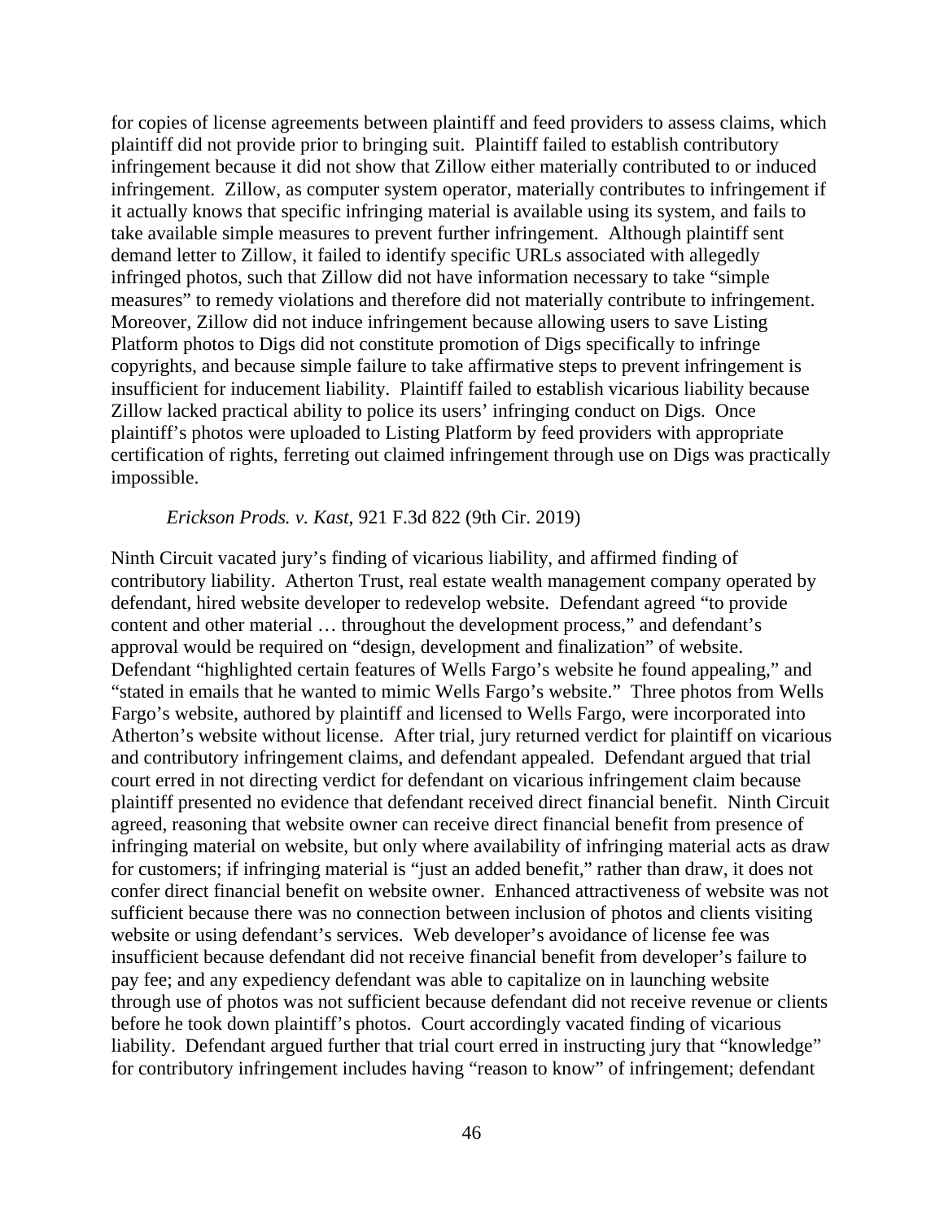for copies of license agreements between plaintiff and feed providers to assess claims, which plaintiff did not provide prior to bringing suit. Plaintiff failed to establish contributory infringement because it did not show that Zillow either materially contributed to or induced infringement. Zillow, as computer system operator, materially contributes to infringement if it actually knows that specific infringing material is available using its system, and fails to take available simple measures to prevent further infringement. Although plaintiff sent demand letter to Zillow, it failed to identify specific URLs associated with allegedly infringed photos, such that Zillow did not have information necessary to take "simple measures" to remedy violations and therefore did not materially contribute to infringement. Moreover, Zillow did not induce infringement because allowing users to save Listing Platform photos to Digs did not constitute promotion of Digs specifically to infringe copyrights, and because simple failure to take affirmative steps to prevent infringement is insufficient for inducement liability. Plaintiff failed to establish vicarious liability because Zillow lacked practical ability to police its users' infringing conduct on Digs. Once plaintiff's photos were uploaded to Listing Platform by feed providers with appropriate certification of rights, ferreting out claimed infringement through use on Digs was practically impossible.

*Erickson Prods. v. Kast*, 921 F.3d 822 (9th Cir. 2019)

Ninth Circuit vacated jury's finding of vicarious liability, and affirmed finding of contributory liability. Atherton Trust, real estate wealth management company operated by defendant, hired website developer to redevelop website. Defendant agreed "to provide content and other material … throughout the development process," and defendant's approval would be required on "design, development and finalization" of website. Defendant "highlighted certain features of Wells Fargo's website he found appealing," and "stated in emails that he wanted to mimic Wells Fargo's website." Three photos from Wells Fargo's website, authored by plaintiff and licensed to Wells Fargo, were incorporated into Atherton's website without license. After trial, jury returned verdict for plaintiff on vicarious and contributory infringement claims, and defendant appealed. Defendant argued that trial court erred in not directing verdict for defendant on vicarious infringement claim because plaintiff presented no evidence that defendant received direct financial benefit. Ninth Circuit agreed, reasoning that website owner can receive direct financial benefit from presence of infringing material on website, but only where availability of infringing material acts as draw for customers; if infringing material is "just an added benefit," rather than draw, it does not confer direct financial benefit on website owner. Enhanced attractiveness of website was not sufficient because there was no connection between inclusion of photos and clients visiting website or using defendant's services. Web developer's avoidance of license fee was insufficient because defendant did not receive financial benefit from developer's failure to pay fee; and any expediency defendant was able to capitalize on in launching website through use of photos was not sufficient because defendant did not receive revenue or clients before he took down plaintiff's photos. Court accordingly vacated finding of vicarious liability. Defendant argued further that trial court erred in instructing jury that "knowledge" for contributory infringement includes having "reason to know" of infringement; defendant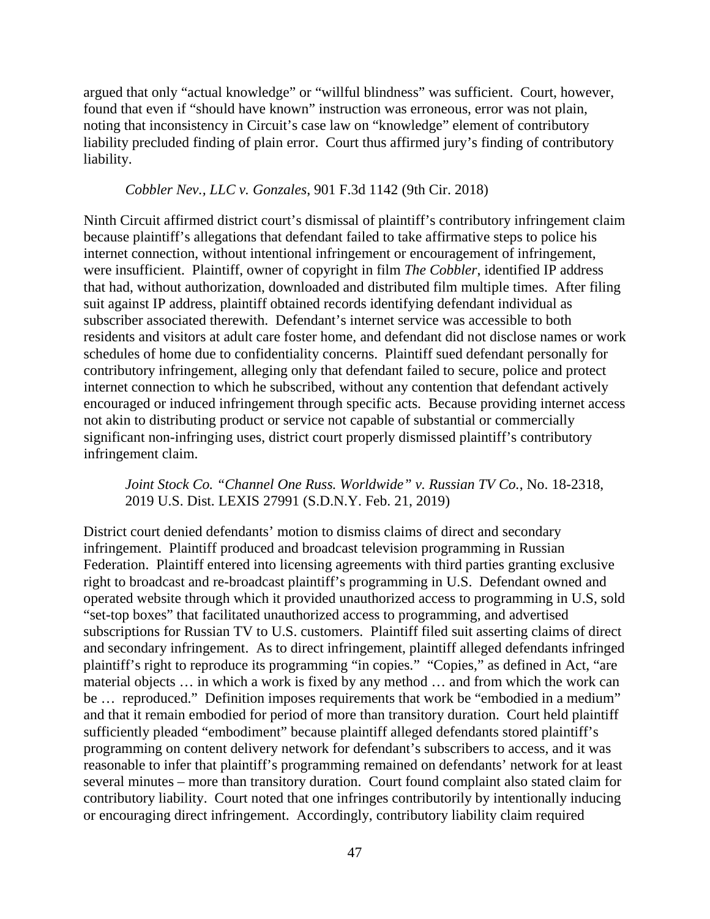argued that only "actual knowledge" or "willful blindness" was sufficient. Court, however, found that even if "should have known" instruction was erroneous, error was not plain, noting that inconsistency in Circuit's case law on "knowledge" element of contributory liability precluded finding of plain error. Court thus affirmed jury's finding of contributory liability.

*Cobbler Nev., LLC v. Gonzales*, 901 F.3d 1142 (9th Cir. 2018)

Ninth Circuit affirmed district court's dismissal of plaintiff's contributory infringement claim because plaintiff's allegations that defendant failed to take affirmative steps to police his internet connection, without intentional infringement or encouragement of infringement, were insufficient. Plaintiff, owner of copyright in film *The Cobbler*, identified IP address that had, without authorization, downloaded and distributed film multiple times. After filing suit against IP address, plaintiff obtained records identifying defendant individual as subscriber associated therewith. Defendant's internet service was accessible to both residents and visitors at adult care foster home, and defendant did not disclose names or work schedules of home due to confidentiality concerns. Plaintiff sued defendant personally for contributory infringement, alleging only that defendant failed to secure, police and protect internet connection to which he subscribed, without any contention that defendant actively encouraged or induced infringement through specific acts. Because providing internet access not akin to distributing product or service not capable of substantial or commercially significant non-infringing uses, district court properly dismissed plaintiff's contributory infringement claim.

*Joint Stock Co. "Channel One Russ. Worldwide" v. Russian TV Co.*, No. 18-2318, 2019 U.S. Dist. LEXIS 27991 (S.D.N.Y. Feb. 21, 2019)

District court denied defendants' motion to dismiss claims of direct and secondary infringement. Plaintiff produced and broadcast television programming in Russian Federation. Plaintiff entered into licensing agreements with third parties granting exclusive right to broadcast and re-broadcast plaintiff's programming in U.S. Defendant owned and operated website through which it provided unauthorized access to programming in U.S, sold "set-top boxes" that facilitated unauthorized access to programming, and advertised subscriptions for Russian TV to U.S. customers. Plaintiff filed suit asserting claims of direct and secondary infringement. As to direct infringement, plaintiff alleged defendants infringed plaintiff's right to reproduce its programming "in copies." "Copies," as defined in Act, "are material objects … in which a work is fixed by any method … and from which the work can be … reproduced." Definition imposes requirements that work be "embodied in a medium" and that it remain embodied for period of more than transitory duration. Court held plaintiff sufficiently pleaded "embodiment" because plaintiff alleged defendants stored plaintiff's programming on content delivery network for defendant's subscribers to access, and it was reasonable to infer that plaintiff's programming remained on defendants' network for at least several minutes – more than transitory duration. Court found complaint also stated claim for contributory liability. Court noted that one infringes contributorily by intentionally inducing or encouraging direct infringement. Accordingly, contributory liability claim required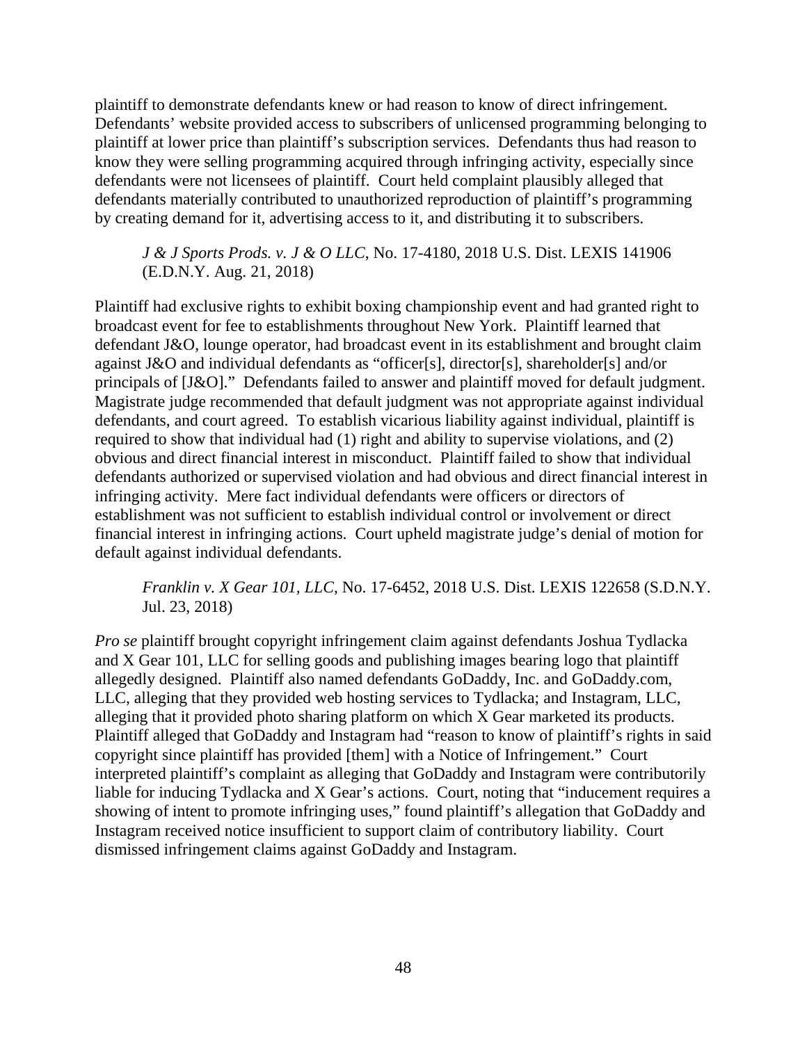plaintiff to demonstrate defendants knew or had reason to know of direct infringement. Defendants' website provided access to subscribers of unlicensed programming belonging to plaintiff at lower price than plaintiff's subscription services. Defendants thus had reason to know they were selling programming acquired through infringing activity, especially since defendants were not licensees of plaintiff. Court held complaint plausibly alleged that defendants materially contributed to unauthorized reproduction of plaintiff's programming by creating demand for it, advertising access to it, and distributing it to subscribers.

> *J & J Sports Prods. v. J & O LLC*, No. 17-4180, 2018 U.S. Dist. LEXIS 141906 (E.D.N.Y. Aug. 21, 2018)

Plaintiff had exclusive rights to exhibit boxing championship event and had granted right to broadcast event for fee to establishments throughout New York. Plaintiff learned that defendant J&O, lounge operator, had broadcast event in its establishment and brought claim against J&O and individual defendants as "officer[s], director[s], shareholder[s] and/or principals of [J&O]." Defendants failed to answer and plaintiff moved for default judgment. Magistrate judge recommended that default judgment was not appropriate against individual defendants, and court agreed. To establish vicarious liability against individual, plaintiff is required to show that individual had (1) right and ability to supervise violations, and (2) obvious and direct financial interest in misconduct. Plaintiff failed to show that individual defendants authorized or supervised violation and had obvious and direct financial interest in infringing activity. Mere fact individual defendants were officers or directors of establishment was not sufficient to establish individual control or involvement or direct financial interest in infringing actions. Court upheld magistrate judge's denial of motion for default against individual defendants.

> *Franklin v. X Gear 101, LLC*, No. 17-6452, 2018 U.S. Dist. LEXIS 122658 (S.D.N.Y. Jul. 23, 2018)

*Pro se* plaintiff brought copyright infringement claim against defendants Joshua Tydlacka and X Gear 101, LLC for selling goods and publishing images bearing logo that plaintiff allegedly designed. Plaintiff also named defendants GoDaddy, Inc. and GoDaddy.com, LLC, alleging that they provided web hosting services to Tydlacka; and Instagram, LLC, alleging that it provided photo sharing platform on which X Gear marketed its products. Plaintiff alleged that GoDaddy and Instagram had "reason to know of plaintiff's rights in said copyright since plaintiff has provided [them] with a Notice of Infringement." Court interpreted plaintiff's complaint as alleging that GoDaddy and Instagram were contributorily liable for inducing Tydlacka and X Gear's actions. Court, noting that "inducement requires a showing of intent to promote infringing uses," found plaintiff's allegation that GoDaddy and Instagram received notice insufficient to support claim of contributory liability. Court dismissed infringement claims against GoDaddy and Instagram.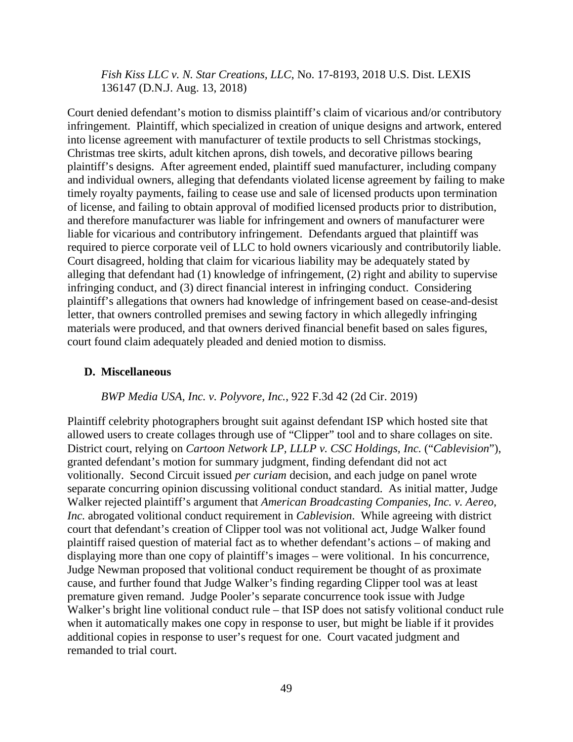*Fish Kiss LLC v. N. Star Creations, LLC*, No. 17-8193, 2018 U.S. Dist. LEXIS 136147 (D.N.J. Aug. 13, 2018)

Court denied defendant's motion to dismiss plaintiff's claim of vicarious and/or contributory infringement. Plaintiff, which specialized in creation of unique designs and artwork, entered into license agreement with manufacturer of textile products to sell Christmas stockings, Christmas tree skirts, adult kitchen aprons, dish towels, and decorative pillows bearing plaintiff's designs. After agreement ended, plaintiff sued manufacturer, including company and individual owners, alleging that defendants violated license agreement by failing to make timely royalty payments, failing to cease use and sale of licensed products upon termination of license, and failing to obtain approval of modified licensed products prior to distribution, and therefore manufacturer was liable for infringement and owners of manufacturer were liable for vicarious and contributory infringement. Defendants argued that plaintiff was required to pierce corporate veil of LLC to hold owners vicariously and contributorily liable. Court disagreed, holding that claim for vicarious liability may be adequately stated by alleging that defendant had (1) knowledge of infringement, (2) right and ability to supervise infringing conduct, and (3) direct financial interest in infringing conduct. Considering plaintiff's allegations that owners had knowledge of infringement based on cease-and-desist letter, that owners controlled premises and sewing factory in which allegedly infringing materials were produced, and that owners derived financial benefit based on sales figures, court found claim adequately pleaded and denied motion to dismiss.

### D. Miscellaneous

*BWP Media USA, Inc. v. Polyvore, Inc.*, 922 F.3d 42 (2d Cir. 2019)

Plaintiff celebrity photographers brought suit against defendant ISP which hosted site that allowed users to create collages through use of "Clipper" tool and to share collages on site. District court, relying on *Cartoon Network LP, LLLP v. CSC Holdings, Inc.* ("*Cablevision*"), granted defendant's motion for summary judgment, finding defendant did not act volitionally. Second Circuit issued *per curiam* decision, and each judge on panel wrote separate concurring opinion discussing volitional conduct standard. As initial matter, Judge Walker rejected plaintiff's argument that *American Broadcasting Companies, Inc. v. Aereo, Inc.* abrogated volitional conduct requirement in *Cablevision*. While agreeing with district court that defendant's creation of Clipper tool was not volitional act, Judge Walker found plaintiff raised question of material fact as to whether defendant's actions – of making and displaying more than one copy of plaintiff's images – were volitional. In his concurrence, Judge Newman proposed that volitional conduct requirement be thought of as proximate cause, and further found that Judge Walker's finding regarding Clipper tool was at least premature given remand. Judge Pooler's separate concurrence took issue with Judge Walker's bright line volitional conduct rule – that ISP does not satisfy volitional conduct rule when it automatically makes one copy in response to user, but might be liable if it provides additional copies in response to user's request for one. Court vacated judgment and remanded to trial court.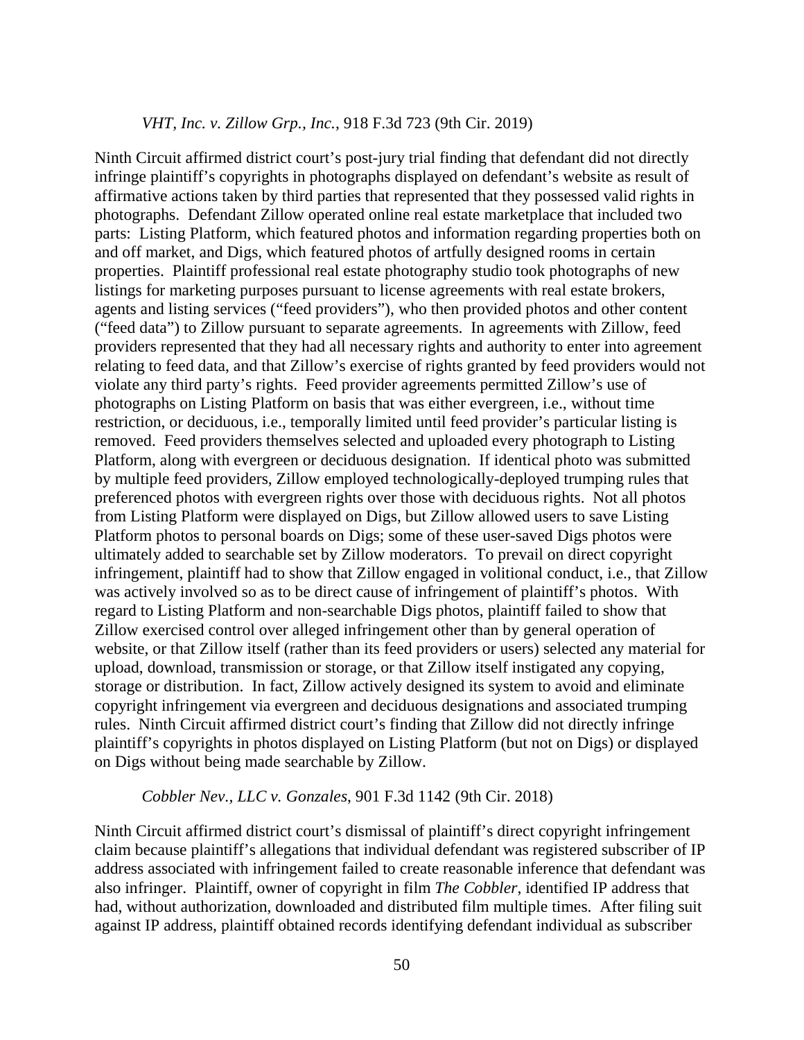*VHT, Inc. v. Zillow Grp., Inc.*, 918 F.3d 723 (9th Cir. 2019)

Ninth Circuit affirmed district court's post-jury trial finding that defendant did not directly infringe plaintiff's copyrights in photographs displayed on defendant's website as result of affirmative actions taken by third parties that represented that they possessed valid rights in photographs. Defendant Zillow operated online real estate marketplace that included two parts: Listing Platform, which featured photos and information regarding properties both on and off market, and Digs, which featured photos of artfully designed rooms in certain properties. Plaintiff professional real estate photography studio took photographs of new listings for marketing purposes pursuant to license agreements with real estate brokers, agents and listing services ("feed providers"), who then provided photos and other content ("feed data") to Zillow pursuant to separate agreements. In agreements with Zillow, feed providers represented that they had all necessary rights and authority to enter into agreement relating to feed data, and that Zillow's exercise of rights granted by feed providers would not violate any third party's rights. Feed provider agreements permitted Zillow's use of photographs on Listing Platform on basis that was either evergreen, i.e., without time restriction, or deciduous, i.e., temporally limited until feed provider's particular listing is removed. Feed providers themselves selected and uploaded every photograph to Listing Platform, along with evergreen or deciduous designation. If identical photo was submitted by multiple feed providers, Zillow employed technologically-deployed trumping rules that preferenced photos with evergreen rights over those with deciduous rights. Not all photos from Listing Platform were displayed on Digs, but Zillow allowed users to save Listing Platform photos to personal boards on Digs; some of these user-saved Digs photos were ultimately added to searchable set by Zillow moderators. To prevail on direct copyright infringement, plaintiff had to show that Zillow engaged in volitional conduct, i.e., that Zillow was actively involved so as to be direct cause of infringement of plaintiff's photos. With regard to Listing Platform and non-searchable Digs photos, plaintiff failed to show that Zillow exercised control over alleged infringement other than by general operation of website, or that Zillow itself (rather than its feed providers or users) selected any material for upload, download, transmission or storage, or that Zillow itself instigated any copying, storage or distribution. In fact, Zillow actively designed its system to avoid and eliminate copyright infringement via evergreen and deciduous designations and associated trumping rules. Ninth Circuit affirmed district court's finding that Zillow did not directly infringe plaintiff's copyrights in photos displayed on Listing Platform (but not on Digs) or displayed on Digs without being made searchable by Zillow.

*Cobbler Nev., LLC v. Gonzales*, 901 F.3d 1142 (9th Cir. 2018)

Ninth Circuit affirmed district court's dismissal of plaintiff's direct copyright infringement claim because plaintiff's allegations that individual defendant was registered subscriber of IP address associated with infringement failed to create reasonable inference that defendant was also infringer. Plaintiff, owner of copyright in film *The Cobbler*, identified IP address that had, without authorization, downloaded and distributed film multiple times. After filing suit against IP address, plaintiff obtained records identifying defendant individual as subscriber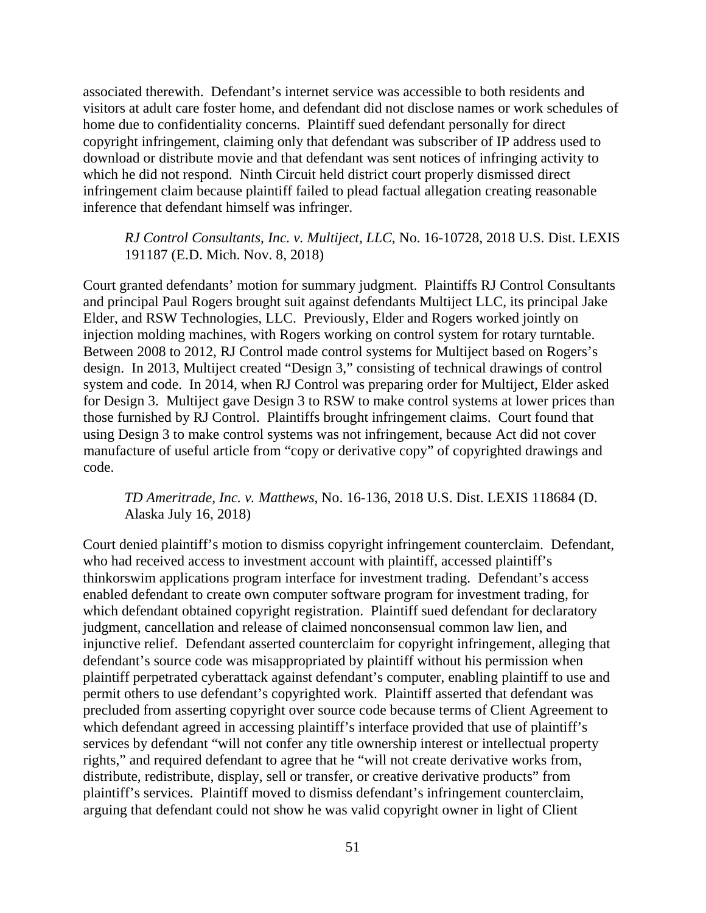associated therewith. Defendant's internet service was accessible to both residents and visitors at adult care foster home, and defendant did not disclose names or work schedules of home due to confidentiality concerns. Plaintiff sued defendant personally for direct copyright infringement, claiming only that defendant was subscriber of IP address used to download or distribute movie and that defendant was sent notices of infringing activity to which he did not respond. Ninth Circuit held district court properly dismissed direct infringement claim because plaintiff failed to plead factual allegation creating reasonable inference that defendant himself was infringer.

> *RJ Control Consultants, Inc. v. Multiject, LLC*, No. 16-10728, 2018 U.S. Dist. LEXIS 191187 (E.D. Mich. Nov. 8, 2018)

Court granted defendants' motion for summary judgment. Plaintiffs RJ Control Consultants and principal Paul Rogers brought suit against defendants Multiject LLC, its principal Jake Elder, and RSW Technologies, LLC. Previously, Elder and Rogers worked jointly on injection molding machines, with Rogers working on control system for rotary turntable. Between 2008 to 2012, RJ Control made control systems for Multiject based on Rogers's design. In 2013, Multiject created "Design 3," consisting of technical drawings of control system and code. In 2014, when RJ Control was preparing order for Multiject, Elder asked for Design 3. Multiject gave Design 3 to RSW to make control systems at lower prices than those furnished by RJ Control. Plaintiffs brought infringement claims. Court found that using Design 3 to make control systems was not infringement, because Act did not cover manufacture of useful article from "copy or derivative copy" of copyrighted drawings and code.

> *TD Ameritrade, Inc. v. Matthews*, No. 16-136, 2018 U.S. Dist. LEXIS 118684 (D. Alaska July 16, 2018)

Court denied plaintiff's motion to dismiss copyright infringement counterclaim. Defendant, who had received access to investment account with plaintiff, accessed plaintiff's thinkorswim applications program interface for investment trading. Defendant's access enabled defendant to create own computer software program for investment trading, for which defendant obtained copyright registration. Plaintiff sued defendant for declaratory judgment, cancellation and release of claimed nonconsensual common law lien, and injunctive relief. Defendant asserted counterclaim for copyright infringement, alleging that defendant's source code was misappropriated by plaintiff without his permission when plaintiff perpetrated cyberattack against defendant's computer, enabling plaintiff to use and permit others to use defendant's copyrighted work. Plaintiff asserted that defendant was precluded from asserting copyright over source code because terms of Client Agreement to which defendant agreed in accessing plaintiff's interface provided that use of plaintiff's services by defendant "will not confer any title ownership interest or intellectual property rights," and required defendant to agree that he "will not create derivative works from, distribute, redistribute, display, sell or transfer, or creative derivative products" from plaintiff's services. Plaintiff moved to dismiss defendant's infringement counterclaim, arguing that defendant could not show he was valid copyright owner in light of Client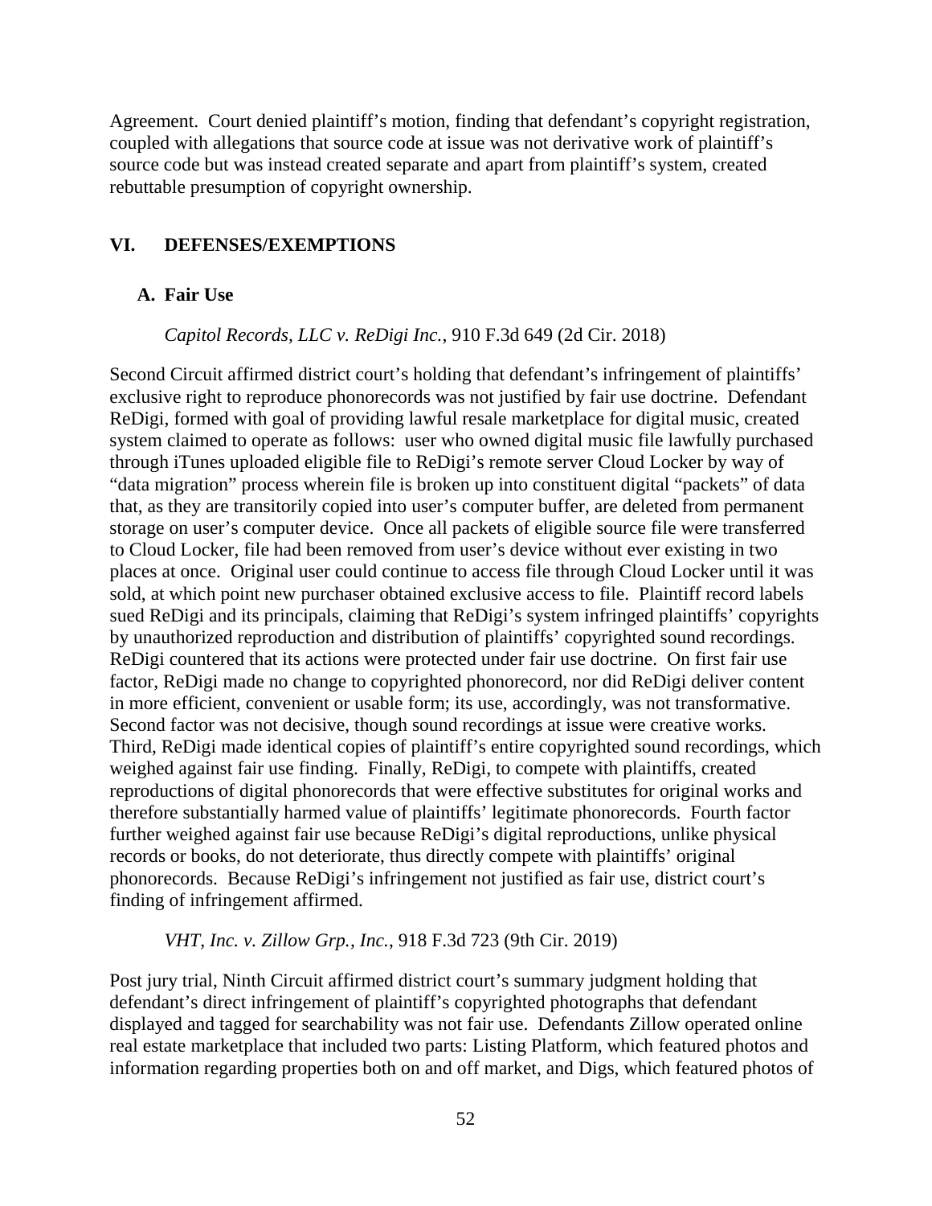Agreement. Court denied plaintiff's motion, finding that defendant's copyright registration, coupled with allegations that source code at issue was not derivative work of plaintiff's source code but was instead created separate and apart from plaintiff's system, created rebuttable presumption of copyright ownership.

## VI. DEFENSES/EXEMPTIONS

### A. Fair Use

*Capitol Records, LLC v. ReDigi Inc.*, 910 F.3d 649 (2d Cir. 2018)

Second Circuit affirmed district court's holding that defendant's infringement of plaintiffs' exclusive right to reproduce phonorecords was not justified by fair use doctrine. Defendant ReDigi, formed with goal of providing lawful resale marketplace for digital music, created system claimed to operate as follows: user who owned digital music file lawfully purchased through iTunes uploaded eligible file to ReDigi's remote server Cloud Locker by way of "data migration" process wherein file is broken up into constituent digital "packets" of data that, as they are transitorily copied into user's computer buffer, are deleted from permanent storage on user's computer device. Once all packets of eligible source file were transferred to Cloud Locker, file had been removed from user's device without ever existing in two places at once. Original user could continue to access file through Cloud Locker until it was sold, at which point new purchaser obtained exclusive access to file. Plaintiff record labels sued ReDigi and its principals, claiming that ReDigi's system infringed plaintiffs' copyrights by unauthorized reproduction and distribution of plaintiffs' copyrighted sound recordings. ReDigi countered that its actions were protected under fair use doctrine. On first fair use factor, ReDigi made no change to copyrighted phonorecord, nor did ReDigi deliver content in more efficient, convenient or usable form; its use, accordingly, was not transformative. Second factor was not decisive, though sound recordings at issue were creative works. Third, ReDigi made identical copies of plaintiff's entire copyrighted sound recordings, which weighed against fair use finding. Finally, ReDigi, to compete with plaintiffs, created reproductions of digital phonorecords that were effective substitutes for original works and therefore substantially harmed value of plaintiffs' legitimate phonorecords. Fourth factor further weighed against fair use because ReDigi's digital reproductions, unlike physical records or books, do not deteriorate, thus directly compete with plaintiffs' original phonorecords. Because ReDigi's infringement not justified as fair use, district court's finding of infringement affirmed.

*VHT, Inc. v. Zillow Grp., Inc.*, 918 F.3d 723 (9th Cir. 2019)

Post jury trial, Ninth Circuit affirmed district court's summary judgment holding that defendant's direct infringement of plaintiff's copyrighted photographs that defendant displayed and tagged for searchability was not fair use. Defendants Zillow operated online real estate marketplace that included two parts: Listing Platform, which featured photos and information regarding properties both on and off market, and Digs, which featured photos of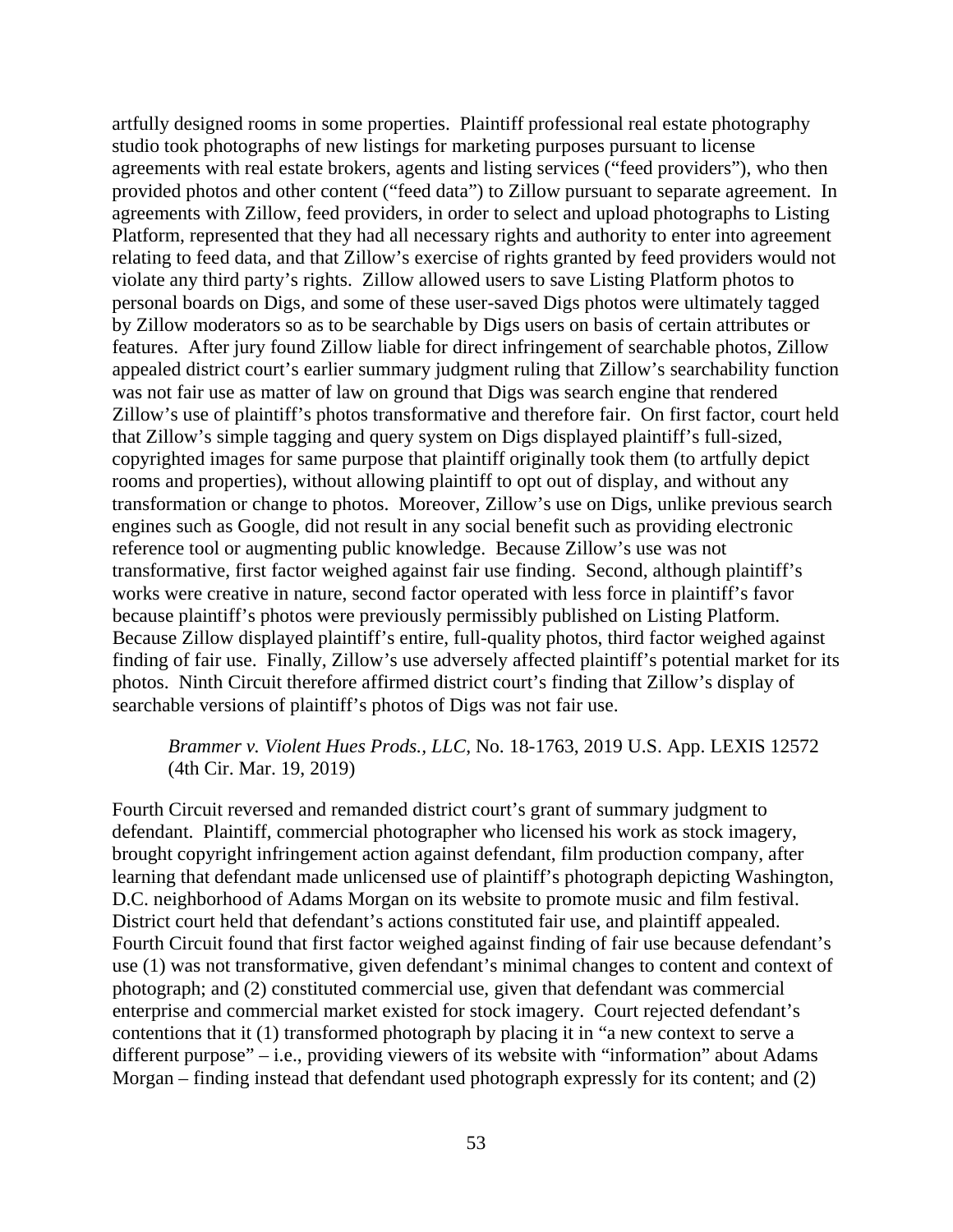artfully designed rooms in some properties. Plaintiff professional real estate photography studio took photographs of new listings for marketing purposes pursuant to license agreements with real estate brokers, agents and listing services ("feed providers"), who then provided photos and other content ("feed data") to Zillow pursuant to separate agreement. In agreements with Zillow, feed providers, in order to select and upload photographs to Listing Platform, represented that they had all necessary rights and authority to enter into agreement relating to feed data, and that Zillow's exercise of rights granted by feed providers would not violate any third party's rights. Zillow allowed users to save Listing Platform photos to personal boards on Digs, and some of these user-saved Digs photos were ultimately tagged by Zillow moderators so as to be searchable by Digs users on basis of certain attributes or features. After jury found Zillow liable for direct infringement of searchable photos, Zillow appealed district court's earlier summary judgment ruling that Zillow's searchability function was not fair use as matter of law on ground that Digs was search engine that rendered Zillow's use of plaintiff's photos transformative and therefore fair. On first factor, court held that Zillow's simple tagging and query system on Digs displayed plaintiff's full-sized, copyrighted images for same purpose that plaintiff originally took them (to artfully depict rooms and properties), without allowing plaintiff to opt out of display, and without any transformation or change to photos. Moreover, Zillow's use on Digs, unlike previous search engines such as Google, did not result in any social benefit such as providing electronic reference tool or augmenting public knowledge. Because Zillow's use was not transformative, first factor weighed against fair use finding. Second, although plaintiff's works were creative in nature, second factor operated with less force in plaintiff's favor because plaintiff's photos were previously permissibly published on Listing Platform. Because Zillow displayed plaintiff's entire, full-quality photos, third factor weighed against finding of fair use. Finally, Zillow's use adversely affected plaintiff's potential market for its photos. Ninth Circuit therefore affirmed district court's finding that Zillow's display of searchable versions of plaintiff's photos of Digs was not fair use.

*Brammer v. Violent Hues Prods., LLC*, No. 18-1763, 2019 U.S. App. LEXIS 12572 (4th Cir. Mar. 19, 2019)

Fourth Circuit reversed and remanded district court's grant of summary judgment to defendant. Plaintiff, commercial photographer who licensed his work as stock imagery, brought copyright infringement action against defendant, film production company, after learning that defendant made unlicensed use of plaintiff's photograph depicting Washington, D.C. neighborhood of Adams Morgan on its website to promote music and film festival. District court held that defendant's actions constituted fair use, and plaintiff appealed. Fourth Circuit found that first factor weighed against finding of fair use because defendant's use (1) was not transformative, given defendant's minimal changes to content and context of photograph; and (2) constituted commercial use, given that defendant was commercial enterprise and commercial market existed for stock imagery. Court rejected defendant's contentions that it (1) transformed photograph by placing it in "a new context to serve a different purpose" – i.e., providing viewers of its website with "information" about Adams Morgan – finding instead that defendant used photograph expressly for its content; and (2)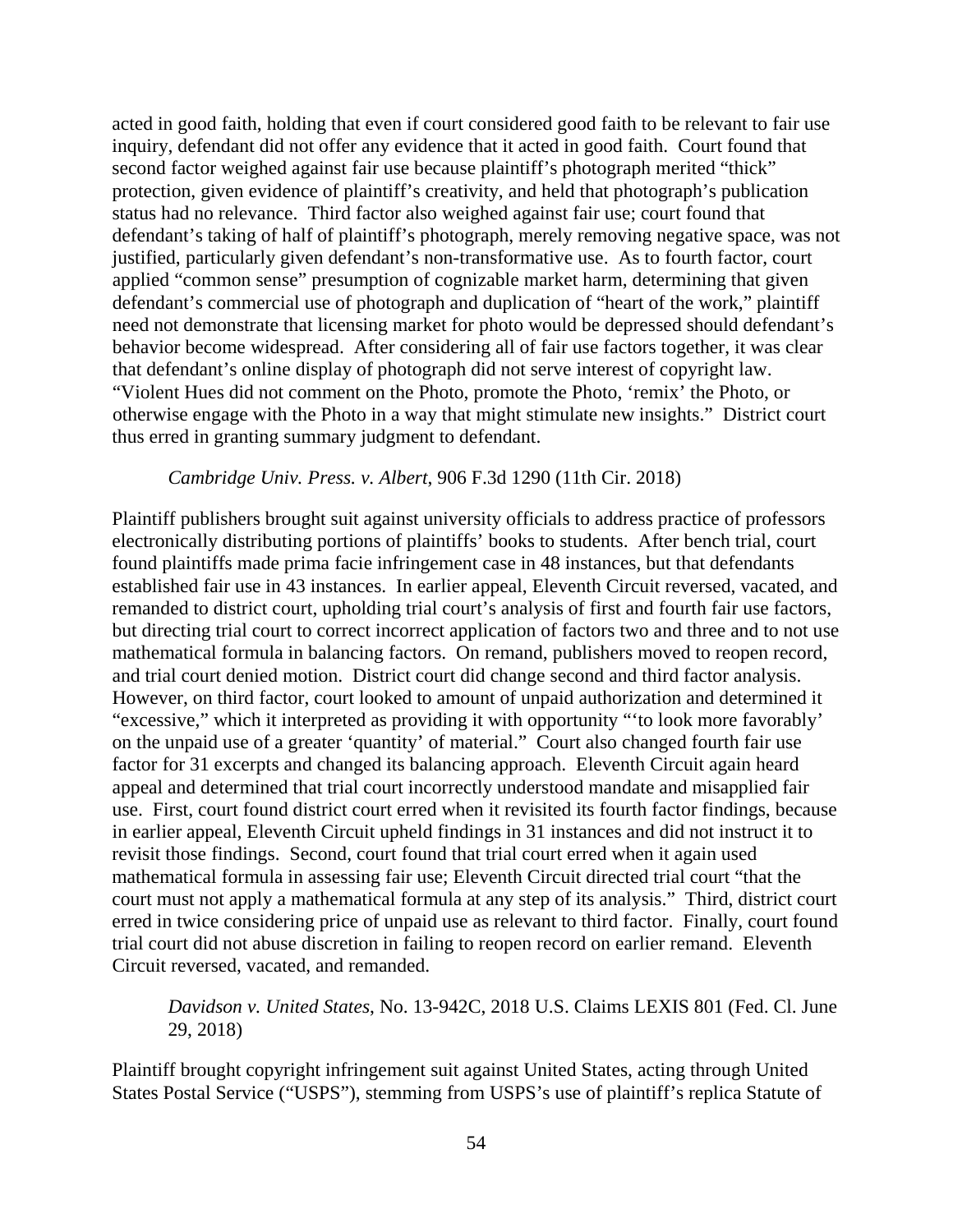acted in good faith, holding that even if court considered good faith to be relevant to fair use inquiry, defendant did not offer any evidence that it acted in good faith. Court found that second factor weighed against fair use because plaintiff's photograph merited "thick" protection, given evidence of plaintiff's creativity, and held that photograph's publication status had no relevance. Third factor also weighed against fair use; court found that defendant's taking of half of plaintiff's photograph, merely removing negative space, was not justified, particularly given defendant's non-transformative use. As to fourth factor, court applied "common sense" presumption of cognizable market harm, determining that given defendant's commercial use of photograph and duplication of "heart of the work," plaintiff need not demonstrate that licensing market for photo would be depressed should defendant's behavior become widespread. After considering all of fair use factors together, it was clear that defendant's online display of photograph did not serve interest of copyright law. "Violent Hues did not comment on the Photo, promote the Photo, 'remix' the Photo, or otherwise engage with the Photo in a way that might stimulate new insights." District court thus erred in granting summary judgment to defendant.

*Cambridge Univ. Press. v. Albert*, 906 F.3d 1290 (11th Cir. 2018)

Plaintiff publishers brought suit against university officials to address practice of professors electronically distributing portions of plaintiffs' books to students. After bench trial, court found plaintiffs made prima facie infringement case in 48 instances, but that defendants established fair use in 43 instances. In earlier appeal, Eleventh Circuit reversed, vacated, and remanded to district court, upholding trial court's analysis of first and fourth fair use factors, but directing trial court to correct incorrect application of factors two and three and to not use mathematical formula in balancing factors. On remand, publishers moved to reopen record, and trial court denied motion. District court did change second and third factor analysis. However, on third factor, court looked to amount of unpaid authorization and determined it "excessive," which it interpreted as providing it with opportunity "'to look more favorably' on the unpaid use of a greater 'quantity' of material." Court also changed fourth fair use factor for 31 excerpts and changed its balancing approach. Eleventh Circuit again heard appeal and determined that trial court incorrectly understood mandate and misapplied fair use. First, court found district court erred when it revisited its fourth factor findings, because in earlier appeal, Eleventh Circuit upheld findings in 31 instances and did not instruct it to revisit those findings. Second, court found that trial court erred when it again used mathematical formula in assessing fair use; Eleventh Circuit directed trial court "that the court must not apply a mathematical formula at any step of its analysis." Third, district court erred in twice considering price of unpaid use as relevant to third factor. Finally, court found trial court did not abuse discretion in failing to reopen record on earlier remand. Eleventh Circuit reversed, vacated, and remanded.

*Davidson v. United States*, No. 13-942C, 2018 U.S. Claims LEXIS 801 (Fed. Cl. June 29, 2018)

Plaintiff brought copyright infringement suit against United States, acting through United States Postal Service ("USPS"), stemming from USPS's use of plaintiff's replica Statute of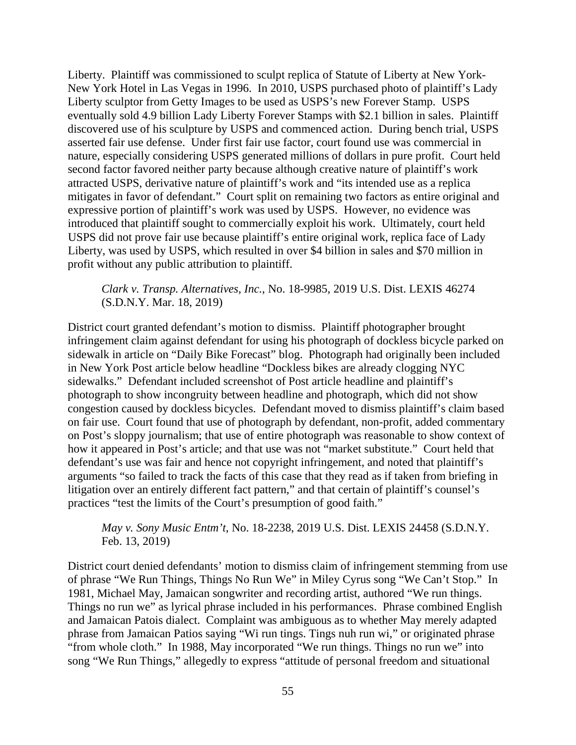Liberty. Plaintiff was commissioned to sculpt replica of Statute of Liberty at New York-New York Hotel in Las Vegas in 1996. In 2010, USPS purchased photo of plaintiff's Lady Liberty sculptor from Getty Images to be used as USPS's new Forever Stamp. USPS eventually sold 4.9 billion Lady Liberty Forever Stamps with $2.1 billion in sales. Plaintiff discovered use of his sculpture by USPS and commenced action. During bench trial, USPS asserted fair use defense. Under first fair use factor, court found use was commercial in nature, especially considering USPS generated millions of dollars in pure profit. Court held second factor favored neither party because although creative nature of plaintiff's work attracted USPS, derivative nature of plaintiff's work and "its intended use as a replica mitigates in favor of defendant." Court split on remaining two factors as entire original and expressive portion of plaintiff's work was used by USPS. However, no evidence was introduced that plaintiff sought to commercially exploit his work. Ultimately, court held USPS did not prove fair use because plaintiff's entire original work, replica face of Lady Liberty, was used by USPS, which resulted in over $4 billion in sales and $70 million in profit without any public attribution to plaintiff.

> *Clark v. Transp. Alternatives, Inc.*, No. 18-9985, 2019 U.S. Dist. LEXIS 46274 (S.D.N.Y. Mar. 18, 2019)

District court granted defendant's motion to dismiss. Plaintiff photographer brought infringement claim against defendant for using his photograph of dockless bicycle parked on sidewalk in article on "Daily Bike Forecast" blog. Photograph had originally been included in New York Post article below headline "Dockless bikes are already clogging NYC sidewalks." Defendant included screenshot of Post article headline and plaintiff's photograph to show incongruity between headline and photograph, which did not show congestion caused by dockless bicycles. Defendant moved to dismiss plaintiff's claim based on fair use. Court found that use of photograph by defendant, non-profit, added commentary on Post's sloppy journalism; that use of entire photograph was reasonable to show context of how it appeared in Post's article; and that use was not "market substitute." Court held that defendant's use was fair and hence not copyright infringement, and noted that plaintiff's arguments "so failed to track the facts of this case that they read as if taken from briefing in litigation over an entirely different fact pattern," and that certain of plaintiff's counsel's practices "test the limits of the Court's presumption of good faith."

> *May v. Sony Music Entm't*, No. 18-2238, 2019 U.S. Dist. LEXIS 24458 (S.D.N.Y. Feb. 13, 2019)

District court denied defendants' motion to dismiss claim of infringement stemming from use of phrase "We Run Things, Things No Run We" in Miley Cyrus song "We Can't Stop." In 1981, Michael May, Jamaican songwriter and recording artist, authored "We run things. Things no run we" as lyrical phrase included in his performances. Phrase combined English and Jamaican Patois dialect. Complaint was ambiguous as to whether May merely adapted phrase from Jamaican Patios saying "Wi run tings. Tings nuh run wi," or originated phrase "from whole cloth." In 1988, May incorporated "We run things. Things no run we" into song "We Run Things," allegedly to express "attitude of personal freedom and situational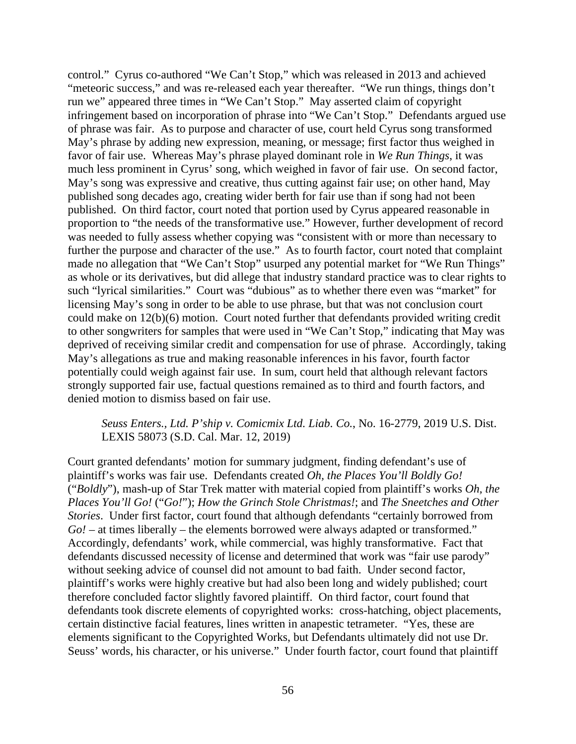control." Cyrus co-authored "We Can't Stop," which was released in 2013 and achieved "meteoric success," and was re-released each year thereafter. "We run things, things don't run we" appeared three times in "We Can't Stop." May asserted claim of copyright infringement based on incorporation of phrase into "We Can't Stop." Defendants argued use of phrase was fair. As to purpose and character of use, court held Cyrus song transformed May's phrase by adding new expression, meaning, or message; first factor thus weighed in favor of fair use. Whereas May's phrase played dominant role in *We Run Things*, it was much less prominent in Cyrus' song, which weighed in favor of fair use. On second factor, May's song was expressive and creative, thus cutting against fair use; on other hand, May published song decades ago, creating wider berth for fair use than if song had not been published. On third factor, court noted that portion used by Cyrus appeared reasonable in proportion to "the needs of the transformative use." However, further development of record was needed to fully assess whether copying was "consistent with or more than necessary to further the purpose and character of the use." As to fourth factor, court noted that complaint made no allegation that "We Can't Stop" usurped any potential market for "We Run Things" as whole or its derivatives, but did allege that industry standard practice was to clear rights to such "lyrical similarities." Court was "dubious" as to whether there even was "market" for licensing May's song in order to be able to use phrase, but that was not conclusion court could make on 12(b)(6) motion. Court noted further that defendants provided writing credit to other songwriters for samples that were used in "We Can't Stop," indicating that May was deprived of receiving similar credit and compensation for use of phrase. Accordingly, taking May's allegations as true and making reasonable inferences in his favor, fourth factor potentially could weigh against fair use. In sum, court held that although relevant factors strongly supported fair use, factual questions remained as to third and fourth factors, and denied motion to dismiss based on fair use.

> *Seuss Enters., Ltd. P'ship v. Comicmix Ltd. Liab. Co.*, No. 16-2779, 2019 U.S. Dist. LEXIS 58073 (S.D. Cal. Mar. 12, 2019)

Court granted defendants' motion for summary judgment, finding defendant's use of plaintiff's works was fair use. Defendants created *Oh, the Places You'll Boldly Go!* ("*Boldly*"), mash-up of Star Trek matter with material copied from plaintiff's works *Oh, the Places You'll Go!* ("*Go!*"); *How the Grinch Stole Christmas!*; and *The Sneetches and Other Stories*. Under first factor, court found that although defendants "certainly borrowed from *Go!* – at times liberally – the elements borrowed were always adapted or transformed." Accordingly, defendants' work, while commercial, was highly transformative. Fact that defendants discussed necessity of license and determined that work was "fair use parody" without seeking advice of counsel did not amount to bad faith. Under second factor, plaintiff's works were highly creative but had also been long and widely published; court therefore concluded factor slightly favored plaintiff. On third factor, court found that defendants took discrete elements of copyrighted works: cross-hatching, object placements, certain distinctive facial features, lines written in anapestic tetrameter. "Yes, these are elements significant to the Copyrighted Works, but Defendants ultimately did not use Dr. Seuss' words, his character, or his universe." Under fourth factor, court found that plaintiff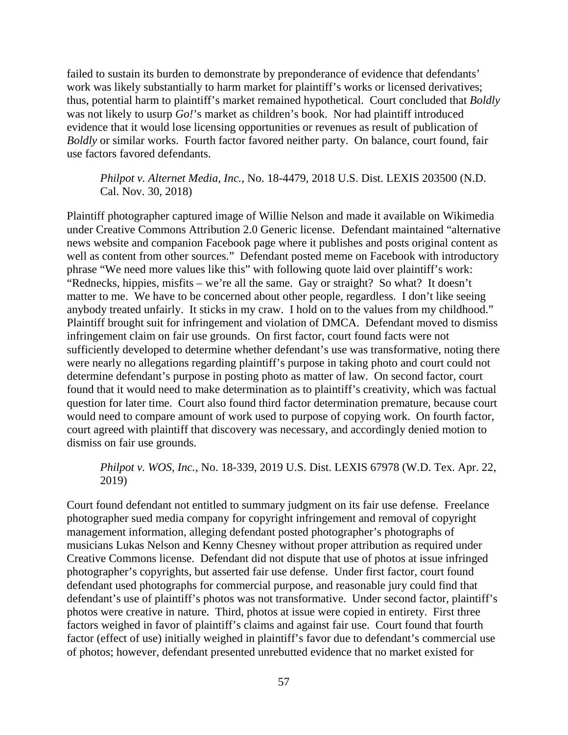failed to sustain its burden to demonstrate by preponderance of evidence that defendants' work was likely substantially to harm market for plaintiff's works or licensed derivatives; thus, potential harm to plaintiff's market remained hypothetical. Court concluded that *Boldly* was not likely to usurp *Go!*'s market as children's book. Nor had plaintiff introduced evidence that it would lose licensing opportunities or revenues as result of publication of *Boldly* or similar works. Fourth factor favored neither party. On balance, court found, fair use factors favored defendants.

> *Philpot v. Alternet Media, Inc.*, No. 18-4479, 2018 U.S. Dist. LEXIS 203500 (N.D. Cal. Nov. 30, 2018)

Plaintiff photographer captured image of Willie Nelson and made it available on Wikimedia under Creative Commons Attribution 2.0 Generic license. Defendant maintained "alternative news website and companion Facebook page where it publishes and posts original content as well as content from other sources." Defendant posted meme on Facebook with introductory phrase "We need more values like this" with following quote laid over plaintiff's work: "Rednecks, hippies, misfits – we're all the same. Gay or straight? So what? It doesn't matter to me. We have to be concerned about other people, regardless. I don't like seeing anybody treated unfairly. It sticks in my craw. I hold on to the values from my childhood." Plaintiff brought suit for infringement and violation of DMCA. Defendant moved to dismiss infringement claim on fair use grounds. On first factor, court found facts were not sufficiently developed to determine whether defendant's use was transformative, noting there were nearly no allegations regarding plaintiff's purpose in taking photo and court could not determine defendant's purpose in posting photo as matter of law. On second factor, court found that it would need to make determination as to plaintiff's creativity, which was factual question for later time. Court also found third factor determination premature, because court would need to compare amount of work used to purpose of copying work. On fourth factor, court agreed with plaintiff that discovery was necessary, and accordingly denied motion to dismiss on fair use grounds.

> *Philpot v. WOS, Inc.*, No. 18-339, 2019 U.S. Dist. LEXIS 67978 (W.D. Tex. Apr. 22, 2019)

Court found defendant not entitled to summary judgment on its fair use defense. Freelance photographer sued media company for copyright infringement and removal of copyright management information, alleging defendant posted photographer's photographs of musicians Lukas Nelson and Kenny Chesney without proper attribution as required under Creative Commons license. Defendant did not dispute that use of photos at issue infringed photographer's copyrights, but asserted fair use defense. Under first factor, court found defendant used photographs for commercial purpose, and reasonable jury could find that defendant's use of plaintiff's photos was not transformative. Under second factor, plaintiff's photos were creative in nature. Third, photos at issue were copied in entirety. First three factors weighed in favor of plaintiff's claims and against fair use. Court found that fourth factor (effect of use) initially weighed in plaintiff's favor due to defendant's commercial use of photos; however, defendant presented unrebutted evidence that no market existed for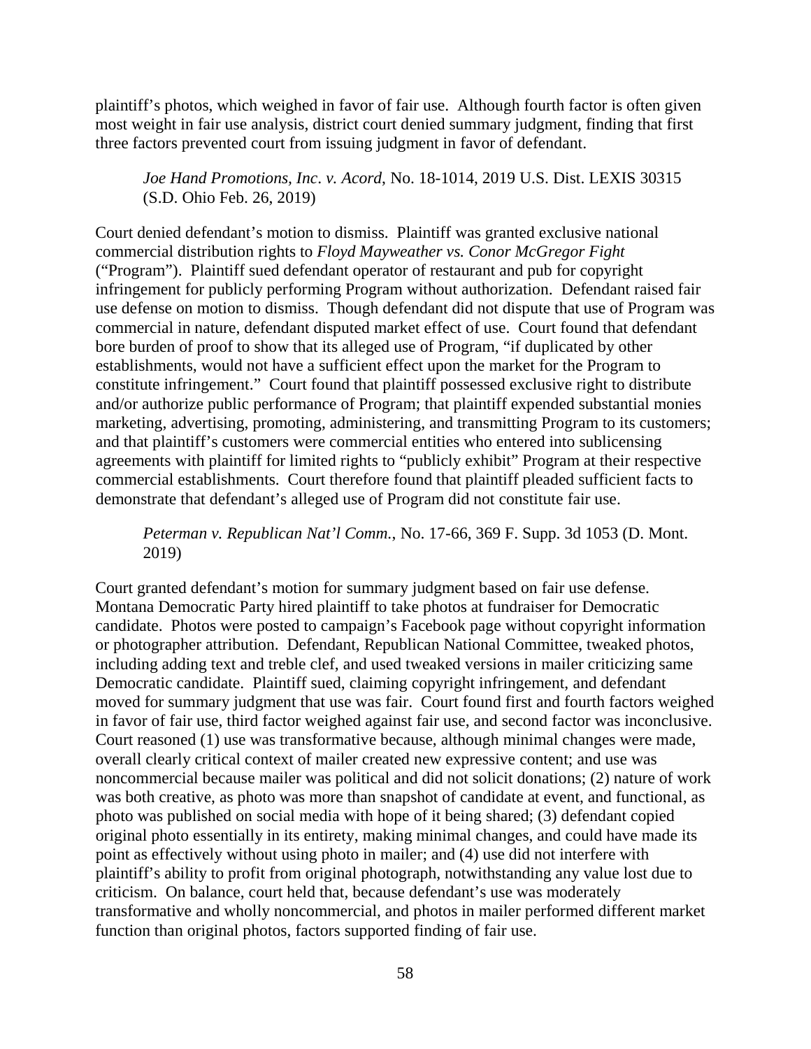plaintiff's photos, which weighed in favor of fair use. Although fourth factor is often given most weight in fair use analysis, district court denied summary judgment, finding that first three factors prevented court from issuing judgment in favor of defendant.

> *Joe Hand Promotions, Inc. v. Acord*, No. 18-1014, 2019 U.S. Dist. LEXIS 30315 (S.D. Ohio Feb. 26, 2019)

Court denied defendant's motion to dismiss. Plaintiff was granted exclusive national commercial distribution rights to *Floyd Mayweather vs. Conor McGregor Fight* ("Program"). Plaintiff sued defendant operator of restaurant and pub for copyright infringement for publicly performing Program without authorization. Defendant raised fair use defense on motion to dismiss. Though defendant did not dispute that use of Program was commercial in nature, defendant disputed market effect of use. Court found that defendant bore burden of proof to show that its alleged use of Program, "if duplicated by other establishments, would not have a sufficient effect upon the market for the Program to constitute infringement." Court found that plaintiff possessed exclusive right to distribute and/or authorize public performance of Program; that plaintiff expended substantial monies marketing, advertising, promoting, administering, and transmitting Program to its customers; and that plaintiff's customers were commercial entities who entered into sublicensing agreements with plaintiff for limited rights to "publicly exhibit" Program at their respective commercial establishments. Court therefore found that plaintiff pleaded sufficient facts to demonstrate that defendant's alleged use of Program did not constitute fair use.

> *Peterman v. Republican Nat'l Comm.*, No. 17-66, 369 F. Supp. 3d 1053 (D. Mont. 2019)

Court granted defendant's motion for summary judgment based on fair use defense. Montana Democratic Party hired plaintiff to take photos at fundraiser for Democratic candidate. Photos were posted to campaign's Facebook page without copyright information or photographer attribution. Defendant, Republican National Committee, tweaked photos, including adding text and treble clef, and used tweaked versions in mailer criticizing same Democratic candidate. Plaintiff sued, claiming copyright infringement, and defendant moved for summary judgment that use was fair. Court found first and fourth factors weighed in favor of fair use, third factor weighed against fair use, and second factor was inconclusive. Court reasoned (1) use was transformative because, although minimal changes were made, overall clearly critical context of mailer created new expressive content; and use was noncommercial because mailer was political and did not solicit donations; (2) nature of work was both creative, as photo was more than snapshot of candidate at event, and functional, as photo was published on social media with hope of it being shared; (3) defendant copied original photo essentially in its entirety, making minimal changes, and could have made its point as effectively without using photo in mailer; and (4) use did not interfere with plaintiff's ability to profit from original photograph, notwithstanding any value lost due to criticism. On balance, court held that, because defendant's use was moderately transformative and wholly noncommercial, and photos in mailer performed different market function than original photos, factors supported finding of fair use.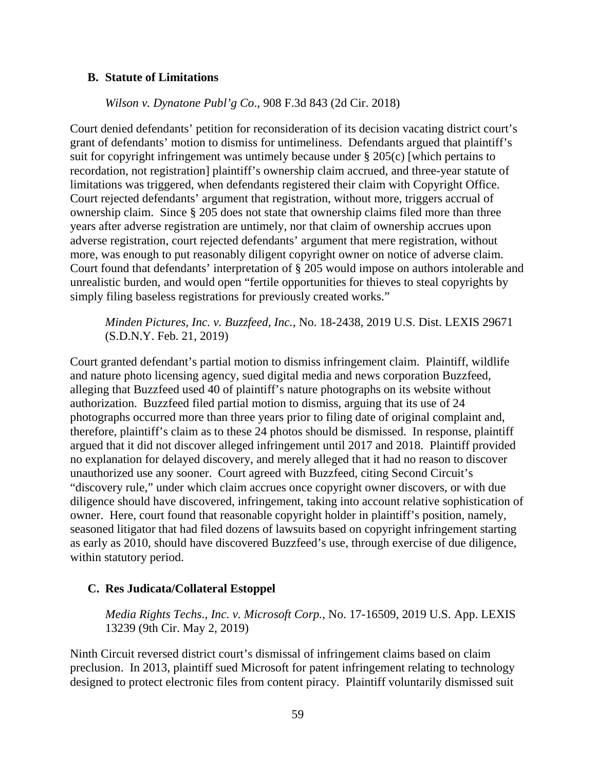### B. Statute of Limitations

*Wilson v. Dynatone Publ'g Co*., 908 F.3d 843 (2d Cir. 2018)

Court denied defendants' petition for reconsideration of its decision vacating district court's grant of defendants' motion to dismiss for untimeliness. Defendants argued that plaintiff's suit for copyright infringement was untimely because under § 205(c) [which pertains to recordation, not registration] plaintiff's ownership claim accrued, and three-year statute of limitations was triggered, when defendants registered their claim with Copyright Office. Court rejected defendants' argument that registration, without more, triggers accrual of ownership claim. Since § 205 does not state that ownership claims filed more than three years after adverse registration are untimely, nor that claim of ownership accrues upon adverse registration, court rejected defendants' argument that mere registration, without more, was enough to put reasonably diligent copyright owner on notice of adverse claim. Court found that defendants' interpretation of § 205 would impose on authors intolerable and unrealistic burden, and would open "fertile opportunities for thieves to steal copyrights by simply filing baseless registrations for previously created works."

*Minden Pictures, Inc. v. Buzzfeed, Inc.*, No. 18-2438, 2019 U.S. Dist. LEXIS 29671 (S.D.N.Y. Feb. 21, 2019)

Court granted defendant's partial motion to dismiss infringement claim. Plaintiff, wildlife and nature photo licensing agency, sued digital media and news corporation Buzzfeed, alleging that Buzzfeed used 40 of plaintiff's nature photographs on its website without authorization. Buzzfeed filed partial motion to dismiss, arguing that its use of 24 photographs occurred more than three years prior to filing date of original complaint and, therefore, plaintiff's claim as to these 24 photos should be dismissed. In response, plaintiff argued that it did not discover alleged infringement until 2017 and 2018. Plaintiff provided no explanation for delayed discovery, and merely alleged that it had no reason to discover unauthorized use any sooner. Court agreed with Buzzfeed, citing Second Circuit's "discovery rule," under which claim accrues once copyright owner discovers, or with due diligence should have discovered, infringement, taking into account relative sophistication of owner. Here, court found that reasonable copyright holder in plaintiff's position, namely, seasoned litigator that had filed dozens of lawsuits based on copyright infringement starting as early as 2010, should have discovered Buzzfeed's use, through exercise of due diligence, within statutory period.

### C. Res Judicata/Collateral Estoppel

*Media Rights Techs., Inc. v. Microsoft Corp.*, No. 17-16509, 2019 U.S. App. LEXIS 13239 (9th Cir. May 2, 2019)

Ninth Circuit reversed district court's dismissal of infringement claims based on claim preclusion. In 2013, plaintiff sued Microsoft for patent infringement relating to technology designed to protect electronic files from content piracy. Plaintiff voluntarily dismissed suit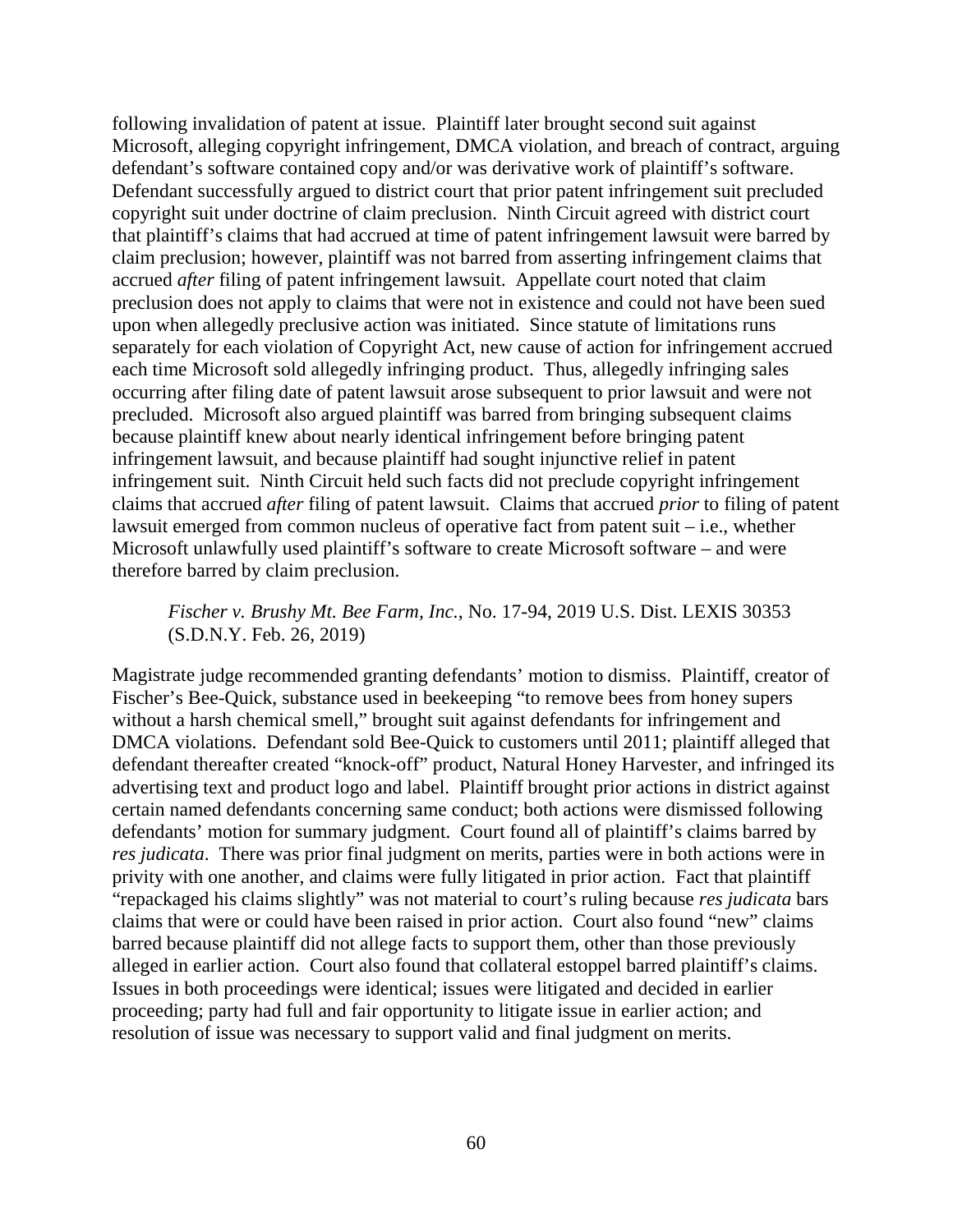following invalidation of patent at issue. Plaintiff later brought second suit against Microsoft, alleging copyright infringement, DMCA violation, and breach of contract, arguing defendant's software contained copy and/or was derivative work of plaintiff's software. Defendant successfully argued to district court that prior patent infringement suit precluded copyright suit under doctrine of claim preclusion. Ninth Circuit agreed with district court that plaintiff's claims that had accrued at time of patent infringement lawsuit were barred by claim preclusion; however, plaintiff was not barred from asserting infringement claims that accrued *after* filing of patent infringement lawsuit. Appellate court noted that claim preclusion does not apply to claims that were not in existence and could not have been sued upon when allegedly preclusive action was initiated. Since statute of limitations runs separately for each violation of Copyright Act, new cause of action for infringement accrued each time Microsoft sold allegedly infringing product. Thus, allegedly infringing sales occurring after filing date of patent lawsuit arose subsequent to prior lawsuit and were not precluded. Microsoft also argued plaintiff was barred from bringing subsequent claims because plaintiff knew about nearly identical infringement before bringing patent infringement lawsuit, and because plaintiff had sought injunctive relief in patent infringement suit. Ninth Circuit held such facts did not preclude copyright infringement claims that accrued *after* filing of patent lawsuit. Claims that accrued *prior* to filing of patent lawsuit emerged from common nucleus of operative fact from patent suit – i.e., whether Microsoft unlawfully used plaintiff's software to create Microsoft software – and were therefore barred by claim preclusion.

> *Fischer v. Brushy Mt. Bee Farm, Inc.*, No. 17-94, 2019 U.S. Dist. LEXIS 30353 (S.D.N.Y. Feb. 26, 2019)

Magistrate judge recommended granting defendants' motion to dismiss. Plaintiff, creator of Fischer's Bee-Quick, substance used in beekeeping "to remove bees from honey supers without a harsh chemical smell," brought suit against defendants for infringement and DMCA violations. Defendant sold Bee-Quick to customers until 2011; plaintiff alleged that defendant thereafter created "knock-off" product, Natural Honey Harvester, and infringed its advertising text and product logo and label. Plaintiff brought prior actions in district against certain named defendants concerning same conduct; both actions were dismissed following defendants' motion for summary judgment. Court found all of plaintiff's claims barred by *res judicata*. There was prior final judgment on merits, parties were in both actions were in privity with one another, and claims were fully litigated in prior action. Fact that plaintiff "repackaged his claims slightly" was not material to court's ruling because *res judicata* bars claims that were or could have been raised in prior action. Court also found "new" claims barred because plaintiff did not allege facts to support them, other than those previously alleged in earlier action. Court also found that collateral estoppel barred plaintiff's claims. Issues in both proceedings were identical; issues were litigated and decided in earlier proceeding; party had full and fair opportunity to litigate issue in earlier action; and resolution of issue was necessary to support valid and final judgment on merits.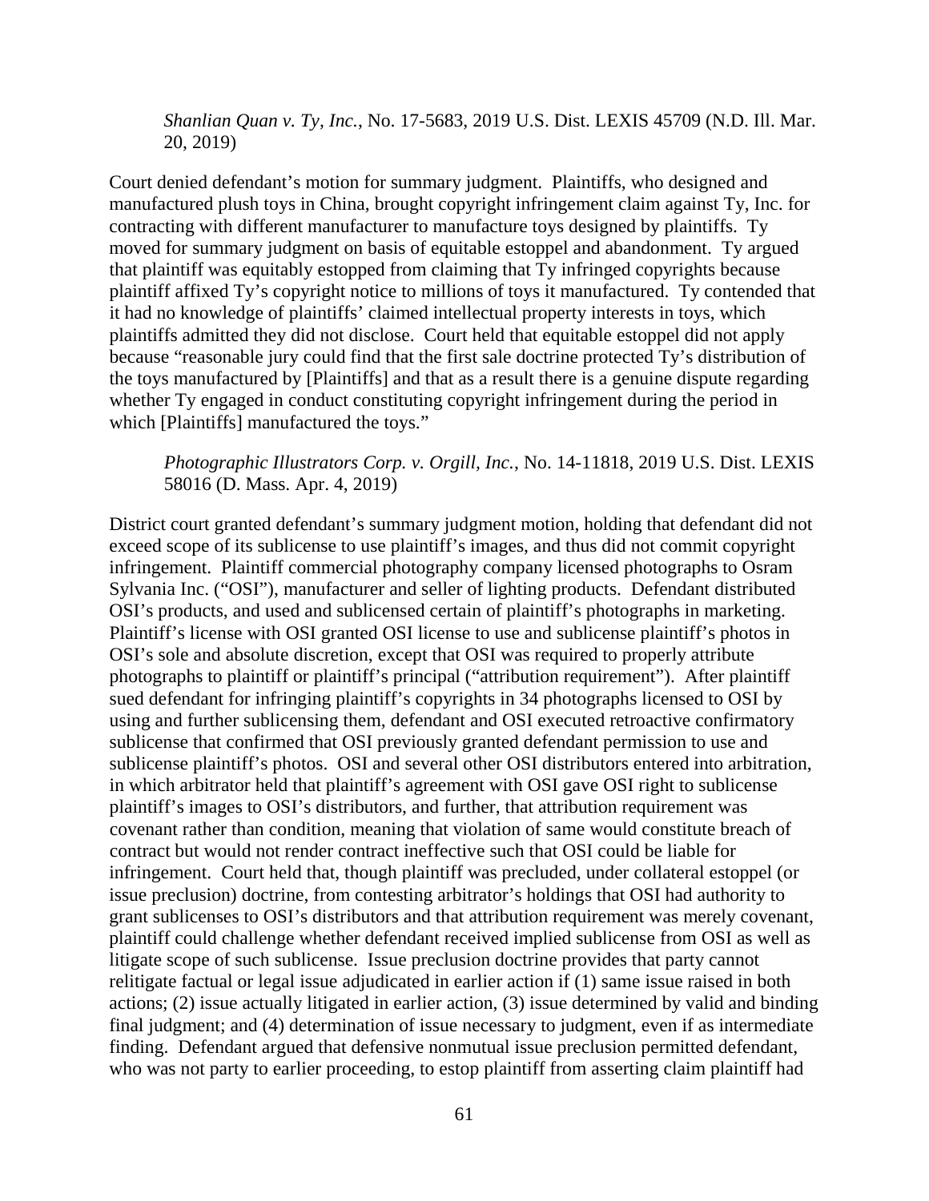*Shanlian Quan v. Ty, Inc.*, No. 17-5683, 2019 U.S. Dist. LEXIS 45709 (N.D. Ill. Mar. 20, 2019)

Court denied defendant's motion for summary judgment. Plaintiffs, who designed and manufactured plush toys in China, brought copyright infringement claim against Ty, Inc. for contracting with different manufacturer to manufacture toys designed by plaintiffs. Ty moved for summary judgment on basis of equitable estoppel and abandonment. Ty argued that plaintiff was equitably estopped from claiming that Ty infringed copyrights because plaintiff affixed Ty's copyright notice to millions of toys it manufactured. Ty contended that it had no knowledge of plaintiffs' claimed intellectual property interests in toys, which plaintiffs admitted they did not disclose. Court held that equitable estoppel did not apply because "reasonable jury could find that the first sale doctrine protected Ty's distribution of the toys manufactured by [Plaintiffs] and that as a result there is a genuine dispute regarding whether Ty engaged in conduct constituting copyright infringement during the period in which [Plaintiffs] manufactured the toys."

*Photographic Illustrators Corp. v. Orgill, Inc.*, No. 14-11818, 2019 U.S. Dist. LEXIS 58016 (D. Mass. Apr. 4, 2019)

District court granted defendant's summary judgment motion, holding that defendant did not exceed scope of its sublicense to use plaintiff's images, and thus did not commit copyright infringement. Plaintiff commercial photography company licensed photographs to Osram Sylvania Inc. ("OSI"), manufacturer and seller of lighting products. Defendant distributed OSI's products, and used and sublicensed certain of plaintiff's photographs in marketing. Plaintiff's license with OSI granted OSI license to use and sublicense plaintiff's photos in OSI's sole and absolute discretion, except that OSI was required to properly attribute photographs to plaintiff or plaintiff's principal ("attribution requirement"). After plaintiff sued defendant for infringing plaintiff's copyrights in 34 photographs licensed to OSI by using and further sublicensing them, defendant and OSI executed retroactive confirmatory sublicense that confirmed that OSI previously granted defendant permission to use and sublicense plaintiff's photos. OSI and several other OSI distributors entered into arbitration, in which arbitrator held that plaintiff's agreement with OSI gave OSI right to sublicense plaintiff's images to OSI's distributors, and further, that attribution requirement was covenant rather than condition, meaning that violation of same would constitute breach of contract but would not render contract ineffective such that OSI could be liable for infringement. Court held that, though plaintiff was precluded, under collateral estoppel (or issue preclusion) doctrine, from contesting arbitrator's holdings that OSI had authority to grant sublicenses to OSI's distributors and that attribution requirement was merely covenant, plaintiff could challenge whether defendant received implied sublicense from OSI as well as litigate scope of such sublicense. Issue preclusion doctrine provides that party cannot relitigate factual or legal issue adjudicated in earlier action if (1) same issue raised in both actions; (2) issue actually litigated in earlier action, (3) issue determined by valid and binding final judgment; and (4) determination of issue necessary to judgment, even if as intermediate finding. Defendant argued that defensive nonmutual issue preclusion permitted defendant, who was not party to earlier proceeding, to estop plaintiff from asserting claim plaintiff had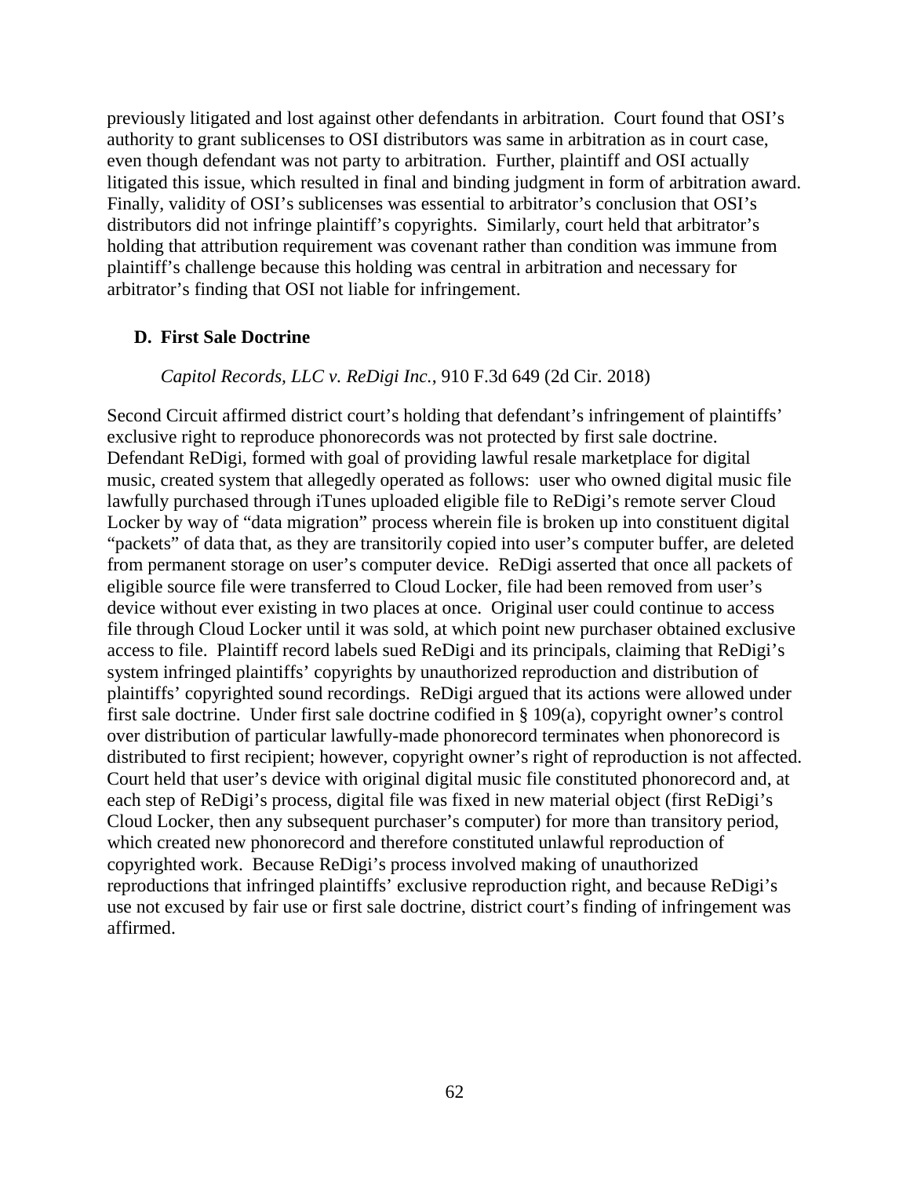previously litigated and lost against other defendants in arbitration. Court found that OSI's authority to grant sublicenses to OSI distributors was same in arbitration as in court case, even though defendant was not party to arbitration. Further, plaintiff and OSI actually litigated this issue, which resulted in final and binding judgment in form of arbitration award. Finally, validity of OSI's sublicenses was essential to arbitrator's conclusion that OSI's distributors did not infringe plaintiff's copyrights. Similarly, court held that arbitrator's holding that attribution requirement was covenant rather than condition was immune from plaintiff's challenge because this holding was central in arbitration and necessary for arbitrator's finding that OSI not liable for infringement.

### D. First Sale Doctrine

*Capitol Records, LLC v. ReDigi Inc.*, 910 F.3d 649 (2d Cir. 2018)

Second Circuit affirmed district court's holding that defendant's infringement of plaintiffs' exclusive right to reproduce phonorecords was not protected by first sale doctrine. Defendant ReDigi, formed with goal of providing lawful resale marketplace for digital music, created system that allegedly operated as follows: user who owned digital music file lawfully purchased through iTunes uploaded eligible file to ReDigi's remote server Cloud Locker by way of "data migration" process wherein file is broken up into constituent digital "packets" of data that, as they are transitorily copied into user's computer buffer, are deleted from permanent storage on user's computer device. ReDigi asserted that once all packets of eligible source file were transferred to Cloud Locker, file had been removed from user's device without ever existing in two places at once. Original user could continue to access file through Cloud Locker until it was sold, at which point new purchaser obtained exclusive access to file. Plaintiff record labels sued ReDigi and its principals, claiming that ReDigi's system infringed plaintiffs' copyrights by unauthorized reproduction and distribution of plaintiffs' copyrighted sound recordings. ReDigi argued that its actions were allowed under first sale doctrine. Under first sale doctrine codified in § 109(a), copyright owner's control over distribution of particular lawfully-made phonorecord terminates when phonorecord is distributed to first recipient; however, copyright owner's right of reproduction is not affected. Court held that user's device with original digital music file constituted phonorecord and, at each step of ReDigi's process, digital file was fixed in new material object (first ReDigi's Cloud Locker, then any subsequent purchaser's computer) for more than transitory period, which created new phonorecord and therefore constituted unlawful reproduction of copyrighted work. Because ReDigi's process involved making of unauthorized reproductions that infringed plaintiffs' exclusive reproduction right, and because ReDigi's use not excused by fair use or first sale doctrine, district court's finding of infringement was affirmed.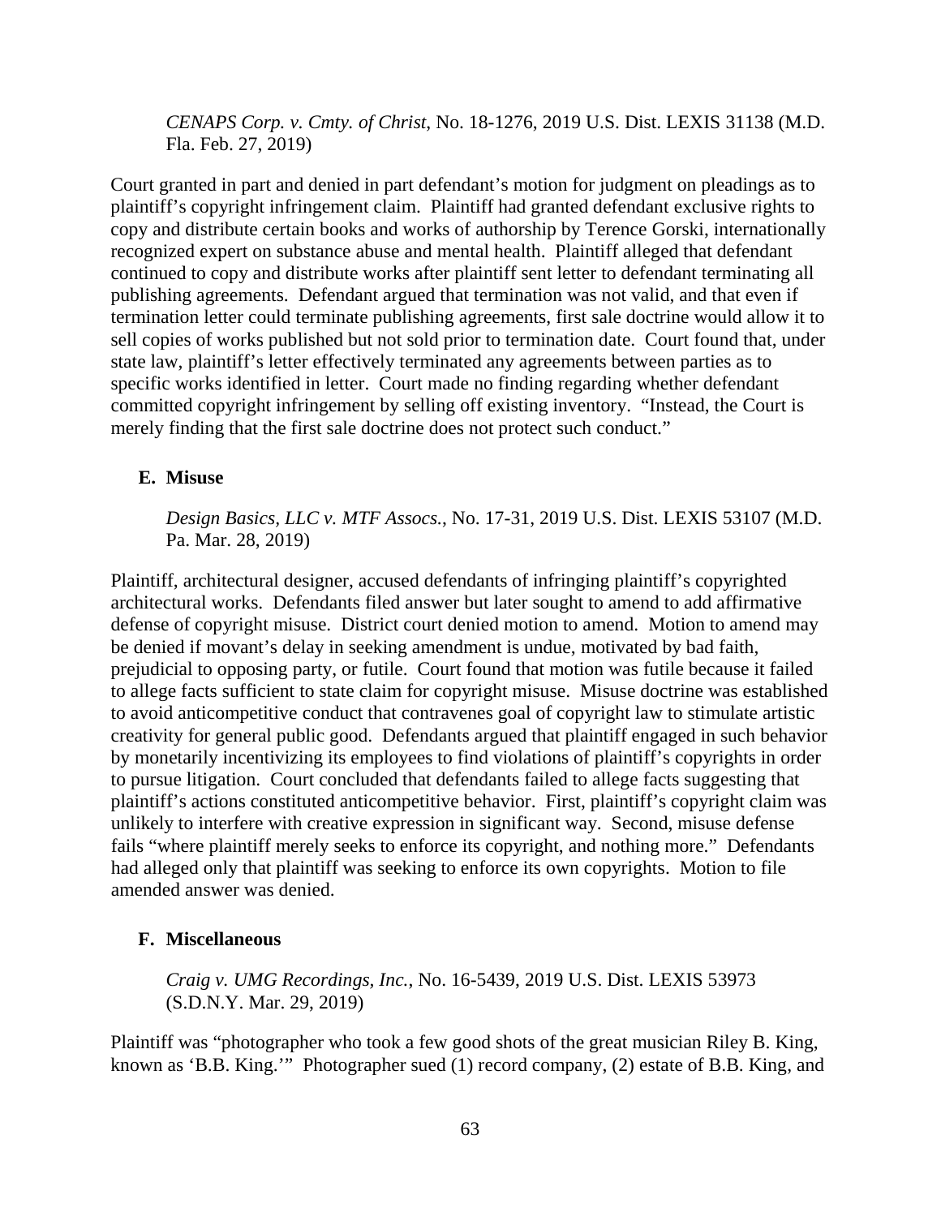*CENAPS Corp. v. Cmty. of Christ*, No. 18-1276, 2019 U.S. Dist. LEXIS 31138 (M.D. Fla. Feb. 27, 2019)

Court granted in part and denied in part defendant's motion for judgment on pleadings as to plaintiff's copyright infringement claim. Plaintiff had granted defendant exclusive rights to copy and distribute certain books and works of authorship by Terence Gorski, internationally recognized expert on substance abuse and mental health. Plaintiff alleged that defendant continued to copy and distribute works after plaintiff sent letter to defendant terminating all publishing agreements. Defendant argued that termination was not valid, and that even if termination letter could terminate publishing agreements, first sale doctrine would allow it to sell copies of works published but not sold prior to termination date. Court found that, under state law, plaintiff's letter effectively terminated any agreements between parties as to specific works identified in letter. Court made no finding regarding whether defendant committed copyright infringement by selling off existing inventory. "Instead, the Court is merely finding that the first sale doctrine does not protect such conduct."

## E. Misuse

*Design Basics, LLC v. MTF Assocs.*, No. 17-31, 2019 U.S. Dist. LEXIS 53107 (M.D. Pa. Mar. 28, 2019)

Plaintiff, architectural designer, accused defendants of infringing plaintiff's copyrighted architectural works. Defendants filed answer but later sought to amend to add affirmative defense of copyright misuse. District court denied motion to amend. Motion to amend may be denied if movant's delay in seeking amendment is undue, motivated by bad faith, prejudicial to opposing party, or futile. Court found that motion was futile because it failed to allege facts sufficient to state claim for copyright misuse. Misuse doctrine was established to avoid anticompetitive conduct that contravenes goal of copyright law to stimulate artistic creativity for general public good. Defendants argued that plaintiff engaged in such behavior by monetarily incentivizing its employees to find violations of plaintiff's copyrights in order to pursue litigation. Court concluded that defendants failed to allege facts suggesting that plaintiff's actions constituted anticompetitive behavior. First, plaintiff's copyright claim was unlikely to interfere with creative expression in significant way. Second, misuse defense fails "where plaintiff merely seeks to enforce its copyright, and nothing more." Defendants had alleged only that plaintiff was seeking to enforce its own copyrights. Motion to file amended answer was denied.

## F. Miscellaneous

*Craig v. UMG Recordings, Inc.*, No. 16-5439, 2019 U.S. Dist. LEXIS 53973 (S.D.N.Y. Mar. 29, 2019)

Plaintiff was "photographer who took a few good shots of the great musician Riley B. King, known as 'B.B. King.'" Photographer sued (1) record company, (2) estate of B.B. King, and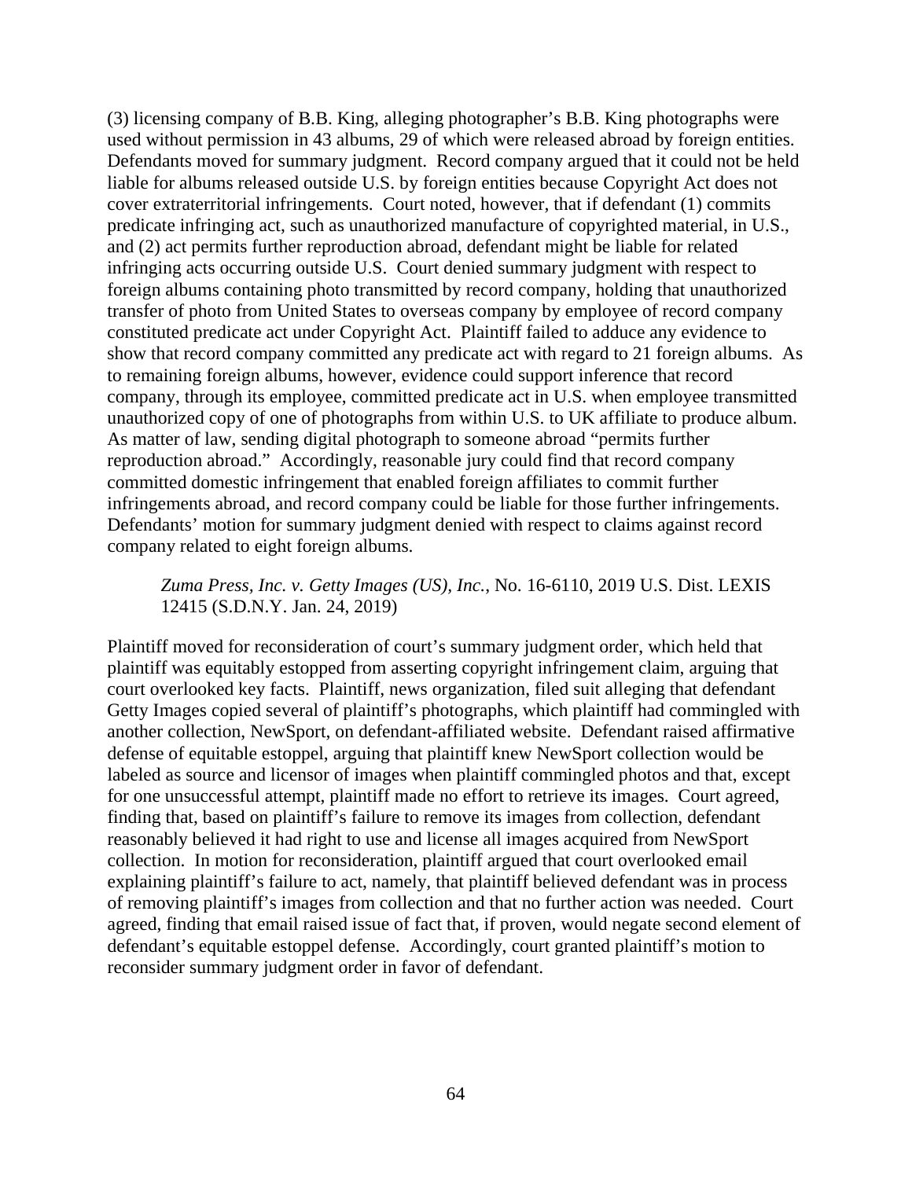(3) licensing company of B.B. King, alleging photographer's B.B. King photographs were used without permission in 43 albums, 29 of which were released abroad by foreign entities. Defendants moved for summary judgment. Record company argued that it could not be held liable for albums released outside U.S. by foreign entities because Copyright Act does not cover extraterritorial infringements. Court noted, however, that if defendant (1) commits predicate infringing act, such as unauthorized manufacture of copyrighted material, in U.S., and (2) act permits further reproduction abroad, defendant might be liable for related infringing acts occurring outside U.S. Court denied summary judgment with respect to foreign albums containing photo transmitted by record company, holding that unauthorized transfer of photo from United States to overseas company by employee of record company constituted predicate act under Copyright Act. Plaintiff failed to adduce any evidence to show that record company committed any predicate act with regard to 21 foreign albums. As to remaining foreign albums, however, evidence could support inference that record company, through its employee, committed predicate act in U.S. when employee transmitted unauthorized copy of one of photographs from within U.S. to UK affiliate to produce album. As matter of law, sending digital photograph to someone abroad "permits further reproduction abroad." Accordingly, reasonable jury could find that record company committed domestic infringement that enabled foreign affiliates to commit further infringements abroad, and record company could be liable for those further infringements. Defendants' motion for summary judgment denied with respect to claims against record company related to eight foreign albums.

> *Zuma Press, Inc. v. Getty Images (US), Inc.*, No. 16-6110, 2019 U.S. Dist. LEXIS 12415 (S.D.N.Y. Jan. 24, 2019)

Plaintiff moved for reconsideration of court's summary judgment order, which held that plaintiff was equitably estopped from asserting copyright infringement claim, arguing that court overlooked key facts. Plaintiff, news organization, filed suit alleging that defendant Getty Images copied several of plaintiff's photographs, which plaintiff had commingled with another collection, NewSport, on defendant-affiliated website. Defendant raised affirmative defense of equitable estoppel, arguing that plaintiff knew NewSport collection would be labeled as source and licensor of images when plaintiff commingled photos and that, except for one unsuccessful attempt, plaintiff made no effort to retrieve its images. Court agreed, finding that, based on plaintiff's failure to remove its images from collection, defendant reasonably believed it had right to use and license all images acquired from NewSport collection. In motion for reconsideration, plaintiff argued that court overlooked email explaining plaintiff's failure to act, namely, that plaintiff believed defendant was in process of removing plaintiff's images from collection and that no further action was needed. Court agreed, finding that email raised issue of fact that, if proven, would negate second element of defendant's equitable estoppel defense. Accordingly, court granted plaintiff's motion to reconsider summary judgment order in favor of defendant.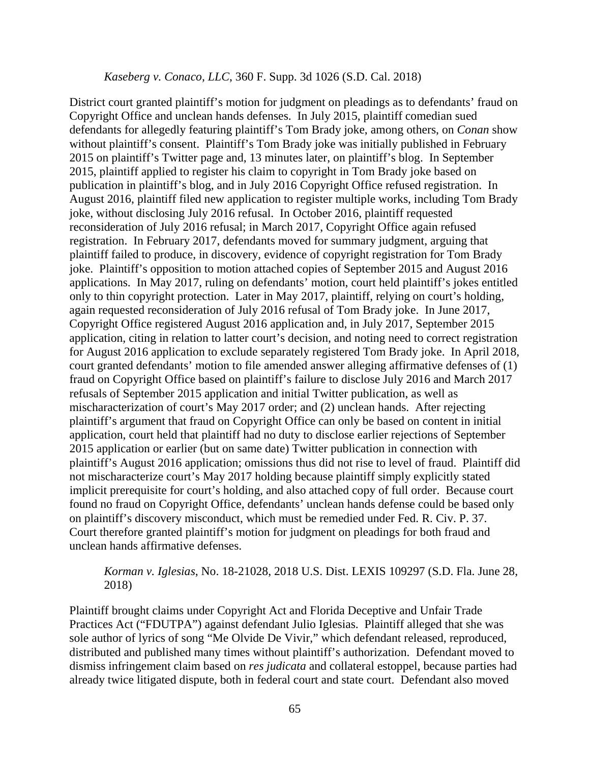*Kaseberg v. Conaco, LLC*, 360 F. Supp. 3d 1026 (S.D. Cal. 2018)

District court granted plaintiff's motion for judgment on pleadings as to defendants' fraud on Copyright Office and unclean hands defenses. In July 2015, plaintiff comedian sued defendants for allegedly featuring plaintiff's Tom Brady joke, among others, on *Conan* show without plaintiff's consent. Plaintiff's Tom Brady joke was initially published in February 2015 on plaintiff's Twitter page and, 13 minutes later, on plaintiff's blog. In September 2015, plaintiff applied to register his claim to copyright in Tom Brady joke based on publication in plaintiff's blog, and in July 2016 Copyright Office refused registration. In August 2016, plaintiff filed new application to register multiple works, including Tom Brady joke, without disclosing July 2016 refusal. In October 2016, plaintiff requested reconsideration of July 2016 refusal; in March 2017, Copyright Office again refused registration. In February 2017, defendants moved for summary judgment, arguing that plaintiff failed to produce, in discovery, evidence of copyright registration for Tom Brady joke. Plaintiff's opposition to motion attached copies of September 2015 and August 2016 applications. In May 2017, ruling on defendants' motion, court held plaintiff's jokes entitled only to thin copyright protection. Later in May 2017, plaintiff, relying on court's holding, again requested reconsideration of July 2016 refusal of Tom Brady joke. In June 2017, Copyright Office registered August 2016 application and, in July 2017, September 2015 application, citing in relation to latter court's decision, and noting need to correct registration for August 2016 application to exclude separately registered Tom Brady joke. In April 2018, court granted defendants' motion to file amended answer alleging affirmative defenses of (1) fraud on Copyright Office based on plaintiff's failure to disclose July 2016 and March 2017 refusals of September 2015 application and initial Twitter publication, as well as mischaracterization of court's May 2017 order; and (2) unclean hands. After rejecting plaintiff's argument that fraud on Copyright Office can only be based on content in initial application, court held that plaintiff had no duty to disclose earlier rejections of September 2015 application or earlier (but on same date) Twitter publication in connection with plaintiff's August 2016 application; omissions thus did not rise to level of fraud. Plaintiff did not mischaracterize court's May 2017 holding because plaintiff simply explicitly stated implicit prerequisite for court's holding, and also attached copy of full order. Because court found no fraud on Copyright Office, defendants' unclean hands defense could be based only on plaintiff's discovery misconduct, which must be remedied under Fed. R. Civ. P. 37. Court therefore granted plaintiff's motion for judgment on pleadings for both fraud and unclean hands affirmative defenses.

*Korman v. Iglesias*, No. 18-21028, 2018 U.S. Dist. LEXIS 109297 (S.D. Fla. June 28, 2018)

Plaintiff brought claims under Copyright Act and Florida Deceptive and Unfair Trade Practices Act ("FDUTPA") against defendant Julio Iglesias. Plaintiff alleged that she was sole author of lyrics of song "Me Olvide De Vivir," which defendant released, reproduced, distributed and published many times without plaintiff's authorization. Defendant moved to dismiss infringement claim based on *res judicata* and collateral estoppel, because parties had already twice litigated dispute, both in federal court and state court. Defendant also moved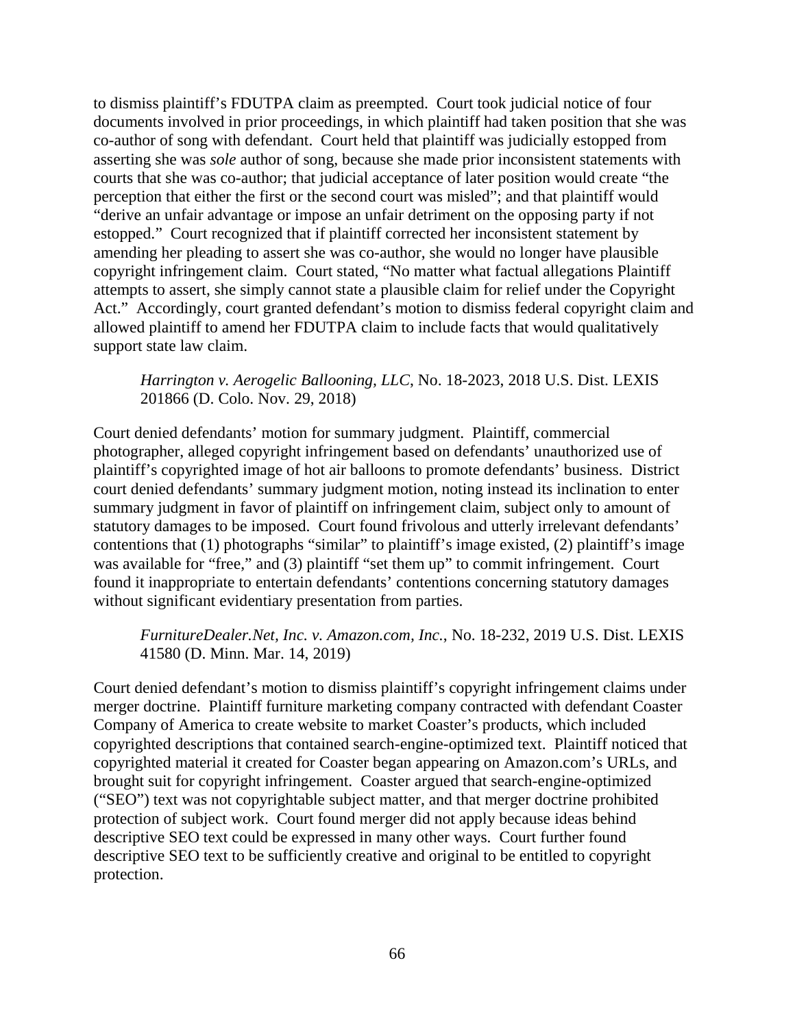to dismiss plaintiff's FDUTPA claim as preempted. Court took judicial notice of four documents involved in prior proceedings, in which plaintiff had taken position that she was co-author of song with defendant. Court held that plaintiff was judicially estopped from asserting she was *sole* author of song, because she made prior inconsistent statements with courts that she was co-author; that judicial acceptance of later position would create "the perception that either the first or the second court was misled"; and that plaintiff would "derive an unfair advantage or impose an unfair detriment on the opposing party if not estopped." Court recognized that if plaintiff corrected her inconsistent statement by amending her pleading to assert she was co-author, she would no longer have plausible copyright infringement claim. Court stated, "No matter what factual allegations Plaintiff attempts to assert, she simply cannot state a plausible claim for relief under the Copyright Act." Accordingly, court granted defendant's motion to dismiss federal copyright claim and allowed plaintiff to amend her FDUTPA claim to include facts that would qualitatively support state law claim.

> *Harrington v. Aerogelic Ballooning, LLC*, No. 18-2023, 2018 U.S. Dist. LEXIS 201866 (D. Colo. Nov. 29, 2018)

Court denied defendants' motion for summary judgment. Plaintiff, commercial photographer, alleged copyright infringement based on defendants' unauthorized use of plaintiff's copyrighted image of hot air balloons to promote defendants' business. District court denied defendants' summary judgment motion, noting instead its inclination to enter summary judgment in favor of plaintiff on infringement claim, subject only to amount of statutory damages to be imposed. Court found frivolous and utterly irrelevant defendants' contentions that (1) photographs "similar" to plaintiff's image existed, (2) plaintiff's image was available for "free," and (3) plaintiff "set them up" to commit infringement. Court found it inappropriate to entertain defendants' contentions concerning statutory damages without significant evidentiary presentation from parties.

> *FurnitureDealer.Net, Inc. v. Amazon.com, Inc.*, No. 18-232, 2019 U.S. Dist. LEXIS 41580 (D. Minn. Mar. 14, 2019)

Court denied defendant's motion to dismiss plaintiff's copyright infringement claims under merger doctrine. Plaintiff furniture marketing company contracted with defendant Coaster Company of America to create website to market Coaster's products, which included copyrighted descriptions that contained search-engine-optimized text. Plaintiff noticed that copyrighted material it created for Coaster began appearing on Amazon.com's URLs, and brought suit for copyright infringement. Coaster argued that search-engine-optimized ("SEO") text was not copyrightable subject matter, and that merger doctrine prohibited protection of subject work. Court found merger did not apply because ideas behind descriptive SEO text could be expressed in many other ways. Court further found descriptive SEO text to be sufficiently creative and original to be entitled to copyright protection.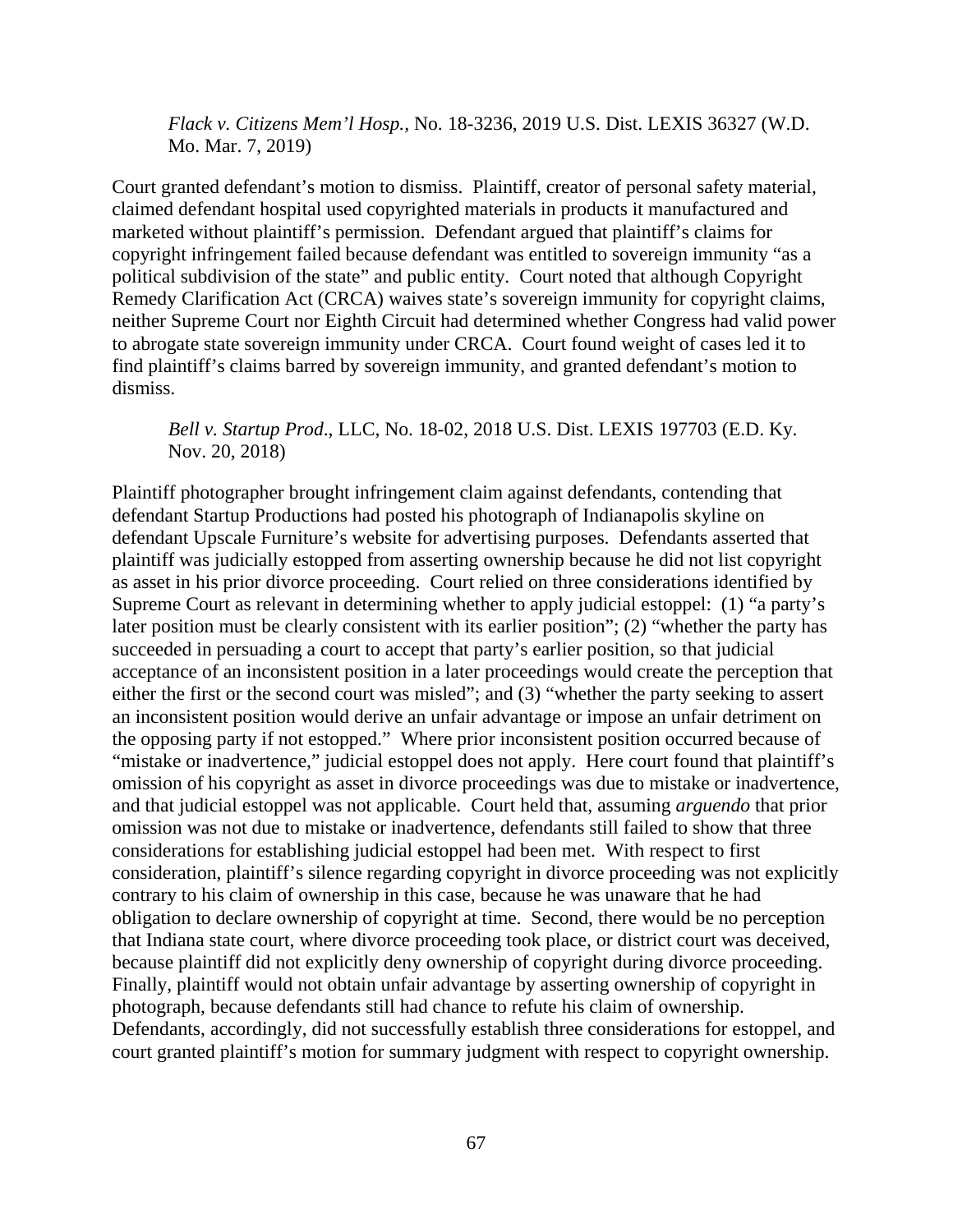*Flack v. Citizens Mem'l Hosp.*, No. 18-3236, 2019 U.S. Dist. LEXIS 36327 (W.D. Mo. Mar. 7, 2019)

Court granted defendant's motion to dismiss. Plaintiff, creator of personal safety material, claimed defendant hospital used copyrighted materials in products it manufactured and marketed without plaintiff's permission. Defendant argued that plaintiff's claims for copyright infringement failed because defendant was entitled to sovereign immunity "as a political subdivision of the state" and public entity. Court noted that although Copyright Remedy Clarification Act (CRCA) waives state's sovereign immunity for copyright claims, neither Supreme Court nor Eighth Circuit had determined whether Congress had valid power to abrogate state sovereign immunity under CRCA. Court found weight of cases led it to find plaintiff's claims barred by sovereign immunity, and granted defendant's motion to dismiss.

*Bell v. Startup Prod.*, LLC, No. 18-02, 2018 U.S. Dist. LEXIS 197703 (E.D. Ky. Nov. 20, 2018)

Plaintiff photographer brought infringement claim against defendants, contending that defendant Startup Productions had posted his photograph of Indianapolis skyline on defendant Upscale Furniture's website for advertising purposes. Defendants asserted that plaintiff was judicially estopped from asserting ownership because he did not list copyright as asset in his prior divorce proceeding. Court relied on three considerations identified by Supreme Court as relevant in determining whether to apply judicial estoppel: (1) "a party's later position must be clearly consistent with its earlier position"; (2) "whether the party has succeeded in persuading a court to accept that party's earlier position, so that judicial acceptance of an inconsistent position in a later proceedings would create the perception that either the first or the second court was misled"; and (3) "whether the party seeking to assert an inconsistent position would derive an unfair advantage or impose an unfair detriment on the opposing party if not estopped." Where prior inconsistent position occurred because of "mistake or inadvertence," judicial estoppel does not apply. Here court found that plaintiff's omission of his copyright as asset in divorce proceedings was due to mistake or inadvertence, and that judicial estoppel was not applicable. Court held that, assuming *arguendo* that prior omission was not due to mistake or inadvertence, defendants still failed to show that three considerations for establishing judicial estoppel had been met. With respect to first consideration, plaintiff's silence regarding copyright in divorce proceeding was not explicitly contrary to his claim of ownership in this case, because he was unaware that he had obligation to declare ownership of copyright at time. Second, there would be no perception that Indiana state court, where divorce proceeding took place, or district court was deceived, because plaintiff did not explicitly deny ownership of copyright during divorce proceeding. Finally, plaintiff would not obtain unfair advantage by asserting ownership of copyright in photograph, because defendants still had chance to refute his claim of ownership. Defendants, accordingly, did not successfully establish three considerations for estoppel, and court granted plaintiff's motion for summary judgment with respect to copyright ownership.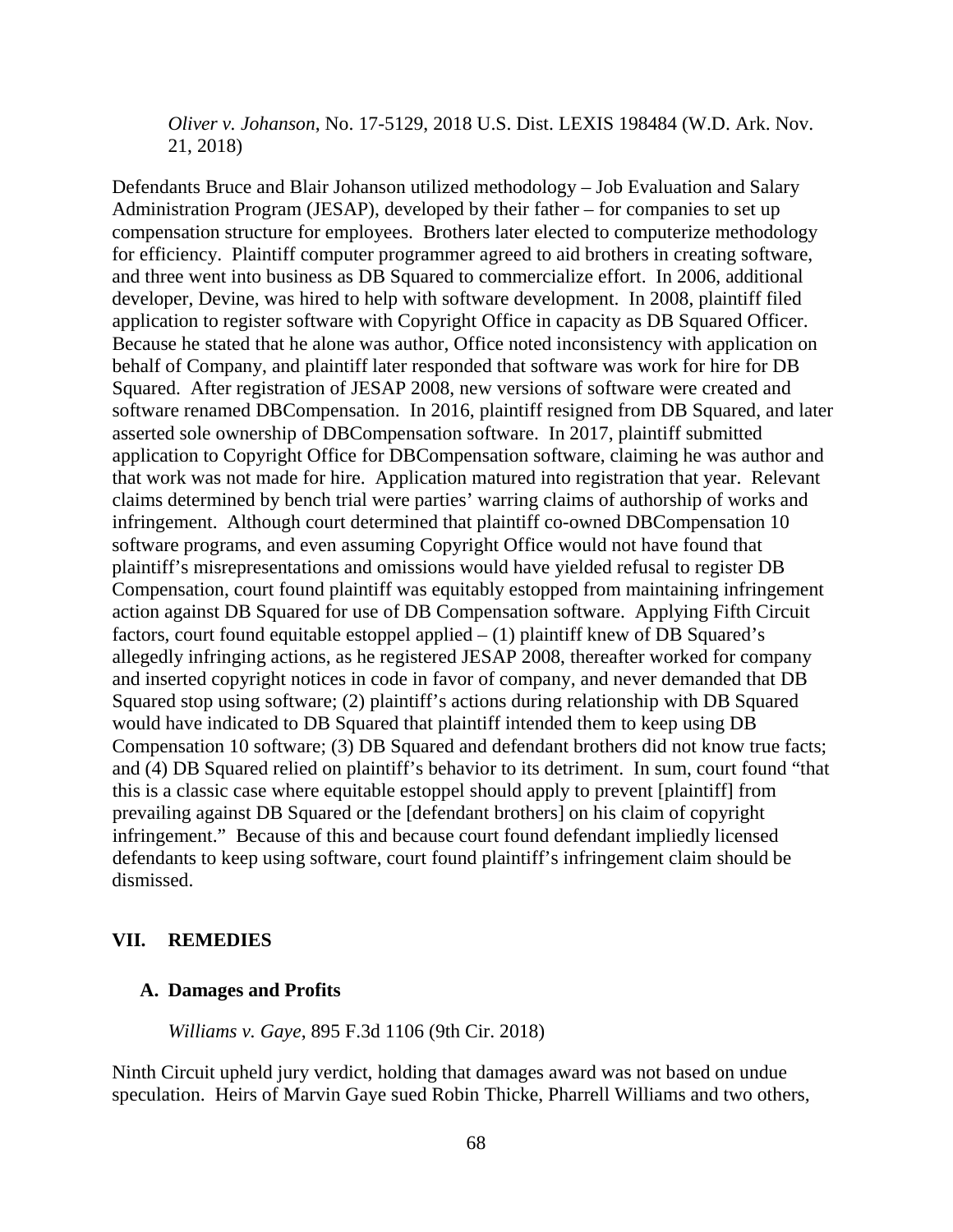*Oliver v. Johanson*, No. 17-5129, 2018 U.S. Dist. LEXIS 198484 (W.D. Ark. Nov. 21, 2018)

Defendants Bruce and Blair Johanson utilized methodology – Job Evaluation and Salary Administration Program (JESAP), developed by their father – for companies to set up compensation structure for employees. Brothers later elected to computerize methodology for efficiency. Plaintiff computer programmer agreed to aid brothers in creating software, and three went into business as DB Squared to commercialize effort. In 2006, additional developer, Devine, was hired to help with software development. In 2008, plaintiff filed application to register software with Copyright Office in capacity as DB Squared Officer. Because he stated that he alone was author, Office noted inconsistency with application on behalf of Company, and plaintiff later responded that software was work for hire for DB Squared. After registration of JESAP 2008, new versions of software were created and software renamed DBCompensation. In 2016, plaintiff resigned from DB Squared, and later asserted sole ownership of DBCompensation software. In 2017, plaintiff submitted application to Copyright Office for DBCompensation software, claiming he was author and that work was not made for hire. Application matured into registration that year. Relevant claims determined by bench trial were parties' warring claims of authorship of works and infringement. Although court determined that plaintiff co-owned DBCompensation 10 software programs, and even assuming Copyright Office would not have found that plaintiff's misrepresentations and omissions would have yielded refusal to register DB Compensation, court found plaintiff was equitably estopped from maintaining infringement action against DB Squared for use of DB Compensation software. Applying Fifth Circuit factors, court found equitable estoppel applied – (1) plaintiff knew of DB Squared's allegedly infringing actions, as he registered JESAP 2008, thereafter worked for company and inserted copyright notices in code in favor of company, and never demanded that DB Squared stop using software; (2) plaintiff's actions during relationship with DB Squared would have indicated to DB Squared that plaintiff intended them to keep using DB Compensation 10 software; (3) DB Squared and defendant brothers did not know true facts; and (4) DB Squared relied on plaintiff's behavior to its detriment. In sum, court found "that this is a classic case where equitable estoppel should apply to prevent [plaintiff] from prevailing against DB Squared or the [defendant brothers] on his claim of copyright infringement." Because of this and because court found defendant impliedly licensed defendants to keep using software, court found plaintiff's infringement claim should be dismissed.

## VII. REMEDIES

### A. Damages and Profits

*Williams v. Gaye*, 895 F.3d 1106 (9th Cir. 2018)

Ninth Circuit upheld jury verdict, holding that damages award was not based on undue speculation. Heirs of Marvin Gaye sued Robin Thicke, Pharrell Williams and two others,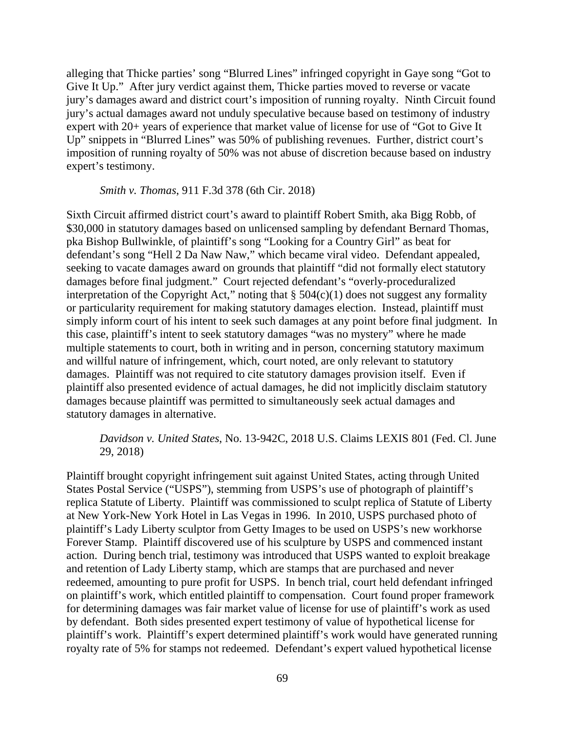alleging that Thicke parties' song "Blurred Lines" infringed copyright in Gaye song "Got to Give It Up." After jury verdict against them, Thicke parties moved to reverse or vacate jury's damages award and district court's imposition of running royalty. Ninth Circuit found jury's actual damages award not unduly speculative because based on testimony of industry expert with 20+ years of experience that market value of license for use of "Got to Give It Up" snippets in "Blurred Lines" was 50% of publishing revenues. Further, district court's imposition of running royalty of 50% was not abuse of discretion because based on industry expert's testimony.

*Smith v. Thomas*, 911 F.3d 378 (6th Cir. 2018)

Sixth Circuit affirmed district court's award to plaintiff Robert Smith, aka Bigg Robb, of $30,000 in statutory damages based on unlicensed sampling by defendant Bernard Thomas, pka Bishop Bullwinkle, of plaintiff's song "Looking for a Country Girl" as beat for defendant's song "Hell 2 Da Naw Naw," which became viral video. Defendant appealed, seeking to vacate damages award on grounds that plaintiff "did not formally elect statutory damages before final judgment." Court rejected defendant's "overly-proceduralized interpretation of the Copyright Act," noting that § 504(c)(1) does not suggest any formality or particularity requirement for making statutory damages election. Instead, plaintiff must simply inform court of his intent to seek such damages at any point before final judgment. In this case, plaintiff's intent to seek statutory damages "was no mystery" where he made multiple statements to court, both in writing and in person, concerning statutory maximum and willful nature of infringement, which, court noted, are only relevant to statutory damages. Plaintiff was not required to cite statutory damages provision itself. Even if plaintiff also presented evidence of actual damages, he did not implicitly disclaim statutory damages because plaintiff was permitted to simultaneously seek actual damages and statutory damages in alternative.

*Davidson v. United States*, No. 13-942C, 2018 U.S. Claims LEXIS 801 (Fed. Cl. June 29, 2018)

Plaintiff brought copyright infringement suit against United States, acting through United States Postal Service ("USPS"), stemming from USPS's use of photograph of plaintiff's replica Statute of Liberty. Plaintiff was commissioned to sculpt replica of Statute of Liberty at New York-New York Hotel in Las Vegas in 1996. In 2010, USPS purchased photo of plaintiff's Lady Liberty sculptor from Getty Images to be used on USPS's new workhorse Forever Stamp. Plaintiff discovered use of his sculpture by USPS and commenced instant action. During bench trial, testimony was introduced that USPS wanted to exploit breakage and retention of Lady Liberty stamp, which are stamps that are purchased and never redeemed, amounting to pure profit for USPS. In bench trial, court held defendant infringed on plaintiff's work, which entitled plaintiff to compensation. Court found proper framework for determining damages was fair market value of license for use of plaintiff's work as used by defendant. Both sides presented expert testimony of value of hypothetical license for plaintiff's work. Plaintiff's expert determined plaintiff's work would have generated running royalty rate of 5% for stamps not redeemed. Defendant's expert valued hypothetical license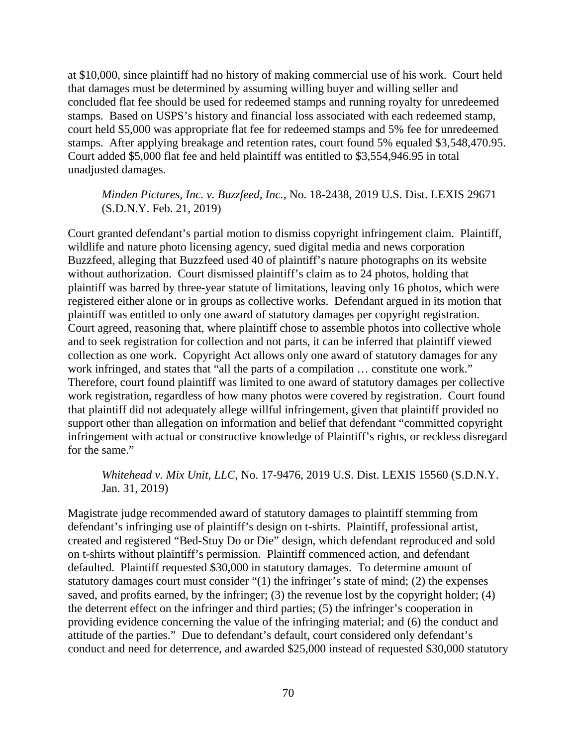at $10,000, since plaintiff had no history of making commercial use of his work. Court held that damages must be determined by assuming willing buyer and willing seller and concluded flat fee should be used for redeemed stamps and running royalty for unredeemed stamps. Based on USPS's history and financial loss associated with each redeemed stamp, court held $5,000 was appropriate flat fee for redeemed stamps and 5% fee for unredeemed stamps. After applying breakage and retention rates, court found 5% equaled $3,548,470.95. Court added $5,000 flat fee and held plaintiff was entitled to $3,554,946.95 in total unadjusted damages.

> *Minden Pictures, Inc. v. Buzzfeed, Inc.*, No. 18-2438, 2019 U.S. Dist. LEXIS 29671 (S.D.N.Y. Feb. 21, 2019)

Court granted defendant's partial motion to dismiss copyright infringement claim. Plaintiff, wildlife and nature photo licensing agency, sued digital media and news corporation Buzzfeed, alleging that Buzzfeed used 40 of plaintiff's nature photographs on its website without authorization. Court dismissed plaintiff's claim as to 24 photos, holding that plaintiff was barred by three-year statute of limitations, leaving only 16 photos, which were registered either alone or in groups as collective works. Defendant argued in its motion that plaintiff was entitled to only one award of statutory damages per copyright registration. Court agreed, reasoning that, where plaintiff chose to assemble photos into collective whole and to seek registration for collection and not parts, it can be inferred that plaintiff viewed collection as one work. Copyright Act allows only one award of statutory damages for any work infringed, and states that "all the parts of a compilation … constitute one work." Therefore, court found plaintiff was limited to one award of statutory damages per collective work registration, regardless of how many photos were covered by registration. Court found that plaintiff did not adequately allege willful infringement, given that plaintiff provided no support other than allegation on information and belief that defendant "committed copyright infringement with actual or constructive knowledge of Plaintiff's rights, or reckless disregard for the same."

> *Whitehead v. Mix Unit, LLC*, No. 17-9476, 2019 U.S. Dist. LEXIS 15560 (S.D.N.Y. Jan. 31, 2019)

Magistrate judge recommended award of statutory damages to plaintiff stemming from defendant's infringing use of plaintiff's design on t-shirts. Plaintiff, professional artist, created and registered "Bed-Stuy Do or Die" design, which defendant reproduced and sold on t-shirts without plaintiff's permission. Plaintiff commenced action, and defendant defaulted. Plaintiff requested $30,000 in statutory damages. To determine amount of statutory damages court must consider "(1) the infringer's state of mind; (2) the expenses saved, and profits earned, by the infringer; (3) the revenue lost by the copyright holder; (4) the deterrent effect on the infringer and third parties; (5) the infringer's cooperation in providing evidence concerning the value of the infringing material; and (6) the conduct and attitude of the parties." Due to defendant's default, court considered only defendant's conduct and need for deterrence, and awarded $25,000 instead of requested $30,000 statutory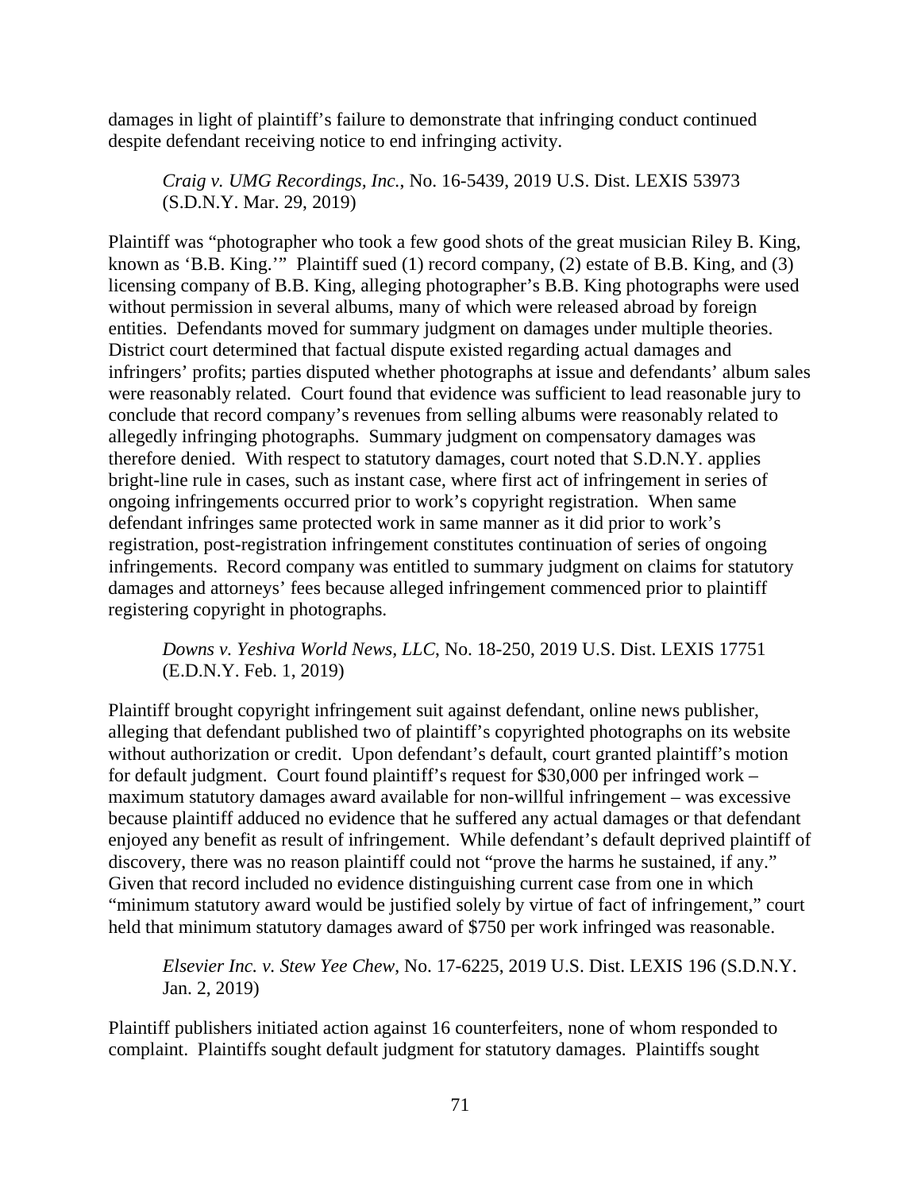damages in light of plaintiff's failure to demonstrate that infringing conduct continued despite defendant receiving notice to end infringing activity.

*Craig v. UMG Recordings, Inc.*, No. 16-5439, 2019 U.S. Dist. LEXIS 53973 (S.D.N.Y. Mar. 29, 2019)

Plaintiff was "photographer who took a few good shots of the great musician Riley B. King, known as 'B.B. King.'" Plaintiff sued (1) record company, (2) estate of B.B. King, and (3) licensing company of B.B. King, alleging photographer's B.B. King photographs were used without permission in several albums, many of which were released abroad by foreign entities. Defendants moved for summary judgment on damages under multiple theories. District court determined that factual dispute existed regarding actual damages and infringers' profits; parties disputed whether photographs at issue and defendants' album sales were reasonably related. Court found that evidence was sufficient to lead reasonable jury to conclude that record company's revenues from selling albums were reasonably related to allegedly infringing photographs. Summary judgment on compensatory damages was therefore denied. With respect to statutory damages, court noted that S.D.N.Y. applies bright-line rule in cases, such as instant case, where first act of infringement in series of ongoing infringements occurred prior to work's copyright registration. When same defendant infringes same protected work in same manner as it did prior to work's registration, post-registration infringement constitutes continuation of series of ongoing infringements. Record company was entitled to summary judgment on claims for statutory damages and attorneys' fees because alleged infringement commenced prior to plaintiff registering copyright in photographs.

*Downs v. Yeshiva World News, LLC*, No. 18-250, 2019 U.S. Dist. LEXIS 17751 (E.D.N.Y. Feb. 1, 2019)

Plaintiff brought copyright infringement suit against defendant, online news publisher, alleging that defendant published two of plaintiff's copyrighted photographs on its website without authorization or credit. Upon defendant's default, court granted plaintiff's motion for default judgment. Court found plaintiff's request for $30,000 per infringed work – maximum statutory damages award available for non-willful infringement – was excessive because plaintiff adduced no evidence that he suffered any actual damages or that defendant enjoyed any benefit as result of infringement. While defendant's default deprived plaintiff of discovery, there was no reason plaintiff could not "prove the harms he sustained, if any." Given that record included no evidence distinguishing current case from one in which "minimum statutory award would be justified solely by virtue of fact of infringement," court held that minimum statutory damages award of $750 per work infringed was reasonable.

*Elsevier Inc. v. Stew Yee Chew*, No. 17-6225, 2019 U.S. Dist. LEXIS 196 (S.D.N.Y. Jan. 2, 2019)

Plaintiff publishers initiated action against 16 counterfeiters, none of whom responded to complaint. Plaintiffs sought default judgment for statutory damages. Plaintiffs sought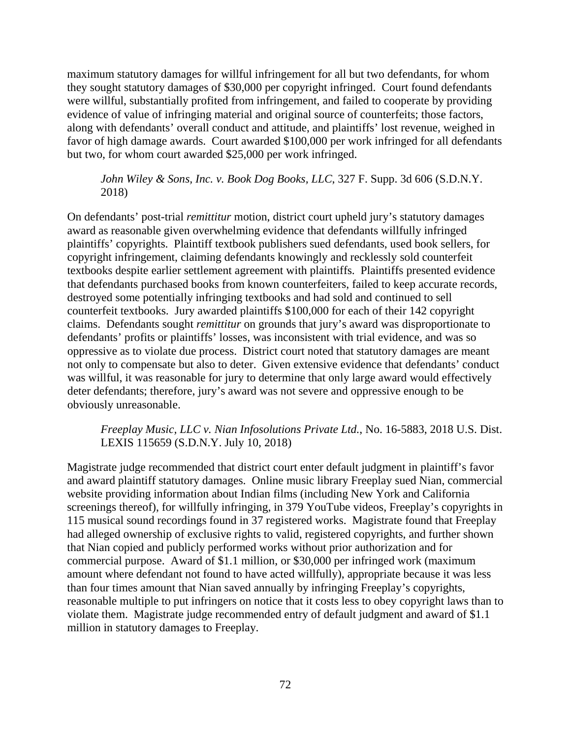maximum statutory damages for willful infringement for all but two defendants, for whom they sought statutory damages of $30,000 per copyright infringed. Court found defendants were willful, substantially profited from infringement, and failed to cooperate by providing evidence of value of infringing material and original source of counterfeits; those factors, along with defendants' overall conduct and attitude, and plaintiffs' lost revenue, weighed in favor of high damage awards. Court awarded $100,000 per work infringed for all defendants but two, for whom court awarded $25,000 per work infringed.

> *John Wiley & Sons, Inc. v. Book Dog Books, LLC*, 327 F. Supp. 3d 606 (S.D.N.Y. 2018)

On defendants' post-trial *remittitur* motion, district court upheld jury's statutory damages award as reasonable given overwhelming evidence that defendants willfully infringed plaintiffs' copyrights. Plaintiff textbook publishers sued defendants, used book sellers, for copyright infringement, claiming defendants knowingly and recklessly sold counterfeit textbooks despite earlier settlement agreement with plaintiffs. Plaintiffs presented evidence that defendants purchased books from known counterfeiters, failed to keep accurate records, destroyed some potentially infringing textbooks and had sold and continued to sell counterfeit textbooks. Jury awarded plaintiffs $100,000 for each of their 142 copyright claims. Defendants sought *remittitur* on grounds that jury's award was disproportionate to defendants' profits or plaintiffs' losses, was inconsistent with trial evidence, and was so oppressive as to violate due process. District court noted that statutory damages are meant not only to compensate but also to deter. Given extensive evidence that defendants' conduct was willful, it was reasonable for jury to determine that only large award would effectively deter defendants; therefore, jury's award was not severe and oppressive enough to be obviously unreasonable.

> *Freeplay Music, LLC v. Nian Infosolutions Private Ltd.*, No. 16-5883, 2018 U.S. Dist. LEXIS 115659 (S.D.N.Y. July 10, 2018)

Magistrate judge recommended that district court enter default judgment in plaintiff's favor and award plaintiff statutory damages. Online music library Freeplay sued Nian, commercial website providing information about Indian films (including New York and California screenings thereof), for willfully infringing, in 379 YouTube videos, Freeplay's copyrights in 115 musical sound recordings found in 37 registered works. Magistrate found that Freeplay had alleged ownership of exclusive rights to valid, registered copyrights, and further shown that Nian copied and publicly performed works without prior authorization and for commercial purpose. Award of $1.1 million, or $30,000 per infringed work (maximum amount where defendant not found to have acted willfully), appropriate because it was less than four times amount that Nian saved annually by infringing Freeplay's copyrights, reasonable multiple to put infringers on notice that it costs less to obey copyright laws than to violate them. Magistrate judge recommended entry of default judgment and award of $1.1 million in statutory damages to Freeplay.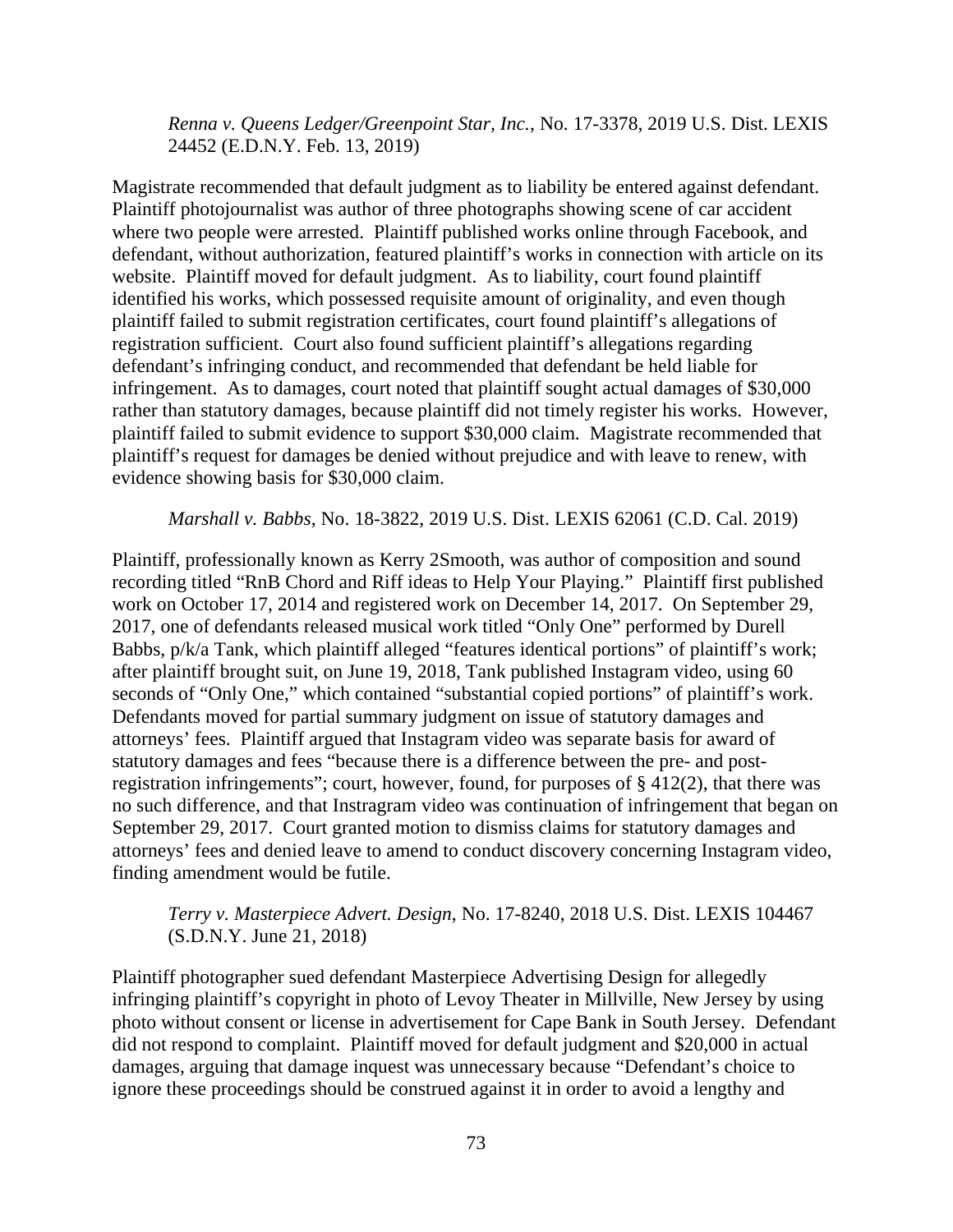*Renna v. Queens Ledger/Greenpoint Star, Inc.*, No. 17-3378, 2019 U.S. Dist. LEXIS 24452 (E.D.N.Y. Feb. 13, 2019)

Magistrate recommended that default judgment as to liability be entered against defendant. Plaintiff photojournalist was author of three photographs showing scene of car accident where two people were arrested. Plaintiff published works online through Facebook, and defendant, without authorization, featured plaintiff's works in connection with article on its website. Plaintiff moved for default judgment. As to liability, court found plaintiff identified his works, which possessed requisite amount of originality, and even though plaintiff failed to submit registration certificates, court found plaintiff's allegations of registration sufficient. Court also found sufficient plaintiff's allegations regarding defendant's infringing conduct, and recommended that defendant be held liable for infringement. As to damages, court noted that plaintiff sought actual damages of $30,000 rather than statutory damages, because plaintiff did not timely register his works. However, plaintiff failed to submit evidence to support $30,000 claim. Magistrate recommended that plaintiff's request for damages be denied without prejudice and with leave to renew, with evidence showing basis for $30,000 claim.

*Marshall v. Babbs*, No. 18-3822, 2019 U.S. Dist. LEXIS 62061 (C.D. Cal. 2019)

Plaintiff, professionally known as Kerry 2Smooth, was author of composition and sound recording titled "RnB Chord and Riff ideas to Help Your Playing." Plaintiff first published work on October 17, 2014 and registered work on December 14, 2017. On September 29, 2017, one of defendants released musical work titled "Only One" performed by Durell Babbs, p/k/a Tank, which plaintiff alleged "features identical portions" of plaintiff's work; after plaintiff brought suit, on June 19, 2018, Tank published Instagram video, using 60 seconds of "Only One," which contained "substantial copied portions" of plaintiff's work. Defendants moved for partial summary judgment on issue of statutory damages and attorneys' fees. Plaintiff argued that Instagram video was separate basis for award of statutory damages and fees "because there is a difference between the pre- and post-registration infringements"; court, however, found, for purposes of § 412(2), that there was no such difference, and that Instragram video was continuation of infringement that began on September 29, 2017. Court granted motion to dismiss claims for statutory damages and attorneys' fees and denied leave to amend to conduct discovery concerning Instagram video, finding amendment would be futile.

*Terry v. Masterpiece Advert. Design*, No. 17-8240, 2018 U.S. Dist. LEXIS 104467 (S.D.N.Y. June 21, 2018)

Plaintiff photographer sued defendant Masterpiece Advertising Design for allegedly infringing plaintiff's copyright in photo of Levoy Theater in Millville, New Jersey by using photo without consent or license in advertisement for Cape Bank in South Jersey. Defendant did not respond to complaint. Plaintiff moved for default judgment and $20,000 in actual damages, arguing that damage inquest was unnecessary because "Defendant's choice to ignore these proceedings should be construed against it in order to avoid a lengthy and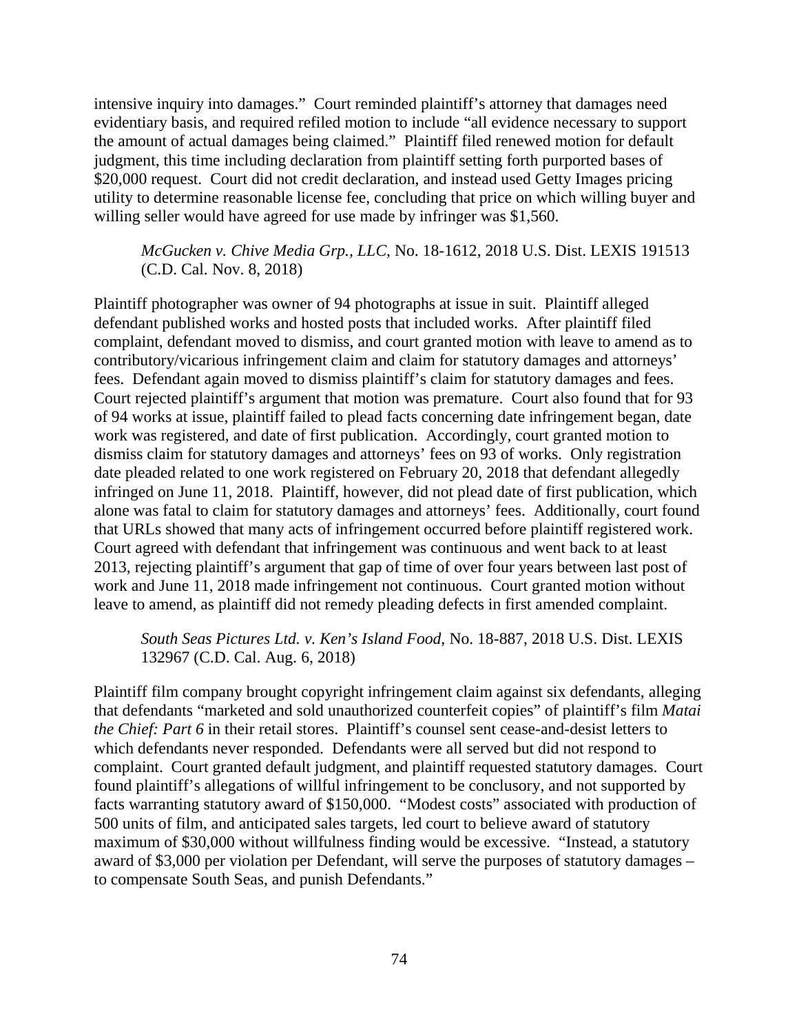intensive inquiry into damages." Court reminded plaintiff's attorney that damages need evidentiary basis, and required refiled motion to include "all evidence necessary to support the amount of actual damages being claimed." Plaintiff filed renewed motion for default judgment, this time including declaration from plaintiff setting forth purported bases of $20,000 request. Court did not credit declaration, and instead used Getty Images pricing utility to determine reasonable license fee, concluding that price on which willing buyer and willing seller would have agreed for use made by infringer was $1,560.

> *McGucken v. Chive Media Grp., LLC*, No. 18-1612, 2018 U.S. Dist. LEXIS 191513 (C.D. Cal. Nov. 8, 2018)

Plaintiff photographer was owner of 94 photographs at issue in suit. Plaintiff alleged defendant published works and hosted posts that included works. After plaintiff filed complaint, defendant moved to dismiss, and court granted motion with leave to amend as to contributory/vicarious infringement claim and claim for statutory damages and attorneys' fees. Defendant again moved to dismiss plaintiff's claim for statutory damages and fees. Court rejected plaintiff's argument that motion was premature. Court also found that for 93 of 94 works at issue, plaintiff failed to plead facts concerning date infringement began, date work was registered, and date of first publication. Accordingly, court granted motion to dismiss claim for statutory damages and attorneys' fees on 93 of works. Only registration date pleaded related to one work registered on February 20, 2018 that defendant allegedly infringed on June 11, 2018. Plaintiff, however, did not plead date of first publication, which alone was fatal to claim for statutory damages and attorneys' fees. Additionally, court found that URLs showed that many acts of infringement occurred before plaintiff registered work. Court agreed with defendant that infringement was continuous and went back to at least 2013, rejecting plaintiff's argument that gap of time of over four years between last post of work and June 11, 2018 made infringement not continuous. Court granted motion without leave to amend, as plaintiff did not remedy pleading defects in first amended complaint.

> *South Seas Pictures Ltd. v. Ken's Island Food*, No. 18-887, 2018 U.S. Dist. LEXIS 132967 (C.D. Cal. Aug. 6, 2018)

Plaintiff film company brought copyright infringement claim against six defendants, alleging that defendants "marketed and sold unauthorized counterfeit copies" of plaintiff's film *Matai the Chief: Part 6* in their retail stores. Plaintiff's counsel sent cease-and-desist letters to which defendants never responded. Defendants were all served but did not respond to complaint. Court granted default judgment, and plaintiff requested statutory damages. Court found plaintiff's allegations of willful infringement to be conclusory, and not supported by facts warranting statutory award of $150,000. "Modest costs" associated with production of 500 units of film, and anticipated sales targets, led court to believe award of statutory maximum of $30,000 without willfulness finding would be excessive. "Instead, a statutory award of $3,000 per violation per Defendant, will serve the purposes of statutory damages – to compensate South Seas, and punish Defendants."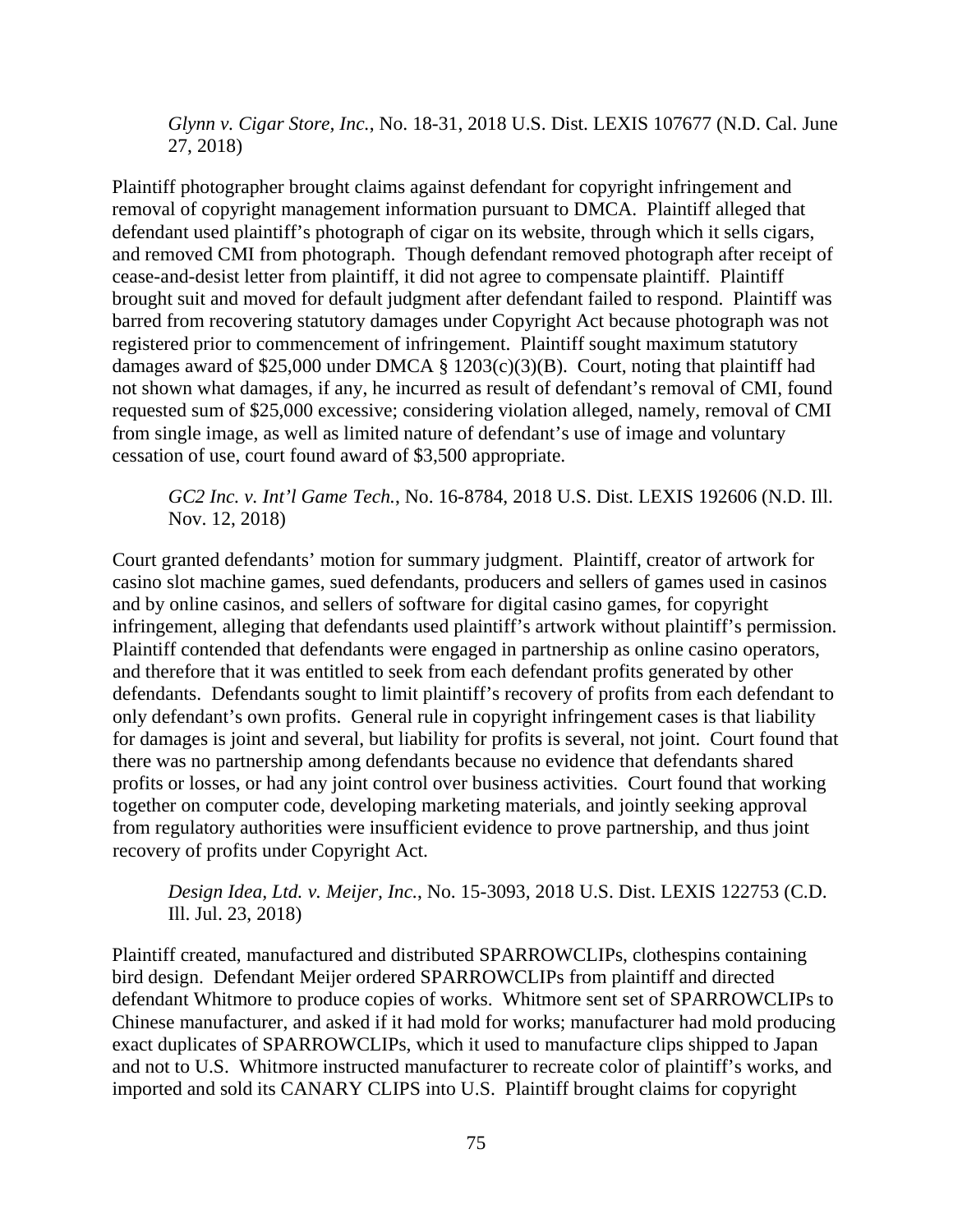*Glynn v. Cigar Store, Inc.*, No. 18-31, 2018 U.S. Dist. LEXIS 107677 (N.D. Cal. June 27, 2018)

Plaintiff photographer brought claims against defendant for copyright infringement and removal of copyright management information pursuant to DMCA. Plaintiff alleged that defendant used plaintiff's photograph of cigar on its website, through which it sells cigars, and removed CMI from photograph. Though defendant removed photograph after receipt of cease-and-desist letter from plaintiff, it did not agree to compensate plaintiff. Plaintiff brought suit and moved for default judgment after defendant failed to respond. Plaintiff was barred from recovering statutory damages under Copyright Act because photograph was not registered prior to commencement of infringement. Plaintiff sought maximum statutory damages award of $25,000 under DMCA § 1203(c)(3)(B). Court, noting that plaintiff had not shown what damages, if any, he incurred as result of defendant's removal of CMI, found requested sum of $25,000 excessive; considering violation alleged, namely, removal of CMI from single image, as well as limited nature of defendant's use of image and voluntary cessation of use, court found award of $3,500 appropriate.

*GC2 Inc. v. Int'l Game Tech.*, No. 16-8784, 2018 U.S. Dist. LEXIS 192606 (N.D. Ill. Nov. 12, 2018)

Court granted defendants' motion for summary judgment. Plaintiff, creator of artwork for casino slot machine games, sued defendants, producers and sellers of games used in casinos and by online casinos, and sellers of software for digital casino games, for copyright infringement, alleging that defendants used plaintiff's artwork without plaintiff's permission. Plaintiff contended that defendants were engaged in partnership as online casino operators, and therefore that it was entitled to seek from each defendant profits generated by other defendants. Defendants sought to limit plaintiff's recovery of profits from each defendant to only defendant's own profits. General rule in copyright infringement cases is that liability for damages is joint and several, but liability for profits is several, not joint. Court found that there was no partnership among defendants because no evidence that defendants shared profits or losses, or had any joint control over business activities. Court found that working together on computer code, developing marketing materials, and jointly seeking approval from regulatory authorities were insufficient evidence to prove partnership, and thus joint recovery of profits under Copyright Act.

*Design Idea, Ltd. v. Meijer, Inc.*, No. 15-3093, 2018 U.S. Dist. LEXIS 122753 (C.D. Ill. Jul. 23, 2018)

Plaintiff created, manufactured and distributed SPARROWCLIPs, clothespins containing bird design. Defendant Meijer ordered SPARROWCLIPs from plaintiff and directed defendant Whitmore to produce copies of works. Whitmore sent set of SPARROWCLIPs to Chinese manufacturer, and asked if it had mold for works; manufacturer had mold producing exact duplicates of SPARROWCLIPs, which it used to manufacture clips shipped to Japan and not to U.S. Whitmore instructed manufacturer to recreate color of plaintiff's works, and imported and sold its CANARY CLIPS into U.S. Plaintiff brought claims for copyright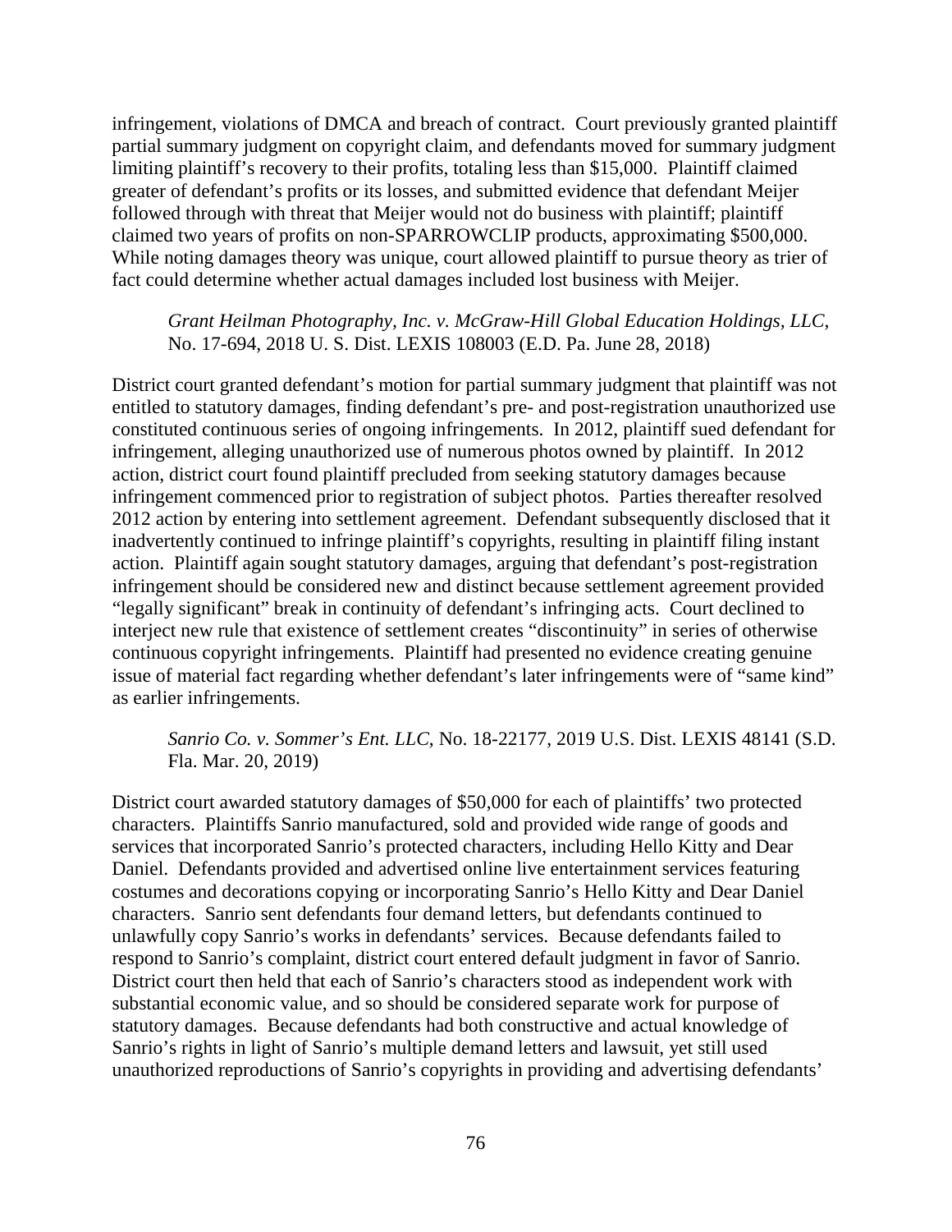infringement, violations of DMCA and breach of contract. Court previously granted plaintiff partial summary judgment on copyright claim, and defendants moved for summary judgment limiting plaintiff's recovery to their profits, totaling less than $15,000. Plaintiff claimed greater of defendant's profits or its losses, and submitted evidence that defendant Meijer followed through with threat that Meijer would not do business with plaintiff; plaintiff claimed two years of profits on non-SPARROWCLIP products, approximating $500,000. While noting damages theory was unique, court allowed plaintiff to pursue theory as trier of fact could determine whether actual damages included lost business with Meijer.

> *Grant Heilman Photography, Inc. v. McGraw-Hill Global Education Holdings, LLC*, No. 17-694, 2018 U. S. Dist. LEXIS 108003 (E.D. Pa. June 28, 2018)

District court granted defendant's motion for partial summary judgment that plaintiff was not entitled to statutory damages, finding defendant's pre- and post-registration unauthorized use constituted continuous series of ongoing infringements. In 2012, plaintiff sued defendant for infringement, alleging unauthorized use of numerous photos owned by plaintiff. In 2012 action, district court found plaintiff precluded from seeking statutory damages because infringement commenced prior to registration of subject photos. Parties thereafter resolved 2012 action by entering into settlement agreement. Defendant subsequently disclosed that it inadvertently continued to infringe plaintiff's copyrights, resulting in plaintiff filing instant action. Plaintiff again sought statutory damages, arguing that defendant's post-registration infringement should be considered new and distinct because settlement agreement provided "legally significant" break in continuity of defendant's infringing acts. Court declined to interject new rule that existence of settlement creates "discontinuity" in series of otherwise continuous copyright infringements. Plaintiff had presented no evidence creating genuine issue of material fact regarding whether defendant's later infringements were of "same kind" as earlier infringements.

> *Sanrio Co. v. Sommer's Ent. LLC*, No. 18-22177, 2019 U.S. Dist. LEXIS 48141 (S.D. Fla. Mar. 20, 2019)

District court awarded statutory damages of $50,000 for each of plaintiffs' two protected characters. Plaintiffs Sanrio manufactured, sold and provided wide range of goods and services that incorporated Sanrio's protected characters, including Hello Kitty and Dear Daniel. Defendants provided and advertised online live entertainment services featuring costumes and decorations copying or incorporating Sanrio's Hello Kitty and Dear Daniel characters. Sanrio sent defendants four demand letters, but defendants continued to unlawfully copy Sanrio's works in defendants' services. Because defendants failed to respond to Sanrio's complaint, district court entered default judgment in favor of Sanrio. District court then held that each of Sanrio's characters stood as independent work with substantial economic value, and so should be considered separate work for purpose of statutory damages. Because defendants had both constructive and actual knowledge of Sanrio's rights in light of Sanrio's multiple demand letters and lawsuit, yet still used unauthorized reproductions of Sanrio's copyrights in providing and advertising defendants'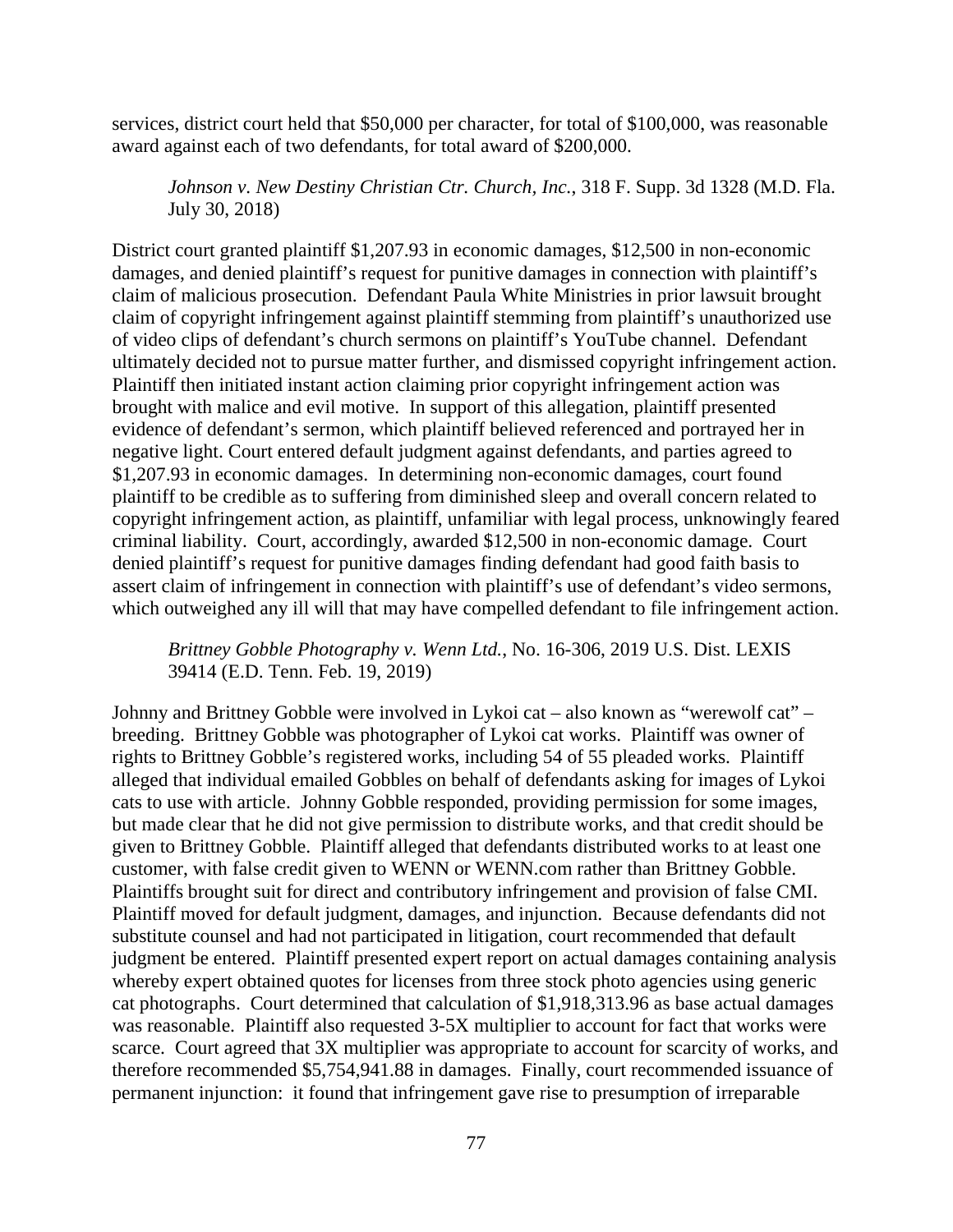services, district court held that $50,000 per character, for total of $100,000, was reasonable award against each of two defendants, for total award of $200,000.

> *Johnson v. New Destiny Christian Ctr. Church, Inc.*, 318 F. Supp. 3d 1328 (M.D. Fla. July 30, 2018)

District court granted plaintiff $1,207.93 in economic damages, $12,500 in non-economic damages, and denied plaintiff's request for punitive damages in connection with plaintiff's claim of malicious prosecution. Defendant Paula White Ministries in prior lawsuit brought claim of copyright infringement against plaintiff stemming from plaintiff's unauthorized use of video clips of defendant's church sermons on plaintiff's YouTube channel. Defendant ultimately decided not to pursue matter further, and dismissed copyright infringement action. Plaintiff then initiated instant action claiming prior copyright infringement action was brought with malice and evil motive. In support of this allegation, plaintiff presented evidence of defendant's sermon, which plaintiff believed referenced and portrayed her in negative light. Court entered default judgment against defendants, and parties agreed to $1,207.93 in economic damages. In determining non-economic damages, court found plaintiff to be credible as to suffering from diminished sleep and overall concern related to copyright infringement action, as plaintiff, unfamiliar with legal process, unknowingly feared criminal liability. Court, accordingly, awarded $12,500 in non-economic damage. Court denied plaintiff's request for punitive damages finding defendant had good faith basis to assert claim of infringement in connection with plaintiff's use of defendant's video sermons, which outweighed any ill will that may have compelled defendant to file infringement action.

> *Brittney Gobble Photography v. Wenn Ltd.*, No. 16-306, 2019 U.S. Dist. LEXIS 39414 (E.D. Tenn. Feb. 19, 2019)

Johnny and Brittney Gobble were involved in Lykoi cat – also known as "werewolf cat" – breeding. Brittney Gobble was photographer of Lykoi cat works. Plaintiff was owner of rights to Brittney Gobble's registered works, including 54 of 55 pleaded works. Plaintiff alleged that individual emailed Gobbles on behalf of defendants asking for images of Lykoi cats to use with article. Johnny Gobble responded, providing permission for some images, but made clear that he did not give permission to distribute works, and that credit should be given to Brittney Gobble. Plaintiff alleged that defendants distributed works to at least one customer, with false credit given to WENN or WENN.com rather than Brittney Gobble. Plaintiffs brought suit for direct and contributory infringement and provision of false CMI. Plaintiff moved for default judgment, damages, and injunction. Because defendants did not substitute counsel and had not participated in litigation, court recommended that default judgment be entered. Plaintiff presented expert report on actual damages containing analysis whereby expert obtained quotes for licenses from three stock photo agencies using generic cat photographs. Court determined that calculation of $1,918,313.96 as base actual damages was reasonable. Plaintiff also requested 3-5X multiplier to account for fact that works were scarce. Court agreed that 3X multiplier was appropriate to account for scarcity of works, and therefore recommended $5,754,941.88 in damages. Finally, court recommended issuance of permanent injunction: it found that infringement gave rise to presumption of irreparable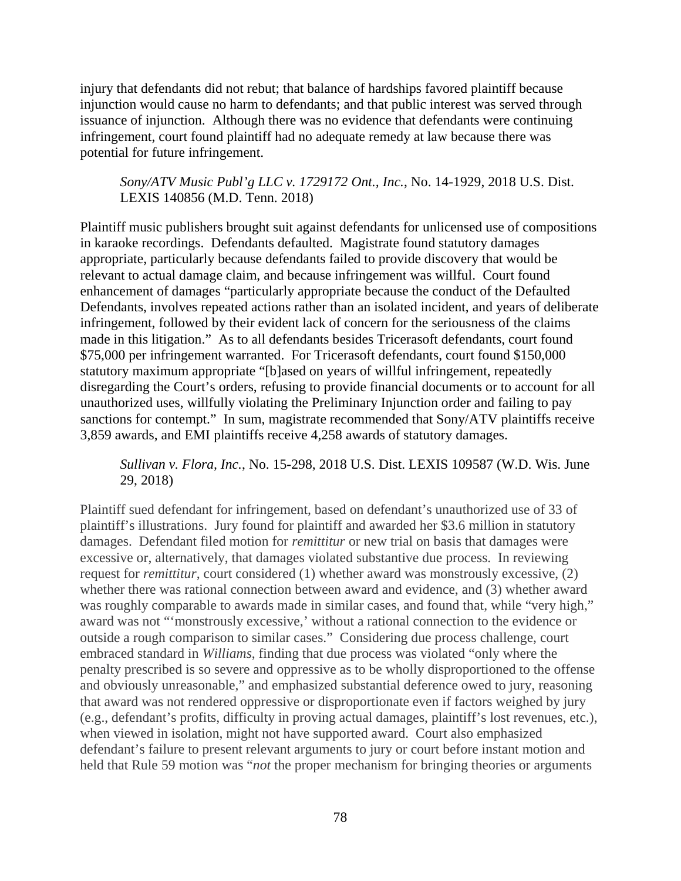injury that defendants did not rebut; that balance of hardships favored plaintiff because injunction would cause no harm to defendants; and that public interest was served through issuance of injunction. Although there was no evidence that defendants were continuing infringement, court found plaintiff had no adequate remedy at law because there was potential for future infringement.

> *Sony/ATV Music Publ'g LLC v. 1729172 Ont., Inc.*, No. 14-1929, 2018 U.S. Dist. LEXIS 140856 (M.D. Tenn. 2018)

Plaintiff music publishers brought suit against defendants for unlicensed use of compositions in karaoke recordings. Defendants defaulted. Magistrate found statutory damages appropriate, particularly because defendants failed to provide discovery that would be relevant to actual damage claim, and because infringement was willful. Court found enhancement of damages "particularly appropriate because the conduct of the Defaulted Defendants, involves repeated actions rather than an isolated incident, and years of deliberate infringement, followed by their evident lack of concern for the seriousness of the claims made in this litigation." As to all defendants besides Tricerasoft defendants, court found \$75,000 per infringement warranted. For Tricerasoft defendants, court found \$150,000 statutory maximum appropriate "[b]ased on years of willful infringement, repeatedly disregarding the Court's orders, refusing to provide financial documents or to account for all unauthorized uses, willfully violating the Preliminary Injunction order and failing to pay sanctions for contempt." In sum, magistrate recommended that Sony/ATV plaintiffs receive 3,859 awards, and EMI plaintiffs receive 4,258 awards of statutory damages.

> *Sullivan v. Flora, Inc.*, No. 15-298, 2018 U.S. Dist. LEXIS 109587 (W.D. Wis. June 29, 2018)

Plaintiff sued defendant for infringement, based on defendant's unauthorized use of 33 of plaintiff's illustrations. Jury found for plaintiff and awarded her \$3.6 million in statutory damages. Defendant filed motion for *remittitur* or new trial on basis that damages were excessive or, alternatively, that damages violated substantive due process. In reviewing request for *remittitur*, court considered (1) whether award was monstrously excessive, (2) whether there was rational connection between award and evidence, and (3) whether award was roughly comparable to awards made in similar cases, and found that, while "very high," award was not "'monstrously excessive,' without a rational connection to the evidence or outside a rough comparison to similar cases." Considering due process challenge, court embraced standard in *Williams*, finding that due process was violated "only where the penalty prescribed is so severe and oppressive as to be wholly disproportioned to the offense and obviously unreasonable," and emphasized substantial deference owed to jury, reasoning that award was not rendered oppressive or disproportionate even if factors weighed by jury (e.g., defendant's profits, difficulty in proving actual damages, plaintiff's lost revenues, etc.), when viewed in isolation, might not have supported award. Court also emphasized defendant's failure to present relevant arguments to jury or court before instant motion and held that Rule 59 motion was "*not* the proper mechanism for bringing theories or arguments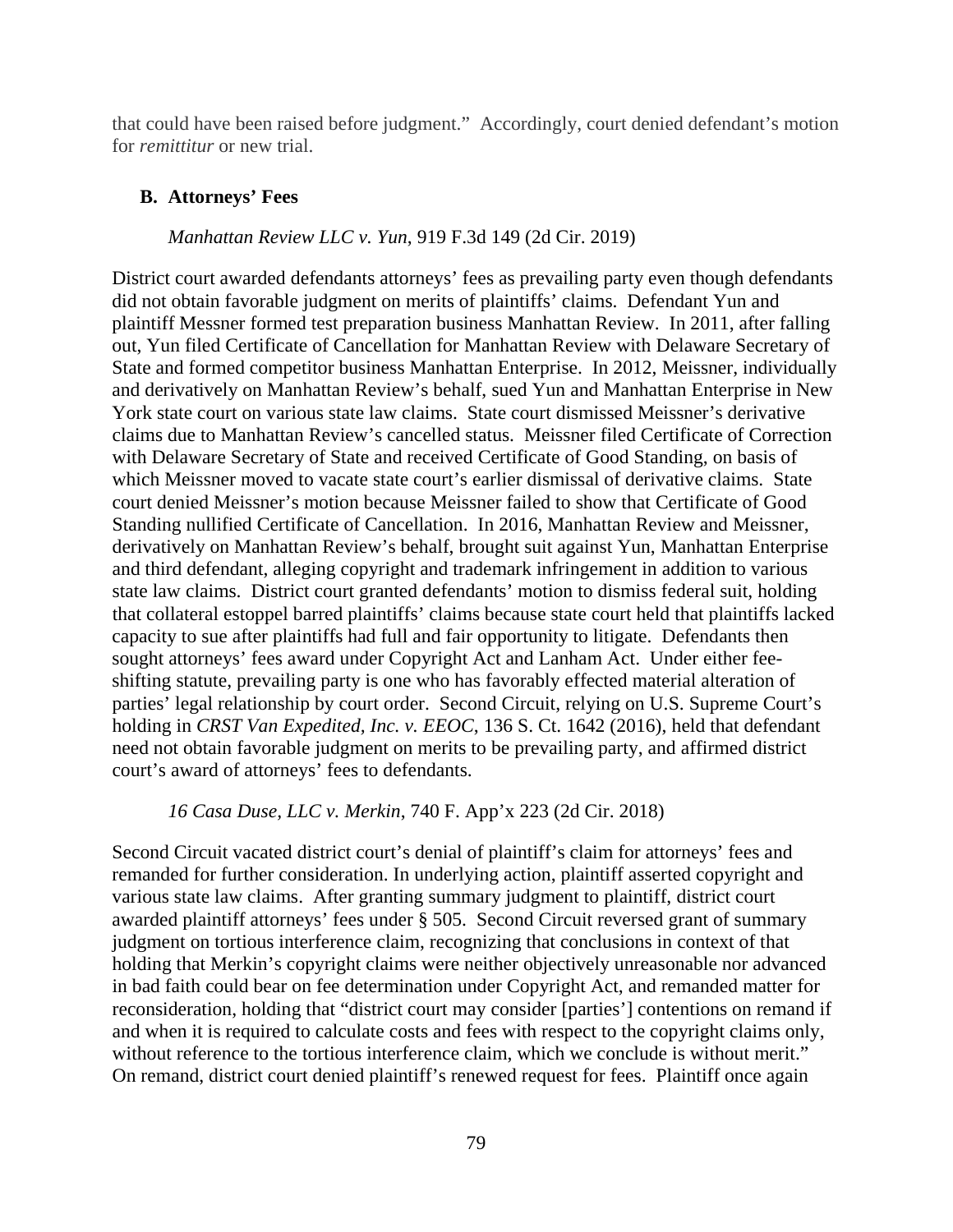that could have been raised before judgment." Accordingly, court denied defendant's motion for *remittitur* or new trial.

## B. Attorneys' Fees

*Manhattan Review LLC v. Yun*, 919 F.3d 149 (2d Cir. 2019)

District court awarded defendants attorneys' fees as prevailing party even though defendants did not obtain favorable judgment on merits of plaintiffs' claims. Defendant Yun and plaintiff Messner formed test preparation business Manhattan Review. In 2011, after falling out, Yun filed Certificate of Cancellation for Manhattan Review with Delaware Secretary of State and formed competitor business Manhattan Enterprise. In 2012, Meissner, individually and derivatively on Manhattan Review's behalf, sued Yun and Manhattan Enterprise in New York state court on various state law claims. State court dismissed Meissner's derivative claims due to Manhattan Review's cancelled status. Meissner filed Certificate of Correction with Delaware Secretary of State and received Certificate of Good Standing, on basis of which Meissner moved to vacate state court's earlier dismissal of derivative claims. State court denied Meissner's motion because Meissner failed to show that Certificate of Good Standing nullified Certificate of Cancellation. In 2016, Manhattan Review and Meissner, derivatively on Manhattan Review's behalf, brought suit against Yun, Manhattan Enterprise and third defendant, alleging copyright and trademark infringement in addition to various state law claims. District court granted defendants' motion to dismiss federal suit, holding that collateral estoppel barred plaintiffs' claims because state court held that plaintiffs lacked capacity to sue after plaintiffs had full and fair opportunity to litigate. Defendants then sought attorneys' fees award under Copyright Act and Lanham Act. Under either fee-shifting statute, prevailing party is one who has favorably effected material alteration of parties' legal relationship by court order. Second Circuit, relying on U.S. Supreme Court's holding in *CRST Van Expedited, Inc. v. EEOC*, 136 S. Ct. 1642 (2016), held that defendant need not obtain favorable judgment on merits to be prevailing party, and affirmed district court's award of attorneys' fees to defendants.

*16 Casa Duse, LLC v. Merkin*, 740 F. App'x 223 (2d Cir. 2018)

Second Circuit vacated district court's denial of plaintiff's claim for attorneys' fees and remanded for further consideration. In underlying action, plaintiff asserted copyright and various state law claims. After granting summary judgment to plaintiff, district court awarded plaintiff attorneys' fees under § 505. Second Circuit reversed grant of summary judgment on tortious interference claim, recognizing that conclusions in context of that holding that Merkin's copyright claims were neither objectively unreasonable nor advanced in bad faith could bear on fee determination under Copyright Act, and remanded matter for reconsideration, holding that "district court may consider [parties'] contentions on remand if and when it is required to calculate costs and fees with respect to the copyright claims only, without reference to the tortious interference claim, which we conclude is without merit." On remand, district court denied plaintiff's renewed request for fees. Plaintiff once again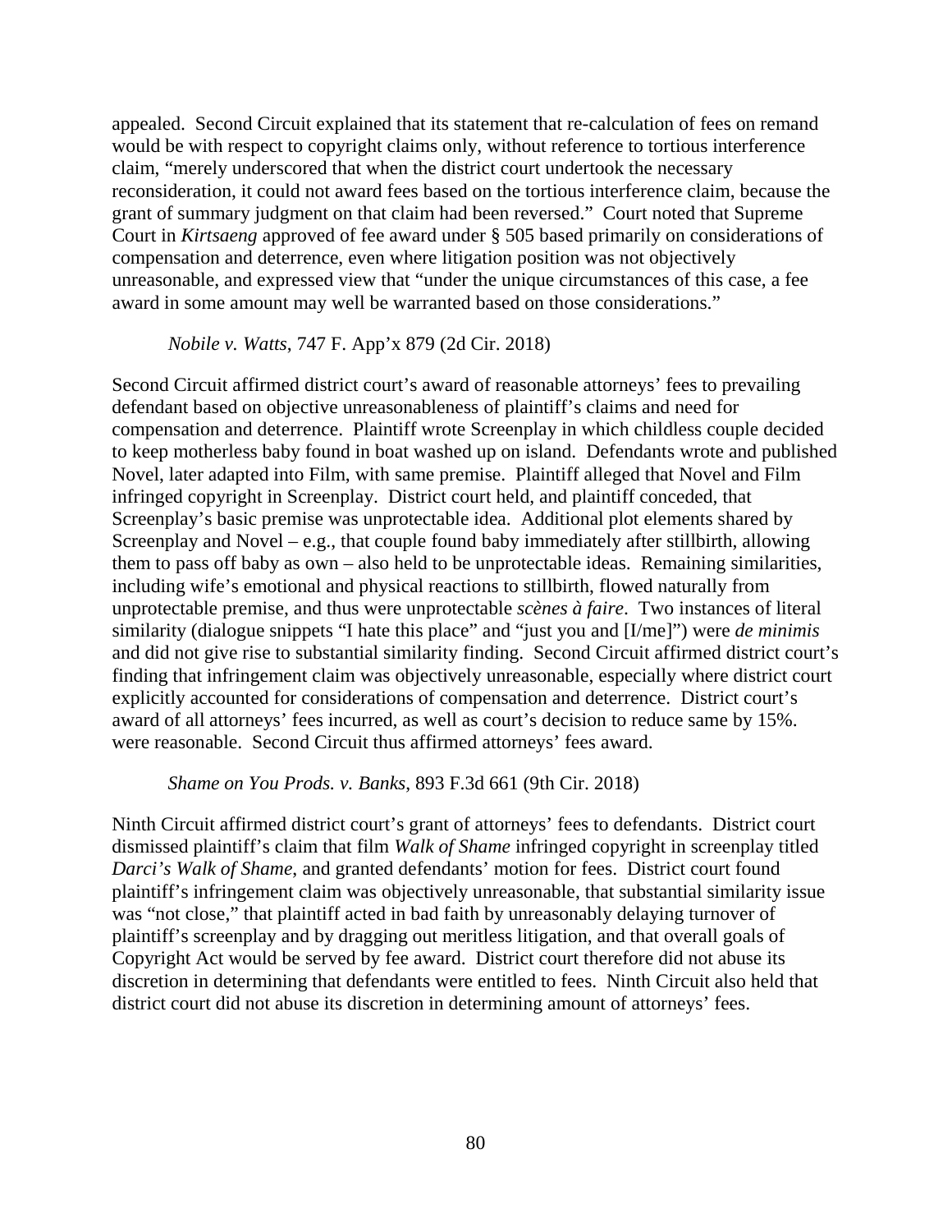appealed. Second Circuit explained that its statement that re-calculation of fees on remand would be with respect to copyright claims only, without reference to tortious interference claim, "merely underscored that when the district court undertook the necessary reconsideration, it could not award fees based on the tortious interference claim, because the grant of summary judgment on that claim had been reversed." Court noted that Supreme Court in *Kirtsaeng* approved of fee award under § 505 based primarily on considerations of compensation and deterrence, even where litigation position was not objectively unreasonable, and expressed view that "under the unique circumstances of this case, a fee award in some amount may well be warranted based on those considerations."

*Nobile v. Watts*, 747 F. App'x 879 (2d Cir. 2018)

Second Circuit affirmed district court's award of reasonable attorneys' fees to prevailing defendant based on objective unreasonableness of plaintiff's claims and need for compensation and deterrence. Plaintiff wrote Screenplay in which childless couple decided to keep motherless baby found in boat washed up on island. Defendants wrote and published Novel, later adapted into Film, with same premise. Plaintiff alleged that Novel and Film infringed copyright in Screenplay. District court held, and plaintiff conceded, that Screenplay's basic premise was unprotectable idea. Additional plot elements shared by Screenplay and Novel – e.g., that couple found baby immediately after stillbirth, allowing them to pass off baby as own – also held to be unprotectable ideas. Remaining similarities, including wife's emotional and physical reactions to stillbirth, flowed naturally from unprotectable premise, and thus were unprotectable *scènes à faire*. Two instances of literal similarity (dialogue snippets "I hate this place" and "just you and [I/me]") were *de minimis* and did not give rise to substantial similarity finding. Second Circuit affirmed district court's finding that infringement claim was objectively unreasonable, especially where district court explicitly accounted for considerations of compensation and deterrence. District court's award of all attorneys' fees incurred, as well as court's decision to reduce same by 15%. were reasonable. Second Circuit thus affirmed attorneys' fees award.

*Shame on You Prods. v. Banks*, 893 F.3d 661 (9th Cir. 2018)

Ninth Circuit affirmed district court's grant of attorneys' fees to defendants. District court dismissed plaintiff's claim that film *Walk of Shame* infringed copyright in screenplay titled *Darci's Walk of Shame*, and granted defendants' motion for fees. District court found plaintiff's infringement claim was objectively unreasonable, that substantial similarity issue was "not close," that plaintiff acted in bad faith by unreasonably delaying turnover of plaintiff's screenplay and by dragging out meritless litigation, and that overall goals of Copyright Act would be served by fee award. District court therefore did not abuse its discretion in determining that defendants were entitled to fees. Ninth Circuit also held that district court did not abuse its discretion in determining amount of attorneys' fees.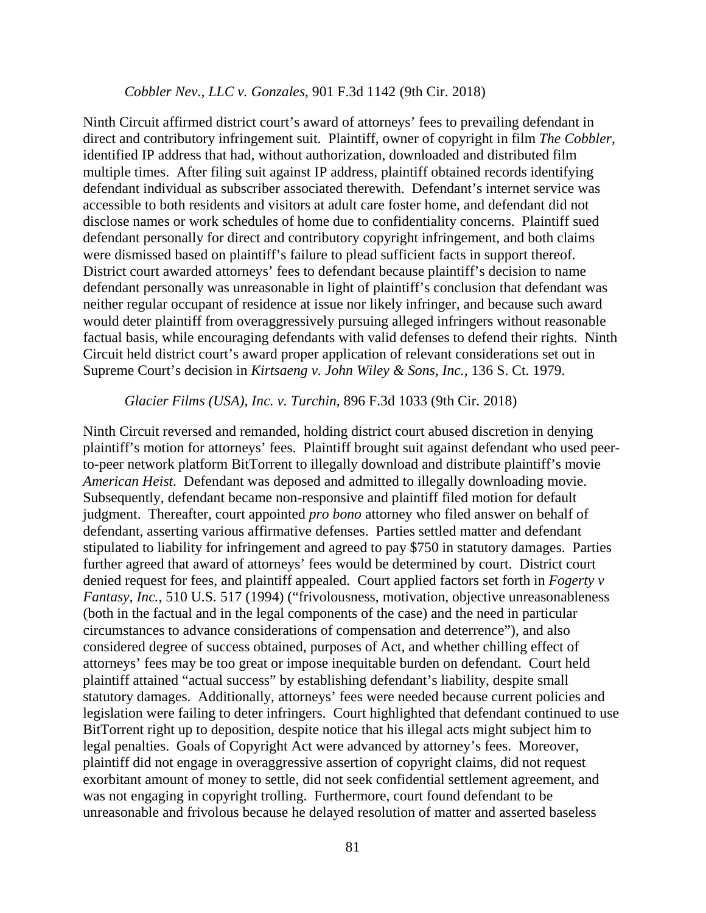*Cobbler Nev., LLC v. Gonzales*, 901 F.3d 1142 (9th Cir. 2018)

Ninth Circuit affirmed district court's award of attorneys' fees to prevailing defendant in direct and contributory infringement suit. Plaintiff, owner of copyright in film *The Cobbler*, identified IP address that had, without authorization, downloaded and distributed film multiple times. After filing suit against IP address, plaintiff obtained records identifying defendant individual as subscriber associated therewith. Defendant's internet service was accessible to both residents and visitors at adult care foster home, and defendant did not disclose names or work schedules of home due to confidentiality concerns. Plaintiff sued defendant personally for direct and contributory copyright infringement, and both claims were dismissed based on plaintiff's failure to plead sufficient facts in support thereof. District court awarded attorneys' fees to defendant because plaintiff's decision to name defendant personally was unreasonable in light of plaintiff's conclusion that defendant was neither regular occupant of residence at issue nor likely infringer, and because such award would deter plaintiff from overaggressively pursuing alleged infringers without reasonable factual basis, while encouraging defendants with valid defenses to defend their rights. Ninth Circuit held district court's award proper application of relevant considerations set out in Supreme Court's decision in *Kirtsaeng v. John Wiley & Sons, Inc.*, 136 S. Ct. 1979.

*Glacier Films (USA), Inc. v. Turchin*, 896 F.3d 1033 (9th Cir. 2018)

Ninth Circuit reversed and remanded, holding district court abused discretion in denying plaintiff's motion for attorneys' fees. Plaintiff brought suit against defendant who used peer-to-peer network platform BitTorrent to illegally download and distribute plaintiff's movie *American Heist*. Defendant was deposed and admitted to illegally downloading movie. Subsequently, defendant became non-responsive and plaintiff filed motion for default judgment. Thereafter, court appointed *pro bono* attorney who filed answer on behalf of defendant, asserting various affirmative defenses. Parties settled matter and defendant stipulated to liability for infringement and agreed to pay $750 in statutory damages. Parties further agreed that award of attorneys' fees would be determined by court. District court denied request for fees, and plaintiff appealed. Court applied factors set forth in *Fogerty v Fantasy, Inc.*, 510 U.S. 517 (1994) ("frivolousness, motivation, objective unreasonableness (both in the factual and in the legal components of the case) and the need in particular circumstances to advance considerations of compensation and deterrence"), and also considered degree of success obtained, purposes of Act, and whether chilling effect of attorneys' fees may be too great or impose inequitable burden on defendant. Court held plaintiff attained "actual success" by establishing defendant's liability, despite small statutory damages. Additionally, attorneys' fees were needed because current policies and legislation were failing to deter infringers. Court highlighted that defendant continued to use BitTorrent right up to deposition, despite notice that his illegal acts might subject him to legal penalties. Goals of Copyright Act were advanced by attorney's fees. Moreover, plaintiff did not engage in overaggressive assertion of copyright claims, did not request exorbitant amount of money to settle, did not seek confidential settlement agreement, and was not engaging in copyright trolling. Furthermore, court found defendant to be unreasonable and frivolous because he delayed resolution of matter and asserted baseless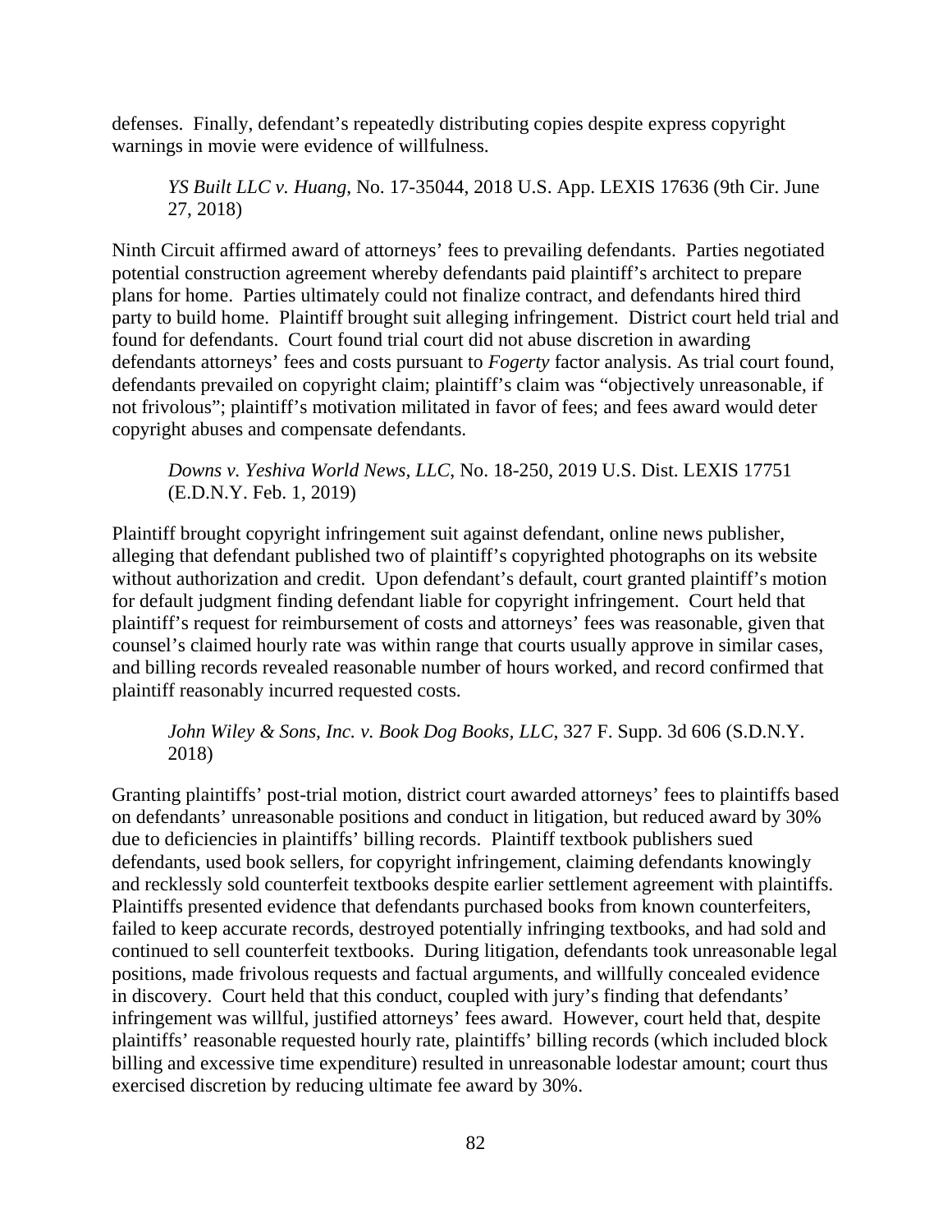defenses. Finally, defendant's repeatedly distributing copies despite express copyright warnings in movie were evidence of willfulness.

> *YS Built LLC v. Huang*, No. 17-35044, 2018 U.S. App. LEXIS 17636 (9th Cir. June 27, 2018)

Ninth Circuit affirmed award of attorneys' fees to prevailing defendants. Parties negotiated potential construction agreement whereby defendants paid plaintiff's architect to prepare plans for home. Parties ultimately could not finalize contract, and defendants hired third party to build home. Plaintiff brought suit alleging infringement. District court held trial and found for defendants. Court found trial court did not abuse discretion in awarding defendants attorneys' fees and costs pursuant to *Fogerty* factor analysis. As trial court found, defendants prevailed on copyright claim; plaintiff's claim was "objectively unreasonable, if not frivolous"; plaintiff's motivation militated in favor of fees; and fees award would deter copyright abuses and compensate defendants.

> *Downs v. Yeshiva World News, LLC*, No. 18-250, 2019 U.S. Dist. LEXIS 17751 (E.D.N.Y. Feb. 1, 2019)

Plaintiff brought copyright infringement suit against defendant, online news publisher, alleging that defendant published two of plaintiff's copyrighted photographs on its website without authorization and credit. Upon defendant's default, court granted plaintiff's motion for default judgment finding defendant liable for copyright infringement. Court held that plaintiff's request for reimbursement of costs and attorneys' fees was reasonable, given that counsel's claimed hourly rate was within range that courts usually approve in similar cases, and billing records revealed reasonable number of hours worked, and record confirmed that plaintiff reasonably incurred requested costs.

> *John Wiley & Sons, Inc. v. Book Dog Books, LLC*, 327 F. Supp. 3d 606 (S.D.N.Y. 2018)

Granting plaintiffs' post-trial motion, district court awarded attorneys' fees to plaintiffs based on defendants' unreasonable positions and conduct in litigation, but reduced award by 30% due to deficiencies in plaintiffs' billing records. Plaintiff textbook publishers sued defendants, used book sellers, for copyright infringement, claiming defendants knowingly and recklessly sold counterfeit textbooks despite earlier settlement agreement with plaintiffs. Plaintiffs presented evidence that defendants purchased books from known counterfeiters, failed to keep accurate records, destroyed potentially infringing textbooks, and had sold and continued to sell counterfeit textbooks. During litigation, defendants took unreasonable legal positions, made frivolous requests and factual arguments, and willfully concealed evidence in discovery. Court held that this conduct, coupled with jury's finding that defendants' infringement was willful, justified attorneys' fees award. However, court held that, despite plaintiffs' reasonable requested hourly rate, plaintiffs' billing records (which included block billing and excessive time expenditure) resulted in unreasonable lodestar amount; court thus exercised discretion by reducing ultimate fee award by 30%.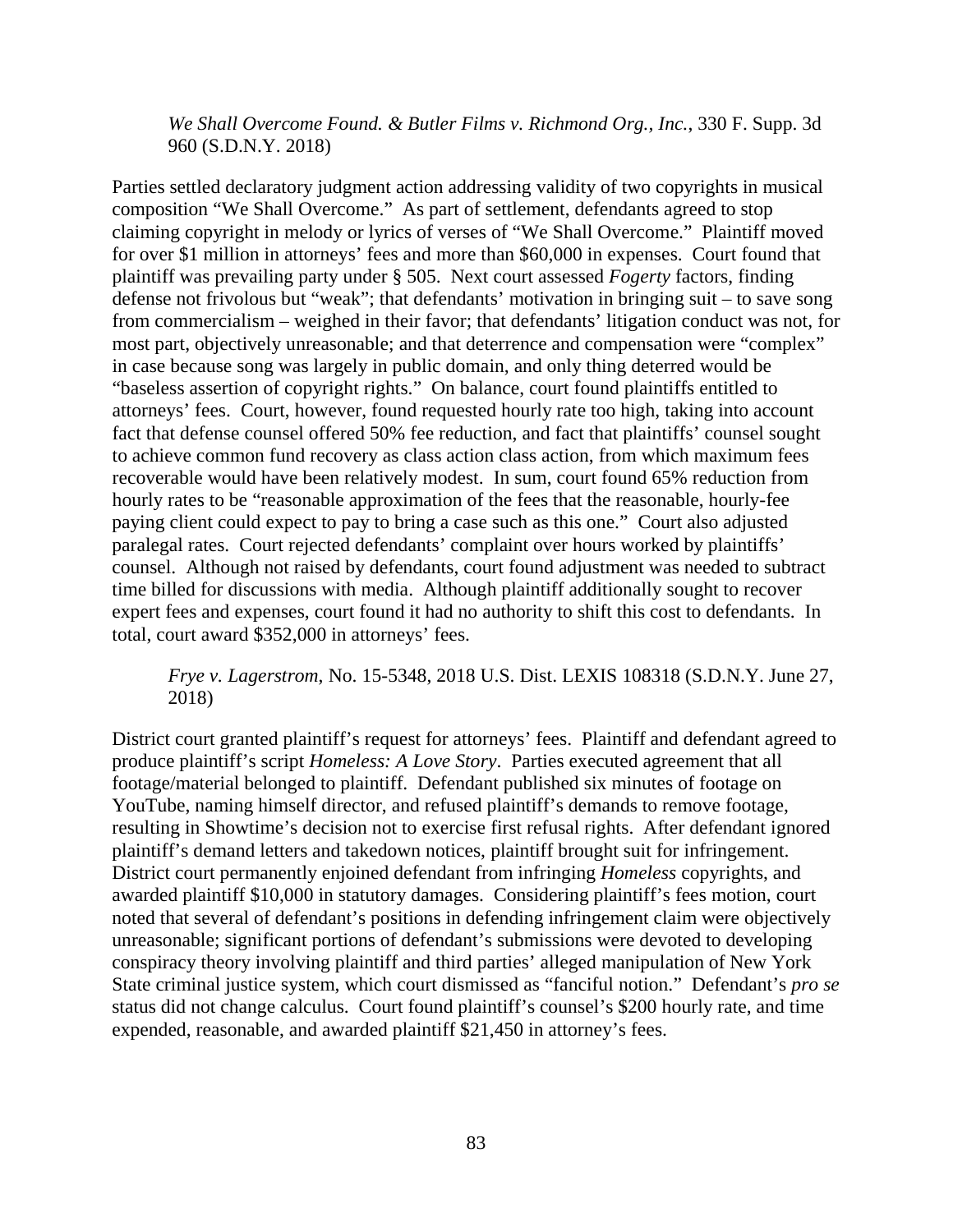*We Shall Overcome Found. & Butler Films v. Richmond Org., Inc.*, 330 F. Supp. 3d 960 (S.D.N.Y. 2018)

Parties settled declaratory judgment action addressing validity of two copyrights in musical composition "We Shall Overcome." As part of settlement, defendants agreed to stop claiming copyright in melody or lyrics of verses of "We Shall Overcome." Plaintiff moved for over $1 million in attorneys' fees and more than $60,000 in expenses. Court found that plaintiff was prevailing party under § 505. Next court assessed *Fogerty* factors, finding defense not frivolous but "weak"; that defendants' motivation in bringing suit – to save song from commercialism – weighed in their favor; that defendants' litigation conduct was not, for most part, objectively unreasonable; and that deterrence and compensation were "complex" in case because song was largely in public domain, and only thing deterred would be "baseless assertion of copyright rights." On balance, court found plaintiffs entitled to attorneys' fees. Court, however, found requested hourly rate too high, taking into account fact that defense counsel offered 50% fee reduction, and fact that plaintiffs' counsel sought to achieve common fund recovery as class action class action, from which maximum fees recoverable would have been relatively modest. In sum, court found 65% reduction from hourly rates to be "reasonable approximation of the fees that the reasonable, hourly-fee paying client could expect to pay to bring a case such as this one." Court also adjusted paralegal rates. Court rejected defendants' complaint over hours worked by plaintiffs' counsel. Although not raised by defendants, court found adjustment was needed to subtract time billed for discussions with media. Although plaintiff additionally sought to recover expert fees and expenses, court found it had no authority to shift this cost to defendants. In total, court award $352,000 in attorneys' fees.

*Frye v. Lagerstrom*, No. 15-5348, 2018 U.S. Dist. LEXIS 108318 (S.D.N.Y. June 27, 2018)

District court granted plaintiff's request for attorneys' fees. Plaintiff and defendant agreed to produce plaintiff's script *Homeless: A Love Story*. Parties executed agreement that all footage/material belonged to plaintiff. Defendant published six minutes of footage on YouTube, naming himself director, and refused plaintiff's demands to remove footage, resulting in Showtime's decision not to exercise first refusal rights. After defendant ignored plaintiff's demand letters and takedown notices, plaintiff brought suit for infringement. District court permanently enjoined defendant from infringing *Homeless* copyrights, and awarded plaintiff $10,000 in statutory damages. Considering plaintiff's fees motion, court noted that several of defendant's positions in defending infringement claim were objectively unreasonable; significant portions of defendant's submissions were devoted to developing conspiracy theory involving plaintiff and third parties' alleged manipulation of New York State criminal justice system, which court dismissed as "fanciful notion." Defendant's *pro se* status did not change calculus. Court found plaintiff's counsel's $200 hourly rate, and time expended, reasonable, and awarded plaintiff $21,450 in attorney's fees.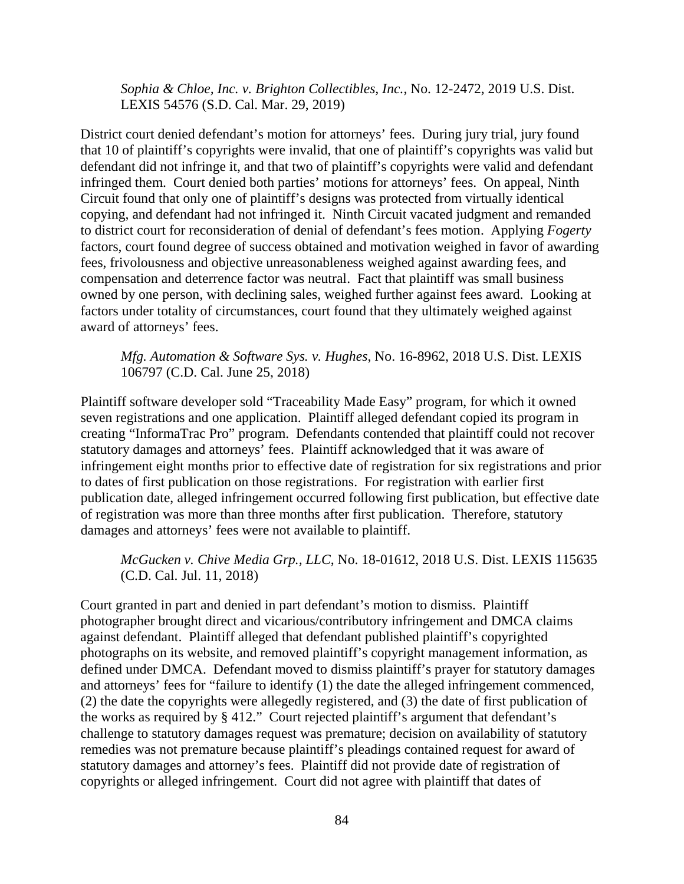*Sophia & Chloe, Inc. v. Brighton Collectibles, Inc.*, No. 12-2472, 2019 U.S. Dist. LEXIS 54576 (S.D. Cal. Mar. 29, 2019)

District court denied defendant's motion for attorneys' fees. During jury trial, jury found that 10 of plaintiff's copyrights were invalid, that one of plaintiff's copyrights was valid but defendant did not infringe it, and that two of plaintiff's copyrights were valid and defendant infringed them. Court denied both parties' motions for attorneys' fees. On appeal, Ninth Circuit found that only one of plaintiff's designs was protected from virtually identical copying, and defendant had not infringed it. Ninth Circuit vacated judgment and remanded to district court for reconsideration of denial of defendant's fees motion. Applying *Fogerty* factors, court found degree of success obtained and motivation weighed in favor of awarding fees, frivolousness and objective unreasonableness weighed against awarding fees, and compensation and deterrence factor was neutral. Fact that plaintiff was small business owned by one person, with declining sales, weighed further against fees award. Looking at factors under totality of circumstances, court found that they ultimately weighed against award of attorneys' fees.

*Mfg. Automation & Software Sys. v. Hughes*, No. 16-8962, 2018 U.S. Dist. LEXIS 106797 (C.D. Cal. June 25, 2018)

Plaintiff software developer sold "Traceability Made Easy" program, for which it owned seven registrations and one application. Plaintiff alleged defendant copied its program in creating "InformaTrac Pro" program. Defendants contended that plaintiff could not recover statutory damages and attorneys' fees. Plaintiff acknowledged that it was aware of infringement eight months prior to effective date of registration for six registrations and prior to dates of first publication on those registrations. For registration with earlier first publication date, alleged infringement occurred following first publication, but effective date of registration was more than three months after first publication. Therefore, statutory damages and attorneys' fees were not available to plaintiff.

*McGucken v. Chive Media Grp., LLC*, No. 18-01612, 2018 U.S. Dist. LEXIS 115635 (C.D. Cal. Jul. 11, 2018)

Court granted in part and denied in part defendant's motion to dismiss. Plaintiff photographer brought direct and vicarious/contributory infringement and DMCA claims against defendant. Plaintiff alleged that defendant published plaintiff's copyrighted photographs on its website, and removed plaintiff's copyright management information, as defined under DMCA. Defendant moved to dismiss plaintiff's prayer for statutory damages and attorneys' fees for "failure to identify (1) the date the alleged infringement commenced, (2) the date the copyrights were allegedly registered, and (3) the date of first publication of the works as required by § 412." Court rejected plaintiff's argument that defendant's challenge to statutory damages request was premature; decision on availability of statutory remedies was not premature because plaintiff's pleadings contained request for award of statutory damages and attorney's fees. Plaintiff did not provide date of registration of copyrights or alleged infringement. Court did not agree with plaintiff that dates of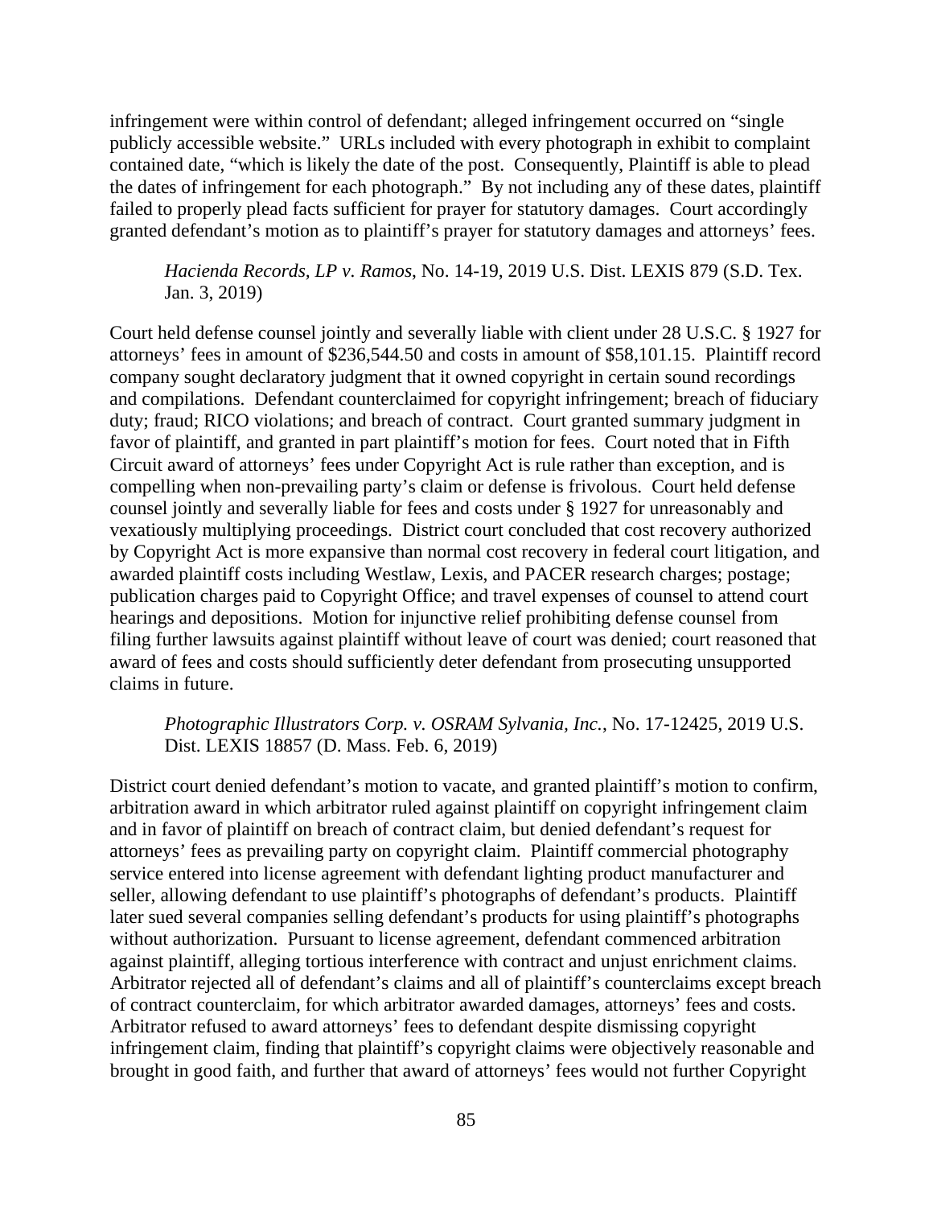infringement were within control of defendant; alleged infringement occurred on "single publicly accessible website." URLs included with every photograph in exhibit to complaint contained date, "which is likely the date of the post. Consequently, Plaintiff is able to plead the dates of infringement for each photograph." By not including any of these dates, plaintiff failed to properly plead facts sufficient for prayer for statutory damages. Court accordingly granted defendant's motion as to plaintiff's prayer for statutory damages and attorneys' fees.

> *Hacienda Records, LP v. Ramos*, No. 14-19, 2019 U.S. Dist. LEXIS 879 (S.D. Tex. Jan. 3, 2019)

Court held defense counsel jointly and severally liable with client under 28 U.S.C. § 1927 for attorneys' fees in amount of $236,544.50 and costs in amount of $58,101.15. Plaintiff record company sought declaratory judgment that it owned copyright in certain sound recordings and compilations. Defendant counterclaimed for copyright infringement; breach of fiduciary duty; fraud; RICO violations; and breach of contract. Court granted summary judgment in favor of plaintiff, and granted in part plaintiff's motion for fees. Court noted that in Fifth Circuit award of attorneys' fees under Copyright Act is rule rather than exception, and is compelling when non-prevailing party's claim or defense is frivolous. Court held defense counsel jointly and severally liable for fees and costs under § 1927 for unreasonably and vexatiously multiplying proceedings. District court concluded that cost recovery authorized by Copyright Act is more expansive than normal cost recovery in federal court litigation, and awarded plaintiff costs including Westlaw, Lexis, and PACER research charges; postage; publication charges paid to Copyright Office; and travel expenses of counsel to attend court hearings and depositions. Motion for injunctive relief prohibiting defense counsel from filing further lawsuits against plaintiff without leave of court was denied; court reasoned that award of fees and costs should sufficiently deter defendant from prosecuting unsupported claims in future.

> *Photographic Illustrators Corp. v. OSRAM Sylvania, Inc.*, No. 17-12425, 2019 U.S. Dist. LEXIS 18857 (D. Mass. Feb. 6, 2019)

District court denied defendant's motion to vacate, and granted plaintiff's motion to confirm, arbitration award in which arbitrator ruled against plaintiff on copyright infringement claim and in favor of plaintiff on breach of contract claim, but denied defendant's request for attorneys' fees as prevailing party on copyright claim. Plaintiff commercial photography service entered into license agreement with defendant lighting product manufacturer and seller, allowing defendant to use plaintiff's photographs of defendant's products. Plaintiff later sued several companies selling defendant's products for using plaintiff's photographs without authorization. Pursuant to license agreement, defendant commenced arbitration against plaintiff, alleging tortious interference with contract and unjust enrichment claims. Arbitrator rejected all of defendant's claims and all of plaintiff's counterclaims except breach of contract counterclaim, for which arbitrator awarded damages, attorneys' fees and costs. Arbitrator refused to award attorneys' fees to defendant despite dismissing copyright infringement claim, finding that plaintiff's copyright claims were objectively reasonable and brought in good faith, and further that award of attorneys' fees would not further Copyright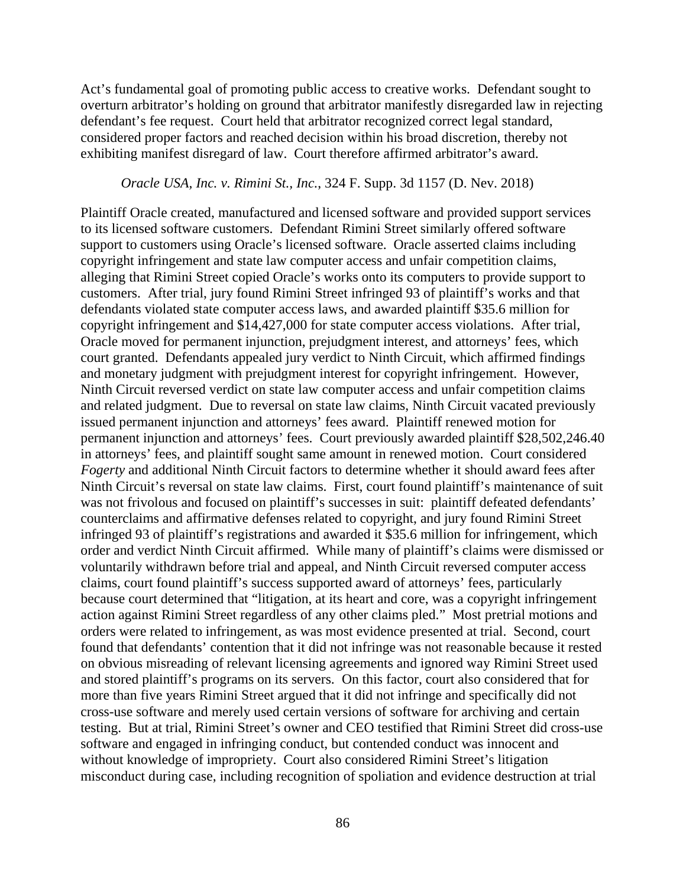Act's fundamental goal of promoting public access to creative works. Defendant sought to overturn arbitrator's holding on ground that arbitrator manifestly disregarded law in rejecting defendant's fee request. Court held that arbitrator recognized correct legal standard, considered proper factors and reached decision within his broad discretion, thereby not exhibiting manifest disregard of law. Court therefore affirmed arbitrator's award.

*Oracle USA, Inc. v. Rimini St., Inc.*, 324 F. Supp. 3d 1157 (D. Nev. 2018)

Plaintiff Oracle created, manufactured and licensed software and provided support services to its licensed software customers. Defendant Rimini Street similarly offered software support to customers using Oracle's licensed software. Oracle asserted claims including copyright infringement and state law computer access and unfair competition claims, alleging that Rimini Street copied Oracle's works onto its computers to provide support to customers. After trial, jury found Rimini Street infringed 93 of plaintiff's works and that defendants violated state computer access laws, and awarded plaintiff \$35.6 million for copyright infringement and \$14,427,000 for state computer access violations. After trial, Oracle moved for permanent injunction, prejudgment interest, and attorneys' fees, which court granted. Defendants appealed jury verdict to Ninth Circuit, which affirmed findings and monetary judgment with prejudgment interest for copyright infringement. However, Ninth Circuit reversed verdict on state law computer access and unfair competition claims and related judgment. Due to reversal on state law claims, Ninth Circuit vacated previously issued permanent injunction and attorneys' fees award. Plaintiff renewed motion for permanent injunction and attorneys' fees. Court previously awarded plaintiff \$28,502,246.40 in attorneys' fees, and plaintiff sought same amount in renewed motion. Court considered *Fogerty* and additional Ninth Circuit factors to determine whether it should award fees after Ninth Circuit's reversal on state law claims. First, court found plaintiff's maintenance of suit was not frivolous and focused on plaintiff's successes in suit: plaintiff defeated defendants' counterclaims and affirmative defenses related to copyright, and jury found Rimini Street infringed 93 of plaintiff's registrations and awarded it \$35.6 million for infringement, which order and verdict Ninth Circuit affirmed. While many of plaintiff's claims were dismissed or voluntarily withdrawn before trial and appeal, and Ninth Circuit reversed computer access claims, court found plaintiff's success supported award of attorneys' fees, particularly because court determined that "litigation, at its heart and core, was a copyright infringement action against Rimini Street regardless of any other claims pled." Most pretrial motions and orders were related to infringement, as was most evidence presented at trial. Second, court found that defendants' contention that it did not infringe was not reasonable because it rested on obvious misreading of relevant licensing agreements and ignored way Rimini Street used and stored plaintiff's programs on its servers. On this factor, court also considered that for more than five years Rimini Street argued that it did not infringe and specifically did not cross-use software and merely used certain versions of software for archiving and certain testing. But at trial, Rimini Street's owner and CEO testified that Rimini Street did cross-use software and engaged in infringing conduct, but contended conduct was innocent and without knowledge of impropriety. Court also considered Rimini Street's litigation misconduct during case, including recognition of spoliation and evidence destruction at trial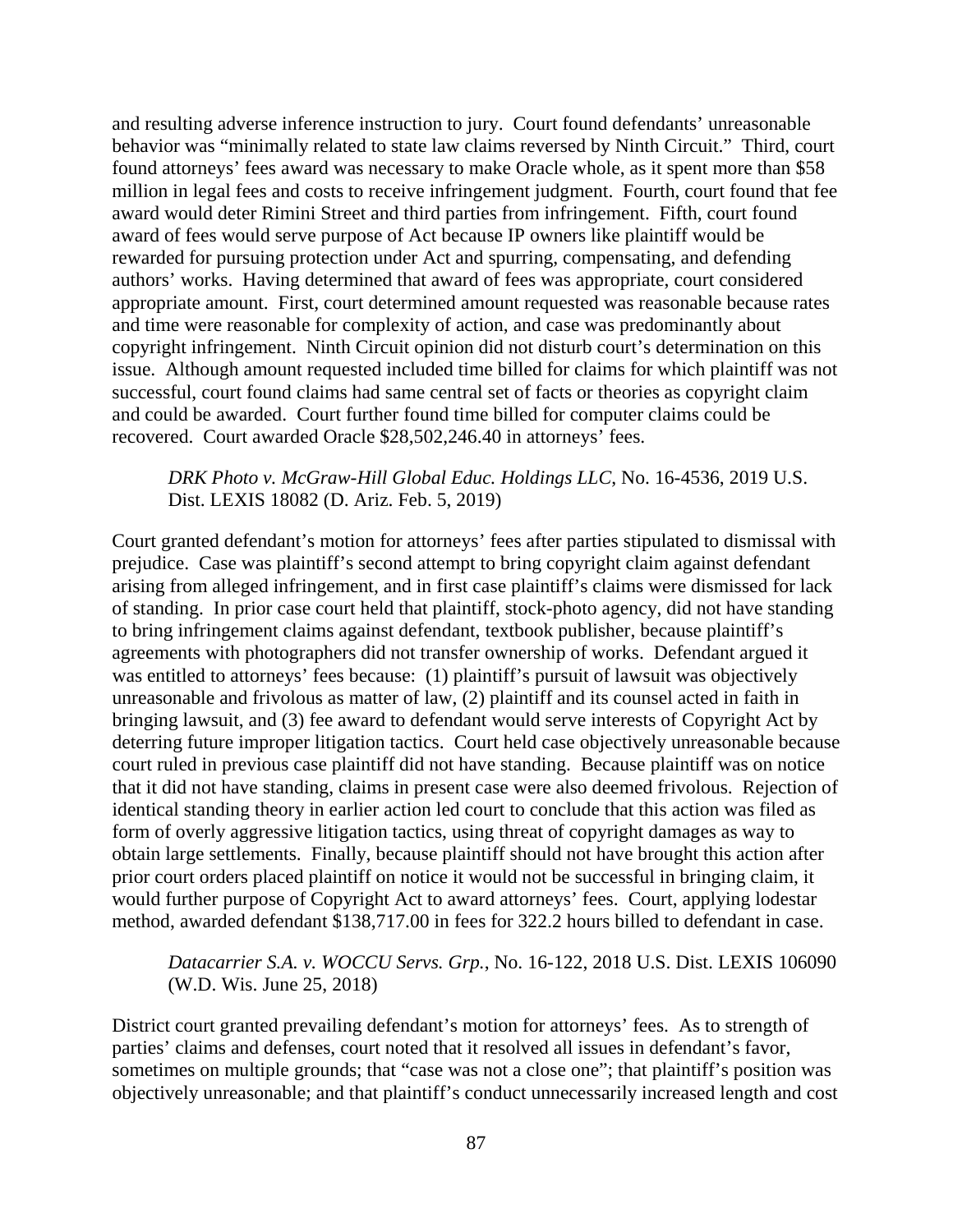and resulting adverse inference instruction to jury. Court found defendants' unreasonable behavior was "minimally related to state law claims reversed by Ninth Circuit." Third, court found attorneys' fees award was necessary to make Oracle whole, as it spent more than $58 million in legal fees and costs to receive infringement judgment. Fourth, court found that fee award would deter Rimini Street and third parties from infringement. Fifth, court found award of fees would serve purpose of Act because IP owners like plaintiff would be rewarded for pursuing protection under Act and spurring, compensating, and defending authors' works. Having determined that award of fees was appropriate, court considered appropriate amount. First, court determined amount requested was reasonable because rates and time were reasonable for complexity of action, and case was predominantly about copyright infringement. Ninth Circuit opinion did not disturb court's determination on this issue. Although amount requested included time billed for claims for which plaintiff was not successful, court found claims had same central set of facts or theories as copyright claim and could be awarded. Court further found time billed for computer claims could be recovered. Court awarded Oracle $28,502,246.40 in attorneys' fees.

> *DRK Photo v. McGraw-Hill Global Educ. Holdings LLC*, No. 16-4536, 2019 U.S. Dist. LEXIS 18082 (D. Ariz. Feb. 5, 2019)

Court granted defendant's motion for attorneys' fees after parties stipulated to dismissal with prejudice. Case was plaintiff's second attempt to bring copyright claim against defendant arising from alleged infringement, and in first case plaintiff's claims were dismissed for lack of standing. In prior case court held that plaintiff, stock-photo agency, did not have standing to bring infringement claims against defendant, textbook publisher, because plaintiff's agreements with photographers did not transfer ownership of works. Defendant argued it was entitled to attorneys' fees because: (1) plaintiff's pursuit of lawsuit was objectively unreasonable and frivolous as matter of law, (2) plaintiff and its counsel acted in faith in bringing lawsuit, and (3) fee award to defendant would serve interests of Copyright Act by deterring future improper litigation tactics. Court held case objectively unreasonable because court ruled in previous case plaintiff did not have standing. Because plaintiff was on notice that it did not have standing, claims in present case were also deemed frivolous. Rejection of identical standing theory in earlier action led court to conclude that this action was filed as form of overly aggressive litigation tactics, using threat of copyright damages as way to obtain large settlements. Finally, because plaintiff should not have brought this action after prior court orders placed plaintiff on notice it would not be successful in bringing claim, it would further purpose of Copyright Act to award attorneys' fees. Court, applying lodestar method, awarded defendant $138,717.00 in fees for 322.2 hours billed to defendant in case.

> *Datacarrier S.A. v. WOCCU Servs. Grp.*, No. 16-122, 2018 U.S. Dist. LEXIS 106090 (W.D. Wis. June 25, 2018)

District court granted prevailing defendant's motion for attorneys' fees. As to strength of parties' claims and defenses, court noted that it resolved all issues in defendant's favor, sometimes on multiple grounds; that "case was not a close one"; that plaintiff's position was objectively unreasonable; and that plaintiff's conduct unnecessarily increased length and cost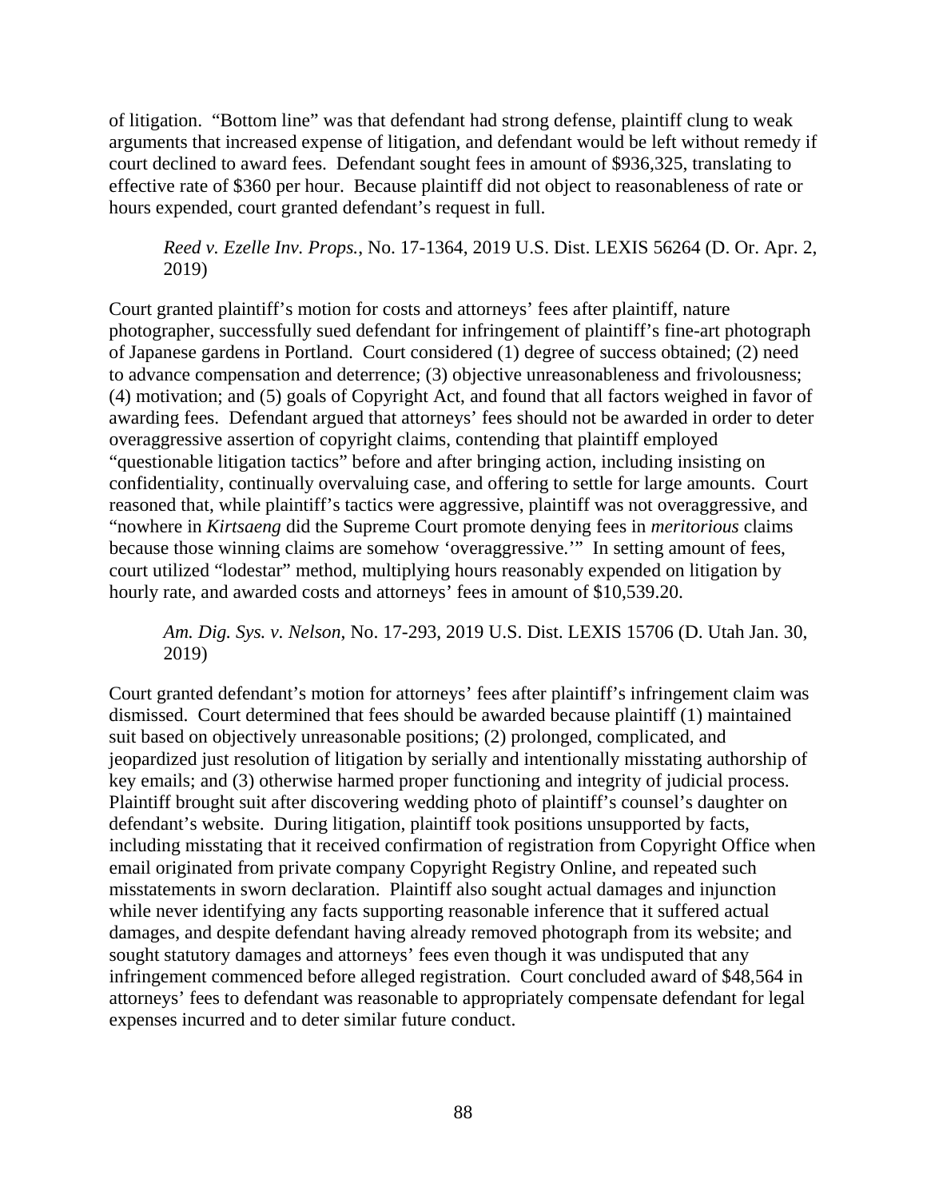of litigation. "Bottom line" was that defendant had strong defense, plaintiff clung to weak arguments that increased expense of litigation, and defendant would be left without remedy if court declined to award fees. Defendant sought fees in amount of $936,325, translating to effective rate of $360 per hour. Because plaintiff did not object to reasonableness of rate or hours expended, court granted defendant's request in full.

*Reed v. Ezelle Inv. Props.*, No. 17-1364, 2019 U.S. Dist. LEXIS 56264 (D. Or. Apr. 2, 2019)

Court granted plaintiff's motion for costs and attorneys' fees after plaintiff, nature photographer, successfully sued defendant for infringement of plaintiff's fine-art photograph of Japanese gardens in Portland. Court considered (1) degree of success obtained; (2) need to advance compensation and deterrence; (3) objective unreasonableness and frivolousness; (4) motivation; and (5) goals of Copyright Act, and found that all factors weighed in favor of awarding fees. Defendant argued that attorneys' fees should not be awarded in order to deter overaggressive assertion of copyright claims, contending that plaintiff employed "questionable litigation tactics" before and after bringing action, including insisting on confidentiality, continually overvaluing case, and offering to settle for large amounts. Court reasoned that, while plaintiff's tactics were aggressive, plaintiff was not overaggressive, and "nowhere in *Kirtsaeng* did the Supreme Court promote denying fees in *meritorious* claims because those winning claims are somehow 'overaggressive.'" In setting amount of fees, court utilized "lodestar" method, multiplying hours reasonably expended on litigation by hourly rate, and awarded costs and attorneys' fees in amount of $10,539.20.

*Am. Dig. Sys. v. Nelson*, No. 17-293, 2019 U.S. Dist. LEXIS 15706 (D. Utah Jan. 30, 2019)

Court granted defendant's motion for attorneys' fees after plaintiff's infringement claim was dismissed. Court determined that fees should be awarded because plaintiff (1) maintained suit based on objectively unreasonable positions; (2) prolonged, complicated, and jeopardized just resolution of litigation by serially and intentionally misstating authorship of key emails; and (3) otherwise harmed proper functioning and integrity of judicial process. Plaintiff brought suit after discovering wedding photo of plaintiff's counsel's daughter on defendant's website. During litigation, plaintiff took positions unsupported by facts, including misstating that it received confirmation of registration from Copyright Office when email originated from private company Copyright Registry Online, and repeated such misstatements in sworn declaration. Plaintiff also sought actual damages and injunction while never identifying any facts supporting reasonable inference that it suffered actual damages, and despite defendant having already removed photograph from its website; and sought statutory damages and attorneys' fees even though it was undisputed that any infringement commenced before alleged registration. Court concluded award of $48,564 in attorneys' fees to defendant was reasonable to appropriately compensate defendant for legal expenses incurred and to deter similar future conduct.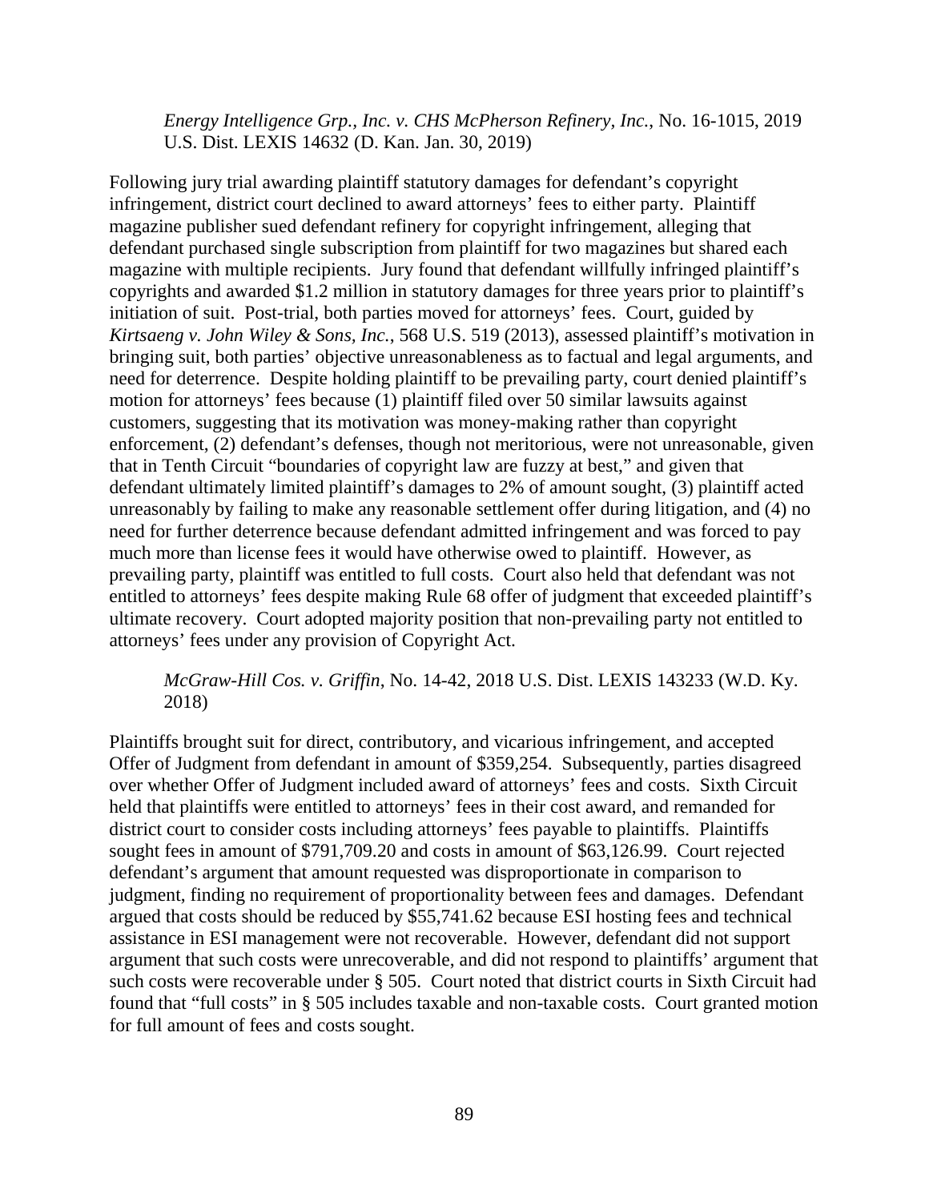*Energy Intelligence Grp., Inc. v. CHS McPherson Refinery, Inc.*, No. 16-1015, 2019 U.S. Dist. LEXIS 14632 (D. Kan. Jan. 30, 2019)

Following jury trial awarding plaintiff statutory damages for defendant's copyright infringement, district court declined to award attorneys' fees to either party. Plaintiff magazine publisher sued defendant refinery for copyright infringement, alleging that defendant purchased single subscription from plaintiff for two magazines but shared each magazine with multiple recipients. Jury found that defendant willfully infringed plaintiff's copyrights and awarded $1.2 million in statutory damages for three years prior to plaintiff's initiation of suit. Post-trial, both parties moved for attorneys' fees. Court, guided by *Kirtsaeng v. John Wiley & Sons, Inc.*, 568 U.S. 519 (2013), assessed plaintiff's motivation in bringing suit, both parties' objective unreasonableness as to factual and legal arguments, and need for deterrence. Despite holding plaintiff to be prevailing party, court denied plaintiff's motion for attorneys' fees because (1) plaintiff filed over 50 similar lawsuits against customers, suggesting that its motivation was money-making rather than copyright enforcement, (2) defendant's defenses, though not meritorious, were not unreasonable, given that in Tenth Circuit "boundaries of copyright law are fuzzy at best," and given that defendant ultimately limited plaintiff's damages to 2% of amount sought, (3) plaintiff acted unreasonably by failing to make any reasonable settlement offer during litigation, and (4) no need for further deterrence because defendant admitted infringement and was forced to pay much more than license fees it would have otherwise owed to plaintiff. However, as prevailing party, plaintiff was entitled to full costs. Court also held that defendant was not entitled to attorneys' fees despite making Rule 68 offer of judgment that exceeded plaintiff's ultimate recovery. Court adopted majority position that non-prevailing party not entitled to attorneys' fees under any provision of Copyright Act.

*McGraw-Hill Cos. v. Griffin*, No. 14-42, 2018 U.S. Dist. LEXIS 143233 (W.D. Ky. 2018)

Plaintiffs brought suit for direct, contributory, and vicarious infringement, and accepted Offer of Judgment from defendant in amount of $359,254. Subsequently, parties disagreed over whether Offer of Judgment included award of attorneys' fees and costs. Sixth Circuit held that plaintiffs were entitled to attorneys' fees in their cost award, and remanded for district court to consider costs including attorneys' fees payable to plaintiffs. Plaintiffs sought fees in amount of $791,709.20 and costs in amount of $63,126.99. Court rejected defendant's argument that amount requested was disproportionate in comparison to judgment, finding no requirement of proportionality between fees and damages. Defendant argued that costs should be reduced by $55,741.62 because ESI hosting fees and technical assistance in ESI management were not recoverable. However, defendant did not support argument that such costs were unrecoverable, and did not respond to plaintiffs' argument that such costs were recoverable under § 505. Court noted that district courts in Sixth Circuit had found that "full costs" in § 505 includes taxable and non-taxable costs. Court granted motion for full amount of fees and costs sought.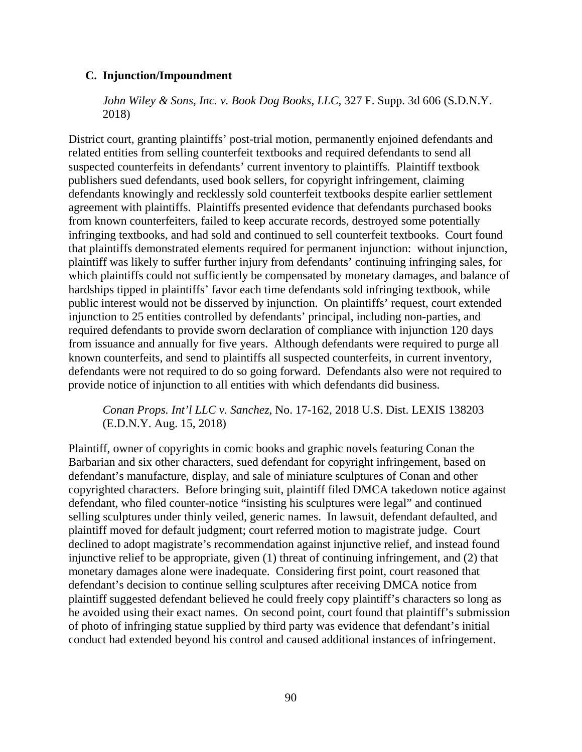### C. Injunction/Impoundment

*John Wiley & Sons, Inc. v. Book Dog Books, LLC*, 327 F. Supp. 3d 606 (S.D.N.Y. 2018)

District court, granting plaintiffs' post-trial motion, permanently enjoined defendants and related entities from selling counterfeit textbooks and required defendants to send all suspected counterfeits in defendants' current inventory to plaintiffs. Plaintiff textbook publishers sued defendants, used book sellers, for copyright infringement, claiming defendants knowingly and recklessly sold counterfeit textbooks despite earlier settlement agreement with plaintiffs. Plaintiffs presented evidence that defendants purchased books from known counterfeiters, failed to keep accurate records, destroyed some potentially infringing textbooks, and had sold and continued to sell counterfeit textbooks. Court found that plaintiffs demonstrated elements required for permanent injunction: without injunction, plaintiff was likely to suffer further injury from defendants' continuing infringing sales, for which plaintiffs could not sufficiently be compensated by monetary damages, and balance of hardships tipped in plaintiffs' favor each time defendants sold infringing textbook, while public interest would not be disserved by injunction. On plaintiffs' request, court extended injunction to 25 entities controlled by defendants' principal, including non-parties, and required defendants to provide sworn declaration of compliance with injunction 120 days from issuance and annually for five years. Although defendants were required to purge all known counterfeits, and send to plaintiffs all suspected counterfeits, in current inventory, defendants were not required to do so going forward. Defendants also were not required to provide notice of injunction to all entities with which defendants did business.

*Conan Props. Int'l LLC v. Sanchez*, No. 17-162, 2018 U.S. Dist. LEXIS 138203 (E.D.N.Y. Aug. 15, 2018)

Plaintiff, owner of copyrights in comic books and graphic novels featuring Conan the Barbarian and six other characters, sued defendant for copyright infringement, based on defendant's manufacture, display, and sale of miniature sculptures of Conan and other copyrighted characters. Before bringing suit, plaintiff filed DMCA takedown notice against defendant, who filed counter-notice "insisting his sculptures were legal" and continued selling sculptures under thinly veiled, generic names. In lawsuit, defendant defaulted, and plaintiff moved for default judgment; court referred motion to magistrate judge. Court declined to adopt magistrate's recommendation against injunctive relief, and instead found injunctive relief to be appropriate, given (1) threat of continuing infringement, and (2) that monetary damages alone were inadequate. Considering first point, court reasoned that defendant's decision to continue selling sculptures after receiving DMCA notice from plaintiff suggested defendant believed he could freely copy plaintiff's characters so long as he avoided using their exact names. On second point, court found that plaintiff's submission of photo of infringing statue supplied by third party was evidence that defendant's initial conduct had extended beyond his control and caused additional instances of infringement.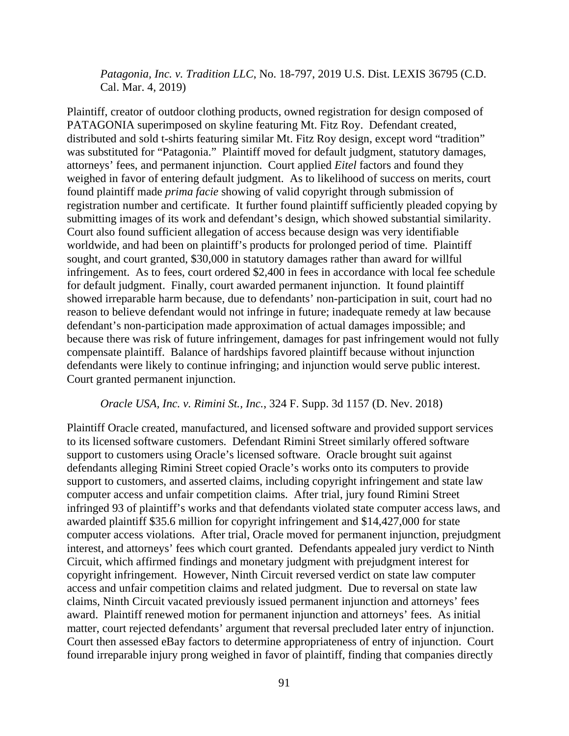*Patagonia, Inc. v. Tradition LLC*, No. 18-797, 2019 U.S. Dist. LEXIS 36795 (C.D. Cal. Mar. 4, 2019)

Plaintiff, creator of outdoor clothing products, owned registration for design composed of PATAGONIA superimposed on skyline featuring Mt. Fitz Roy. Defendant created, distributed and sold t-shirts featuring similar Mt. Fitz Roy design, except word "tradition" was substituted for "Patagonia." Plaintiff moved for default judgment, statutory damages, attorneys' fees, and permanent injunction. Court applied *Eitel* factors and found they weighed in favor of entering default judgment. As to likelihood of success on merits, court found plaintiff made *prima facie* showing of valid copyright through submission of registration number and certificate. It further found plaintiff sufficiently pleaded copying by submitting images of its work and defendant's design, which showed substantial similarity. Court also found sufficient allegation of access because design was very identifiable worldwide, and had been on plaintiff's products for prolonged period of time. Plaintiff sought, and court granted, $30,000 in statutory damages rather than award for willful infringement. As to fees, court ordered $2,400 in fees in accordance with local fee schedule for default judgment. Finally, court awarded permanent injunction. It found plaintiff showed irreparable harm because, due to defendants' non-participation in suit, court had no reason to believe defendant would not infringe in future; inadequate remedy at law because defendant's non-participation made approximation of actual damages impossible; and because there was risk of future infringement, damages for past infringement would not fully compensate plaintiff. Balance of hardships favored plaintiff because without injunction defendants were likely to continue infringing; and injunction would serve public interest. Court granted permanent injunction.

*Oracle USA, Inc. v. Rimini St., Inc.*, 324 F. Supp. 3d 1157 (D. Nev. 2018)

Plaintiff Oracle created, manufactured, and licensed software and provided support services to its licensed software customers. Defendant Rimini Street similarly offered software support to customers using Oracle's licensed software. Oracle brought suit against defendants alleging Rimini Street copied Oracle's works onto its computers to provide support to customers, and asserted claims, including copyright infringement and state law computer access and unfair competition claims. After trial, jury found Rimini Street infringed 93 of plaintiff's works and that defendants violated state computer access laws, and awarded plaintiff $35.6 million for copyright infringement and $14,427,000 for state computer access violations. After trial, Oracle moved for permanent injunction, prejudgment interest, and attorneys' fees which court granted. Defendants appealed jury verdict to Ninth Circuit, which affirmed findings and monetary judgment with prejudgment interest for copyright infringement. However, Ninth Circuit reversed verdict on state law computer access and unfair competition claims and related judgment. Due to reversal on state law claims, Ninth Circuit vacated previously issued permanent injunction and attorneys' fees award. Plaintiff renewed motion for permanent injunction and attorneys' fees. As initial matter, court rejected defendants' argument that reversal precluded later entry of injunction. Court then assessed eBay factors to determine appropriateness of entry of injunction. Court found irreparable injury prong weighed in favor of plaintiff, finding that companies directly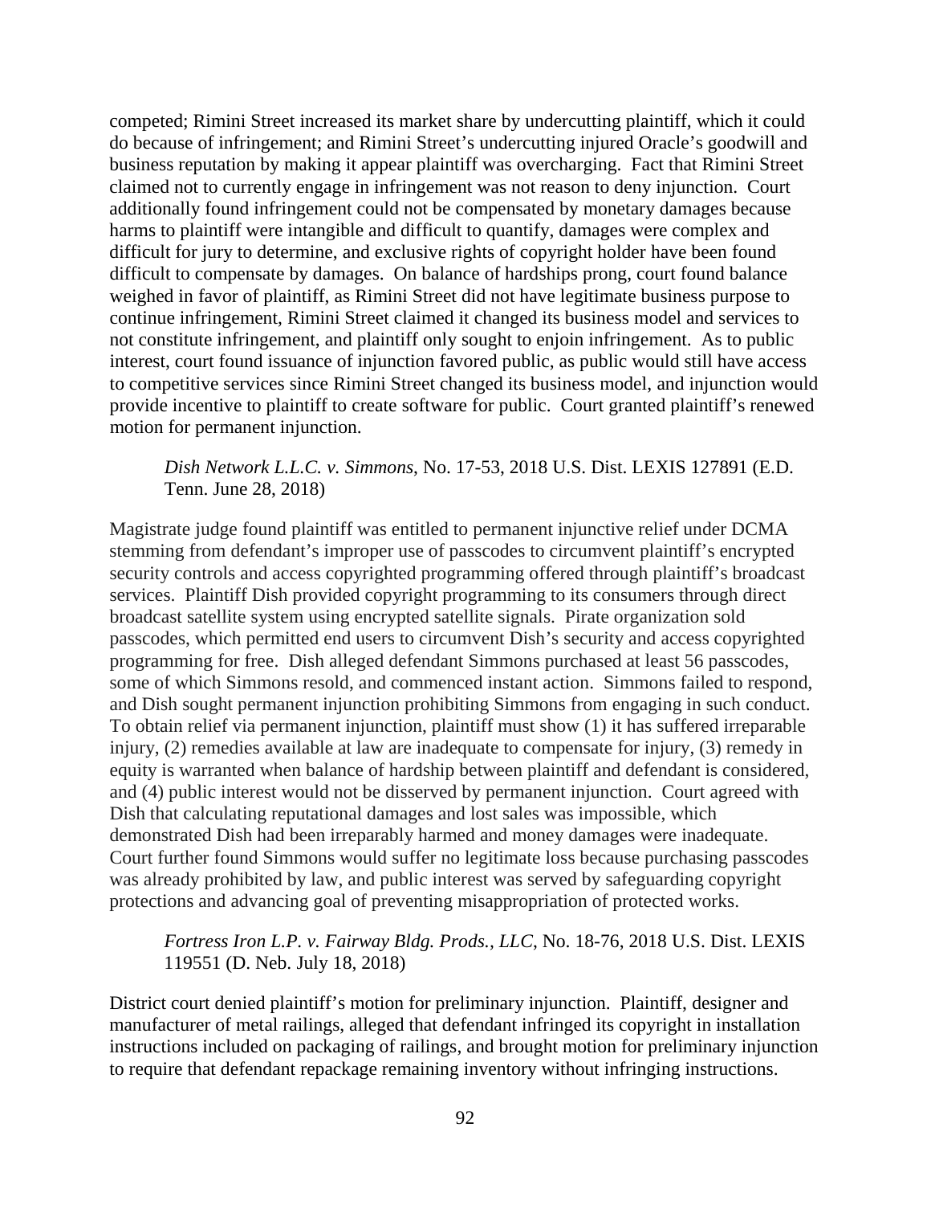competed; Rimini Street increased its market share by undercutting plaintiff, which it could do because of infringement; and Rimini Street's undercutting injured Oracle's goodwill and business reputation by making it appear plaintiff was overcharging. Fact that Rimini Street claimed not to currently engage in infringement was not reason to deny injunction. Court additionally found infringement could not be compensated by monetary damages because harms to plaintiff were intangible and difficult to quantify, damages were complex and difficult for jury to determine, and exclusive rights of copyright holder have been found difficult to compensate by damages. On balance of hardships prong, court found balance weighed in favor of plaintiff, as Rimini Street did not have legitimate business purpose to continue infringement, Rimini Street claimed it changed its business model and services to not constitute infringement, and plaintiff only sought to enjoin infringement. As to public interest, court found issuance of injunction favored public, as public would still have access to competitive services since Rimini Street changed its business model, and injunction would provide incentive to plaintiff to create software for public. Court granted plaintiff's renewed motion for permanent injunction.

> *Dish Network L.L.C. v. Simmons*, No. 17-53, 2018 U.S. Dist. LEXIS 127891 (E.D. Tenn. June 28, 2018)

Magistrate judge found plaintiff was entitled to permanent injunctive relief under DCMA stemming from defendant's improper use of passcodes to circumvent plaintiff's encrypted security controls and access copyrighted programming offered through plaintiff's broadcast services. Plaintiff Dish provided copyright programming to its consumers through direct broadcast satellite system using encrypted satellite signals. Pirate organization sold passcodes, which permitted end users to circumvent Dish's security and access copyrighted programming for free. Dish alleged defendant Simmons purchased at least 56 passcodes, some of which Simmons resold, and commenced instant action. Simmons failed to respond, and Dish sought permanent injunction prohibiting Simmons from engaging in such conduct. To obtain relief via permanent injunction, plaintiff must show (1) it has suffered irreparable injury, (2) remedies available at law are inadequate to compensate for injury, (3) remedy in equity is warranted when balance of hardship between plaintiff and defendant is considered, and (4) public interest would not be disserved by permanent injunction. Court agreed with Dish that calculating reputational damages and lost sales was impossible, which demonstrated Dish had been irreparably harmed and money damages were inadequate. Court further found Simmons would suffer no legitimate loss because purchasing passcodes was already prohibited by law, and public interest was served by safeguarding copyright protections and advancing goal of preventing misappropriation of protected works.

> *Fortress Iron L.P. v. Fairway Bldg. Prods., LLC*, No. 18-76, 2018 U.S. Dist. LEXIS 119551 (D. Neb. July 18, 2018)

District court denied plaintiff's motion for preliminary injunction. Plaintiff, designer and manufacturer of metal railings, alleged that defendant infringed its copyright in installation instructions included on packaging of railings, and brought motion for preliminary injunction to require that defendant repackage remaining inventory without infringing instructions.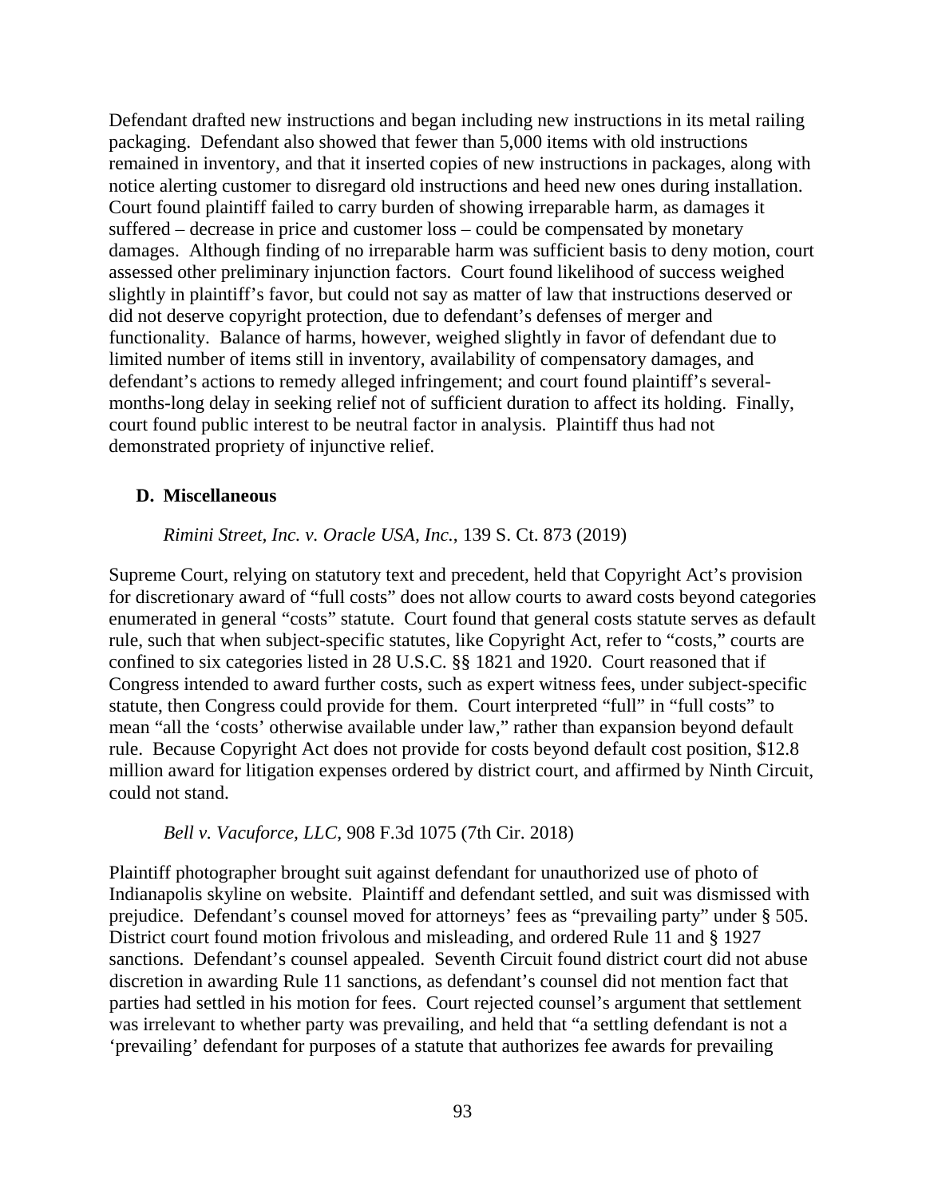Defendant drafted new instructions and began including new instructions in its metal railing packaging. Defendant also showed that fewer than 5,000 items with old instructions remained in inventory, and that it inserted copies of new instructions in packages, along with notice alerting customer to disregard old instructions and heed new ones during installation. Court found plaintiff failed to carry burden of showing irreparable harm, as damages it suffered – decrease in price and customer loss – could be compensated by monetary damages. Although finding of no irreparable harm was sufficient basis to deny motion, court assessed other preliminary injunction factors. Court found likelihood of success weighed slightly in plaintiff's favor, but could not say as matter of law that instructions deserved or did not deserve copyright protection, due to defendant's defenses of merger and functionality. Balance of harms, however, weighed slightly in favor of defendant due to limited number of items still in inventory, availability of compensatory damages, and defendant's actions to remedy alleged infringement; and court found plaintiff's several-months-long delay in seeking relief not of sufficient duration to affect its holding. Finally, court found public interest to be neutral factor in analysis. Plaintiff thus had not demonstrated propriety of injunctive relief.

### D. Miscellaneous

*Rimini Street, Inc. v. Oracle USA, Inc.*, 139 S. Ct. 873 (2019)

Supreme Court, relying on statutory text and precedent, held that Copyright Act's provision for discretionary award of "full costs" does not allow courts to award costs beyond categories enumerated in general "costs" statute. Court found that general costs statute serves as default rule, such that when subject-specific statutes, like Copyright Act, refer to "costs," courts are confined to six categories listed in 28 U.S.C. §§ 1821 and 1920. Court reasoned that if Congress intended to award further costs, such as expert witness fees, under subject-specific statute, then Congress could provide for them. Court interpreted "full" in "full costs" to mean "all the 'costs' otherwise available under law," rather than expansion beyond default rule. Because Copyright Act does not provide for costs beyond default cost position, $12.8 million award for litigation expenses ordered by district court, and affirmed by Ninth Circuit, could not stand.

*Bell v. Vacuforce, LLC*, 908 F.3d 1075 (7th Cir. 2018)

Plaintiff photographer brought suit against defendant for unauthorized use of photo of Indianapolis skyline on website. Plaintiff and defendant settled, and suit was dismissed with prejudice. Defendant's counsel moved for attorneys' fees as "prevailing party" under § 505. District court found motion frivolous and misleading, and ordered Rule 11 and § 1927 sanctions. Defendant's counsel appealed. Seventh Circuit found district court did not abuse discretion in awarding Rule 11 sanctions, as defendant's counsel did not mention fact that parties had settled in his motion for fees. Court rejected counsel's argument that settlement was irrelevant to whether party was prevailing, and held that "a settling defendant is not a 'prevailing' defendant for purposes of a statute that authorizes fee awards for prevailing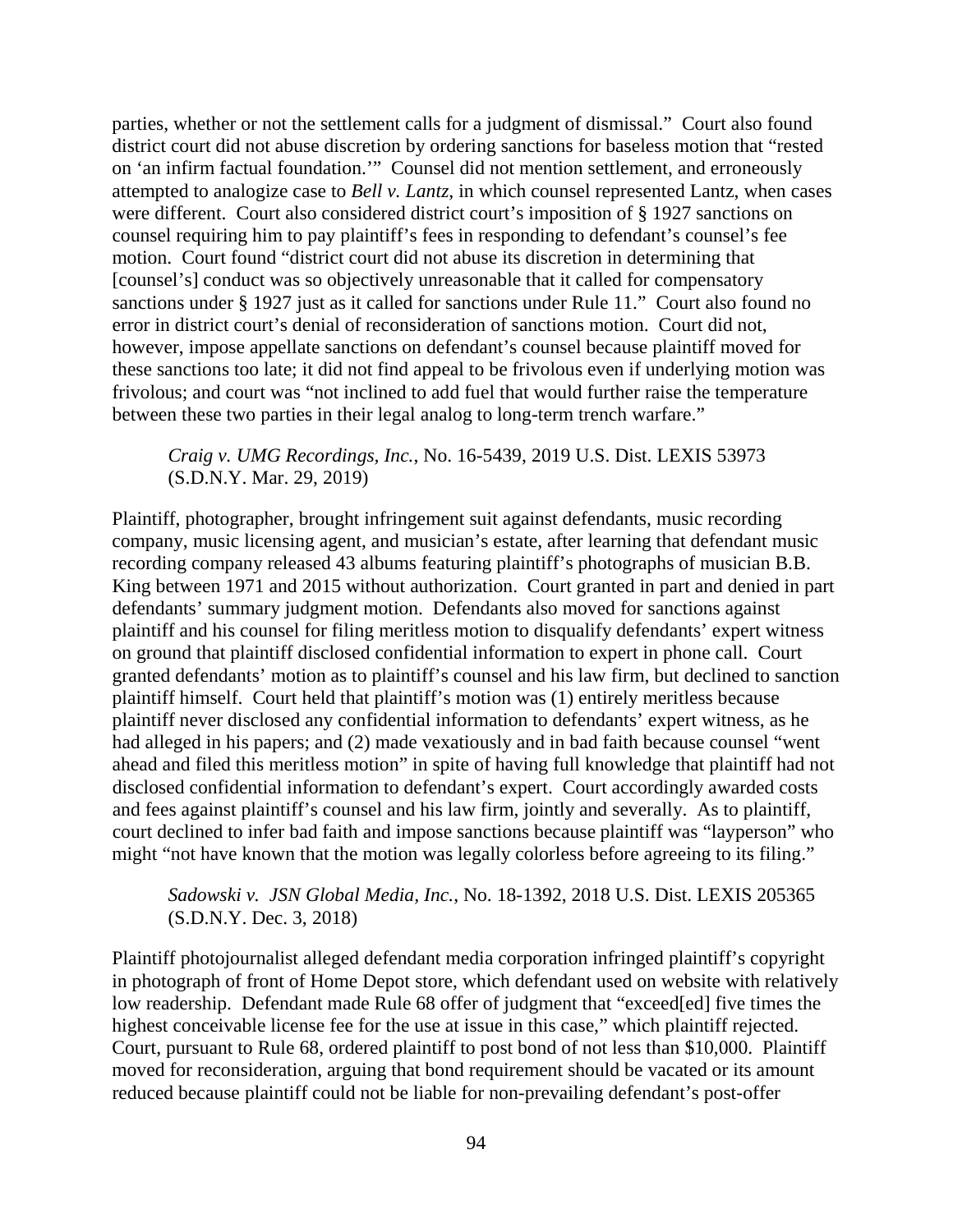parties, whether or not the settlement calls for a judgment of dismissal." Court also found district court did not abuse discretion by ordering sanctions for baseless motion that "rested on 'an infirm factual foundation.'" Counsel did not mention settlement, and erroneously attempted to analogize case to *Bell v. Lantz*, in which counsel represented Lantz, when cases were different. Court also considered district court's imposition of § 1927 sanctions on counsel requiring him to pay plaintiff's fees in responding to defendant's counsel's fee motion. Court found "district court did not abuse its discretion in determining that [counsel's] conduct was so objectively unreasonable that it called for compensatory sanctions under § 1927 just as it called for sanctions under Rule 11." Court also found no error in district court's denial of reconsideration of sanctions motion. Court did not, however, impose appellate sanctions on defendant's counsel because plaintiff moved for these sanctions too late; it did not find appeal to be frivolous even if underlying motion was frivolous; and court was "not inclined to add fuel that would further raise the temperature between these two parties in their legal analog to long-term trench warfare."

> *Craig v. UMG Recordings, Inc.*, No. 16-5439, 2019 U.S. Dist. LEXIS 53973 (S.D.N.Y. Mar. 29, 2019)

Plaintiff, photographer, brought infringement suit against defendants, music recording company, music licensing agent, and musician's estate, after learning that defendant music recording company released 43 albums featuring plaintiff's photographs of musician B.B. King between 1971 and 2015 without authorization. Court granted in part and denied in part defendants' summary judgment motion. Defendants also moved for sanctions against plaintiff and his counsel for filing meritless motion to disqualify defendants' expert witness on ground that plaintiff disclosed confidential information to expert in phone call. Court granted defendants' motion as to plaintiff's counsel and his law firm, but declined to sanction plaintiff himself. Court held that plaintiff's motion was (1) entirely meritless because plaintiff never disclosed any confidential information to defendants' expert witness, as he had alleged in his papers; and (2) made vexatiously and in bad faith because counsel "went ahead and filed this meritless motion" in spite of having full knowledge that plaintiff had not disclosed confidential information to defendant's expert. Court accordingly awarded costs and fees against plaintiff's counsel and his law firm, jointly and severally. As to plaintiff, court declined to infer bad faith and impose sanctions because plaintiff was "layperson" who might "not have known that the motion was legally colorless before agreeing to its filing."

> *Sadowski v. JSN Global Media, Inc.*, No. 18-1392, 2018 U.S. Dist. LEXIS 205365 (S.D.N.Y. Dec. 3, 2018)

Plaintiff photojournalist alleged defendant media corporation infringed plaintiff's copyright in photograph of front of Home Depot store, which defendant used on website with relatively low readership. Defendant made Rule 68 offer of judgment that "exceed[ed] five times the highest conceivable license fee for the use at issue in this case," which plaintiff rejected. Court, pursuant to Rule 68, ordered plaintiff to post bond of not less than $10,000. Plaintiff moved for reconsideration, arguing that bond requirement should be vacated or its amount reduced because plaintiff could not be liable for non-prevailing defendant's post-offer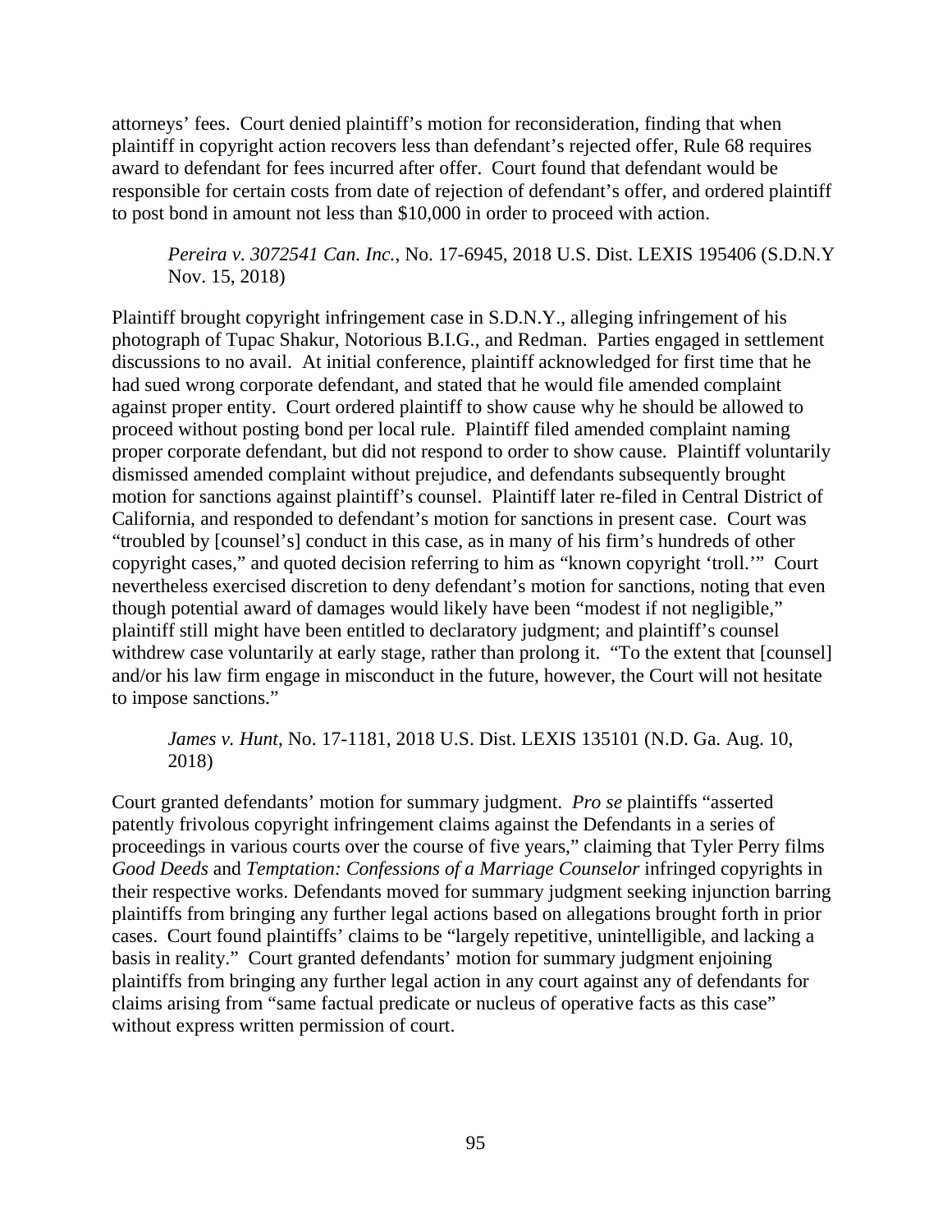attorneys' fees. Court denied plaintiff's motion for reconsideration, finding that when plaintiff in copyright action recovers less than defendant's rejected offer, Rule 68 requires award to defendant for fees incurred after offer. Court found that defendant would be responsible for certain costs from date of rejection of defendant's offer, and ordered plaintiff to post bond in amount not less than $10,000 in order to proceed with action.

> *Pereira v. 3072541 Can. Inc.*, No. 17-6945, 2018 U.S. Dist. LEXIS 195406 (S.D.N.Y Nov. 15, 2018)

Plaintiff brought copyright infringement case in S.D.N.Y., alleging infringement of his photograph of Tupac Shakur, Notorious B.I.G., and Redman. Parties engaged in settlement discussions to no avail. At initial conference, plaintiff acknowledged for first time that he had sued wrong corporate defendant, and stated that he would file amended complaint against proper entity. Court ordered plaintiff to show cause why he should be allowed to proceed without posting bond per local rule. Plaintiff filed amended complaint naming proper corporate defendant, but did not respond to order to show cause. Plaintiff voluntarily dismissed amended complaint without prejudice, and defendants subsequently brought motion for sanctions against plaintiff's counsel. Plaintiff later re-filed in Central District of California, and responded to defendant's motion for sanctions in present case. Court was "troubled by [counsel's] conduct in this case, as in many of his firm's hundreds of other copyright cases," and quoted decision referring to him as "known copyright 'troll.'" Court nevertheless exercised discretion to deny defendant's motion for sanctions, noting that even though potential award of damages would likely have been "modest if not negligible," plaintiff still might have been entitled to declaratory judgment; and plaintiff's counsel withdrew case voluntarily at early stage, rather than prolong it. "To the extent that [counsel] and/or his law firm engage in misconduct in the future, however, the Court will not hesitate to impose sanctions."

> *James v. Hunt*, No. 17-1181, 2018 U.S. Dist. LEXIS 135101 (N.D. Ga. Aug. 10, 2018)

Court granted defendants' motion for summary judgment. *Pro se* plaintiffs "asserted patently frivolous copyright infringement claims against the Defendants in a series of proceedings in various courts over the course of five years," claiming that Tyler Perry films *Good Deeds* and *Temptation: Confessions of a Marriage Counselor* infringed copyrights in their respective works. Defendants moved for summary judgment seeking injunction barring plaintiffs from bringing any further legal actions based on allegations brought forth in prior cases. Court found plaintiffs' claims to be "largely repetitive, unintelligible, and lacking a basis in reality." Court granted defendants' motion for summary judgment enjoining plaintiffs from bringing any further legal action in any court against any of defendants for claims arising from "same factual predicate or nucleus of operative facts as this case" without express written permission of court.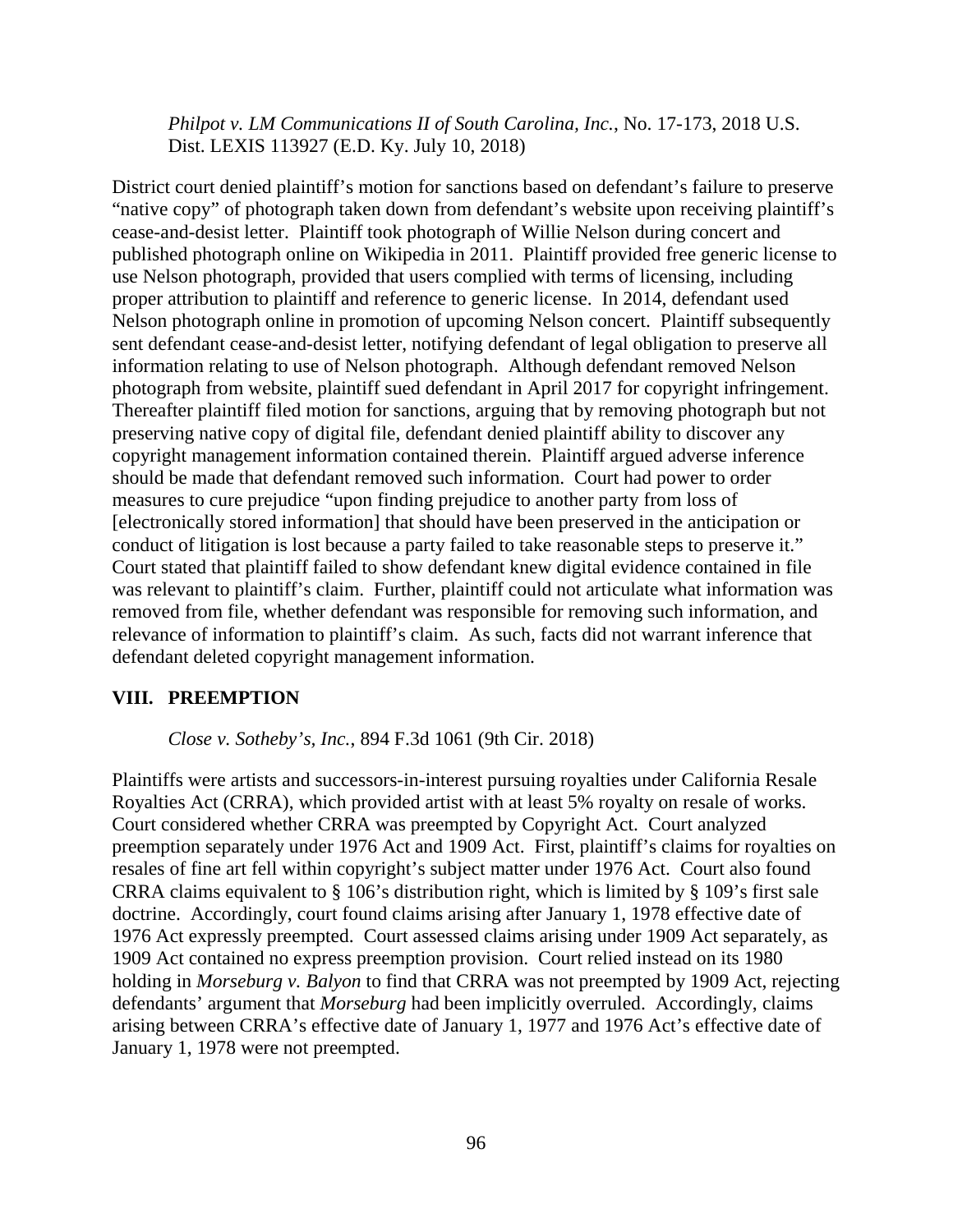*Philpot v. LM Communications II of South Carolina, Inc.*, No. 17-173, 2018 U.S. Dist. LEXIS 113927 (E.D. Ky. July 10, 2018)

District court denied plaintiff's motion for sanctions based on defendant's failure to preserve "native copy" of photograph taken down from defendant's website upon receiving plaintiff's cease-and-desist letter. Plaintiff took photograph of Willie Nelson during concert and published photograph online on Wikipedia in 2011. Plaintiff provided free generic license to use Nelson photograph, provided that users complied with terms of licensing, including proper attribution to plaintiff and reference to generic license. In 2014, defendant used Nelson photograph online in promotion of upcoming Nelson concert. Plaintiff subsequently sent defendant cease-and-desist letter, notifying defendant of legal obligation to preserve all information relating to use of Nelson photograph. Although defendant removed Nelson photograph from website, plaintiff sued defendant in April 2017 for copyright infringement. Thereafter plaintiff filed motion for sanctions, arguing that by removing photograph but not preserving native copy of digital file, defendant denied plaintiff ability to discover any copyright management information contained therein. Plaintiff argued adverse inference should be made that defendant removed such information. Court had power to order measures to cure prejudice "upon finding prejudice to another party from loss of [electronically stored information] that should have been preserved in the anticipation or conduct of litigation is lost because a party failed to take reasonable steps to preserve it." Court stated that plaintiff failed to show defendant knew digital evidence contained in file was relevant to plaintiff's claim. Further, plaintiff could not articulate what information was removed from file, whether defendant was responsible for removing such information, and relevance of information to plaintiff's claim. As such, facts did not warrant inference that defendant deleted copyright management information.

## VIII. PREEMPTION

*Close v. Sotheby's, Inc.*, 894 F.3d 1061 (9th Cir. 2018)

Plaintiffs were artists and successors-in-interest pursuing royalties under California Resale Royalties Act (CRRA), which provided artist with at least 5% royalty on resale of works. Court considered whether CRRA was preempted by Copyright Act. Court analyzed preemption separately under 1976 Act and 1909 Act. First, plaintiff's claims for royalties on resales of fine art fell within copyright's subject matter under 1976 Act. Court also found CRRA claims equivalent to § 106's distribution right, which is limited by § 109's first sale doctrine. Accordingly, court found claims arising after January 1, 1978 effective date of 1976 Act expressly preempted. Court assessed claims arising under 1909 Act separately, as 1909 Act contained no express preemption provision. Court relied instead on its 1980 holding in *Morseburg v. Balyon* to find that CRRA was not preempted by 1909 Act, rejecting defendants' argument that *Morseburg* had been implicitly overruled. Accordingly, claims arising between CRRA's effective date of January 1, 1977 and 1976 Act's effective date of January 1, 1978 were not preempted.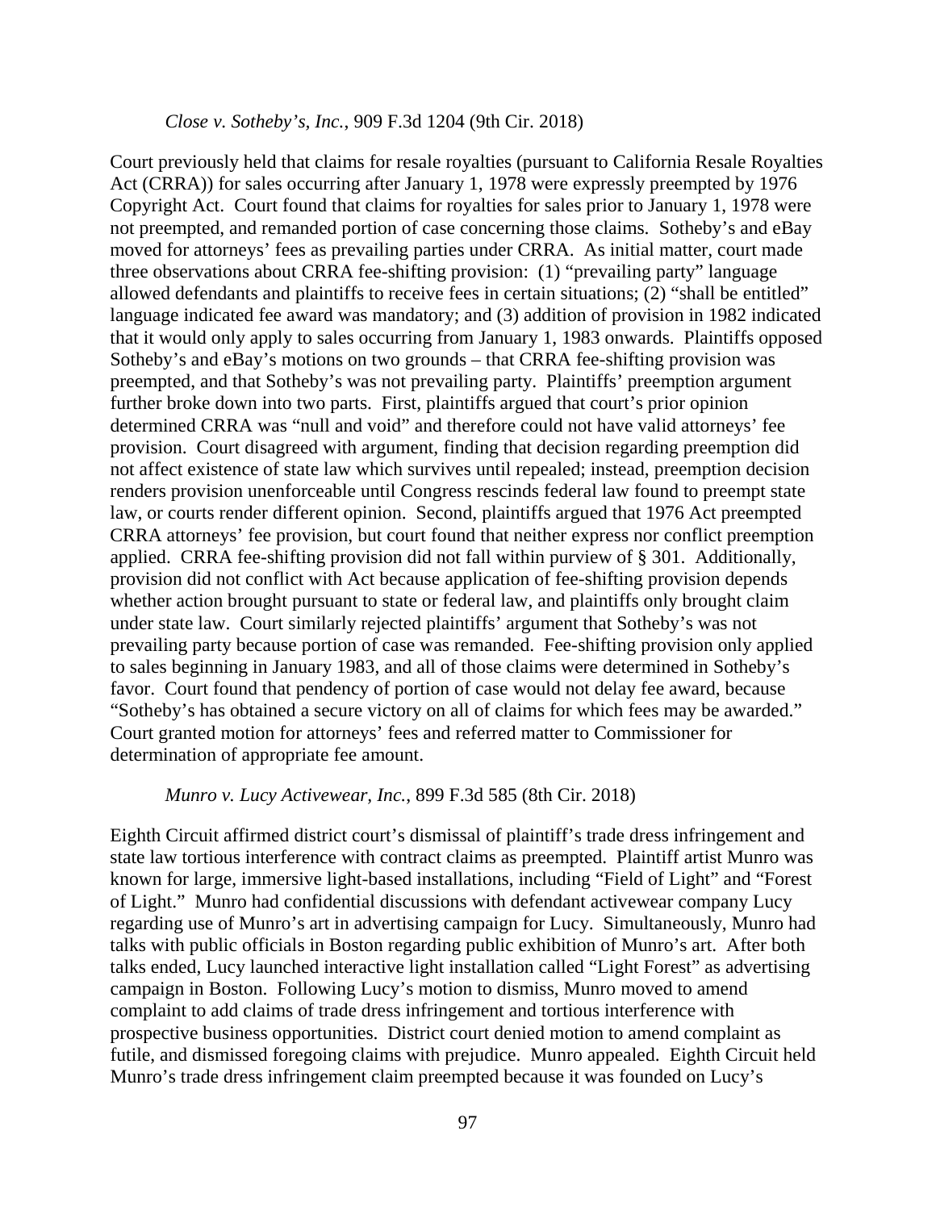*Close v. Sotheby's, Inc.*, 909 F.3d 1204 (9th Cir. 2018)

Court previously held that claims for resale royalties (pursuant to California Resale Royalties Act (CRRA)) for sales occurring after January 1, 1978 were expressly preempted by 1976 Copyright Act. Court found that claims for royalties for sales prior to January 1, 1978 were not preempted, and remanded portion of case concerning those claims. Sotheby's and eBay moved for attorneys' fees as prevailing parties under CRRA. As initial matter, court made three observations about CRRA fee-shifting provision: (1) "prevailing party" language allowed defendants and plaintiffs to receive fees in certain situations; (2) "shall be entitled" language indicated fee award was mandatory; and (3) addition of provision in 1982 indicated that it would only apply to sales occurring from January 1, 1983 onwards. Plaintiffs opposed Sotheby's and eBay's motions on two grounds – that CRRA fee-shifting provision was preempted, and that Sotheby's was not prevailing party. Plaintiffs' preemption argument further broke down into two parts. First, plaintiffs argued that court's prior opinion determined CRRA was "null and void" and therefore could not have valid attorneys' fee provision. Court disagreed with argument, finding that decision regarding preemption did not affect existence of state law which survives until repealed; instead, preemption decision renders provision unenforceable until Congress rescinds federal law found to preempt state law, or courts render different opinion. Second, plaintiffs argued that 1976 Act preempted CRRA attorneys' fee provision, but court found that neither express nor conflict preemption applied. CRRA fee-shifting provision did not fall within purview of § 301. Additionally, provision did not conflict with Act because application of fee-shifting provision depends whether action brought pursuant to state or federal law, and plaintiffs only brought claim under state law. Court similarly rejected plaintiffs' argument that Sotheby's was not prevailing party because portion of case was remanded. Fee-shifting provision only applied to sales beginning in January 1983, and all of those claims were determined in Sotheby's favor. Court found that pendency of portion of case would not delay fee award, because "Sotheby's has obtained a secure victory on all of claims for which fees may be awarded." Court granted motion for attorneys' fees and referred matter to Commissioner for determination of appropriate fee amount.

*Munro v. Lucy Activewear, Inc.*, 899 F.3d 585 (8th Cir. 2018)

Eighth Circuit affirmed district court's dismissal of plaintiff's trade dress infringement and state law tortious interference with contract claims as preempted. Plaintiff artist Munro was known for large, immersive light-based installations, including "Field of Light" and "Forest of Light." Munro had confidential discussions with defendant activewear company Lucy regarding use of Munro's art in advertising campaign for Lucy. Simultaneously, Munro had talks with public officials in Boston regarding public exhibition of Munro's art. After both talks ended, Lucy launched interactive light installation called "Light Forest" as advertising campaign in Boston. Following Lucy's motion to dismiss, Munro moved to amend complaint to add claims of trade dress infringement and tortious interference with prospective business opportunities. District court denied motion to amend complaint as futile, and dismissed foregoing claims with prejudice. Munro appealed. Eighth Circuit held Munro's trade dress infringement claim preempted because it was founded on Lucy's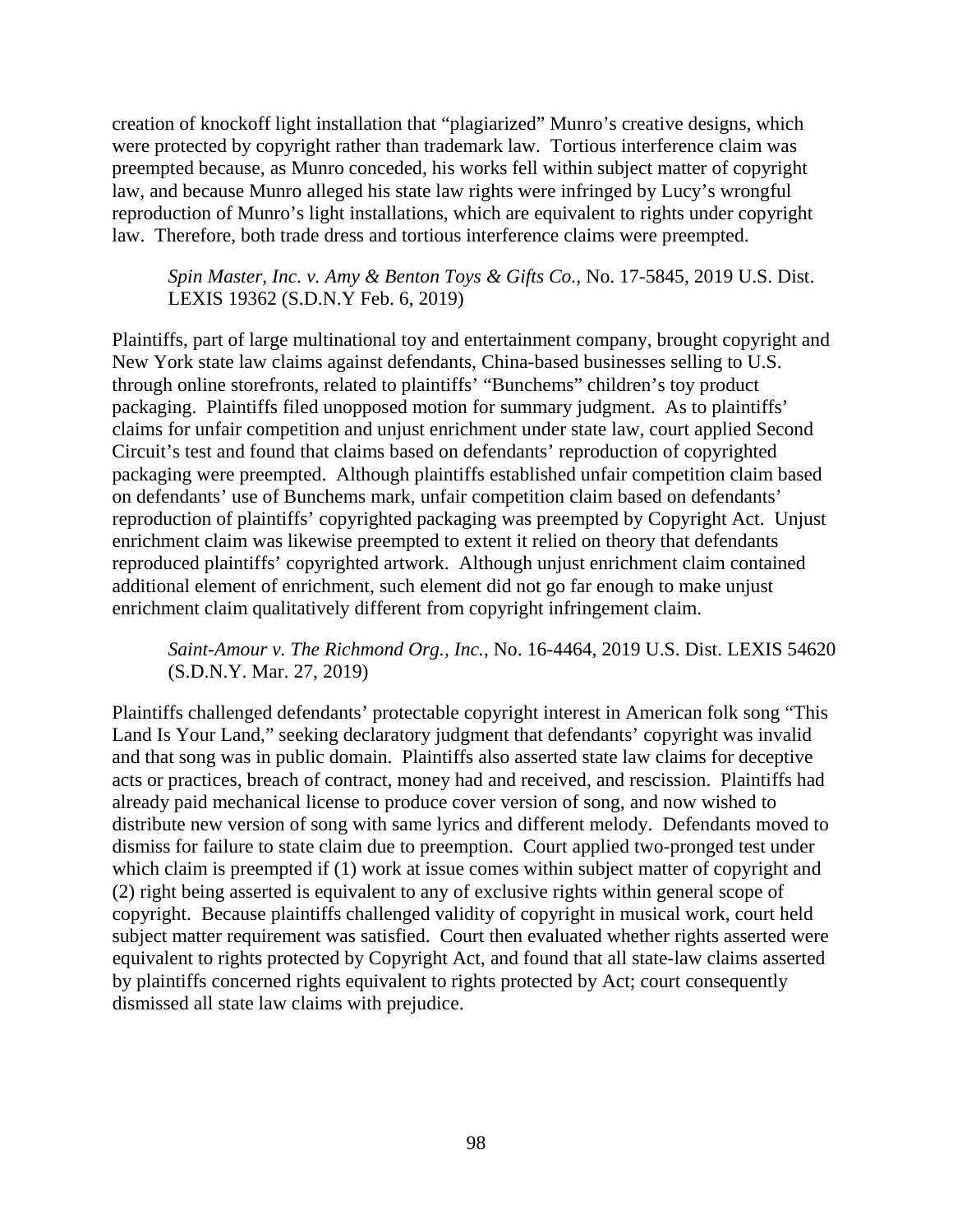creation of knockoff light installation that "plagiarized" Munro's creative designs, which were protected by copyright rather than trademark law. Tortious interference claim was preempted because, as Munro conceded, his works fell within subject matter of copyright law, and because Munro alleged his state law rights were infringed by Lucy's wrongful reproduction of Munro's light installations, which are equivalent to rights under copyright law. Therefore, both trade dress and tortious interference claims were preempted.

> *Spin Master, Inc. v. Amy & Benton Toys & Gifts Co.*, No. 17-5845, 2019 U.S. Dist. LEXIS 19362 (S.D.N.Y Feb. 6, 2019)

Plaintiffs, part of large multinational toy and entertainment company, brought copyright and New York state law claims against defendants, China-based businesses selling to U.S. through online storefronts, related to plaintiffs' "Bunchems" children's toy product packaging. Plaintiffs filed unopposed motion for summary judgment. As to plaintiffs' claims for unfair competition and unjust enrichment under state law, court applied Second Circuit's test and found that claims based on defendants' reproduction of copyrighted packaging were preempted. Although plaintiffs established unfair competition claim based on defendants' use of Bunchems mark, unfair competition claim based on defendants' reproduction of plaintiffs' copyrighted packaging was preempted by Copyright Act. Unjust enrichment claim was likewise preempted to extent it relied on theory that defendants reproduced plaintiffs' copyrighted artwork. Although unjust enrichment claim contained additional element of enrichment, such element did not go far enough to make unjust enrichment claim qualitatively different from copyright infringement claim.

> *Saint-Amour v. The Richmond Org., Inc.*, No. 16-4464, 2019 U.S. Dist. LEXIS 54620 (S.D.N.Y. Mar. 27, 2019)

Plaintiffs challenged defendants' protectable copyright interest in American folk song "This Land Is Your Land," seeking declaratory judgment that defendants' copyright was invalid and that song was in public domain. Plaintiffs also asserted state law claims for deceptive acts or practices, breach of contract, money had and received, and rescission. Plaintiffs had already paid mechanical license to produce cover version of song, and now wished to distribute new version of song with same lyrics and different melody. Defendants moved to dismiss for failure to state claim due to preemption. Court applied two-pronged test under which claim is preempted if (1) work at issue comes within subject matter of copyright and (2) right being asserted is equivalent to any of exclusive rights within general scope of copyright. Because plaintiffs challenged validity of copyright in musical work, court held subject matter requirement was satisfied. Court then evaluated whether rights asserted were equivalent to rights protected by Copyright Act, and found that all state-law claims asserted by plaintiffs concerned rights equivalent to rights protected by Act; court consequently dismissed all state law claims with prejudice.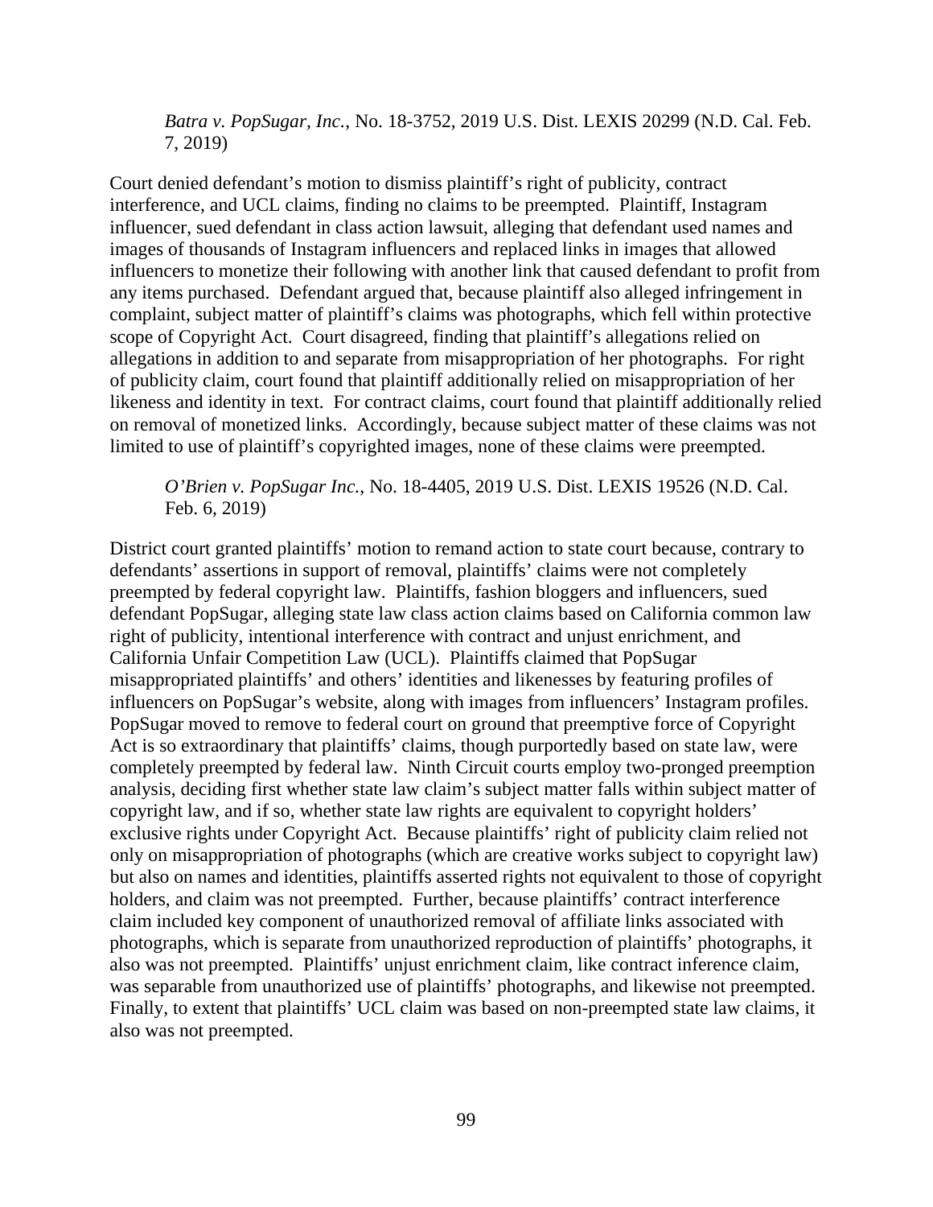*Batra v. PopSugar, Inc.*, No. 18-3752, 2019 U.S. Dist. LEXIS 20299 (N.D. Cal. Feb. 7, 2019)

Court denied defendant's motion to dismiss plaintiff's right of publicity, contract interference, and UCL claims, finding no claims to be preempted. Plaintiff, Instagram influencer, sued defendant in class action lawsuit, alleging that defendant used names and images of thousands of Instagram influencers and replaced links in images that allowed influencers to monetize their following with another link that caused defendant to profit from any items purchased. Defendant argued that, because plaintiff also alleged infringement in complaint, subject matter of plaintiff's claims was photographs, which fell within protective scope of Copyright Act. Court disagreed, finding that plaintiff's allegations relied on allegations in addition to and separate from misappropriation of her photographs. For right of publicity claim, court found that plaintiff additionally relied on misappropriation of her likeness and identity in text. For contract claims, court found that plaintiff additionally relied on removal of monetized links. Accordingly, because subject matter of these claims was not limited to use of plaintiff's copyrighted images, none of these claims were preempted.

*O'Brien v. PopSugar Inc.*, No. 18-4405, 2019 U.S. Dist. LEXIS 19526 (N.D. Cal. Feb. 6, 2019)

District court granted plaintiffs' motion to remand action to state court because, contrary to defendants' assertions in support of removal, plaintiffs' claims were not completely preempted by federal copyright law. Plaintiffs, fashion bloggers and influencers, sued defendant PopSugar, alleging state law class action claims based on California common law right of publicity, intentional interference with contract and unjust enrichment, and California Unfair Competition Law (UCL). Plaintiffs claimed that PopSugar misappropriated plaintiffs' and others' identities and likenesses by featuring profiles of influencers on PopSugar's website, along with images from influencers' Instagram profiles. PopSugar moved to remove to federal court on ground that preemptive force of Copyright Act is so extraordinary that plaintiffs' claims, though purportedly based on state law, were completely preempted by federal law. Ninth Circuit courts employ two-pronged preemption analysis, deciding first whether state law claim's subject matter falls within subject matter of copyright law, and if so, whether state law rights are equivalent to copyright holders' exclusive rights under Copyright Act. Because plaintiffs' right of publicity claim relied not only on misappropriation of photographs (which are creative works subject to copyright law) but also on names and identities, plaintiffs asserted rights not equivalent to those of copyright holders, and claim was not preempted. Further, because plaintiffs' contract interference claim included key component of unauthorized removal of affiliate links associated with photographs, which is separate from unauthorized reproduction of plaintiffs' photographs, it also was not preempted. Plaintiffs' unjust enrichment claim, like contract inference claim, was separable from unauthorized use of plaintiffs' photographs, and likewise not preempted. Finally, to extent that plaintiffs' UCL claim was based on non-preempted state law claims, it also was not preempted.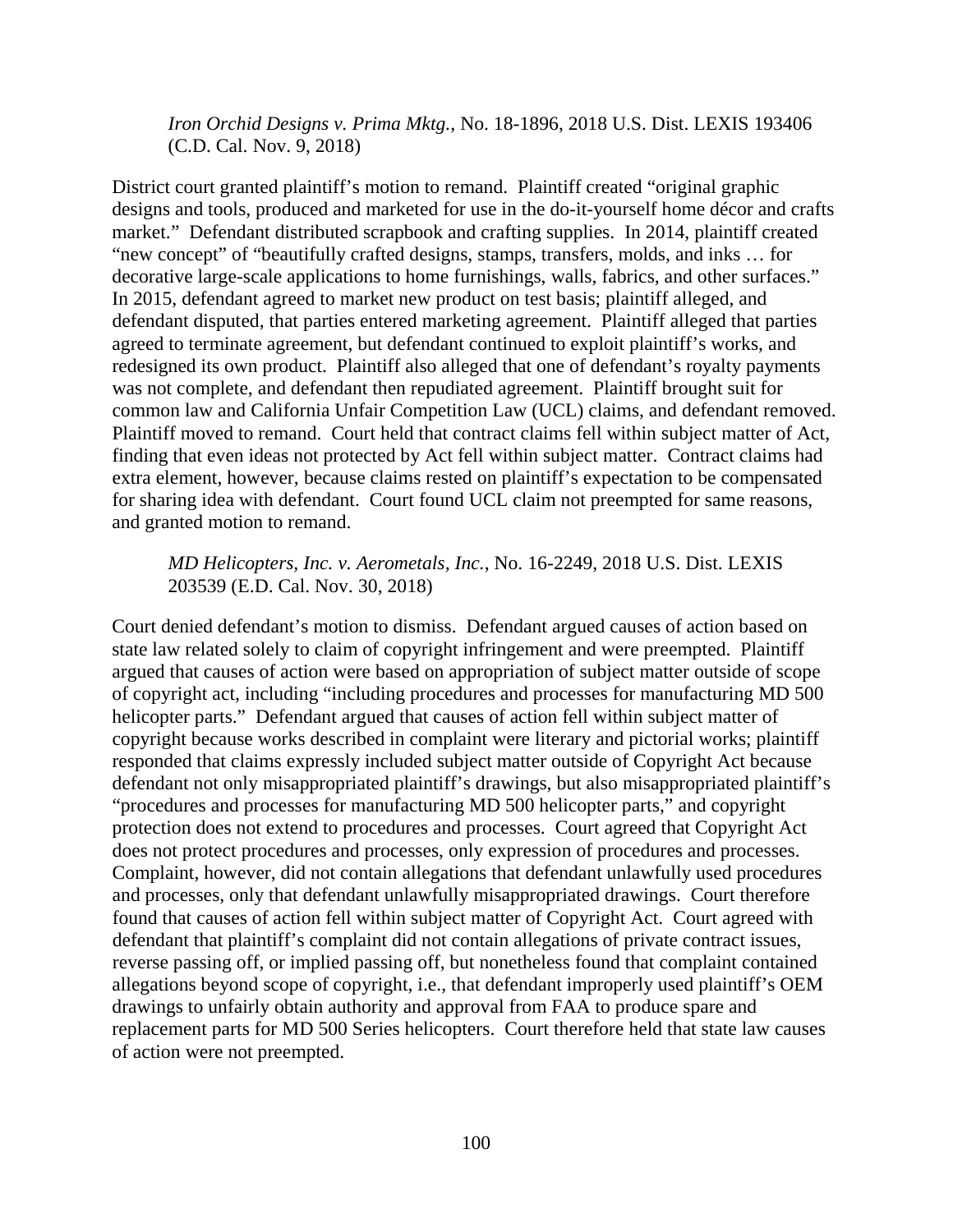*Iron Orchid Designs v. Prima Mktg.*, No. 18-1896, 2018 U.S. Dist. LEXIS 193406 (C.D. Cal. Nov. 9, 2018)

District court granted plaintiff's motion to remand. Plaintiff created "original graphic designs and tools, produced and marketed for use in the do-it-yourself home décor and crafts market." Defendant distributed scrapbook and crafting supplies. In 2014, plaintiff created "new concept" of "beautifully crafted designs, stamps, transfers, molds, and inks … for decorative large-scale applications to home furnishings, walls, fabrics, and other surfaces." In 2015, defendant agreed to market new product on test basis; plaintiff alleged, and defendant disputed, that parties entered marketing agreement. Plaintiff alleged that parties agreed to terminate agreement, but defendant continued to exploit plaintiff's works, and redesigned its own product. Plaintiff also alleged that one of defendant's royalty payments was not complete, and defendant then repudiated agreement. Plaintiff brought suit for common law and California Unfair Competition Law (UCL) claims, and defendant removed. Plaintiff moved to remand. Court held that contract claims fell within subject matter of Act, finding that even ideas not protected by Act fell within subject matter. Contract claims had extra element, however, because claims rested on plaintiff's expectation to be compensated for sharing idea with defendant. Court found UCL claim not preempted for same reasons, and granted motion to remand.

*MD Helicopters, Inc. v. Aerometals, Inc.*, No. 16-2249, 2018 U.S. Dist. LEXIS 203539 (E.D. Cal. Nov. 30, 2018)

Court denied defendant's motion to dismiss. Defendant argued causes of action based on state law related solely to claim of copyright infringement and were preempted. Plaintiff argued that causes of action were based on appropriation of subject matter outside of scope of copyright act, including "including procedures and processes for manufacturing MD 500 helicopter parts." Defendant argued that causes of action fell within subject matter of copyright because works described in complaint were literary and pictorial works; plaintiff responded that claims expressly included subject matter outside of Copyright Act because defendant not only misappropriated plaintiff's drawings, but also misappropriated plaintiff's "procedures and processes for manufacturing MD 500 helicopter parts," and copyright protection does not extend to procedures and processes. Court agreed that Copyright Act does not protect procedures and processes, only expression of procedures and processes. Complaint, however, did not contain allegations that defendant unlawfully used procedures and processes, only that defendant unlawfully misappropriated drawings. Court therefore found that causes of action fell within subject matter of Copyright Act. Court agreed with defendant that plaintiff's complaint did not contain allegations of private contract issues, reverse passing off, or implied passing off, but nonetheless found that complaint contained allegations beyond scope of copyright, i.e., that defendant improperly used plaintiff's OEM drawings to unfairly obtain authority and approval from FAA to produce spare and replacement parts for MD 500 Series helicopters. Court therefore held that state law causes of action were not preempted.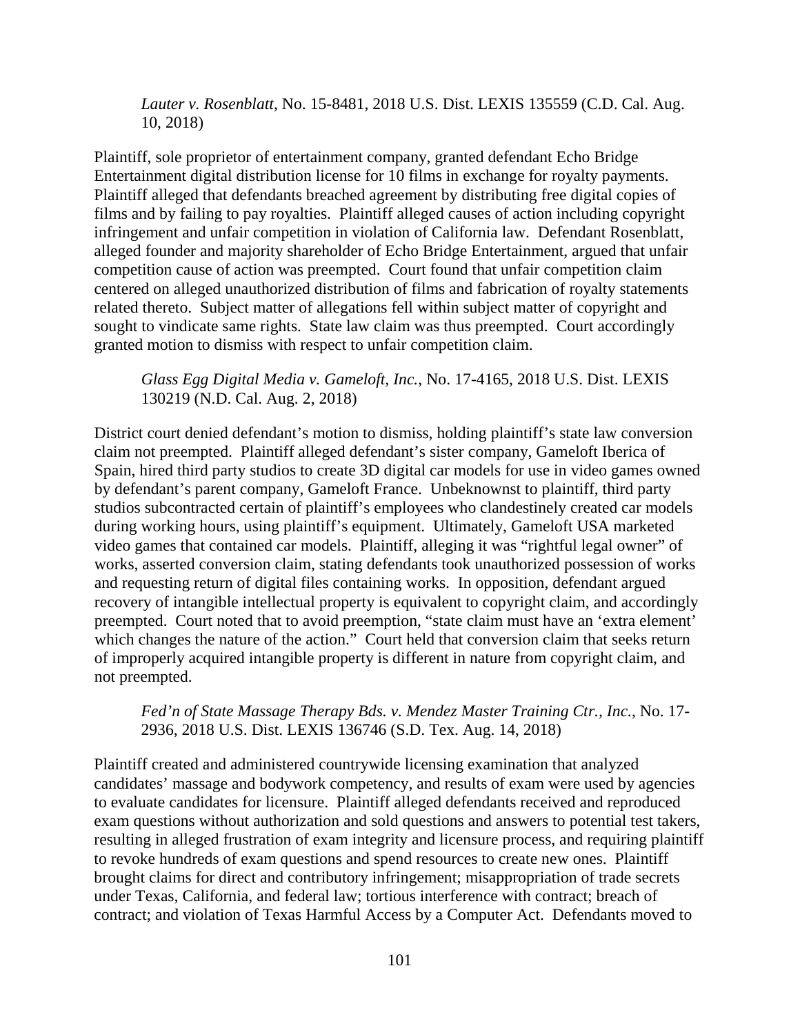*Lauter v. Rosenblatt*, No. 15-8481, 2018 U.S. Dist. LEXIS 135559 (C.D. Cal. Aug. 10, 2018)

Plaintiff, sole proprietor of entertainment company, granted defendant Echo Bridge Entertainment digital distribution license for 10 films in exchange for royalty payments. Plaintiff alleged that defendants breached agreement by distributing free digital copies of films and by failing to pay royalties. Plaintiff alleged causes of action including copyright infringement and unfair competition in violation of California law. Defendant Rosenblatt, alleged founder and majority shareholder of Echo Bridge Entertainment, argued that unfair competition cause of action was preempted. Court found that unfair competition claim centered on alleged unauthorized distribution of films and fabrication of royalty statements related thereto. Subject matter of allegations fell within subject matter of copyright and sought to vindicate same rights. State law claim was thus preempted. Court accordingly granted motion to dismiss with respect to unfair competition claim.

*Glass Egg Digital Media v. Gameloft, Inc.*, No. 17-4165, 2018 U.S. Dist. LEXIS 130219 (N.D. Cal. Aug. 2, 2018)

District court denied defendant's motion to dismiss, holding plaintiff's state law conversion claim not preempted. Plaintiff alleged defendant's sister company, Gameloft Iberica of Spain, hired third party studios to create 3D digital car models for use in video games owned by defendant's parent company, Gameloft France. Unbeknownst to plaintiff, third party studios subcontracted certain of plaintiff's employees who clandestinely created car models during working hours, using plaintiff's equipment. Ultimately, Gameloft USA marketed video games that contained car models. Plaintiff, alleging it was "rightful legal owner" of works, asserted conversion claim, stating defendants took unauthorized possession of works and requesting return of digital files containing works. In opposition, defendant argued recovery of intangible intellectual property is equivalent to copyright claim, and accordingly preempted. Court noted that to avoid preemption, "state claim must have an 'extra element' which changes the nature of the action." Court held that conversion claim that seeks return of improperly acquired intangible property is different in nature from copyright claim, and not preempted.

*Fed'n of State Massage Therapy Bds. v. Mendez Master Training Ctr., Inc.*, No. 17-2936, 2018 U.S. Dist. LEXIS 136746 (S.D. Tex. Aug. 14, 2018)

Plaintiff created and administered countrywide licensing examination that analyzed candidates' massage and bodywork competency, and results of exam were used by agencies to evaluate candidates for licensure. Plaintiff alleged defendants received and reproduced exam questions without authorization and sold questions and answers to potential test takers, resulting in alleged frustration of exam integrity and licensure process, and requiring plaintiff to revoke hundreds of exam questions and spend resources to create new ones. Plaintiff brought claims for direct and contributory infringement; misappropriation of trade secrets under Texas, California, and federal law; tortious interference with contract; breach of contract; and violation of Texas Harmful Access by a Computer Act. Defendants moved to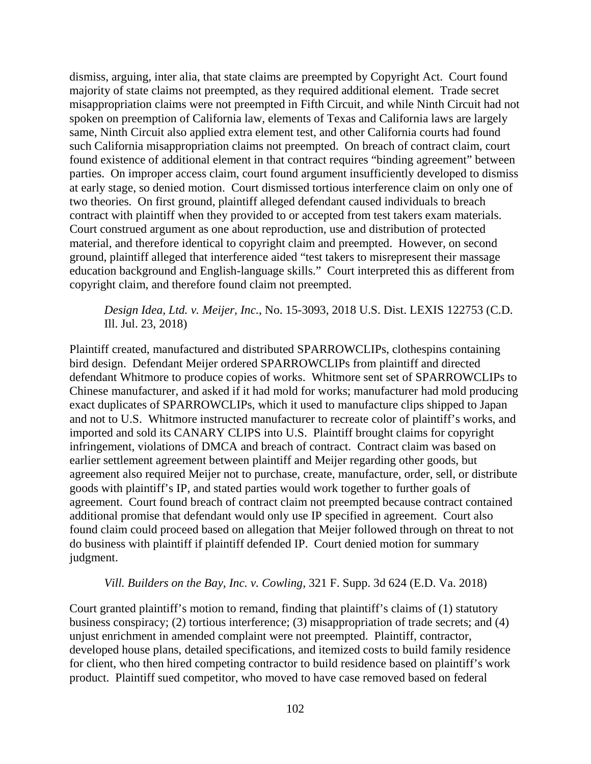dismiss, arguing, inter alia, that state claims are preempted by Copyright Act. Court found majority of state claims not preempted, as they required additional element. Trade secret misappropriation claims were not preempted in Fifth Circuit, and while Ninth Circuit had not spoken on preemption of California law, elements of Texas and California laws are largely same, Ninth Circuit also applied extra element test, and other California courts had found such California misappropriation claims not preempted. On breach of contract claim, court found existence of additional element in that contract requires "binding agreement" between parties. On improper access claim, court found argument insufficiently developed to dismiss at early stage, so denied motion. Court dismissed tortious interference claim on only one of two theories. On first ground, plaintiff alleged defendant caused individuals to breach contract with plaintiff when they provided to or accepted from test takers exam materials. Court construed argument as one about reproduction, use and distribution of protected material, and therefore identical to copyright claim and preempted. However, on second ground, plaintiff alleged that interference aided "test takers to misrepresent their massage education background and English-language skills." Court interpreted this as different from copyright claim, and therefore found claim not preempted.

*Design Idea, Ltd. v. Meijer, Inc.*, No. 15-3093, 2018 U.S. Dist. LEXIS 122753 (C.D. Ill. Jul. 23, 2018)

Plaintiff created, manufactured and distributed SPARROWCLIPs, clothespins containing bird design. Defendant Meijer ordered SPARROWCLIPs from plaintiff and directed defendant Whitmore to produce copies of works. Whitmore sent set of SPARROWCLIPs to Chinese manufacturer, and asked if it had mold for works; manufacturer had mold producing exact duplicates of SPARROWCLIPs, which it used to manufacture clips shipped to Japan and not to U.S. Whitmore instructed manufacturer to recreate color of plaintiff's works, and imported and sold its CANARY CLIPS into U.S. Plaintiff brought claims for copyright infringement, violations of DMCA and breach of contract. Contract claim was based on earlier settlement agreement between plaintiff and Meijer regarding other goods, but agreement also required Meijer not to purchase, create, manufacture, order, sell, or distribute goods with plaintiff's IP, and stated parties would work together to further goals of agreement. Court found breach of contract claim not preempted because contract contained additional promise that defendant would only use IP specified in agreement. Court also found claim could proceed based on allegation that Meijer followed through on threat to not do business with plaintiff if plaintiff defended IP. Court denied motion for summary judgment.

*Vill. Builders on the Bay, Inc. v. Cowling*, 321 F. Supp. 3d 624 (E.D. Va. 2018)

Court granted plaintiff's motion to remand, finding that plaintiff's claims of (1) statutory business conspiracy; (2) tortious interference; (3) misappropriation of trade secrets; and (4) unjust enrichment in amended complaint were not preempted. Plaintiff, contractor, developed house plans, detailed specifications, and itemized costs to build family residence for client, who then hired competing contractor to build residence based on plaintiff's work product. Plaintiff sued competitor, who moved to have case removed based on federal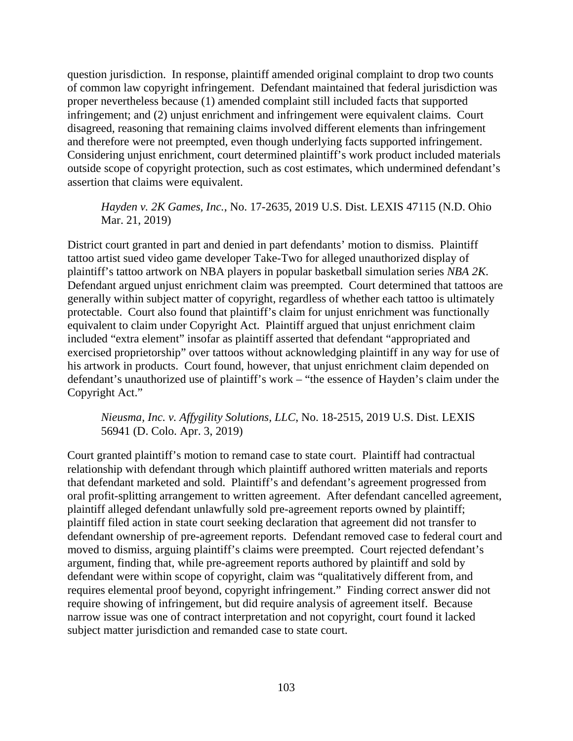question jurisdiction. In response, plaintiff amended original complaint to drop two counts of common law copyright infringement. Defendant maintained that federal jurisdiction was proper nevertheless because (1) amended complaint still included facts that supported infringement; and (2) unjust enrichment and infringement were equivalent claims. Court disagreed, reasoning that remaining claims involved different elements than infringement and therefore were not preempted, even though underlying facts supported infringement. Considering unjust enrichment, court determined plaintiff's work product included materials outside scope of copyright protection, such as cost estimates, which undermined defendant's assertion that claims were equivalent.

> *Hayden v. 2K Games, Inc.*, No. 17-2635, 2019 U.S. Dist. LEXIS 47115 (N.D. Ohio Mar. 21, 2019)

District court granted in part and denied in part defendants' motion to dismiss. Plaintiff tattoo artist sued video game developer Take-Two for alleged unauthorized display of plaintiff's tattoo artwork on NBA players in popular basketball simulation series *NBA 2K*. Defendant argued unjust enrichment claim was preempted. Court determined that tattoos are generally within subject matter of copyright, regardless of whether each tattoo is ultimately protectable. Court also found that plaintiff's claim for unjust enrichment was functionally equivalent to claim under Copyright Act. Plaintiff argued that unjust enrichment claim included "extra element" insofar as plaintiff asserted that defendant "appropriated and exercised proprietorship" over tattoos without acknowledging plaintiff in any way for use of his artwork in products. Court found, however, that unjust enrichment claim depended on defendant's unauthorized use of plaintiff's work – "the essence of Hayden's claim under the Copyright Act."

> *Nieusma, Inc. v. Affygility Solutions, LLC*, No. 18-2515, 2019 U.S. Dist. LEXIS 56941 (D. Colo. Apr. 3, 2019)

Court granted plaintiff's motion to remand case to state court. Plaintiff had contractual relationship with defendant through which plaintiff authored written materials and reports that defendant marketed and sold. Plaintiff's and defendant's agreement progressed from oral profit-splitting arrangement to written agreement. After defendant cancelled agreement, plaintiff alleged defendant unlawfully sold pre-agreement reports owned by plaintiff; plaintiff filed action in state court seeking declaration that agreement did not transfer to defendant ownership of pre-agreement reports. Defendant removed case to federal court and moved to dismiss, arguing plaintiff's claims were preempted. Court rejected defendant's argument, finding that, while pre-agreement reports authored by plaintiff and sold by defendant were within scope of copyright, claim was "qualitatively different from, and requires elemental proof beyond, copyright infringement." Finding correct answer did not require showing of infringement, but did require analysis of agreement itself. Because narrow issue was one of contract interpretation and not copyright, court found it lacked subject matter jurisdiction and remanded case to state court.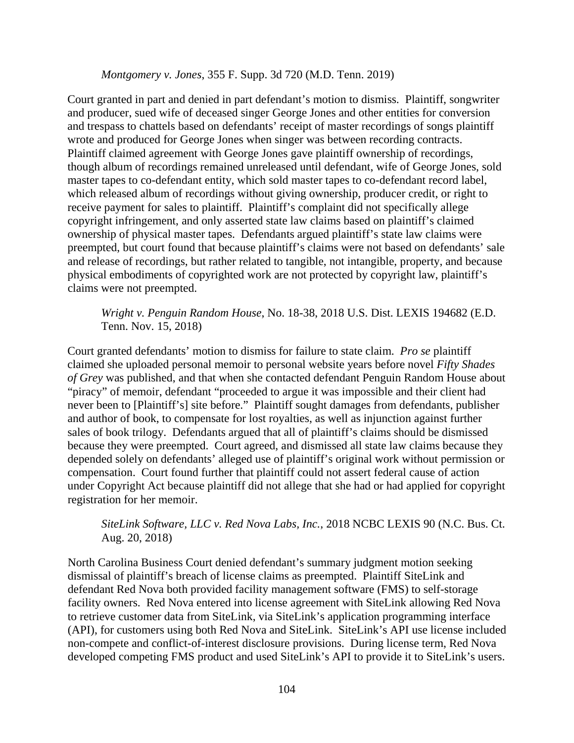*Montgomery v. Jones*, 355 F. Supp. 3d 720 (M.D. Tenn. 2019)

Court granted in part and denied in part defendant's motion to dismiss. Plaintiff, songwriter and producer, sued wife of deceased singer George Jones and other entities for conversion and trespass to chattels based on defendants' receipt of master recordings of songs plaintiff wrote and produced for George Jones when singer was between recording contracts. Plaintiff claimed agreement with George Jones gave plaintiff ownership of recordings, though album of recordings remained unreleased until defendant, wife of George Jones, sold master tapes to co-defendant entity, which sold master tapes to co-defendant record label, which released album of recordings without giving ownership, producer credit, or right to receive payment for sales to plaintiff. Plaintiff's complaint did not specifically allege copyright infringement, and only asserted state law claims based on plaintiff's claimed ownership of physical master tapes. Defendants argued plaintiff's state law claims were preempted, but court found that because plaintiff's claims were not based on defendants' sale and release of recordings, but rather related to tangible, not intangible, property, and because physical embodiments of copyrighted work are not protected by copyright law, plaintiff's claims were not preempted.

*Wright v. Penguin Random House*, No. 18-38, 2018 U.S. Dist. LEXIS 194682 (E.D. Tenn. Nov. 15, 2018)

Court granted defendants' motion to dismiss for failure to state claim. *Pro se* plaintiff claimed she uploaded personal memoir to personal website years before novel *Fifty Shades of Grey* was published, and that when she contacted defendant Penguin Random House about "piracy" of memoir, defendant "proceeded to argue it was impossible and their client had never been to [Plaintiff's] site before." Plaintiff sought damages from defendants, publisher and author of book, to compensate for lost royalties, as well as injunction against further sales of book trilogy. Defendants argued that all of plaintiff's claims should be dismissed because they were preempted. Court agreed, and dismissed all state law claims because they depended solely on defendants' alleged use of plaintiff's original work without permission or compensation. Court found further that plaintiff could not assert federal cause of action under Copyright Act because plaintiff did not allege that she had or had applied for copyright registration for her memoir.

*SiteLink Software, LLC v. Red Nova Labs, Inc.*, 2018 NCBC LEXIS 90 (N.C. Bus. Ct. Aug. 20, 2018)

North Carolina Business Court denied defendant's summary judgment motion seeking dismissal of plaintiff's breach of license claims as preempted. Plaintiff SiteLink and defendant Red Nova both provided facility management software (FMS) to self-storage facility owners. Red Nova entered into license agreement with SiteLink allowing Red Nova to retrieve customer data from SiteLink, via SiteLink's application programming interface (API), for customers using both Red Nova and SiteLink. SiteLink's API use license included non-compete and conflict-of-interest disclosure provisions. During license term, Red Nova developed competing FMS product and used SiteLink's API to provide it to SiteLink's users.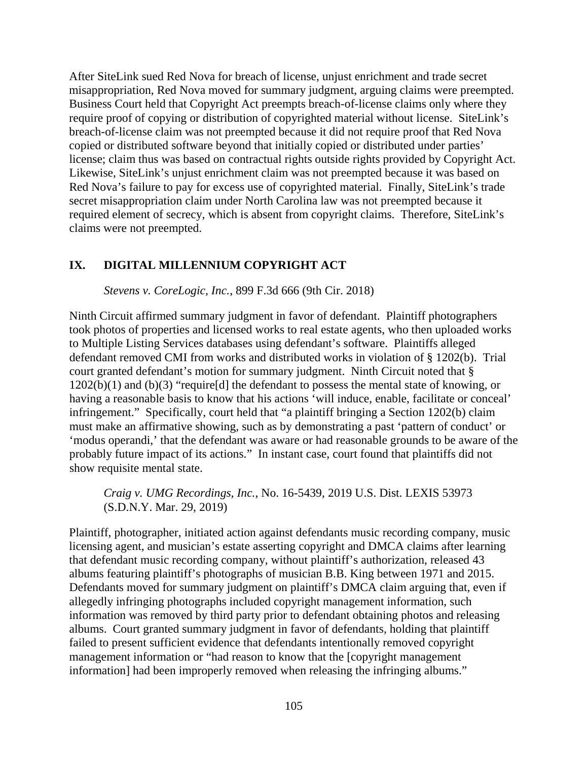After SiteLink sued Red Nova for breach of license, unjust enrichment and trade secret misappropriation, Red Nova moved for summary judgment, arguing claims were preempted. Business Court held that Copyright Act preempts breach-of-license claims only where they require proof of copying or distribution of copyrighted material without license. SiteLink's breach-of-license claim was not preempted because it did not require proof that Red Nova copied or distributed software beyond that initially copied or distributed under parties' license; claim thus was based on contractual rights outside rights provided by Copyright Act. Likewise, SiteLink's unjust enrichment claim was not preempted because it was based on Red Nova's failure to pay for excess use of copyrighted material. Finally, SiteLink's trade secret misappropriation claim under North Carolina law was not preempted because it required element of secrecy, which is absent from copyright claims. Therefore, SiteLink's claims were not preempted.

## IX. DIGITAL MILLENNIUM COPYRIGHT ACT

*Stevens v. CoreLogic, Inc.*, 899 F.3d 666 (9th Cir. 2018)

Ninth Circuit affirmed summary judgment in favor of defendant. Plaintiff photographers took photos of properties and licensed works to real estate agents, who then uploaded works to Multiple Listing Services databases using defendant's software. Plaintiffs alleged defendant removed CMI from works and distributed works in violation of § 1202(b). Trial court granted defendant's motion for summary judgment. Ninth Circuit noted that § 1202(b)(1) and (b)(3) "require[d] the defendant to possess the mental state of knowing, or having a reasonable basis to know that his actions 'will induce, enable, facilitate or conceal' infringement." Specifically, court held that "a plaintiff bringing a Section 1202(b) claim must make an affirmative showing, such as by demonstrating a past 'pattern of conduct' or 'modus operandi,' that the defendant was aware or had reasonable grounds to be aware of the probably future impact of its actions." In instant case, court found that plaintiffs did not show requisite mental state.

*Craig v. UMG Recordings, Inc.*, No. 16-5439, 2019 U.S. Dist. LEXIS 53973 (S.D.N.Y. Mar. 29, 2019)

Plaintiff, photographer, initiated action against defendants music recording company, music licensing agent, and musician's estate asserting copyright and DMCA claims after learning that defendant music recording company, without plaintiff's authorization, released 43 albums featuring plaintiff's photographs of musician B.B. King between 1971 and 2015. Defendants moved for summary judgment on plaintiff's DMCA claim arguing that, even if allegedly infringing photographs included copyright management information, such information was removed by third party prior to defendant obtaining photos and releasing albums. Court granted summary judgment in favor of defendants, holding that plaintiff failed to present sufficient evidence that defendants intentionally removed copyright management information or "had reason to know that the [copyright management information] had been improperly removed when releasing the infringing albums."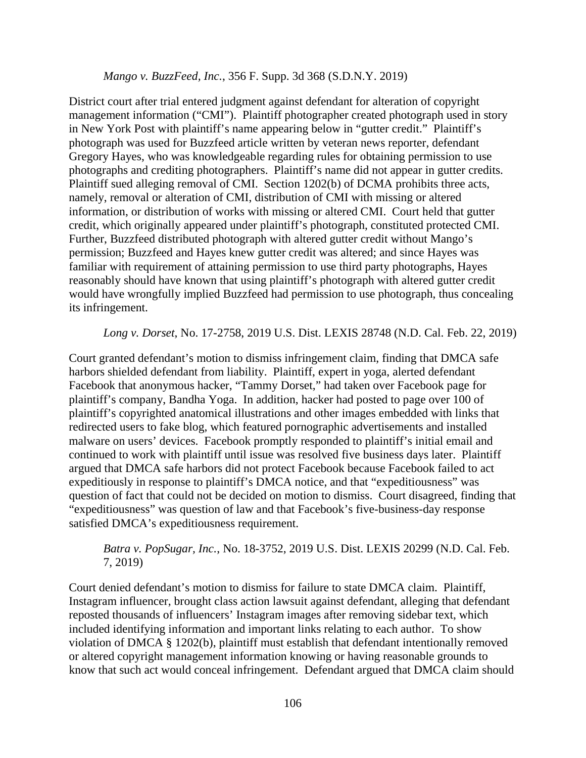*Mango v. BuzzFeed, Inc.*, 356 F. Supp. 3d 368 (S.D.N.Y. 2019)

District court after trial entered judgment against defendant for alteration of copyright management information ("CMI"). Plaintiff photographer created photograph used in story in New York Post with plaintiff's name appearing below in "gutter credit." Plaintiff's photograph was used for Buzzfeed article written by veteran news reporter, defendant Gregory Hayes, who was knowledgeable regarding rules for obtaining permission to use photographs and crediting photographers. Plaintiff's name did not appear in gutter credits. Plaintiff sued alleging removal of CMI. Section 1202(b) of DCMA prohibits three acts, namely, removal or alteration of CMI, distribution of CMI with missing or altered information, or distribution of works with missing or altered CMI. Court held that gutter credit, which originally appeared under plaintiff's photograph, constituted protected CMI. Further, Buzzfeed distributed photograph with altered gutter credit without Mango's permission; Buzzfeed and Hayes knew gutter credit was altered; and since Hayes was familiar with requirement of attaining permission to use third party photographs, Hayes reasonably should have known that using plaintiff's photograph with altered gutter credit would have wrongfully implied Buzzfeed had permission to use photograph, thus concealing its infringement.

*Long v. Dorset*, No. 17-2758, 2019 U.S. Dist. LEXIS 28748 (N.D. Cal. Feb. 22, 2019)

Court granted defendant's motion to dismiss infringement claim, finding that DMCA safe harbors shielded defendant from liability. Plaintiff, expert in yoga, alerted defendant Facebook that anonymous hacker, "Tammy Dorset," had taken over Facebook page for plaintiff's company, Bandha Yoga. In addition, hacker had posted to page over 100 of plaintiff's copyrighted anatomical illustrations and other images embedded with links that redirected users to fake blog, which featured pornographic advertisements and installed malware on users' devices. Facebook promptly responded to plaintiff's initial email and continued to work with plaintiff until issue was resolved five business days later. Plaintiff argued that DMCA safe harbors did not protect Facebook because Facebook failed to act expeditiously in response to plaintiff's DMCA notice, and that "expeditiousness" was question of fact that could not be decided on motion to dismiss. Court disagreed, finding that "expeditiousness" was question of law and that Facebook's five-business-day response satisfied DMCA's expeditiousness requirement.

*Batra v. PopSugar, Inc.*, No. 18-3752, 2019 U.S. Dist. LEXIS 20299 (N.D. Cal. Feb. 7, 2019)

Court denied defendant's motion to dismiss for failure to state DMCA claim. Plaintiff, Instagram influencer, brought class action lawsuit against defendant, alleging that defendant reposted thousands of influencers' Instagram images after removing sidebar text, which included identifying information and important links relating to each author. To show violation of DMCA § 1202(b), plaintiff must establish that defendant intentionally removed or altered copyright management information knowing or having reasonable grounds to know that such act would conceal infringement. Defendant argued that DMCA claim should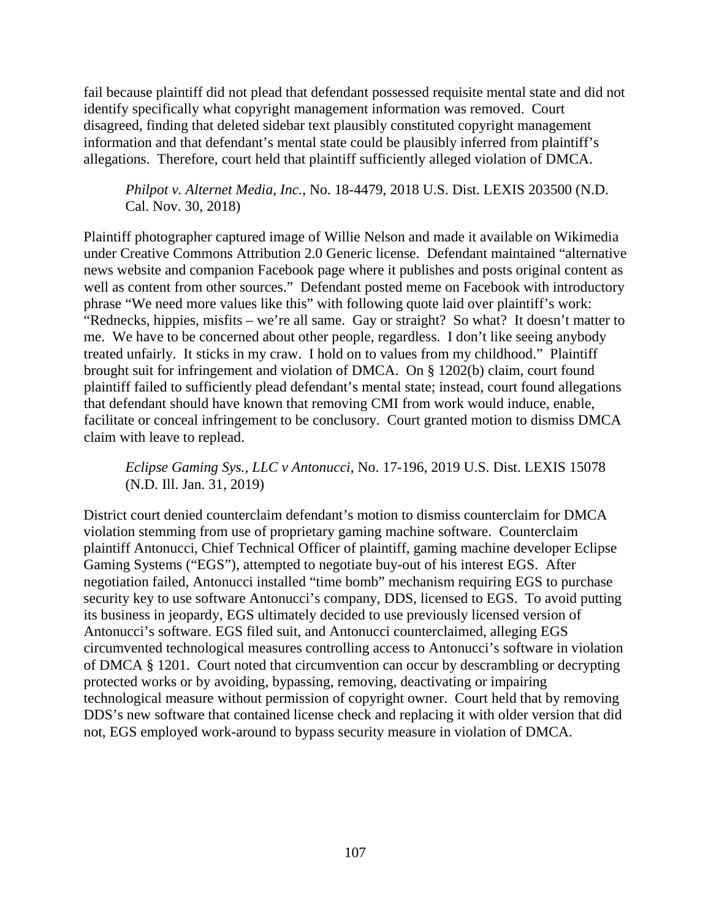fail because plaintiff did not plead that defendant possessed requisite mental state and did not identify specifically what copyright management information was removed. Court disagreed, finding that deleted sidebar text plausibly constituted copyright management information and that defendant's mental state could be plausibly inferred from plaintiff's allegations. Therefore, court held that plaintiff sufficiently alleged violation of DMCA.

> *Philpot v. Alternet Media, Inc.*, No. 18-4479, 2018 U.S. Dist. LEXIS 203500 (N.D. Cal. Nov. 30, 2018)

Plaintiff photographer captured image of Willie Nelson and made it available on Wikimedia under Creative Commons Attribution 2.0 Generic license. Defendant maintained "alternative news website and companion Facebook page where it publishes and posts original content as well as content from other sources." Defendant posted meme on Facebook with introductory phrase "We need more values like this" with following quote laid over plaintiff's work: "Rednecks, hippies, misfits – we're all same. Gay or straight? So what? It doesn't matter to me. We have to be concerned about other people, regardless. I don't like seeing anybody treated unfairly. It sticks in my craw. I hold on to values from my childhood." Plaintiff brought suit for infringement and violation of DMCA. On § 1202(b) claim, court found plaintiff failed to sufficiently plead defendant's mental state; instead, court found allegations that defendant should have known that removing CMI from work would induce, enable, facilitate or conceal infringement to be conclusory. Court granted motion to dismiss DMCA claim with leave to replead.

> *Eclipse Gaming Sys., LLC v Antonucci*, No. 17-196, 2019 U.S. Dist. LEXIS 15078 (N.D. Ill. Jan. 31, 2019)

District court denied counterclaim defendant's motion to dismiss counterclaim for DMCA violation stemming from use of proprietary gaming machine software. Counterclaim plaintiff Antonucci, Chief Technical Officer of plaintiff, gaming machine developer Eclipse Gaming Systems ("EGS"), attempted to negotiate buy-out of his interest EGS. After negotiation failed, Antonucci installed "time bomb" mechanism requiring EGS to purchase security key to use software Antonucci's company, DDS, licensed to EGS. To avoid putting its business in jeopardy, EGS ultimately decided to use previously licensed version of Antonucci's software. EGS filed suit, and Antonucci counterclaimed, alleging EGS circumvented technological measures controlling access to Antonucci's software in violation of DMCA § 1201. Court noted that circumvention can occur by descrambling or decrypting protected works or by avoiding, bypassing, removing, deactivating or impairing technological measure without permission of copyright owner. Court held that by removing DDS's new software that contained license check and replacing it with older version that did not, EGS employed work-around to bypass security measure in violation of DMCA.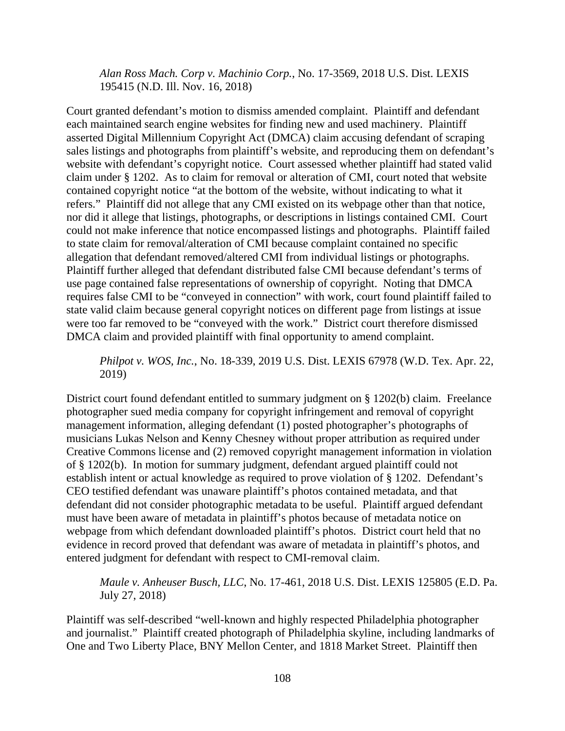*Alan Ross Mach. Corp v. Machinio Corp.*, No. 17-3569, 2018 U.S. Dist. LEXIS 195415 (N.D. Ill. Nov. 16, 2018)

Court granted defendant's motion to dismiss amended complaint. Plaintiff and defendant each maintained search engine websites for finding new and used machinery. Plaintiff asserted Digital Millennium Copyright Act (DMCA) claim accusing defendant of scraping sales listings and photographs from plaintiff's website, and reproducing them on defendant's website with defendant's copyright notice. Court assessed whether plaintiff had stated valid claim under § 1202. As to claim for removal or alteration of CMI, court noted that website contained copyright notice "at the bottom of the website, without indicating to what it refers." Plaintiff did not allege that any CMI existed on its webpage other than that notice, nor did it allege that listings, photographs, or descriptions in listings contained CMI. Court could not make inference that notice encompassed listings and photographs. Plaintiff failed to state claim for removal/alteration of CMI because complaint contained no specific allegation that defendant removed/altered CMI from individual listings or photographs. Plaintiff further alleged that defendant distributed false CMI because defendant's terms of use page contained false representations of ownership of copyright. Noting that DMCA requires false CMI to be "conveyed in connection" with work, court found plaintiff failed to state valid claim because general copyright notices on different page from listings at issue were too far removed to be "conveyed with the work." District court therefore dismissed DMCA claim and provided plaintiff with final opportunity to amend complaint.

*Philpot v. WOS, Inc.*, No. 18-339, 2019 U.S. Dist. LEXIS 67978 (W.D. Tex. Apr. 22, 2019)

District court found defendant entitled to summary judgment on § 1202(b) claim. Freelance photographer sued media company for copyright infringement and removal of copyright management information, alleging defendant (1) posted photographer's photographs of musicians Lukas Nelson and Kenny Chesney without proper attribution as required under Creative Commons license and (2) removed copyright management information in violation of § 1202(b). In motion for summary judgment, defendant argued plaintiff could not establish intent or actual knowledge as required to prove violation of § 1202. Defendant's CEO testified defendant was unaware plaintiff's photos contained metadata, and that defendant did not consider photographic metadata to be useful. Plaintiff argued defendant must have been aware of metadata in plaintiff's photos because of metadata notice on webpage from which defendant downloaded plaintiff's photos. District court held that no evidence in record proved that defendant was aware of metadata in plaintiff's photos, and entered judgment for defendant with respect to CMI-removal claim.

*Maule v. Anheuser Busch, LLC*, No. 17-461, 2018 U.S. Dist. LEXIS 125805 (E.D. Pa. July 27, 2018)

Plaintiff was self-described "well-known and highly respected Philadelphia photographer and journalist." Plaintiff created photograph of Philadelphia skyline, including landmarks of One and Two Liberty Place, BNY Mellon Center, and 1818 Market Street. Plaintiff then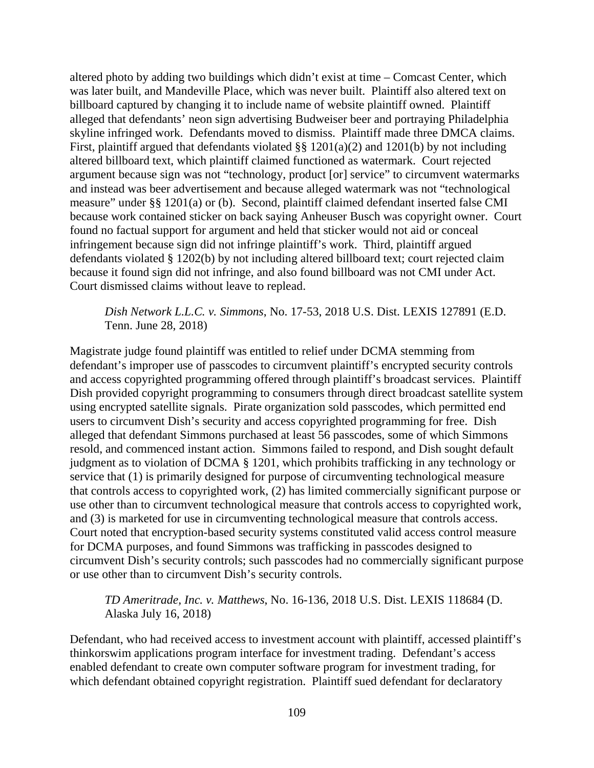altered photo by adding two buildings which didn't exist at time – Comcast Center, which was later built, and Mandeville Place, which was never built. Plaintiff also altered text on billboard captured by changing it to include name of website plaintiff owned. Plaintiff alleged that defendants' neon sign advertising Budweiser beer and portraying Philadelphia skyline infringed work. Defendants moved to dismiss. Plaintiff made three DMCA claims. First, plaintiff argued that defendants violated §§ 1201(a)(2) and 1201(b) by not including altered billboard text, which plaintiff claimed functioned as watermark. Court rejected argument because sign was not "technology, product [or] service" to circumvent watermarks and instead was beer advertisement and because alleged watermark was not "technological measure" under §§ 1201(a) or (b). Second, plaintiff claimed defendant inserted false CMI because work contained sticker on back saying Anheuser Busch was copyright owner. Court found no factual support for argument and held that sticker would not aid or conceal infringement because sign did not infringe plaintiff's work. Third, plaintiff argued defendants violated § 1202(b) by not including altered billboard text; court rejected claim because it found sign did not infringe, and also found billboard was not CMI under Act. Court dismissed claims without leave to replead.

> *Dish Network L.L.C. v. Simmons*, No. 17-53, 2018 U.S. Dist. LEXIS 127891 (E.D. Tenn. June 28, 2018)

Magistrate judge found plaintiff was entitled to relief under DCMA stemming from defendant's improper use of passcodes to circumvent plaintiff's encrypted security controls and access copyrighted programming offered through plaintiff's broadcast services. Plaintiff Dish provided copyright programming to consumers through direct broadcast satellite system using encrypted satellite signals. Pirate organization sold passcodes, which permitted end users to circumvent Dish's security and access copyrighted programming for free. Dish alleged that defendant Simmons purchased at least 56 passcodes, some of which Simmons resold, and commenced instant action. Simmons failed to respond, and Dish sought default judgment as to violation of DCMA § 1201, which prohibits trafficking in any technology or service that (1) is primarily designed for purpose of circumventing technological measure that controls access to copyrighted work, (2) has limited commercially significant purpose or use other than to circumvent technological measure that controls access to copyrighted work, and (3) is marketed for use in circumventing technological measure that controls access. Court noted that encryption-based security systems constituted valid access control measure for DCMA purposes, and found Simmons was trafficking in passcodes designed to circumvent Dish's security controls; such passcodes had no commercially significant purpose or use other than to circumvent Dish's security controls.

> *TD Ameritrade, Inc. v. Matthews*, No. 16-136, 2018 U.S. Dist. LEXIS 118684 (D. Alaska July 16, 2018)

Defendant, who had received access to investment account with plaintiff, accessed plaintiff's thinkorswim applications program interface for investment trading. Defendant's access enabled defendant to create own computer software program for investment trading, for which defendant obtained copyright registration. Plaintiff sued defendant for declaratory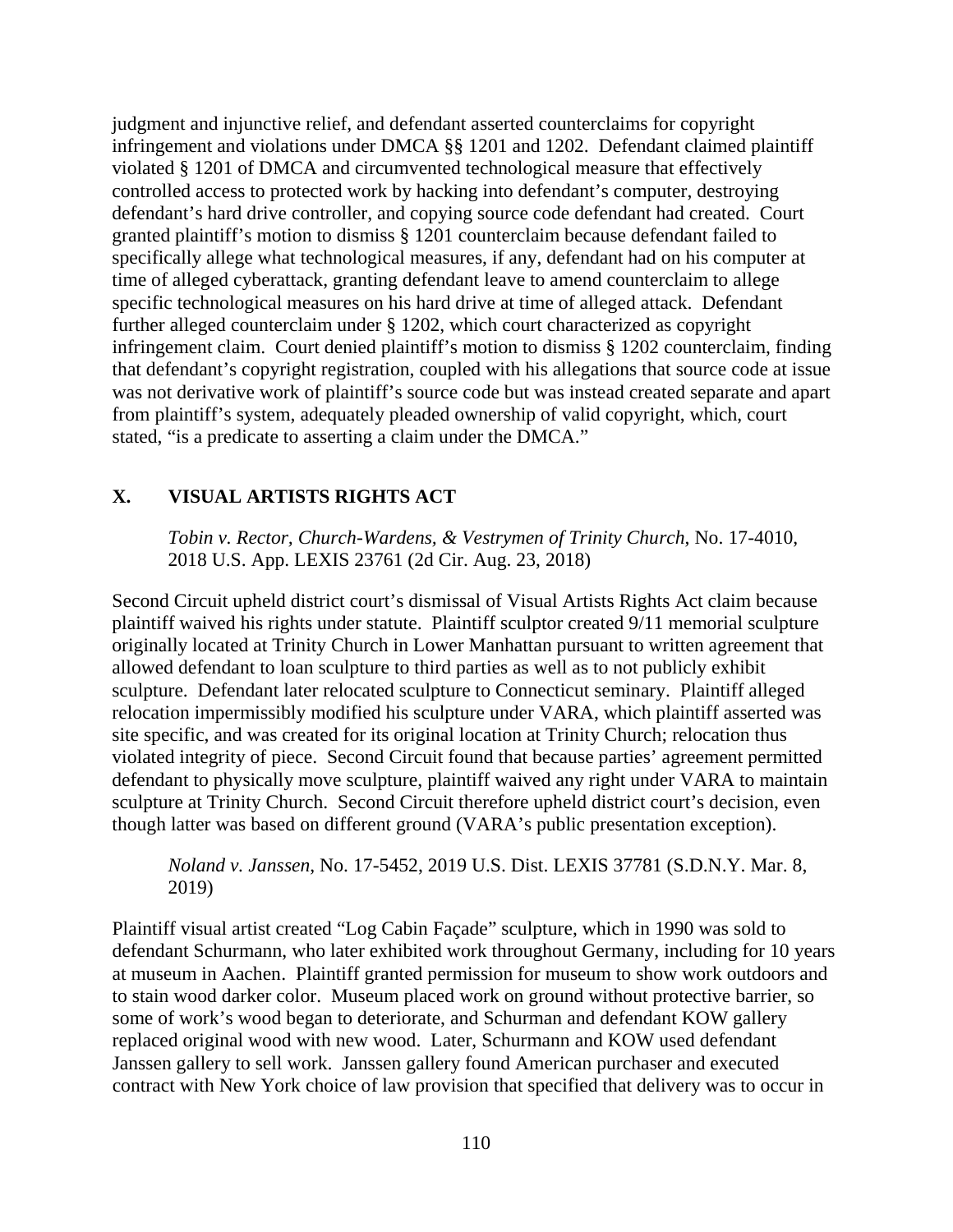judgment and injunctive relief, and defendant asserted counterclaims for copyright infringement and violations under DMCA §§ 1201 and 1202. Defendant claimed plaintiff violated § 1201 of DMCA and circumvented technological measure that effectively controlled access to protected work by hacking into defendant's computer, destroying defendant's hard drive controller, and copying source code defendant had created. Court granted plaintiff's motion to dismiss § 1201 counterclaim because defendant failed to specifically allege what technological measures, if any, defendant had on his computer at time of alleged cyberattack, granting defendant leave to amend counterclaim to allege specific technological measures on his hard drive at time of alleged attack. Defendant further alleged counterclaim under § 1202, which court characterized as copyright infringement claim. Court denied plaintiff's motion to dismiss § 1202 counterclaim, finding that defendant's copyright registration, coupled with his allegations that source code at issue was not derivative work of plaintiff's source code but was instead created separate and apart from plaintiff's system, adequately pleaded ownership of valid copyright, which, court stated, "is a predicate to asserting a claim under the DMCA."

## X. VISUAL ARTISTS RIGHTS ACT

> *Tobin v. Rector, Church-Wardens, & Vestrymen of Trinity Church*, No. 17-4010, 2018 U.S. App. LEXIS 23761 (2d Cir. Aug. 23, 2018)

Second Circuit upheld district court's dismissal of Visual Artists Rights Act claim because plaintiff waived his rights under statute. Plaintiff sculptor created 9/11 memorial sculpture originally located at Trinity Church in Lower Manhattan pursuant to written agreement that allowed defendant to loan sculpture to third parties as well as to not publicly exhibit sculpture. Defendant later relocated sculpture to Connecticut seminary. Plaintiff alleged relocation impermissibly modified his sculpture under VARA, which plaintiff asserted was site specific, and was created for its original location at Trinity Church; relocation thus violated integrity of piece. Second Circuit found that because parties' agreement permitted defendant to physically move sculpture, plaintiff waived any right under VARA to maintain sculpture at Trinity Church. Second Circuit therefore upheld district court's decision, even though latter was based on different ground (VARA's public presentation exception).

> *Noland v. Janssen*, No. 17-5452, 2019 U.S. Dist. LEXIS 37781 (S.D.N.Y. Mar. 8, 2019)

Plaintiff visual artist created "Log Cabin Façade" sculpture, which in 1990 was sold to defendant Schurmann, who later exhibited work throughout Germany, including for 10 years at museum in Aachen. Plaintiff granted permission for museum to show work outdoors and to stain wood darker color. Museum placed work on ground without protective barrier, so some of work's wood began to deteriorate, and Schurman and defendant KOW gallery replaced original wood with new wood. Later, Schurmann and KOW used defendant Janssen gallery to sell work. Janssen gallery found American purchaser and executed contract with New York choice of law provision that specified that delivery was to occur in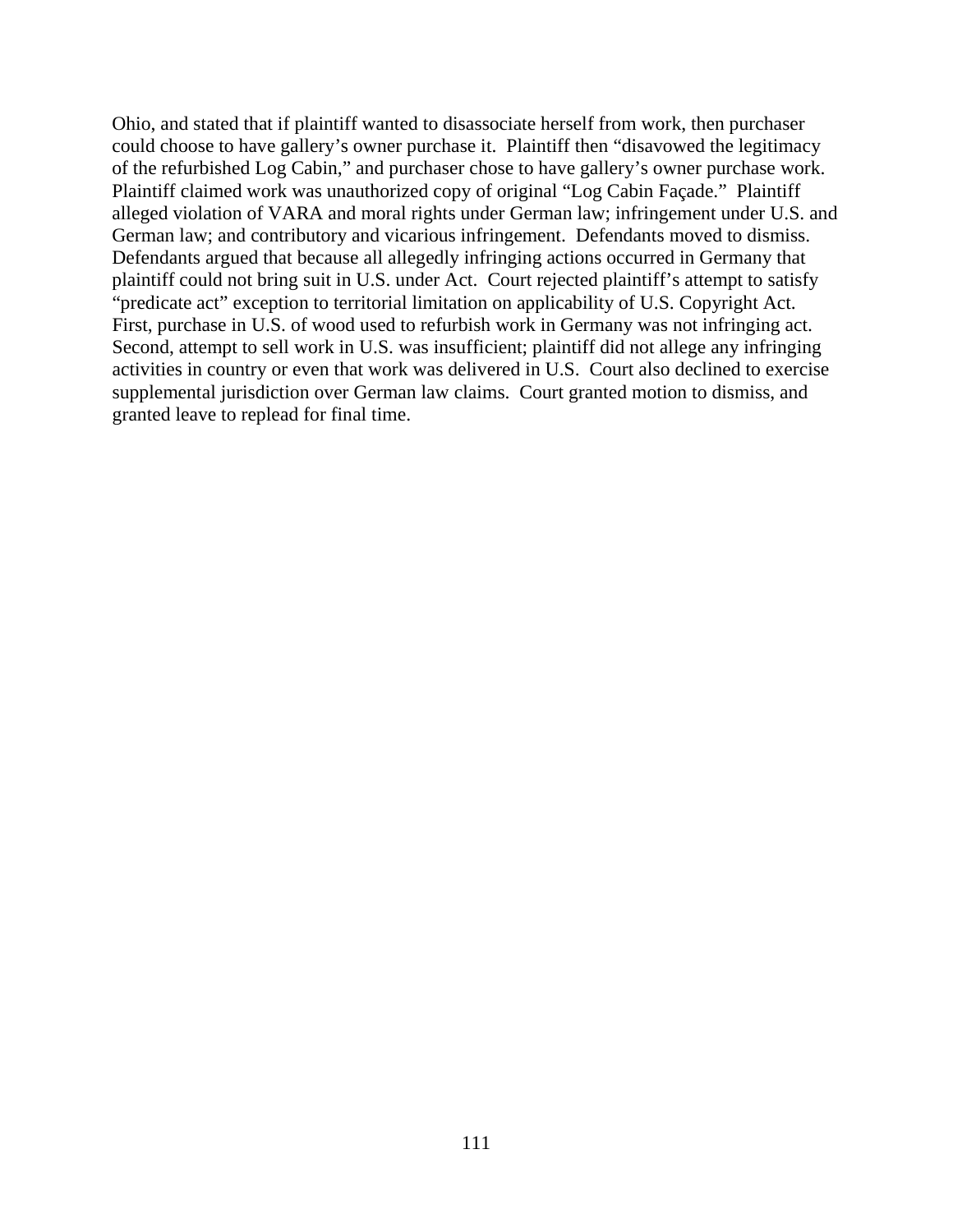Ohio, and stated that if plaintiff wanted to disassociate herself from work, then purchaser could choose to have gallery's owner purchase it. Plaintiff then "disavowed the legitimacy of the refurbished Log Cabin," and purchaser chose to have gallery's owner purchase work. Plaintiff claimed work was unauthorized copy of original "Log Cabin Façade." Plaintiff alleged violation of VARA and moral rights under German law; infringement under U.S. and German law; and contributory and vicarious infringement. Defendants moved to dismiss. Defendants argued that because all allegedly infringing actions occurred in Germany that plaintiff could not bring suit in U.S. under Act. Court rejected plaintiff's attempt to satisfy "predicate act" exception to territorial limitation on applicability of U.S. Copyright Act. First, purchase in U.S. of wood used to refurbish work in Germany was not infringing act. Second, attempt to sell work in U.S. was insufficient; plaintiff did not allege any infringing activities in country or even that work was delivered in U.S. Court also declined to exercise supplemental jurisdiction over German law claims. Court granted motion to dismiss, and granted leave to replead for final time.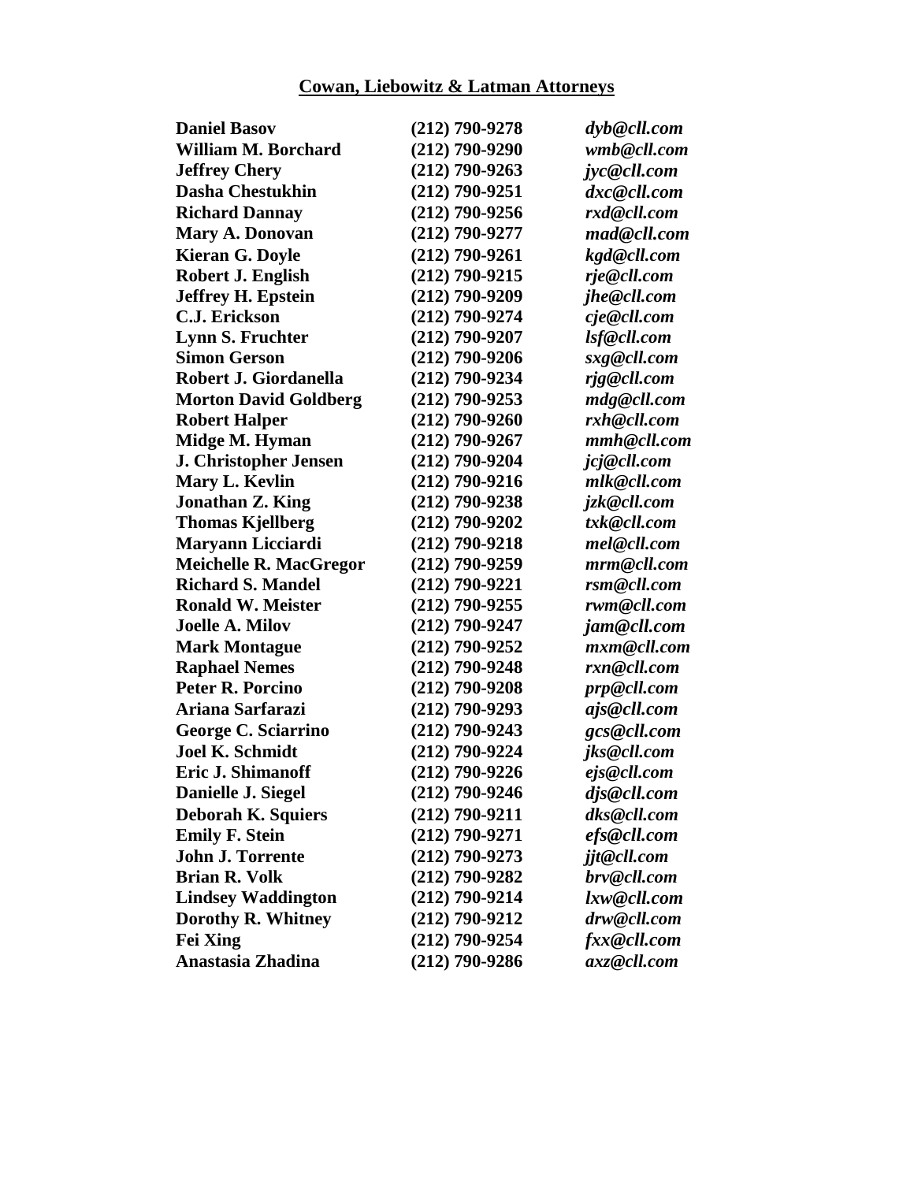**Cowan, Liebowitz & Latman Attorneys**

| | | |
|---|---|---|
| **Daniel Basov** | **(212) 790-9278** | ***dyb@cll.com*** |
| **William M. Borchard** | **(212) 790-9290** | ***wmb@cll.com*** |
| **Jeffrey Chery** | **(212) 790-9263** | ***jyc@cll.com*** |
| **Dasha Chestukhin** | **(212) 790-9251** | ***dxc@cll.com*** |
| **Richard Dannay** | **(212) 790-9256** | ***rxd@cll.com*** |
| **Mary A. Donovan** | **(212) 790-9277** | ***mad@cll.com*** |
| **Kieran G. Doyle** | **(212) 790-9261** | ***kgd@cll.com*** |
| **Robert J. English** | **(212) 790-9215** | ***rje@cll.com*** |
| **Jeffrey H. Epstein** | **(212) 790-9209** | ***jhe@cll.com*** |
| **C.J. Erickson** | **(212) 790-9274** | ***cje@cll.com*** |
| **Lynn S. Fruchter** | **(212) 790-9207** | ***lsf@cll.com*** |
| **Simon Gerson** | **(212) 790-9206** | ***sxg@cll.com*** |
| **Robert J. Giordanella** | **(212) 790-9234** | ***rjg@cll.com*** |
| **Morton David Goldberg** | **(212) 790-9253** | ***mdg@cll.com*** |
| **Robert Halper** | **(212) 790-9260** | ***rxh@cll.com*** |
| **Midge M. Hyman** | **(212) 790-9267** | ***mmh@cll.com*** |
| **J. Christopher Jensen** | **(212) 790-9204** | ***jcj@cll.com*** |
| **Mary L. Kevlin** | **(212) 790-9216** | ***mlk@cll.com*** |
| **Jonathan Z. King** | **(212) 790-9238** | ***jzk@cll.com*** |
| **Thomas Kjellberg** | **(212) 790-9202** | ***txk@cll.com*** |
| **Maryann Licciardi** | **(212) 790-9218** | ***mel@cll.com*** |
| **Meichelle R. MacGregor** | **(212) 790-9259** | ***mrm@cll.com*** |
| **Richard S. Mandel** | **(212) 790-9221** | ***rsm@cll.com*** |
| **Ronald W. Meister** | **(212) 790-9255** | ***rwm@cll.com*** |
| **Joelle A. Milov** | **(212) 790-9247** | ***jam@cll.com*** |
| **Mark Montague** | **(212) 790-9252** | ***mxm@cll.com*** |
| **Raphael Nemes** | **(212) 790-9248** | ***rxn@cll.com*** |
| **Peter R. Porcino** | **(212) 790-9208** | ***prp@cll.com*** |
| **Ariana Sarfarazi** | **(212) 790-9293** | ***ajs@cll.com*** |
| **George C. Sciarrino** | **(212) 790-9243** | ***gcs@cll.com*** |
| **Joel K. Schmidt** | **(212) 790-9224** | ***jks@cll.com*** |
| **Eric J. Shimanoff** | **(212) 790-9226** | ***ejs@cll.com*** |
| **Danielle J. Siegel** | **(212) 790-9246** | ***djs@cll.com*** |
| **Deborah K. Squiers** | **(212) 790-9211** | ***dks@cll.com*** |
| **Emily F. Stein** | **(212) 790-9271** | ***efs@cll.com*** |
| **John J. Torrente** | **(212) 790-9273** | ***jjt@cll.com*** |
| **Brian R. Volk** | **(212) 790-9282** | ***brv@cll.com*** |
| **Lindsey Waddington** | **(212) 790-9214** | ***lxw@cll.com*** |
| **Dorothy R. Whitney** | **(212) 790-9212** | ***drw@cll.com*** |
| **Fei Xing** | **(212) 790-9254** | ***fxx@cll.com*** |
| **Anastasia Zhadina** | **(212) 790-9286** | ***axz@cll.com*** |